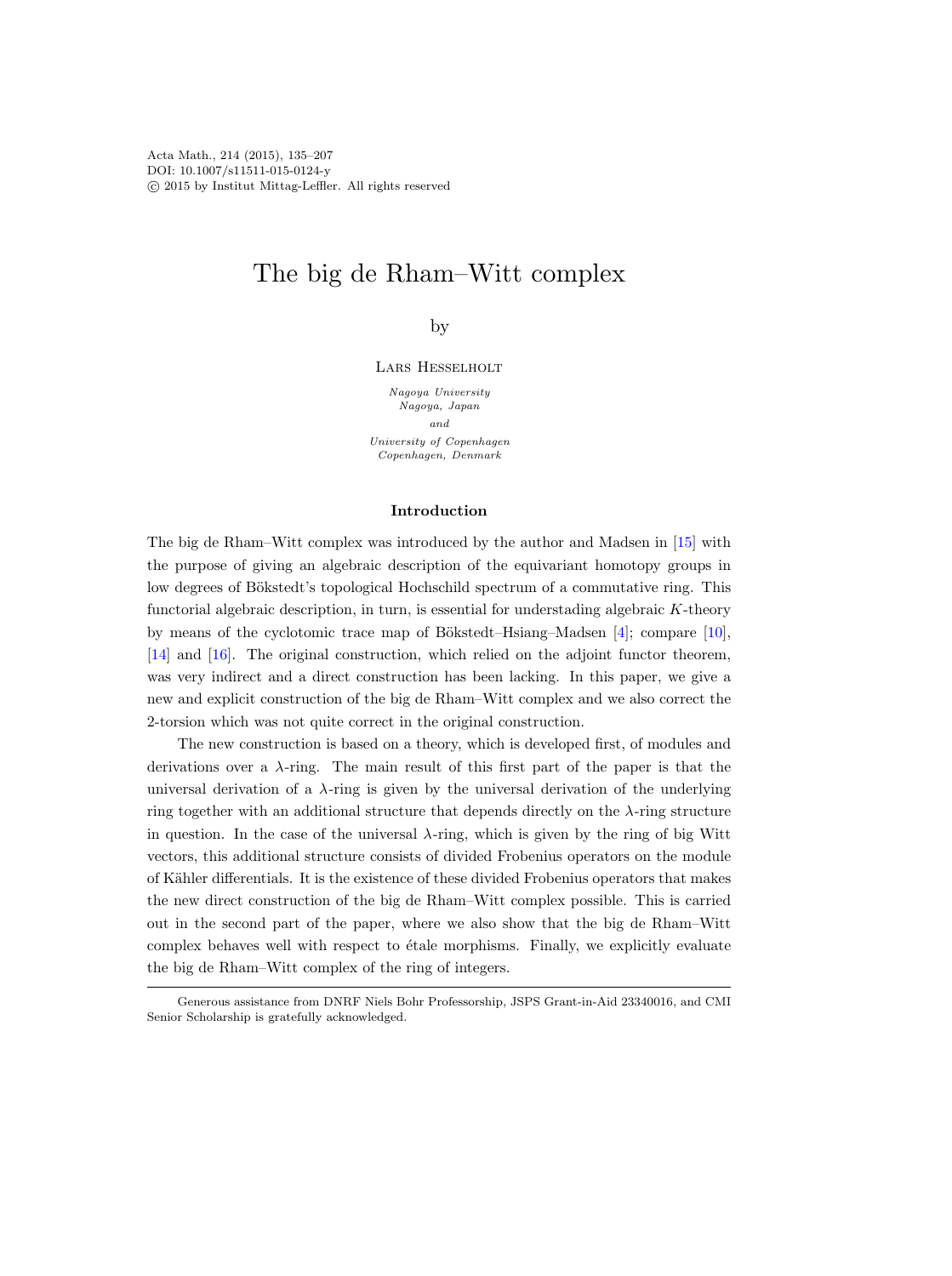Acta Math., 214 (2015), 135–207
DOI: 10.1007/s11511-015-0124-y
© 2015 by Institut Mittag-Leffler. All rights reserved

# The big de Rham–Witt complex

by

Lars Hesselholt

*Nagoya University*
*Nagoya, Japan*

*and*

*University of Copenhagen*
*Copenhagen, Denmark*

## Introduction

The big de Rham–Witt complex was introduced by the author and Madsen in [15] with the purpose of giving an algebraic description of the equivariant homotopy groups in low degrees of Bökstedt's topological Hochschild spectrum of a commutative ring. This functorial algebraic description, in turn, is essential for understading algebraic $K$-theory by means of the cyclotomic trace map of Bökstedt–Hsiang–Madsen [4]; compare [10], [14] and [16]. The original construction, which relied on the adjoint functor theorem, was very indirect and a direct construction has been lacking. In this paper, we give a new and explicit construction of the big de Rham–Witt complex and we also correct the 2-torsion which was not quite correct in the original construction.

The new construction is based on a theory, which is developed first, of modules and derivations over a $\lambda$-ring. The main result of this first part of the paper is that the universal derivation of a $\lambda$-ring is given by the universal derivation of the underlying ring together with an additional structure that depends directly on the $\lambda$-ring structure in question. In the case of the universal $\lambda$-ring, which is given by the ring of big Witt vectors, this additional structure consists of divided Frobenius operators on the module of Kähler differentials. It is the existence of these divided Frobenius operators that makes the new direct construction of the big de Rham–Witt complex possible. This is carried out in the second part of the paper, where we also show that the big de Rham–Witt complex behaves well with respect to étale morphisms. Finally, we explicitly evaluate the big de Rham–Witt complex of the ring of integers.

---

Generous assistance from DNRF Niels Bohr Professorship, JSPS Grant-in-Aid 23340016, and CMI Senior Scholarship is gratefully acknowledged.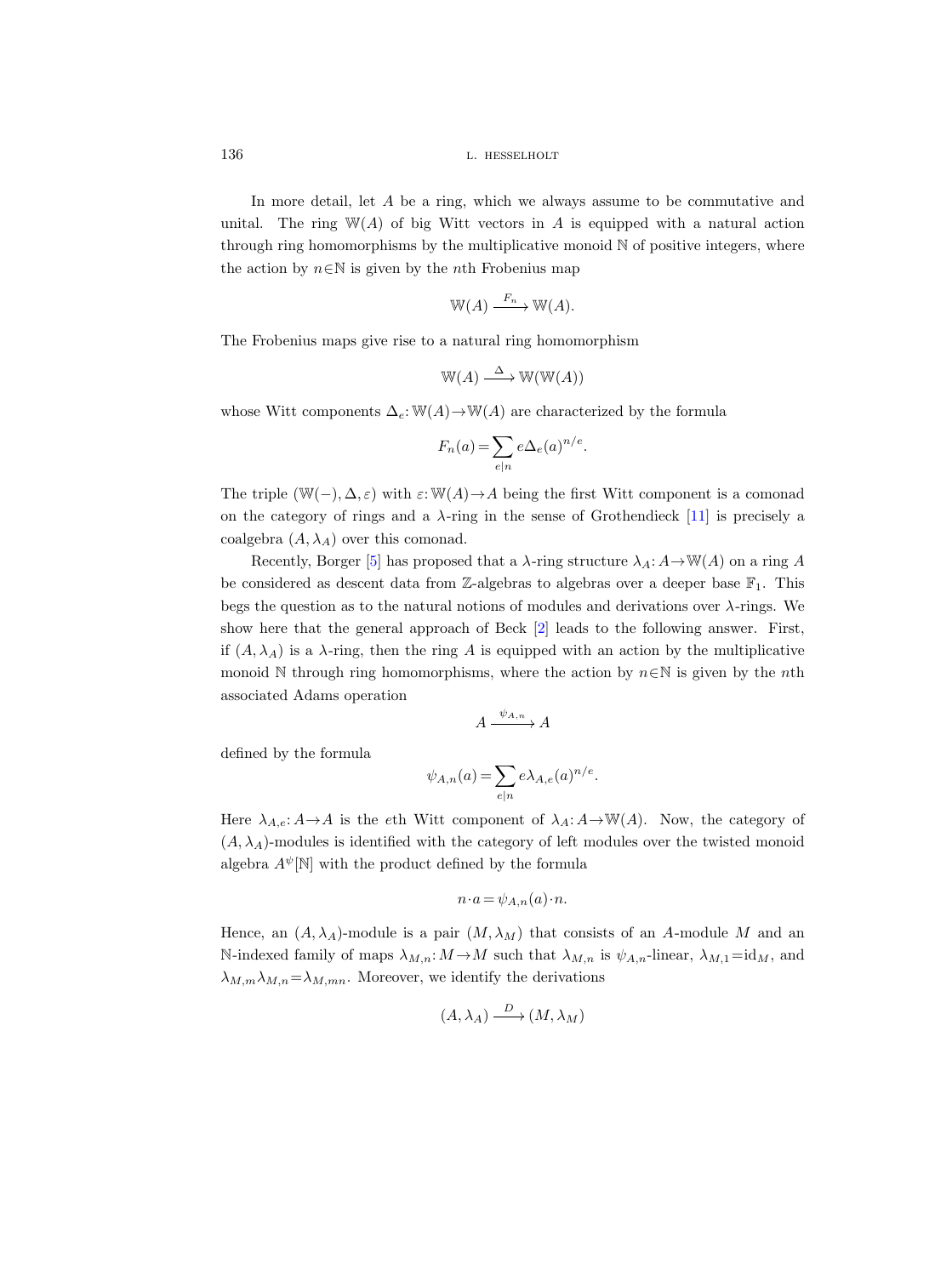In more detail, let $A$ be a ring, which we always assume to be commutative and unital. The ring $\mathbb{W}(A)$ of big Witt vectors in $A$ is equipped with a natural action through ring homomorphisms by the multiplicative monoid $\mathbb{N}$ of positive integers, where the action by $n \in \mathbb{N}$ is given by the $n$th Frobenius map

$$\mathbb{W}(A) \xrightarrow{F_n} \mathbb{W}(A).$$

The Frobenius maps give rise to a natural ring homomorphism

$$\mathbb{W}(A) \xrightarrow{\Delta} \mathbb{W}(\mathbb{W}(A))$$

whose Witt components $\Delta_e \colon \mathbb{W}(A) \to \mathbb{W}(A)$ are characterized by the formula

$$F_n(a) = \sum_{e \mid n} e \Delta_e(a)^{n/e}.$$

The triple $(\mathbb{W}(-), \Delta, \varepsilon)$ with $\varepsilon \colon \mathbb{W}(A) \to A$ being the first Witt component is a comonad on the category of rings and a $\lambda$-ring in the sense of Grothendieck [11] is precisely a coalgebra $(A, \lambda_A)$ over this comonad.

Recently, Borger [5] has proposed that a $\lambda$-ring structure $\lambda_A \colon A \to \mathbb{W}(A)$ on a ring $A$ be considered as descent data from $\mathbb{Z}$-algebras to algebras over a deeper base $\mathbb{F}_1$. This begs the question as to the natural notions of modules and derivations over $\lambda$-rings. We show here that the general approach of Beck [2] leads to the following answer. First, if $(A, \lambda_A)$ is a $\lambda$-ring, then the ring $A$ is equipped with an action by the multiplicative monoid $\mathbb{N}$ through ring homomorphisms, where the action by $n \in \mathbb{N}$ is given by the $n$th associated Adams operation

$$A \xrightarrow{\psi_{A,n}} A$$

defined by the formula

$$\psi_{A,n}(a) = \sum_{e \mid n} e \lambda_{A,e}(a)^{n/e}.$$

Here $\lambda_{A,e} \colon A \to A$ is the $e$th Witt component of $\lambda_A \colon A \to \mathbb{W}(A)$. Now, the category of $(A, \lambda_A)$-modules is identified with the category of left modules over the twisted monoid algebra $A^{\psi}[\mathbb{N}]$ with the product defined by the formula

$$n \cdot a = \psi_{A,n}(a) \cdot n.$$

Hence, an $(A, \lambda_A)$-module is a pair $(M, \lambda_M)$ that consists of an $A$-module $M$ and an $\mathbb{N}$-indexed family of maps $\lambda_{M,n} \colon M \to M$ such that $\lambda_{M,n}$ is $\psi_{A,n}$-linear, $\lambda_{M,1} = \mathrm{id}_M$, and $\lambda_{M,m} \lambda_{M,n} = \lambda_{M,mn}$. Moreover, we identify the derivations

$$(A, \lambda_A) \xrightarrow{D} (M, \lambda_M)$$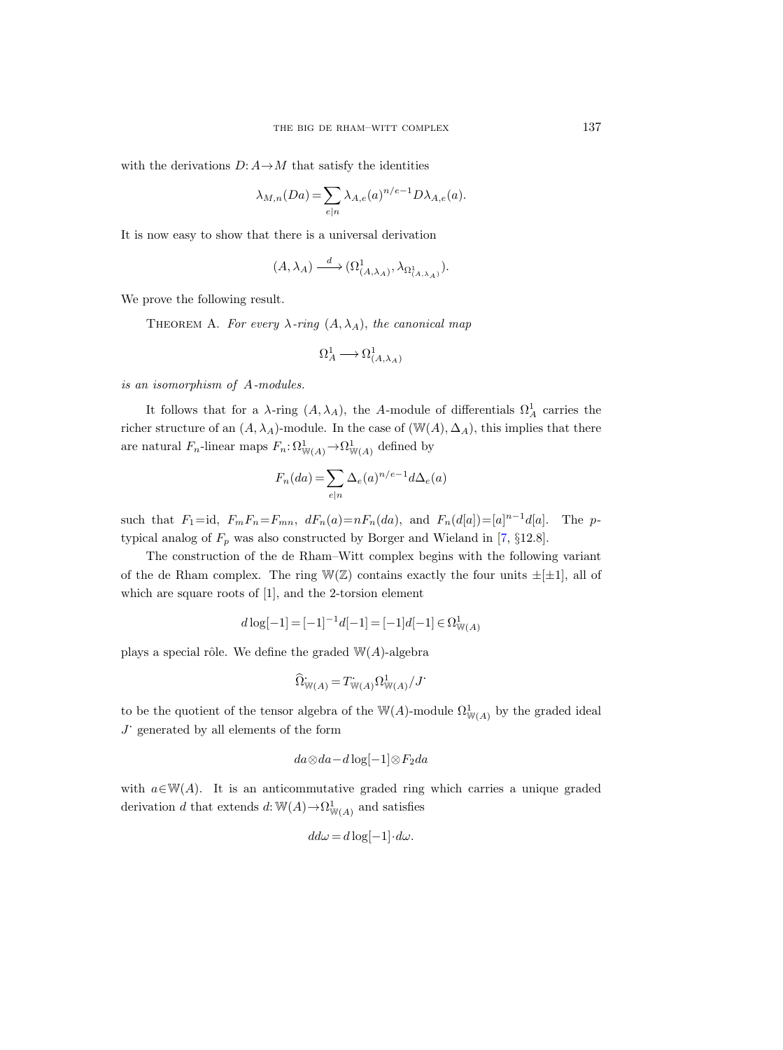with the derivations $D\colon A\to M$ that satisfy the identities

$$\lambda_{M,n}(Da) = \sum_{e|n} \lambda_{A,e}(a)^{n/e-1} D\lambda_{A,e}(a).$$

It is now easy to show that there is a universal derivation

$$(A, \lambda_A) \xrightarrow{\ d\ } (\Omega^1_{(A,\lambda_A)}, \lambda_{\Omega^1_{(A,\lambda_A)}}).$$

We prove the following result.

THEOREM A. *For every $\lambda$-ring $(A, \lambda_A)$, the canonical map*

$$\Omega^1_A \longrightarrow \Omega^1_{(A,\lambda_A)}$$

*is an isomorphism of $A$-modules.*

It follows that for a $\lambda$-ring $(A, \lambda_A)$, the $A$-module of differentials $\Omega^1_A$ carries the richer structure of an $(A, \lambda_A)$-module. In the case of $(\mathbb{W}(A), \Delta_A)$, this implies that there are natural $F_n$-linear maps $F_n\colon \Omega^1_{\mathbb{W}(A)} \to \Omega^1_{\mathbb{W}(A)}$ defined by

$$F_n(da) = \sum_{e|n} \Delta_e(a)^{n/e-1} d\Delta_e(a)$$

such that $F_1 = \mathrm{id}$, $F_m F_n = F_{mn}$, $dF_n(a) = nF_n(da)$, and $F_n(d[a]) = [a]^{n-1}d[a]$. The $p$-typical analog of $F_p$ was also constructed by Borger and Wieland in [7, §12.8].

The construction of the de Rham–Witt complex begins with the following variant of the de Rham complex. The ring $\mathbb{W}(\mathbb{Z})$ contains exactly the four units $\pm[\pm 1]$, all of which are square roots of $[1]$, and the 2-torsion element

$$d\log[-1] = [-1]^{-1}d[-1] = [-1]d[-1] \in \Omega^1_{\mathbb{W}(A)}$$

plays a special rôle. We define the graded $\mathbb{W}(A)$-algebra

$$\widehat{\Omega}^{\cdot}_{\mathbb{W}(A)} = T^{\cdot}_{\mathbb{W}(A)} \Omega^1_{\mathbb{W}(A)} / J^{\cdot}$$

to be the quotient of the tensor algebra of the $\mathbb{W}(A)$-module $\Omega^1_{\mathbb{W}(A)}$ by the graded ideal $J^{\cdot}$ generated by all elements of the form

$$da \otimes da - d\log[-1] \otimes F_2 da$$

with $a \in \mathbb{W}(A)$. It is an anticommutative graded ring which carries a unique graded derivation $d$ that extends $d\colon \mathbb{W}(A) \to \Omega^1_{\mathbb{W}(A)}$ and satisfies

$$dd\omega = d\log[-1] \cdot d\omega.$$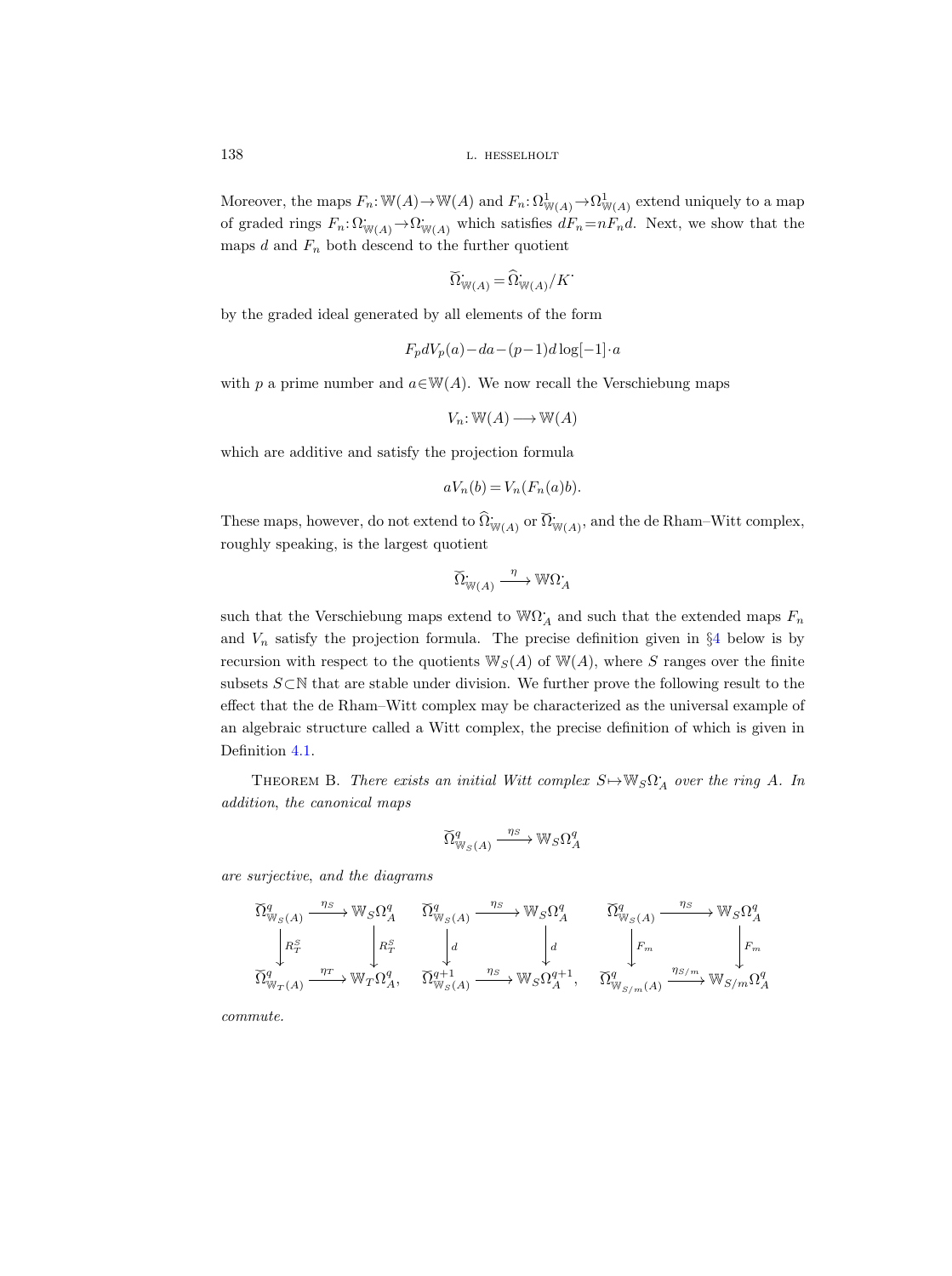Moreover, the maps $F_n\colon \mathbb{W}(A)\to\mathbb{W}(A)$ and $F_n\colon \Omega^1_{\mathbb{W}(A)}\to\Omega^1_{\mathbb{W}(A)}$ extend uniquely to a map of graded rings $F_n\colon \Omega^{\cdot}_{\mathbb{W}(A)}\to\Omega^{\cdot}_{\mathbb{W}(A)}$ which satisfies $dF_n = nF_n d$. Next, we show that the maps $d$ and $F_n$ both descend to the further quotient

$$\check{\Omega}^{\cdot}_{\mathbb{W}(A)} = \widehat{\Omega}^{\cdot}_{\mathbb{W}(A)}/K^{\cdot}$$

by the graded ideal generated by all elements of the form

$$F_p dV_p(a) - da - (p-1)d\log[-1]\cdot a$$

with $p$ a prime number and $a\in\mathbb{W}(A)$. We now recall the Verschiebung maps

$$V_n\colon \mathbb{W}(A)\longrightarrow\mathbb{W}(A)$$

which are additive and satisfy the projection formula

$$aV_n(b) = V_n(F_n(a)b).$$

These maps, however, do not extend to $\widehat{\Omega}^{\cdot}_{\mathbb{W}(A)}$ or $\check{\Omega}^{\cdot}_{\mathbb{W}(A)}$, and the de Rham–Witt complex, roughly speaking, is the largest quotient

$$\check{\Omega}^{\cdot}_{\mathbb{W}(A)} \xrightarrow{\ \eta\ } \mathbb{W}\Omega^{\cdot}_A$$

such that the Verschiebung maps extend to $\mathbb{W}\Omega^{\cdot}_A$ and such that the extended maps $F_n$ and $V_n$ satisfy the projection formula. The precise definition given in §4 below is by recursion with respect to the quotients $\mathbb{W}_S(A)$ of $\mathbb{W}(A)$, where $S$ ranges over the finite subsets $S\subset\mathbb{N}$ that are stable under division. We further prove the following result to the effect that the de Rham–Witt complex may be characterized as the universal example of an algebraic structure called a Witt complex, the precise definition of which is given in Definition 4.1.

Theorem B. *There exists an initial Witt complex $S\mapsto\mathbb{W}_S\Omega^{\cdot}_A$ over the ring $A$. In addition, the canonical maps*

$$\check{\Omega}^q_{\mathbb{W}_S(A)} \xrightarrow{\ \eta_S\ } \mathbb{W}_S\Omega^q_A$$

*are surjective, and the diagrams*

$$\begin{array}{ccc} \check{\Omega}^q_{\mathbb{W}_S(A)} & \xrightarrow{\eta_S} & \mathbb{W}_S\Omega^q_A \\ \downarrow{\scriptstyle R^S_T} & & \downarrow{\scriptstyle R^S_T} \\ \check{\Omega}^q_{\mathbb{W}_T(A)} & \xrightarrow{\eta_T} & \mathbb{W}_T\Omega^q_A, \end{array} \qquad \begin{array}{ccc} \check{\Omega}^q_{\mathbb{W}_S(A)} & \xrightarrow{\eta_S} & \mathbb{W}_S\Omega^q_A \\ \downarrow{\scriptstyle d} & & \downarrow{\scriptstyle d} \\ \check{\Omega}^{q+1}_{\mathbb{W}_S(A)} & \xrightarrow{\eta_S} & \mathbb{W}_S\Omega^{q+1}_A, \end{array} \qquad \begin{array}{ccc} \check{\Omega}^q_{\mathbb{W}_S(A)} & \xrightarrow{\eta_S} & \mathbb{W}_S\Omega^q_A \\ \downarrow{\scriptstyle F_m} & & \downarrow{\scriptstyle F_m} \\ \check{\Omega}^q_{\mathbb{W}_{S/m}(A)} & \xrightarrow{\eta_{S/m}} & \mathbb{W}_{S/m}\Omega^q_A \end{array}$$

*commute.*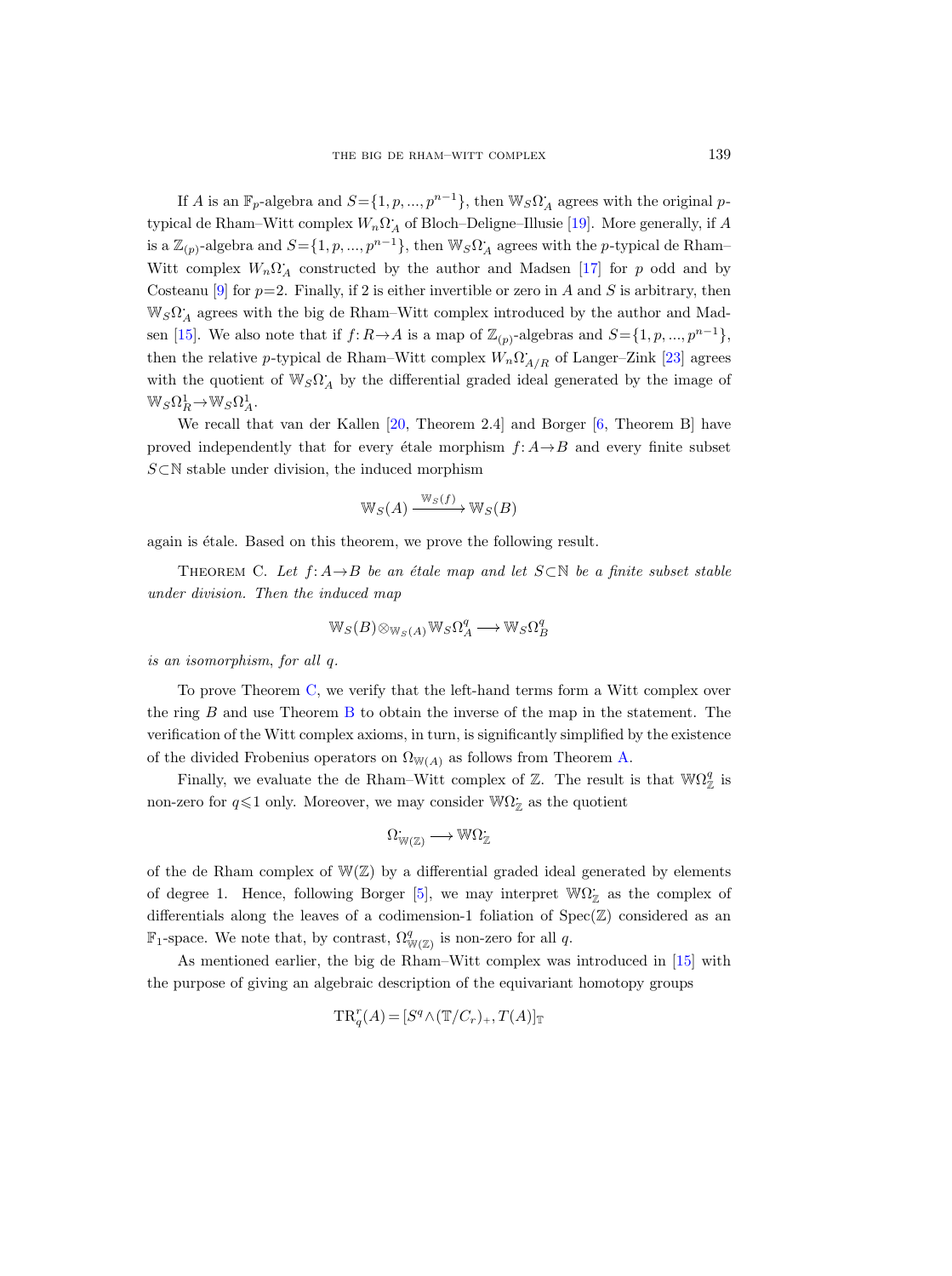If $A$ is an $\mathbb{F}_p$-algebra and $S=\{1,p,...,p^{n-1}\}$, then $\mathbb{W}_S\Omega^{\cdot}_A$ agrees with the original $p$-typical de Rham–Witt complex $W_n\Omega^{\cdot}_A$ of Bloch–Deligne–Illusie [19]. More generally, if $A$ is a $\mathbb{Z}_{(p)}$-algebra and $S=\{1,p,...,p^{n-1}\}$, then $\mathbb{W}_S\Omega^{\cdot}_A$ agrees with the $p$-typical de Rham–Witt complex $W_n\Omega^{\cdot}_A$ constructed by the author and Madsen [17] for $p$ odd and by Costeanu [9] for $p=2$. Finally, if 2 is either invertible or zero in $A$ and $S$ is arbitrary, then $\mathbb{W}_S\Omega^{\cdot}_A$ agrees with the big de Rham–Witt complex introduced by the author and Madsen [15]. We also note that if $f\colon R\to A$ is a map of $\mathbb{Z}_{(p)}$-algebras and $S=\{1,p,...,p^{n-1}\}$, then the relative $p$-typical de Rham–Witt complex $W_n\Omega^{\cdot}_{A/R}$ of Langer–Zink [23] agrees with the quotient of $\mathbb{W}_S\Omega^{\cdot}_A$ by the differential graded ideal generated by the image of $\mathbb{W}_S\Omega^1_R\to\mathbb{W}_S\Omega^1_A$.

We recall that van der Kallen [20, Theorem 2.4] and Borger [6, Theorem B] have proved independently that for every étale morphism $f\colon A\to B$ and every finite subset $S\subset\mathbb{N}$ stable under division, the induced morphism

$$\mathbb{W}_S(A)\xrightarrow{\mathbb{W}_S(f)}\mathbb{W}_S(B)$$

again is étale. Based on this theorem, we prove the following result.

Theorem C. *Let $f\colon A\to B$ be an étale map and let $S\subset\mathbb{N}$ be a finite subset stable under division. Then the induced map*

$$\mathbb{W}_S(B)\otimes_{\mathbb{W}_S(A)}\mathbb{W}_S\Omega^q_A\longrightarrow\mathbb{W}_S\Omega^q_B$$

*is an isomorphism, for all $q$.*

To prove Theorem C, we verify that the left-hand terms form a Witt complex over the ring $B$ and use Theorem B to obtain the inverse of the map in the statement. The verification of the Witt complex axioms, in turn, is significantly simplified by the existence of the divided Frobenius operators on $\Omega_{\mathbb{W}(A)}$ as follows from Theorem A.

Finally, we evaluate the de Rham–Witt complex of $\mathbb{Z}$. The result is that $\mathbb{W}\Omega^q_{\mathbb{Z}}$ is non-zero for $q\leqslant 1$ only. Moreover, we may consider $\mathbb{W}\Omega^{\cdot}_{\mathbb{Z}}$ as the quotient

$$\Omega^{\cdot}_{\mathbb{W}(\mathbb{Z})}\longrightarrow\mathbb{W}\Omega^{\cdot}_{\mathbb{Z}}$$

of the de Rham complex of $\mathbb{W}(\mathbb{Z})$ by a differential graded ideal generated by elements of degree 1. Hence, following Borger [5], we may interpret $\mathbb{W}\Omega^{\cdot}_{\mathbb{Z}}$ as the complex of differentials along the leaves of a codimension-1 foliation of $\operatorname{Spec}(\mathbb{Z})$ considered as an $\mathbb{F}_1$-space. We note that, by contrast, $\Omega^q_{\mathbb{W}(\mathbb{Z})}$ is non-zero for all $q$.

As mentioned earlier, the big de Rham–Witt complex was introduced in [15] with the purpose of giving an algebraic description of the equivariant homotopy groups

$$\mathrm{TR}^r_q(A)=[S^q\wedge(\mathbb{T}/C_r)_+,T(A)]_{\mathbb{T}}$$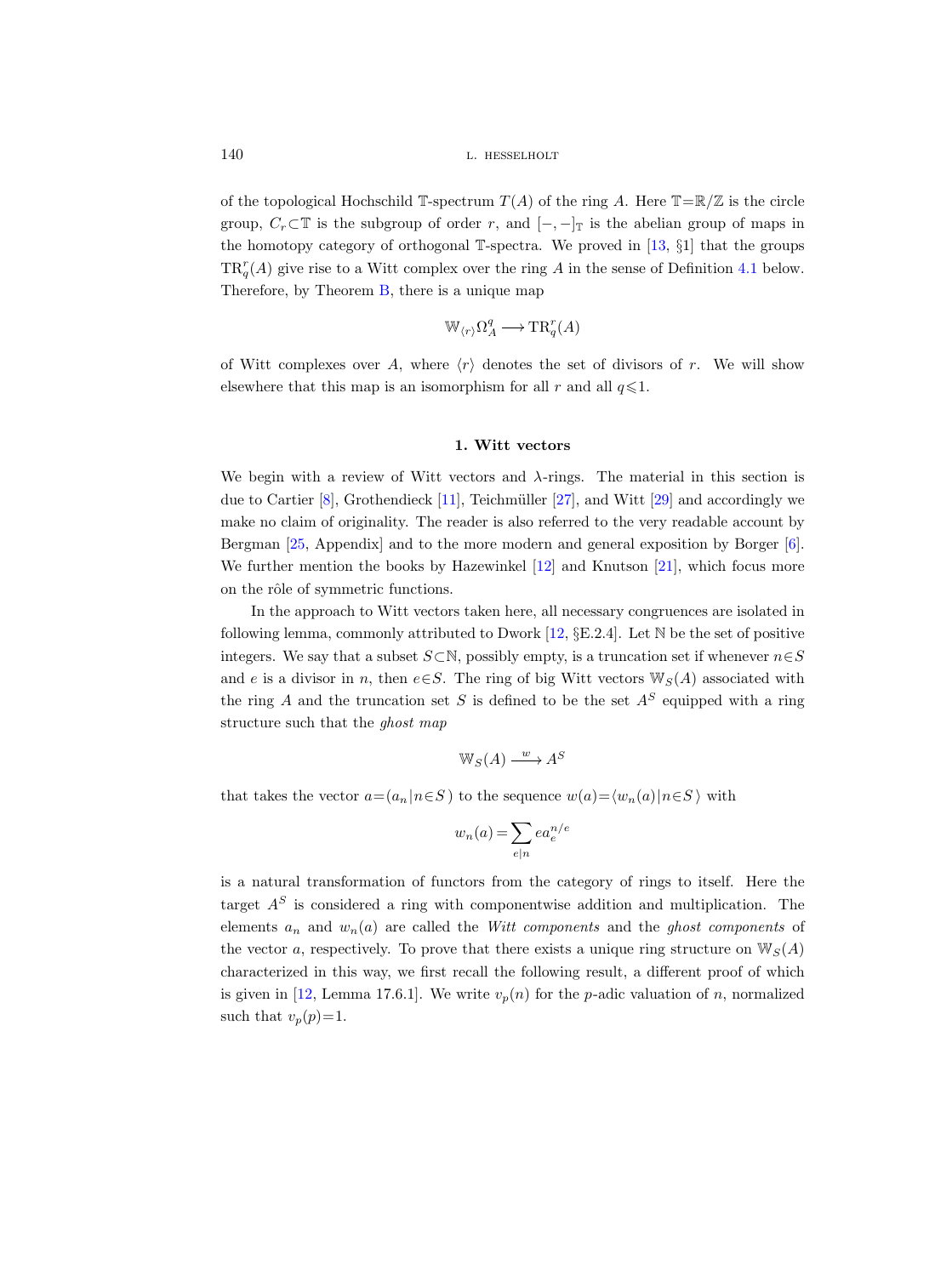of the topological Hochschild $\mathbb{T}$-spectrum $T(A)$ of the ring $A$. Here $\mathbb{T}=\mathbb{R}/\mathbb{Z}$ is the circle group, $C_r \subset \mathbb{T}$ is the subgroup of order $r$, and $[-,-]_{\mathbb{T}}$ is the abelian group of maps in the homotopy category of orthogonal $\mathbb{T}$-spectra. We proved in [13, §1] that the groups $\mathrm{TR}^r_q(A)$ give rise to a Witt complex over the ring $A$ in the sense of Definition 4.1 below. Therefore, by Theorem B, there is a unique map

$$\mathbb{W}_{\langle r\rangle}\Omega^q_A \longrightarrow \mathrm{TR}^r_q(A)$$

of Witt complexes over $A$, where $\langle r\rangle$ denotes the set of divisors of $r$. We will show elsewhere that this map is an isomorphism for all $r$ and all $q\leqslant 1$.

## 1. Witt vectors

We begin with a review of Witt vectors and $\lambda$-rings. The material in this section is due to Cartier [8], Grothendieck [11], Teichmüller [27], and Witt [29] and accordingly we make no claim of originality. The reader is also referred to the very readable account by Bergman [25, Appendix] and to the more modern and general exposition by Borger [6]. We further mention the books by Hazewinkel [12] and Knutson [21], which focus more on the rôle of symmetric functions.

In the approach to Witt vectors taken here, all necessary congruences are isolated in following lemma, commonly attributed to Dwork [12, §E.2.4]. Let $\mathbb{N}$ be the set of positive integers. We say that a subset $S\subset\mathbb{N}$, possibly empty, is a truncation set if whenever $n\in S$ and $e$ is a divisor in $n$, then $e\in S$. The ring of big Witt vectors $\mathbb{W}_S(A)$ associated with the ring $A$ and the truncation set $S$ is defined to be the set $A^S$ equipped with a ring structure such that the *ghost map*

$$\mathbb{W}_S(A) \xrightarrow{\;w\;} A^S$$

that takes the vector $a=(a_n\,|\,n\in S)$ to the sequence $w(a)=\langle w_n(a)\,|\,n\in S\rangle$ with

$$w_n(a)=\sum_{e\mid n} e a_e^{n/e}$$

is a natural transformation of functors from the category of rings to itself. Here the target $A^S$ is considered a ring with componentwise addition and multiplication. The elements $a_n$ and $w_n(a)$ are called the *Witt components* and the *ghost components* of the vector $a$, respectively. To prove that there exists a unique ring structure on $\mathbb{W}_S(A)$ characterized in this way, we first recall the following result, a different proof of which is given in [12, Lemma 17.6.1]. We write $v_p(n)$ for the $p$-adic valuation of $n$, normalized such that $v_p(p)=1$.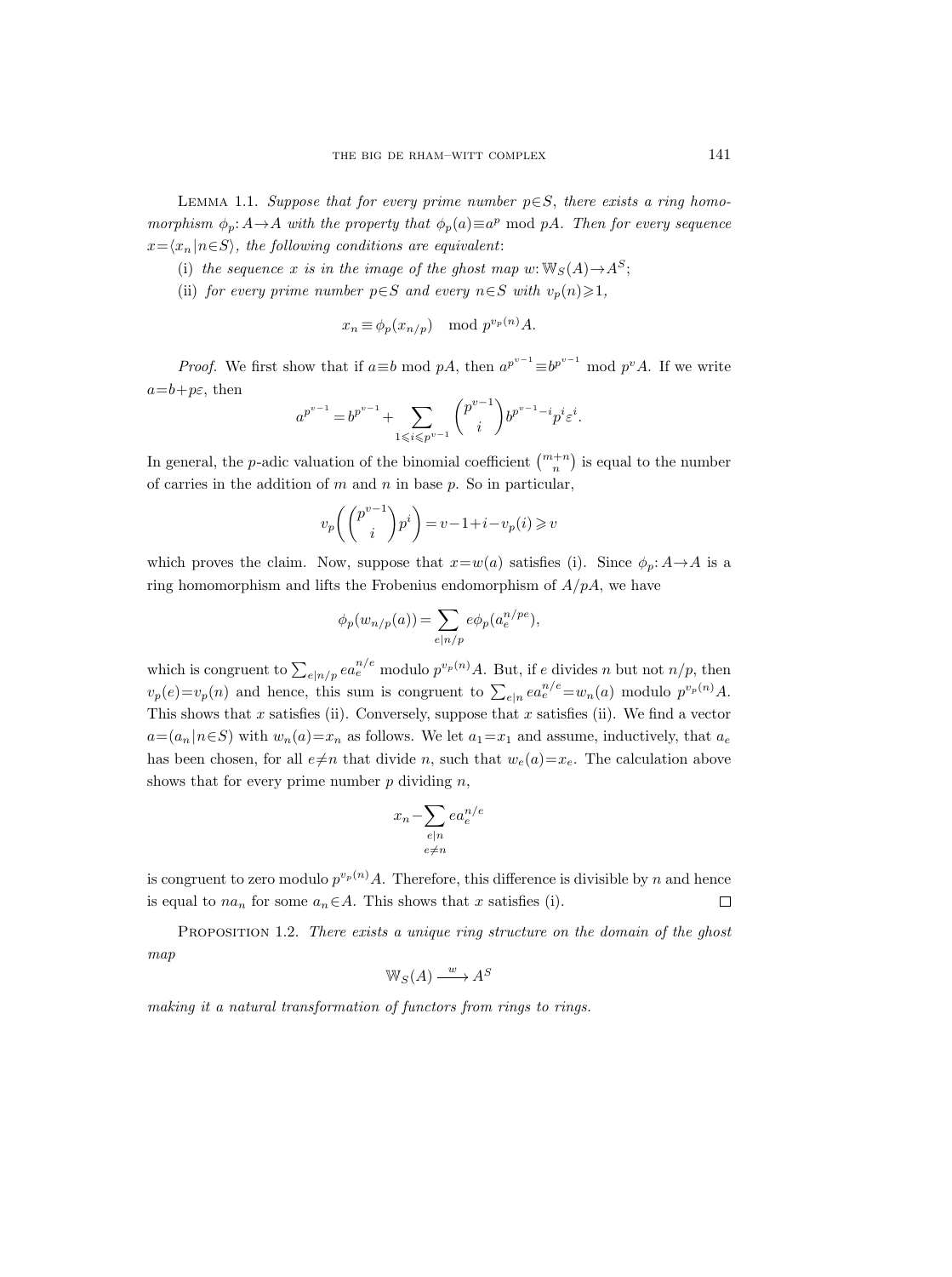Lemma 1.1. *Suppose that for every prime number $p \in S$, there exists a ring homomorphism $\phi_p \colon A \to A$ with the property that $\phi_p(a) \equiv a^p \bmod pA$. Then for every sequence $x = \langle x_n \mid n \in S \rangle$, the following conditions are equivalent*:

(i) *the sequence $x$ is in the image of the ghost map $w \colon \mathbb{W}_S(A) \to A^S$*;

(ii) *for every prime number $p \in S$ and every $n \in S$ with $v_p(n) \geqslant 1$,*

$$x_n \equiv \phi_p(x_{n/p}) \mod p^{v_p(n)} A.$$

*Proof.* We first show that if $a \equiv b \bmod pA$, then $a^{p^{v-1}} \equiv b^{p^{v-1}} \bmod p^v A$. If we write $a = b + p\varepsilon$, then

$$a^{p^{v-1}} = b^{p^{v-1}} + \sum_{1 \leqslant i \leqslant p^{v-1}} \binom{p^{v-1}}{i} b^{p^{v-1}-i} p^i \varepsilon^i.$$

In general, the $p$-adic valuation of the binomial coefficient $\binom{m+n}{n}$ is equal to the number of carries in the addition of $m$ and $n$ in base $p$. So in particular,

$$v_p\left( \binom{p^{v-1}}{i} p^i \right) = v - 1 + i - v_p(i) \geqslant v$$

which proves the claim. Now, suppose that $x = w(a)$ satisfies (i). Since $\phi_p \colon A \to A$ is a ring homomorphism and lifts the Frobenius endomorphism of $A/pA$, we have

$$\phi_p(w_{n/p}(a)) = \sum_{e \mid n/p} e \phi_p(a_e^{n/pe}),$$

which is congruent to $\sum_{e \mid n/p} e a_e^{n/e}$ modulo $p^{v_p(n)} A$. But, if $e$ divides $n$ but not $n/p$, then $v_p(e) = v_p(n)$ and hence, this sum is congruent to $\sum_{e \mid n} e a_e^{n/e} = w_n(a)$ modulo $p^{v_p(n)} A$. This shows that $x$ satisfies (ii). Conversely, suppose that $x$ satisfies (ii). We find a vector $a = (a_n \mid n \in S)$ with $w_n(a) = x_n$ as follows. We let $a_1 = x_1$ and assume, inductively, that $a_e$ has been chosen, for all $e \neq n$ that divide $n$, such that $w_e(a) = x_e$. The calculation above shows that for every prime number $p$ dividing $n$,

$$x_n - \sum_{\substack{e \mid n \\ e \neq n}} e a_e^{n/e}$$

is congruent to zero modulo $p^{v_p(n)} A$. Therefore, this difference is divisible by $n$ and hence is equal to $n a_n$ for some $a_n \in A$. This shows that $x$ satisfies (i). $\square$

Proposition 1.2. *There exists a unique ring structure on the domain of the ghost map*

$$\mathbb{W}_S(A) \xrightarrow{\ w\ } A^S$$

*making it a natural transformation of functors from rings to rings.*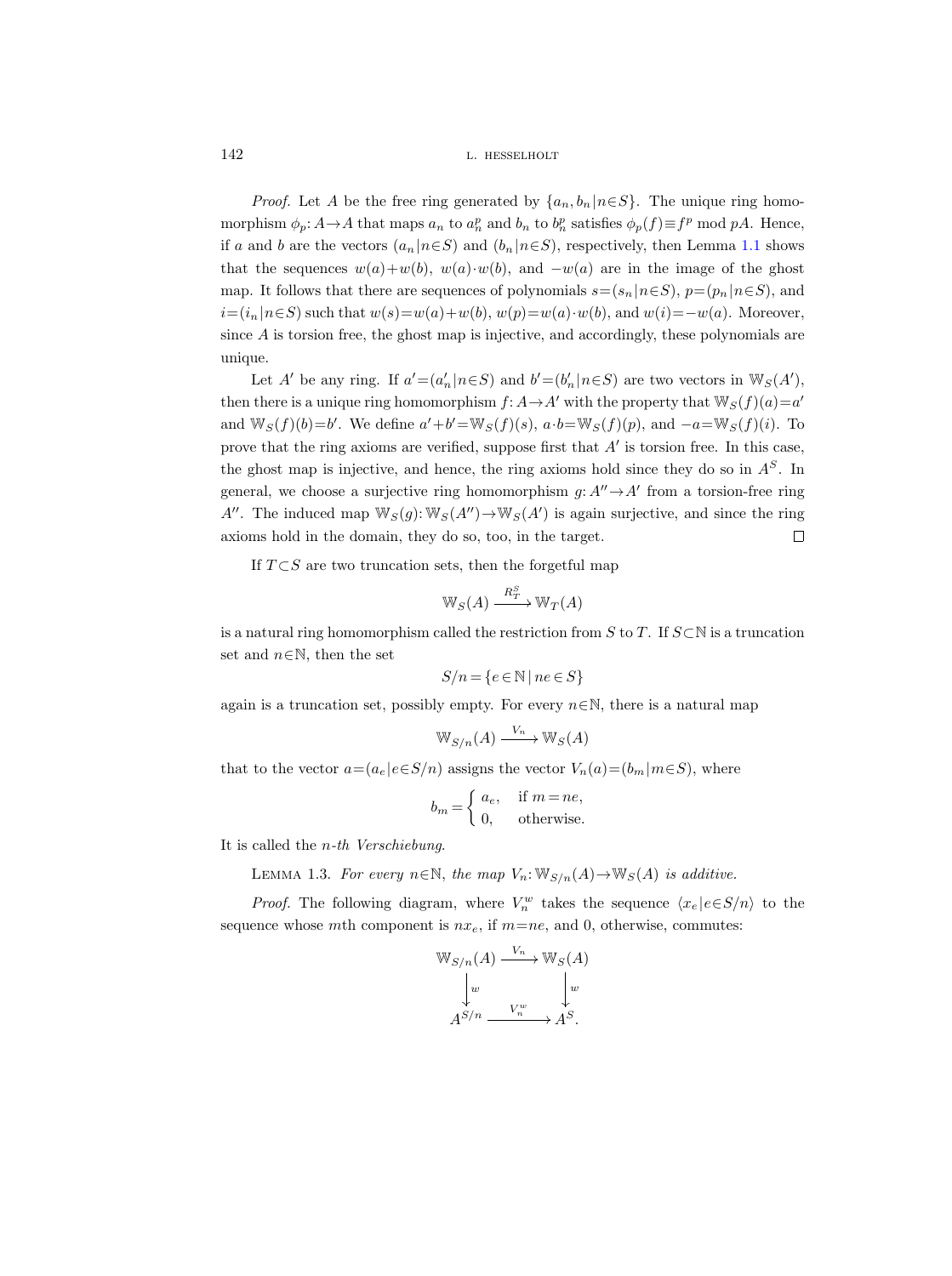*Proof.* Let $A$ be the free ring generated by $\{a_n, b_n \mid n \in S\}$. The unique ring homomorphism $\phi_p\colon A \to A$ that maps $a_n$ to $a_n^p$ and $b_n$ to $b_n^p$ satisfies $\phi_p(f) \equiv f^p \bmod pA$. Hence, if $a$ and $b$ are the vectors $(a_n \mid n \in S)$ and $(b_n \mid n \in S)$, respectively, then Lemma 1.1 shows that the sequences $w(a)+w(b)$, $w(a)\cdot w(b)$, and $-w(a)$ are in the image of the ghost map. It follows that there are sequences of polynomials $s=(s_n \mid n \in S)$, $p=(p_n \mid n \in S)$, and $i=(i_n \mid n \in S)$ such that $w(s)=w(a)+w(b)$, $w(p)=w(a)\cdot w(b)$, and $w(i)=-w(a)$. Moreover, since $A$ is torsion free, the ghost map is injective, and accordingly, these polynomials are unique.

Let $A'$ be any ring. If $a'=(a'_n \mid n \in S)$ and $b'=(b'_n \mid n \in S)$ are two vectors in $\mathbb{W}_S(A')$, then there is a unique ring homomorphism $f\colon A \to A'$ with the property that $\mathbb{W}_S(f)(a)=a'$ and $\mathbb{W}_S(f)(b)=b'$. We define $a'+b'=\mathbb{W}_S(f)(s)$, $a\cdot b=\mathbb{W}_S(f)(p)$, and $-a=\mathbb{W}_S(f)(i)$. To prove that the ring axioms are verified, suppose first that $A'$ is torsion free. In this case, the ghost map is injective, and hence, the ring axioms hold since they do so in $A^S$. In general, we choose a surjective ring homomorphism $g\colon A'' \to A'$ from a torsion-free ring $A''$. The induced map $\mathbb{W}_S(g)\colon \mathbb{W}_S(A'') \to \mathbb{W}_S(A')$ is again surjective, and since the ring axioms hold in the domain, they do so, too, in the target. $\square$

If $T \subset S$ are two truncation sets, then the forgetful map

$$\mathbb{W}_S(A) \xrightarrow{R^S_T} \mathbb{W}_T(A)$$

is a natural ring homomorphism called the restriction from $S$ to $T$. If $S \subset \mathbb{N}$ is a truncation set and $n \in \mathbb{N}$, then the set

$$S/n = \{e \in \mathbb{N} \mid ne \in S\}$$

again is a truncation set, possibly empty. For every $n \in \mathbb{N}$, there is a natural map

$$\mathbb{W}_{S/n}(A) \xrightarrow{V_n} \mathbb{W}_S(A)$$

that to the vector $a=(a_e \mid e \in S/n)$ assigns the vector $V_n(a)=(b_m \mid m \in S)$, where

$$b_m = \begin{cases} a_e, & \text{if } m = ne, \\ 0, & \text{otherwise.} \end{cases}$$

It is called the *$n$-th Verschiebung*.

Lemma 1.3. *For every $n \in \mathbb{N}$, the map $V_n\colon \mathbb{W}_{S/n}(A) \to \mathbb{W}_S(A)$ is additive.*

*Proof.* The following diagram, where $V_n^w$ takes the sequence $\langle x_e \mid e \in S/n \rangle$ to the sequence whose $m$th component is $nx_e$, if $m=ne$, and 0, otherwise, commutes:

$$\begin{array}{ccc} \mathbb{W}_{S/n}(A) & \xrightarrow{V_n} & \mathbb{W}_S(A) \\ \downarrow{\scriptstyle w} & & \downarrow{\scriptstyle w} \\ A^{S/n} & \xrightarrow{V_n^w} & A^S. \end{array}$$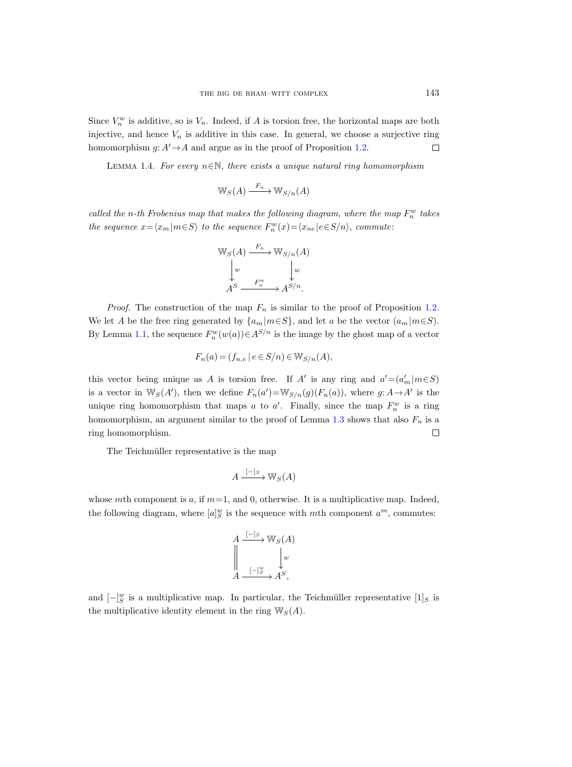Since $V_n^w$ is additive, so is $V_n$. Indeed, if $A$ is torsion free, the horizontal maps are both injective, and hence $V_n$ is additive in this case. In general, we choose a surjective ring homomorphism $g\colon A' \to A$ and argue as in the proof of Proposition 1.2. $\square$

LEMMA 1.4. *For every $n \in \mathbb{N}$, there exists a unique natural ring homomorphism*

$$\mathbb{W}_S(A) \xrightarrow{F_n} \mathbb{W}_{S/n}(A)$$

*called the $n$-th Frobenius map that makes the following diagram, where the map $F_n^w$ takes the sequence $x = \langle x_m \mid m \in S \rangle$ to the sequence $F_n^w(x) = \langle x_{ne} \mid e \in S/n \rangle$, commute:*

$$\begin{array}{ccc} \mathbb{W}_S(A) & \xrightarrow{F_n} & \mathbb{W}_{S/n}(A) \\ \downarrow{\scriptstyle w} & & \downarrow{\scriptstyle w} \\ A^S & \xrightarrow{F_n^w} & A^{S/n}. \end{array}$$

*Proof.* The construction of the map $F_n$ is similar to the proof of Proposition 1.2. We let $A$ be the free ring generated by $\{a_m \mid m \in S\}$, and let $a$ be the vector $(a_m \mid m \in S)$. By Lemma 1.1, the sequence $F_n^w(w(a)) \in A^{S/n}$ is the image by the ghost map of a vector

$$F_n(a) = (f_{n,e} \mid e \in S/n) \in \mathbb{W}_{S/n}(A),$$

this vector being unique as $A$ is torsion free. If $A'$ is any ring and $a' = (a'_m \mid m \in S)$ is a vector in $\mathbb{W}_S(A')$, then we define $F_n(a') = \mathbb{W}_{S/n}(g)(F_n(a))$, where $g\colon A \to A'$ is the unique ring homomorphism that maps $a$ to $a'$. Finally, since the map $F_n^w$ is a ring homomorphism, an argument similar to the proof of Lemma 1.3 shows that also $F_n$ is a ring homomorphism. $\square$

The Teichmüller representative is the map

$$A \xrightarrow{[-]_S} \mathbb{W}_S(A)$$

whose $m$th component is $a$, if $m = 1$, and 0, otherwise. It is a multiplicative map. Indeed, the following diagram, where $[a]_S^w$ is the sequence with $m$th component $a^m$, commutes:

$$\begin{array}{ccc} A & \xrightarrow{[-]_S} & \mathbb{W}_S(A) \\ \| & & \downarrow{\scriptstyle w} \\ A & \xrightarrow{[-]_S^w} & A^S, \end{array}$$

and $[-]_S^w$ is a multiplicative map. In particular, the Teichmüller representative $[1]_S$ is the multiplicative identity element in the ring $\mathbb{W}_S(A)$.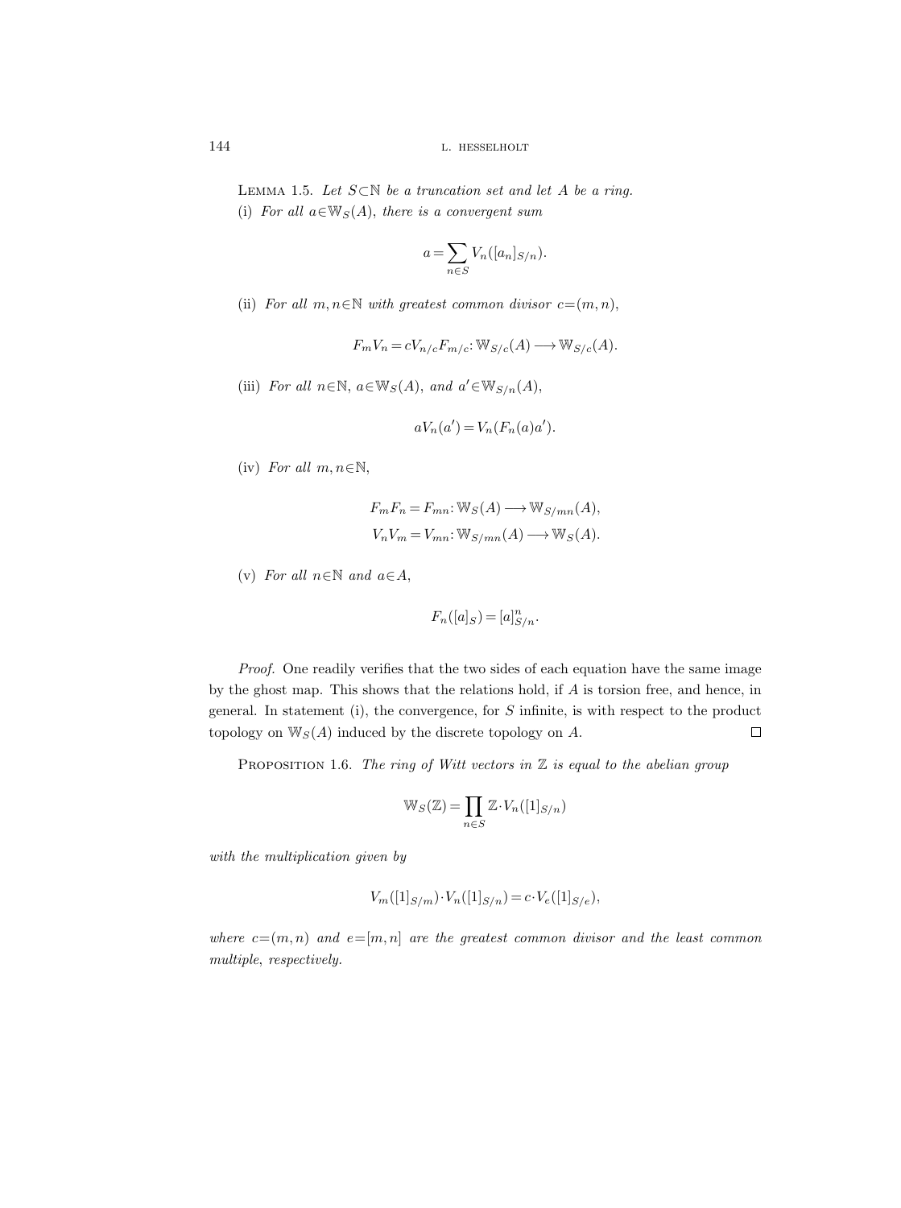Lemma 1.5. *Let $S \subset \mathbb{N}$ be a truncation set and let $A$ be a ring.*

(i) *For all $a \in \mathbb{W}_S(A)$, there is a convergent sum*

$$a = \sum_{n \in S} V_n([a_n]_{S/n}).$$

(ii) *For all $m, n \in \mathbb{N}$ with greatest common divisor $c = (m, n)$,*

$$F_m V_n = c V_{n/c} F_{m/c} \colon \mathbb{W}_{S/c}(A) \longrightarrow \mathbb{W}_{S/c}(A).$$

(iii) *For all $n \in \mathbb{N}$, $a \in \mathbb{W}_S(A)$, and $a' \in \mathbb{W}_{S/n}(A)$,*

$$a V_n(a') = V_n(F_n(a) a').$$

(iv) *For all $m, n \in \mathbb{N}$,*

$$F_m F_n = F_{mn} \colon \mathbb{W}_S(A) \longrightarrow \mathbb{W}_{S/mn}(A),$$
$$V_n V_m = V_{mn} \colon \mathbb{W}_{S/mn}(A) \longrightarrow \mathbb{W}_S(A).$$

(v) *For all $n \in \mathbb{N}$ and $a \in A$,*

$$F_n([a]_S) = [a]_{S/n}^n.$$

*Proof.* One readily verifies that the two sides of each equation have the same image by the ghost map. This shows that the relations hold, if $A$ is torsion free, and hence, in general. In statement (i), the convergence, for $S$ infinite, is with respect to the product topology on $\mathbb{W}_S(A)$ induced by the discrete topology on $A$. □

Proposition 1.6. *The ring of Witt vectors in $\mathbb{Z}$ is equal to the abelian group*

$$\mathbb{W}_S(\mathbb{Z}) = \prod_{n \in S} \mathbb{Z} \cdot V_n([1]_{S/n})$$

*with the multiplication given by*

$$V_m([1]_{S/m}) \cdot V_n([1]_{S/n}) = c \cdot V_e([1]_{S/e}),$$

*where $c = (m, n)$ and $e = [m, n]$ are the greatest common divisor and the least common multiple, respectively.*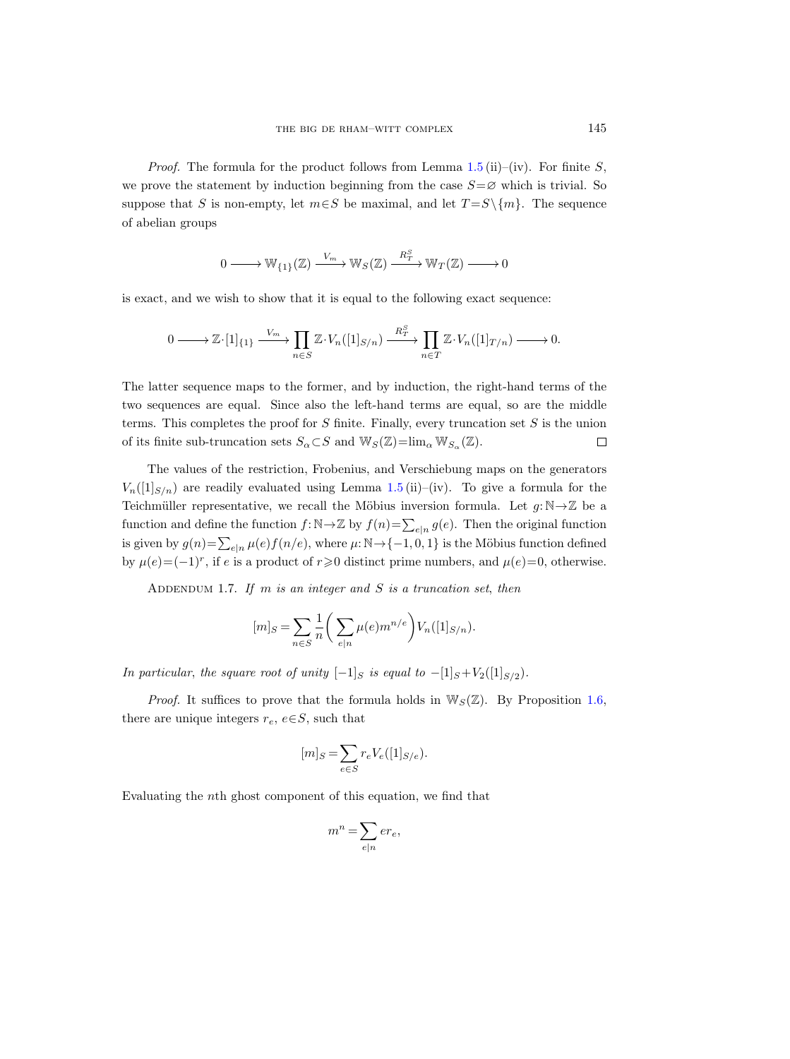*Proof.* The formula for the product follows from Lemma 1.5 (ii)–(iv). For finite $S$, we prove the statement by induction beginning from the case $S=\varnothing$ which is trivial. So suppose that $S$ is non-empty, let $m\in S$ be maximal, and let $T=S\setminus\{m\}$. The sequence of abelian groups

$$0 \longrightarrow \mathbb{W}_{\{1\}}(\mathbb{Z}) \xrightarrow{V_m} \mathbb{W}_S(\mathbb{Z}) \xrightarrow{R^S_T} \mathbb{W}_T(\mathbb{Z}) \longrightarrow 0$$

is exact, and we wish to show that it is equal to the following exact sequence:

$$0 \longrightarrow \mathbb{Z}\cdot[1]_{\{1\}} \xrightarrow{V_m} \prod_{n\in S} \mathbb{Z}\cdot V_n([1]_{S/n}) \xrightarrow{R^S_T} \prod_{n\in T} \mathbb{Z}\cdot V_n([1]_{T/n}) \longrightarrow 0.$$

The latter sequence maps to the former, and by induction, the right-hand terms of the two sequences are equal. Since also the left-hand terms are equal, so are the middle terms. This completes the proof for $S$ finite. Finally, every truncation set $S$ is the union of its finite sub-truncation sets $S_\alpha\subset S$ and $\mathbb{W}_S(\mathbb{Z})=\lim_\alpha \mathbb{W}_{S_\alpha}(\mathbb{Z})$. $\square$

The values of the restriction, Frobenius, and Verschiebung maps on the generators $V_n([1]_{S/n})$ are readily evaluated using Lemma 1.5 (ii)–(iv). To give a formula for the Teichmüller representative, we recall the Möbius inversion formula. Let $g\colon\mathbb{N}\to\mathbb{Z}$ be a function and define the function $f\colon\mathbb{N}\to\mathbb{Z}$ by $f(n)=\sum_{e\mid n} g(e)$. Then the original function is given by $g(n)=\sum_{e\mid n}\mu(e)f(n/e)$, where $\mu\colon\mathbb{N}\to\{-1,0,1\}$ is the Möbius function defined by $\mu(e)=(-1)^r$, if $e$ is a product of $r\geqslant 0$ distinct prime numbers, and $\mu(e)=0$, otherwise.

Addendum 1.7. *If $m$ is an integer and $S$ is a truncation set, then*

$$[m]_S=\sum_{n\in S}\frac{1}{n}\biggl(\sum_{e\mid n}\mu(e)m^{n/e}\biggr)V_n([1]_{S/n}).$$

*In particular, the square root of unity $[-1]_S$ is equal to $-[1]_S+V_2([1]_{S/2})$.*

*Proof.* It suffices to prove that the formula holds in $\mathbb{W}_S(\mathbb{Z})$. By Proposition 1.6, there are unique integers $r_e$, $e\in S$, such that

$$[m]_S=\sum_{e\in S} r_e V_e([1]_{S/e}).$$

Evaluating the $n$th ghost component of this equation, we find that

$$m^n=\sum_{e\mid n} e r_e,$$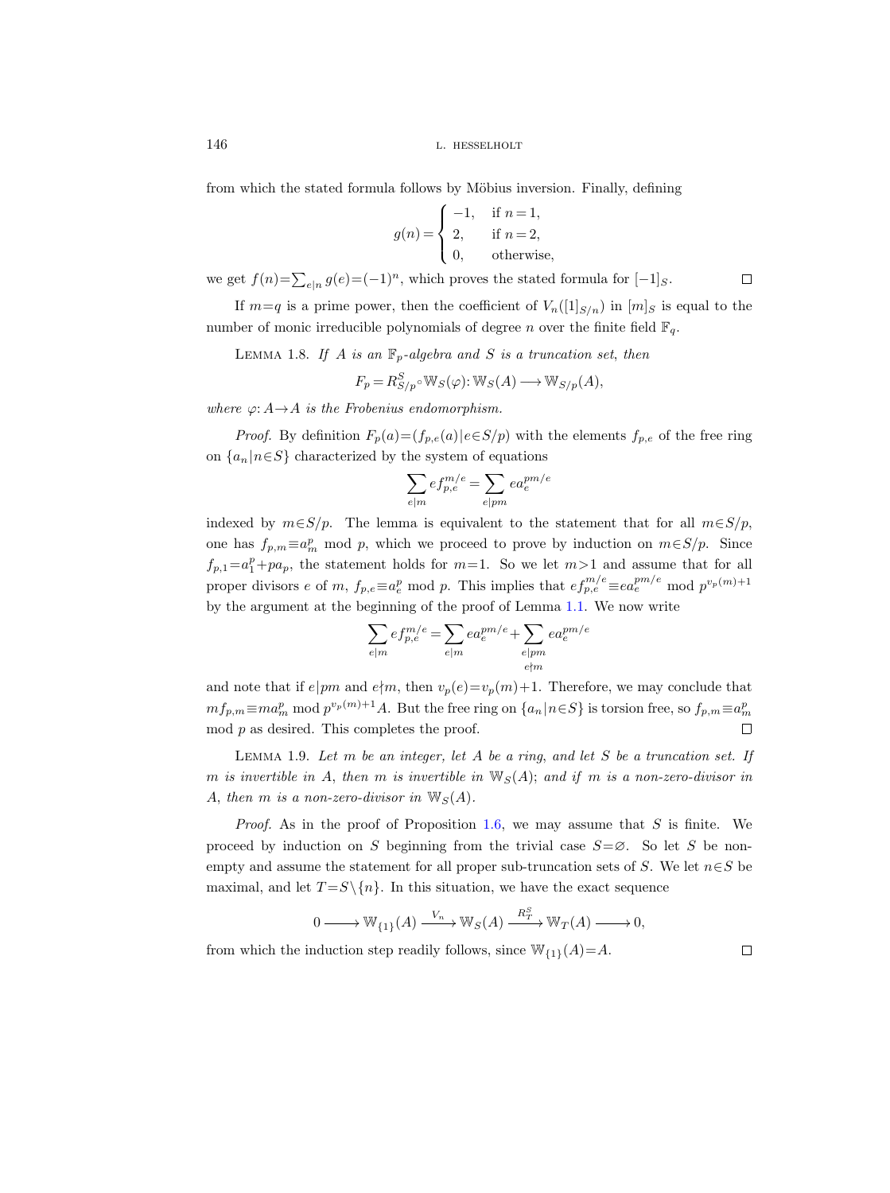from which the stated formula follows by Möbius inversion. Finally, defining

$$g(n)=\begin{cases}-1, & \text{if } n=1,\\ 2, & \text{if } n=2,\\ 0, & \text{otherwise,}\end{cases}$$

we get $f(n)=\sum_{e|n} g(e)=(-1)^n$, which proves the stated formula for $[-1]_S$. $\square$

If $m=q$ is a prime power, then the coefficient of $V_n([1]_{S/n})$ in $[m]_S$ is equal to the number of monic irreducible polynomials of degree $n$ over the finite field $\mathbb{F}_q$.

Lemma 1.8. *If $A$ is an $\mathbb{F}_p$-algebra and $S$ is a truncation set, then*

$$F_p = R^S_{S/p}\circ \mathbb{W}_S(\varphi)\colon \mathbb{W}_S(A)\longrightarrow \mathbb{W}_{S/p}(A),$$

*where $\varphi\colon A\to A$ is the Frobenius endomorphism.*

*Proof.* By definition $F_p(a)=(f_{p,e}(a)\,|\,e\in S/p)$ with the elements $f_{p,e}$ of the free ring on $\{a_n\,|\,n\in S\}$ characterized by the system of equations

$$\sum_{e|m} e f_{p,e}^{m/e} = \sum_{e|pm} e a_e^{pm/e}$$

indexed by $m\in S/p$. The lemma is equivalent to the statement that for all $m\in S/p$, one has $f_{p,m}\equiv a_m^p$ mod $p$, which we proceed to prove by induction on $m\in S/p$. Since $f_{p,1}=a_1^p+pa_p$, the statement holds for $m=1$. So we let $m>1$ and assume that for all proper divisors $e$ of $m$, $f_{p,e}\equiv a_e^p$ mod $p$. This implies that $ef_{p,e}^{m/e}\equiv ea_e^{pm/e}$ mod $p^{v_p(m)+1}$ by the argument at the beginning of the proof of Lemma 1.1. We now write

$$\sum_{e|m} e f_{p,e}^{m/e} = \sum_{e|m} e a_e^{pm/e} + \sum_{\substack{e|pm\\ e\nmid m}} e a_e^{pm/e}$$

and note that if $e|pm$ and $e\nmid m$, then $v_p(e)=v_p(m)+1$. Therefore, we may conclude that $mf_{p,m}\equiv ma_m^p$ mod $p^{v_p(m)+1}A$. But the free ring on $\{a_n\,|\,n\in S\}$ is torsion free, so $f_{p,m}\equiv a_m^p$ mod $p$ as desired. This completes the proof. $\square$

Lemma 1.9. *Let $m$ be an integer, let $A$ be a ring, and let $S$ be a truncation set. If $m$ is invertible in $A$, then $m$ is invertible in $\mathbb{W}_S(A)$; and if $m$ is a non-zero-divisor in $A$, then $m$ is a non-zero-divisor in $\mathbb{W}_S(A)$.*

*Proof.* As in the proof of Proposition 1.6, we may assume that $S$ is finite. We proceed by induction on $S$ beginning from the trivial case $S=\varnothing$. So let $S$ be non-empty and assume the statement for all proper sub-truncation sets of $S$. We let $n\in S$ be maximal, and let $T=S\setminus\{n\}$. In this situation, we have the exact sequence

$$0\longrightarrow \mathbb{W}_{\{1\}}(A)\xrightarrow{\;V_n\;}\mathbb{W}_S(A)\xrightarrow{\;R^S_T\;}\mathbb{W}_T(A)\longrightarrow 0,$$

from which the induction step readily follows, since $\mathbb{W}_{\{1\}}(A)=A$. $\square$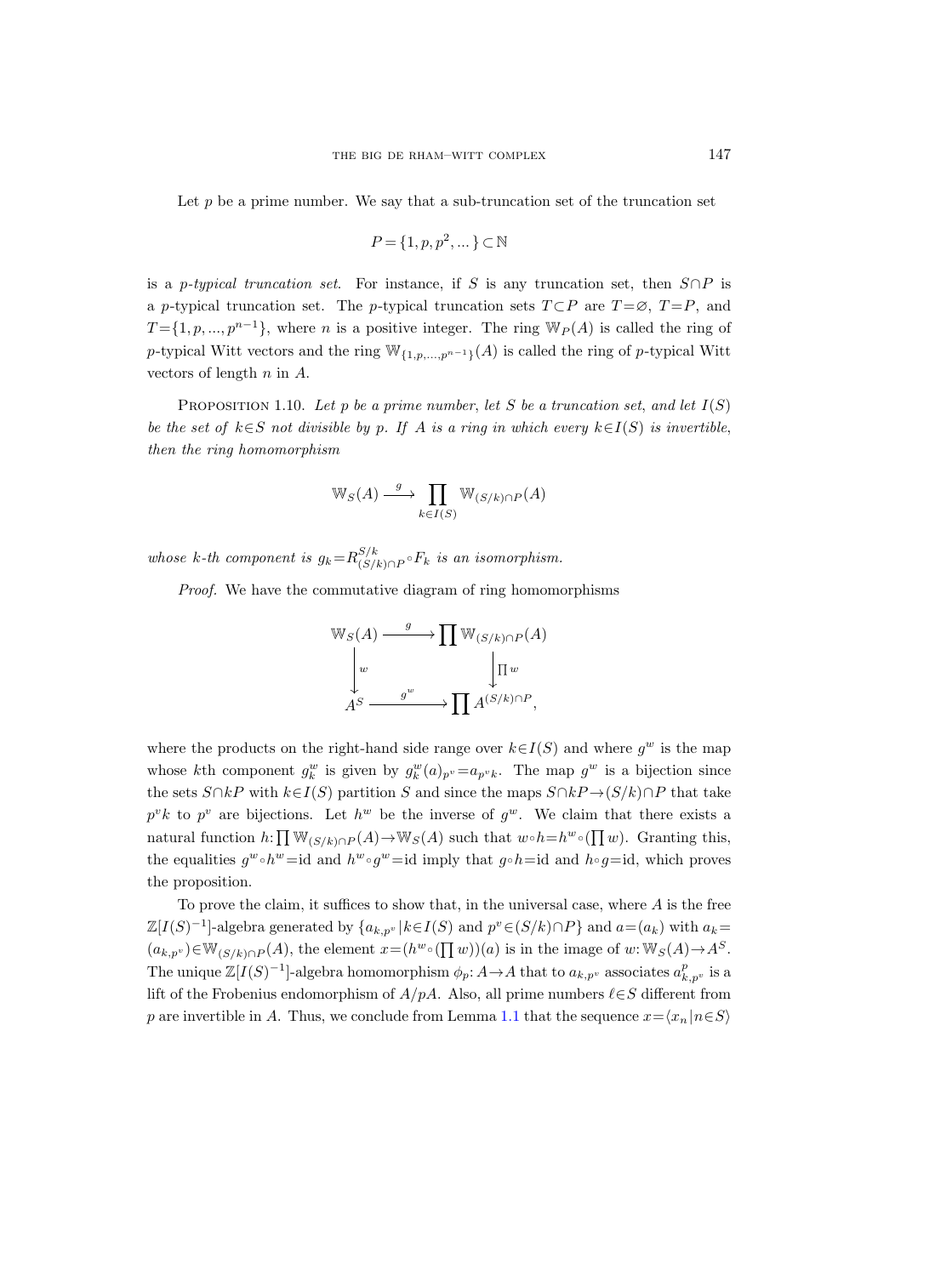Let $p$ be a prime number. We say that a sub-truncation set of the truncation set

$$P = \{1, p, p^2, \dots\} \subset \mathbb{N}$$

is a *p-typical truncation set*. For instance, if $S$ is any truncation set, then $S \cap P$ is a $p$-typical truncation set. The $p$-typical truncation sets $T \subset P$ are $T = \varnothing$, $T = P$, and $T = \{1, p, \dots, p^{n-1}\}$, where $n$ is a positive integer. The ring $\mathbb{W}_P(A)$ is called the ring of $p$-typical Witt vectors and the ring $\mathbb{W}_{\{1,p,\dots,p^{n-1}\}}(A)$ is called the ring of $p$-typical Witt vectors of length $n$ in $A$.

PROPOSITION 1.10. *Let $p$ be a prime number, let $S$ be a truncation set, and let $I(S)$ be the set of $k \in S$ not divisible by $p$. If $A$ is a ring in which every $k \in I(S)$ is invertible, then the ring homomorphism*

$$\mathbb{W}_S(A) \xrightarrow{\ g\ } \prod_{k \in I(S)} \mathbb{W}_{(S/k) \cap P}(A)$$

*whose $k$-th component is $g_k = R^{S/k}_{(S/k)\cap P} \circ F_k$ is an isomorphism.*

*Proof.* We have the commutative diagram of ring homomorphisms

$$\begin{array}{ccc}
\mathbb{W}_S(A) & \xrightarrow{\ g\ } & \prod \mathbb{W}_{(S/k)\cap P}(A) \\
\downarrow{\scriptstyle w} & & \downarrow{\scriptstyle \prod w} \\
A^S & \xrightarrow{\ g^w\ } & \prod A^{(S/k)\cap P},
\end{array}$$

where the products on the right-hand side range over $k \in I(S)$ and where $g^w$ is the map whose $k$th component $g^w_k$ is given by $g^w_k(a)_{p^v} = a_{p^v k}$. The map $g^w$ is a bijection since the sets $S \cap kP$ with $k \in I(S)$ partition $S$ and since the maps $S \cap kP \to (S/k) \cap P$ that take $p^v k$ to $p^v$ are bijections. Let $h^w$ be the inverse of $g^w$. We claim that there exists a natural function $h: \prod \mathbb{W}_{(S/k)\cap P}(A) \to \mathbb{W}_S(A)$ such that $w \circ h = h^w \circ (\prod w)$. Granting this, the equalities $g^w \circ h^w = \mathrm{id}$ and $h^w \circ g^w = \mathrm{id}$ imply that $g \circ h = \mathrm{id}$ and $h \circ g = \mathrm{id}$, which proves the proposition.

To prove the claim, it suffices to show that, in the universal case, where $A$ is the free $\mathbb{Z}[I(S)^{-1}]$-algebra generated by $\{a_{k,p^v} \mid k \in I(S) \text{ and } p^v \in (S/k) \cap P\}$ and $a = (a_k)$ with $a_k = (a_{k,p^v}) \in \mathbb{W}_{(S/k)\cap P}(A)$, the element $x = (h^w \circ (\prod w))(a)$ is in the image of $w: \mathbb{W}_S(A) \to A^S$. The unique $\mathbb{Z}[I(S)^{-1}]$-algebra homomorphism $\phi_p: A \to A$ that to $a_{k,p^v}$ associates $a^p_{k,p^v}$ is a lift of the Frobenius endomorphism of $A/pA$. Also, all prime numbers $\ell \in S$ different from $p$ are invertible in $A$. Thus, we conclude from Lemma 1.1 that the sequence $x = \langle x_n \mid n \in S \rangle$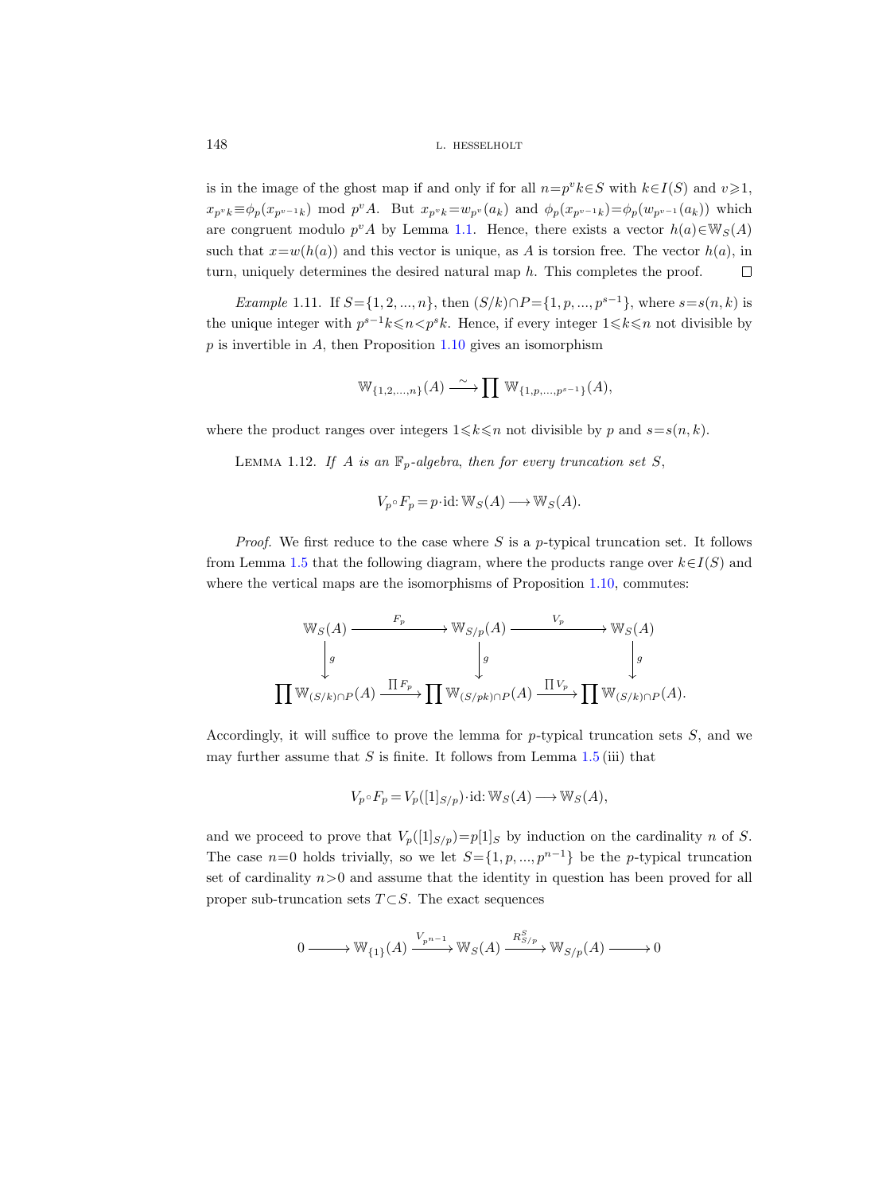is in the image of the ghost map if and only if for all $n=p^v k\in S$ with $k\in I(S)$ and $v\geqslant 1$, $x_{p^v k}\equiv\phi_p(x_{p^{v-1}k})$ mod $p^vA$. But $x_{p^v k}=w_{p^v}(a_k)$ and $\phi_p(x_{p^{v-1}k})=\phi_p(w_{p^{v-1}}(a_k))$ which are congruent modulo $p^vA$ by Lemma 1.1. Hence, there exists a vector $h(a)\in\mathbb{W}_S(A)$ such that $x=w(h(a))$ and this vector is unique, as $A$ is torsion free. The vector $h(a)$, in turn, uniquely determines the desired natural map $h$. This completes the proof. □

*Example* 1.11. If $S=\{1,2,...,n\}$, then $(S/k)\cap P=\{1,p,...,p^{s-1}\}$, where $s=s(n,k)$ is the unique integer with $p^{s-1}k\leqslant n<p^s k$. Hence, if every integer $1\leqslant k\leqslant n$ not divisible by $p$ is invertible in $A$, then Proposition 1.10 gives an isomorphism

$$\mathbb{W}_{\{1,2,...,n\}}(A)\xrightarrow{\sim}\prod\mathbb{W}_{\{1,p,...,p^{s-1}\}}(A),$$

where the product ranges over integers $1\leqslant k\leqslant n$ not divisible by $p$ and $s=s(n,k)$.

LEMMA 1.12. *If $A$ is an $\mathbb{F}_p$-algebra, then for every truncation set $S$,*

$$V_p\circ F_p=p\cdot\mathrm{id}\colon\mathbb{W}_S(A)\longrightarrow\mathbb{W}_S(A).$$

*Proof.* We first reduce to the case where $S$ is a $p$-typical truncation set. It follows from Lemma 1.5 that the following diagram, where the products range over $k\in I(S)$ and where the vertical maps are the isomorphisms of Proposition 1.10, commutes:

$$\begin{array}{ccccc}
\mathbb{W}_S(A) & \xrightarrow{F_p} & \mathbb{W}_{S/p}(A) & \xrightarrow{V_p} & \mathbb{W}_S(A)\\
\downarrow g & & \downarrow g & & \downarrow g\\
\prod\mathbb{W}_{(S/k)\cap P}(A) & \xrightarrow{\prod F_p} & \prod\mathbb{W}_{(S/pk)\cap P}(A) & \xrightarrow{\prod V_p} & \prod\mathbb{W}_{(S/k)\cap P}(A).
\end{array}$$

Accordingly, it will suffice to prove the lemma for $p$-typical truncation sets $S$, and we may further assume that $S$ is finite. It follows from Lemma 1.5 (iii) that

$$V_p\circ F_p=V_p([1]_{S/p})\cdot\mathrm{id}\colon\mathbb{W}_S(A)\longrightarrow\mathbb{W}_S(A),$$

and we proceed to prove that $V_p([1]_{S/p})=p[1]_S$ by induction on the cardinality $n$ of $S$. The case $n=0$ holds trivially, so we let $S=\{1,p,...,p^{n-1}\}$ be the $p$-typical truncation set of cardinality $n>0$ and assume that the identity in question has been proved for all proper sub-truncation sets $T\subset S$. The exact sequences

$$0\longrightarrow\mathbb{W}_{\{1\}}(A)\xrightarrow{V_{p^{n-1}}}\mathbb{W}_S(A)\xrightarrow{R^S_{S/p}}\mathbb{W}_{S/p}(A)\longrightarrow 0$$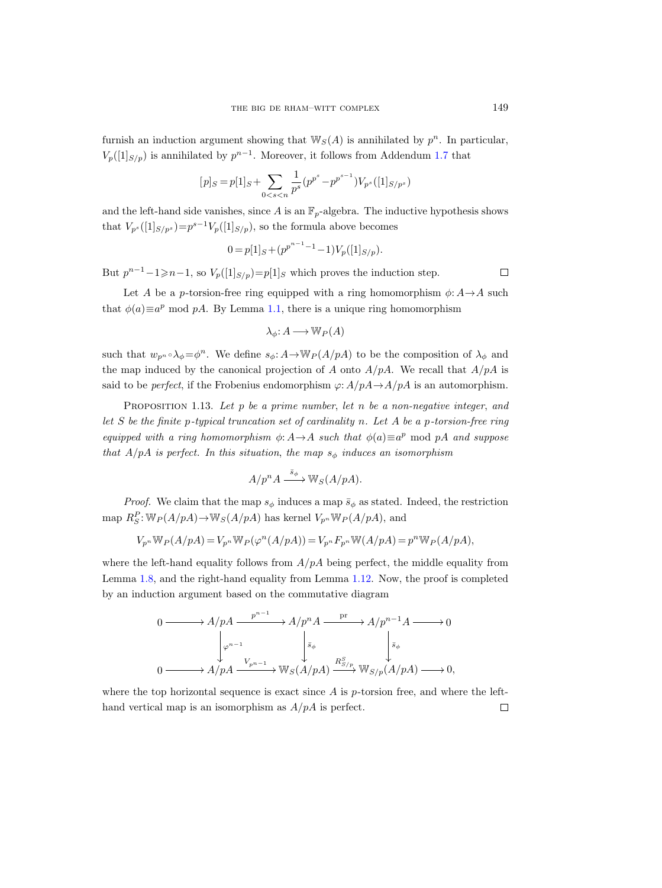furnish an induction argument showing that $\mathbb{W}_S(A)$ is annihilated by $p^n$. In particular, $V_p([1]_{S/p})$ is annihilated by $p^{n-1}$. Moreover, it follows from Addendum 1.7 that

$$[p]_S = p[1]_S + \sum_{0<s<n} \frac{1}{p^s}(p^{p^s} - p^{p^{s-1}}) V_{p^s}([1]_{S/p^s})$$

and the left-hand side vanishes, since $A$ is an $\mathbb{F}_p$-algebra. The inductive hypothesis shows that $V_{p^s}([1]_{S/p^s}) = p^{s-1} V_p([1]_{S/p})$, so the formula above becomes

$$0 = p[1]_S + (p^{p^{n-1}-1} - 1) V_p([1]_{S/p}).$$

But $p^{n-1}-1 \geqslant n-1$, so $V_p([1]_{S/p}) = p[1]_S$ which proves the induction step. $\square$

Let $A$ be a $p$-torsion-free ring equipped with a ring homomorphism $\phi\colon A \to A$ such that $\phi(a) \equiv a^p \bmod pA$. By Lemma 1.1, there is a unique ring homomorphism

$$\lambda_\phi\colon A \longrightarrow \mathbb{W}_P(A)$$

such that $w_{p^n} \circ \lambda_\phi = \phi^n$. We define $s_\phi\colon A \to \mathbb{W}_P(A/pA)$ to be the composition of $\lambda_\phi$ and the map induced by the canonical projection of $A$ onto $A/pA$. We recall that $A/pA$ is said to be *perfect*, if the Frobenius endomorphism $\varphi\colon A/pA \to A/pA$ is an automorphism.

Proposition 1.13. *Let $p$ be a prime number, let $n$ be a non-negative integer, and let $S$ be the finite $p$-typical truncation set of cardinality $n$. Let $A$ be a $p$-torsion-free ring equipped with a ring homomorphism $\phi\colon A \to A$ such that $\phi(a) \equiv a^p \bmod pA$ and suppose that $A/pA$ is perfect. In this situation, the map $s_\phi$ induces an isomorphism*

$$A/p^nA \xrightarrow{\bar{s}_\phi} \mathbb{W}_S(A/pA).$$

*Proof.* We claim that the map $s_\phi$ induces a map $\bar{s}_\phi$ as stated. Indeed, the restriction map $R^P_S\colon \mathbb{W}_P(A/pA) \to \mathbb{W}_S(A/pA)$ has kernel $V_{p^n}\mathbb{W}_P(A/pA)$, and

$$V_{p^n}\mathbb{W}_P(A/pA) = V_{p^n}\mathbb{W}_P(\varphi^n(A/pA)) = V_{p^n}F_{p^n}\mathbb{W}(A/pA) = p^n\mathbb{W}_P(A/pA),$$

where the left-hand equality follows from $A/pA$ being perfect, the middle equality from Lemma 1.8, and the right-hand equality from Lemma 1.12. Now, the proof is completed by an induction argument based on the commutative diagram

$$\begin{array}{ccccccccc}
0 & \longrightarrow & A/pA & \xrightarrow{p^{n-1}} & A/p^nA & \xrightarrow{\mathrm{pr}} & A/p^{n-1}A & \longrightarrow & 0 \\
 & & \downarrow{\scriptstyle \varphi^{n-1}} & & \downarrow{\scriptstyle \bar{s}_\phi} & & \downarrow{\scriptstyle \bar{s}_\phi} & & \\
0 & \longrightarrow & A/pA & \xrightarrow{V_{p^{n-1}}} & \mathbb{W}_S(A/pA) & \xrightarrow{R^S_{S/p}} & \mathbb{W}_{S/p}(A/pA) & \longrightarrow & 0,
\end{array}$$

where the top horizontal sequence is exact since $A$ is $p$-torsion free, and where the left-hand vertical map is an isomorphism as $A/pA$ is perfect. $\square$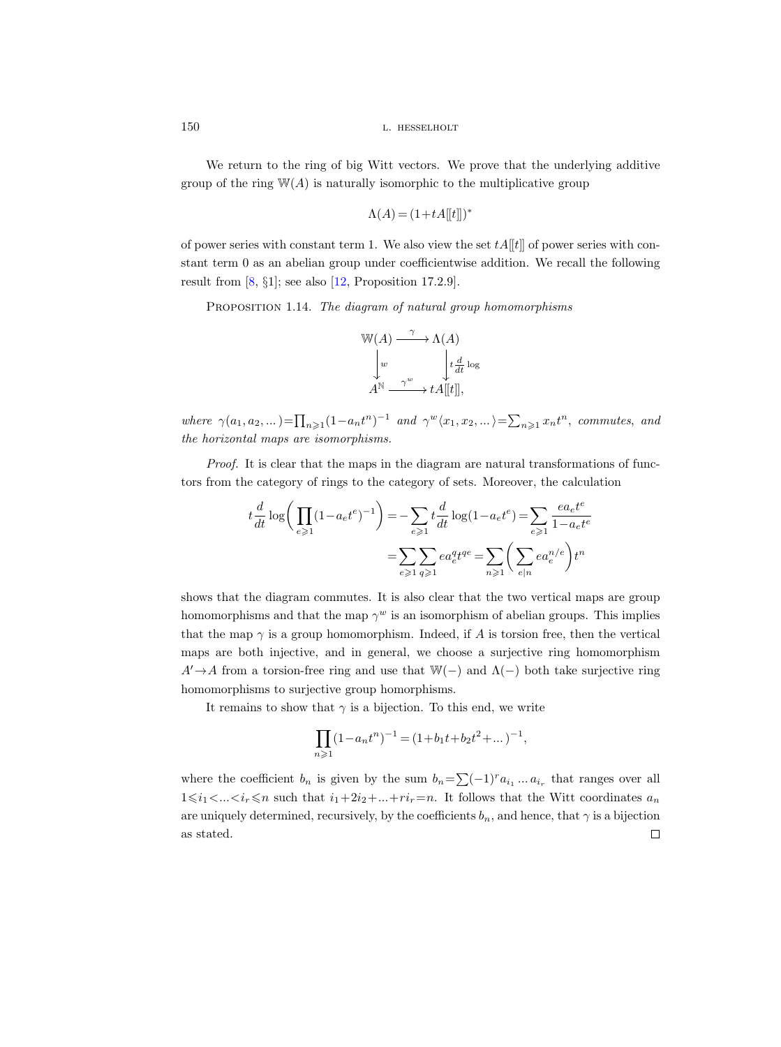We return to the ring of big Witt vectors. We prove that the underlying additive group of the ring $\mathbb{W}(A)$ is naturally isomorphic to the multiplicative group

$$\Lambda(A) = (1+tA[[t]])^*$$

of power series with constant term 1. We also view the set $tA[[t]]$ of power series with constant term 0 as an abelian group under coefficientwise addition. We recall the following result from [8, §1]; see also [12, Proposition 17.2.9].

Proposition 1.14. *The diagram of natural group homomorphisms*

$$\begin{array}{ccc} \mathbb{W}(A) & \xrightarrow{\gamma} & \Lambda(A) \\ \big\downarrow{\scriptstyle w} & & \big\downarrow{\scriptstyle t\frac{d}{dt}\log} \\ A^{\mathbb{N}} & \xrightarrow{\gamma^w} & tA[[t]], \end{array}$$

*where* $\gamma(a_1, a_2, \ldots) = \prod_{n\geqslant 1}(1-a_n t^n)^{-1}$ *and* $\gamma^w\langle x_1, x_2, \ldots\rangle = \sum_{n\geqslant 1} x_n t^n$, *commutes, and the horizontal maps are isomorphisms.*

*Proof.* It is clear that the maps in the diagram are natural transformations of functors from the category of rings to the category of sets. Moreover, the calculation

$$\begin{aligned} t\frac{d}{dt}\log\bigg(\prod_{e\geqslant 1}(1-a_e t^e)^{-1}\bigg) &= -\sum_{e\geqslant 1} t\frac{d}{dt}\log(1-a_e t^e) = \sum_{e\geqslant 1}\frac{e a_e t^e}{1-a_e t^e} \\ &= \sum_{e\geqslant 1}\sum_{q\geqslant 1} e a_e^q t^{qe} = \sum_{n\geqslant 1}\bigg(\sum_{e\mid n} e a_e^{n/e}\bigg)t^n \end{aligned}$$

shows that the diagram commutes. It is also clear that the two vertical maps are group homomorphisms and that the map $\gamma^w$ is an isomorphism of abelian groups. This implies that the map $\gamma$ is a group homomorphism. Indeed, if $A$ is torsion free, then the vertical maps are both injective, and in general, we choose a surjective ring homomorphism $A' \to A$ from a torsion-free ring and use that $\mathbb{W}(-)$ and $\Lambda(-)$ both take surjective ring homomorphisms to surjective group homorphisms.

It remains to show that $\gamma$ is a bijection. To this end, we write

$$\prod_{n\geqslant 1}(1-a_n t^n)^{-1} = (1+b_1 t + b_2 t^2 + \ldots)^{-1},$$

where the coefficient $b_n$ is given by the sum $b_n = \sum(-1)^r a_{i_1}\ldots a_{i_r}$ that ranges over all $1 \leqslant i_1 < \ldots < i_r \leqslant n$ such that $i_1 + 2i_2 + \ldots + ri_r = n$. It follows that the Witt coordinates $a_n$ are uniquely determined, recursively, by the coefficients $b_n$, and hence, that $\gamma$ is a bijection as stated. $\square$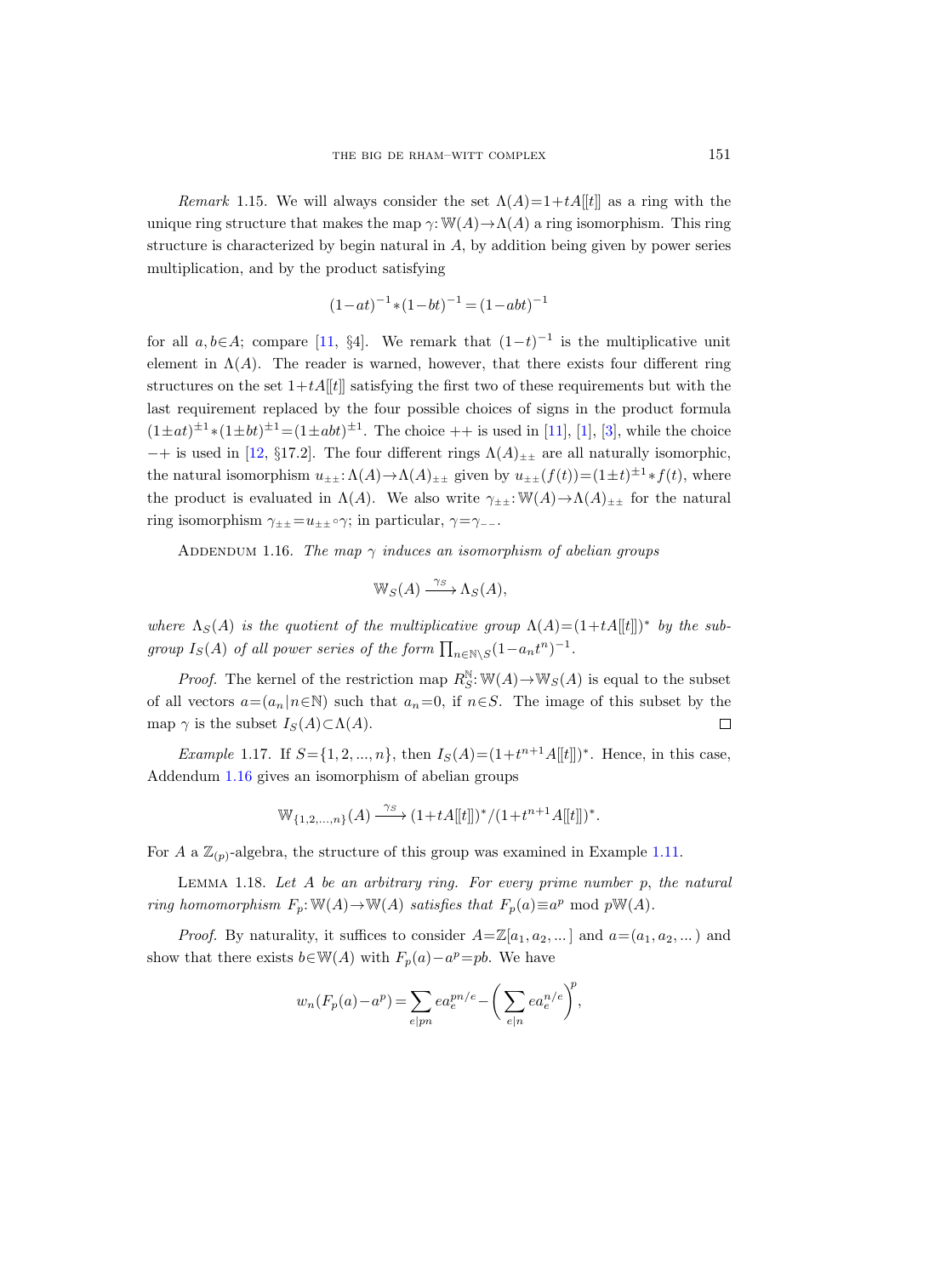*Remark* 1.15. We will always consider the set $\Lambda(A)=1+tA[[t]]$ as a ring with the unique ring structure that makes the map $\gamma\colon \mathbb{W}(A)\to\Lambda(A)$ a ring isomorphism. This ring structure is characterized by begin natural in $A$, by addition being given by power series multiplication, and by the product satisfying

$$(1-at)^{-1}*(1-bt)^{-1}=(1-abt)^{-1}$$

for all $a,b\in A$; compare [11, §4]. We remark that $(1-t)^{-1}$ is the multiplicative unit element in $\Lambda(A)$. The reader is warned, however, that there exists four different ring structures on the set $1+tA[[t]]$ satisfying the first two of these requirements but with the last requirement replaced by the four possible choices of signs in the product formula $(1\pm at)^{\pm1}*(1\pm bt)^{\pm1}=(1\pm abt)^{\pm1}$. The choice $++$ is used in [11], [1], [3], while the choice $-+$ is used in [12, §17.2]. The four different rings $\Lambda(A)_{\pm\pm}$ are all naturally isomorphic, the natural isomorphism $u_{\pm\pm}\colon\Lambda(A)\to\Lambda(A)_{\pm\pm}$ given by $u_{\pm\pm}(f(t))=(1\pm t)^{\pm1}*f(t)$, where the product is evaluated in $\Lambda(A)$. We also write $\gamma_{\pm\pm}\colon\mathbb{W}(A)\to\Lambda(A)_{\pm\pm}$ for the natural ring isomorphism $\gamma_{\pm\pm}=u_{\pm\pm}\circ\gamma$; in particular, $\gamma=\gamma_{--}$.

Addendum 1.16. *The map $\gamma$ induces an isomorphism of abelian groups*

$$\mathbb{W}_S(A)\xrightarrow{\gamma_S}\Lambda_S(A),$$

*where $\Lambda_S(A)$ is the quotient of the multiplicative group $\Lambda(A)=(1+tA[[t]])^*$ by the subgroup $I_S(A)$ of all power series of the form $\prod_{n\in\mathbb{N}\setminus S}(1-a_nt^n)^{-1}$.*

*Proof.* The kernel of the restriction map $R^{\mathbb{N}}_S\colon\mathbb{W}(A)\to\mathbb{W}_S(A)$ is equal to the subset of all vectors $a=(a_n\,|\,n\in\mathbb{N})$ such that $a_n=0$, if $n\in S$. The image of this subset by the map $\gamma$ is the subset $I_S(A)\subset\Lambda(A)$. $\square$

*Example* 1.17. If $S=\{1,2,...,n\}$, then $I_S(A)=(1+t^{n+1}A[[t]])^*$. Hence, in this case, Addendum 1.16 gives an isomorphism of abelian groups

$$\mathbb{W}_{\{1,2,...,n\}}(A)\xrightarrow{\gamma_S}(1+tA[[t]])^*/(1+t^{n+1}A[[t]])^*.$$

For $A$ a $\mathbb{Z}_{(p)}$-algebra, the structure of this group was examined in Example 1.11.

Lemma 1.18. *Let $A$ be an arbitrary ring. For every prime number $p$, the natural ring homomorphism $F_p\colon\mathbb{W}(A)\to\mathbb{W}(A)$ satisfies that $F_p(a)\equiv a^p$ mod $p\mathbb{W}(A)$.*

*Proof.* By naturality, it suffices to consider $A=\mathbb{Z}[a_1,a_2,...]$ and $a=(a_1,a_2,...)$ and show that there exists $b\in\mathbb{W}(A)$ with $F_p(a)-a^p=pb$. We have

$$w_n(F_p(a)-a^p)=\sum_{e\mid pn}ea_e^{pn/e}-\biggl(\sum_{e\mid n}ea_e^{n/e}\biggr)^p,$$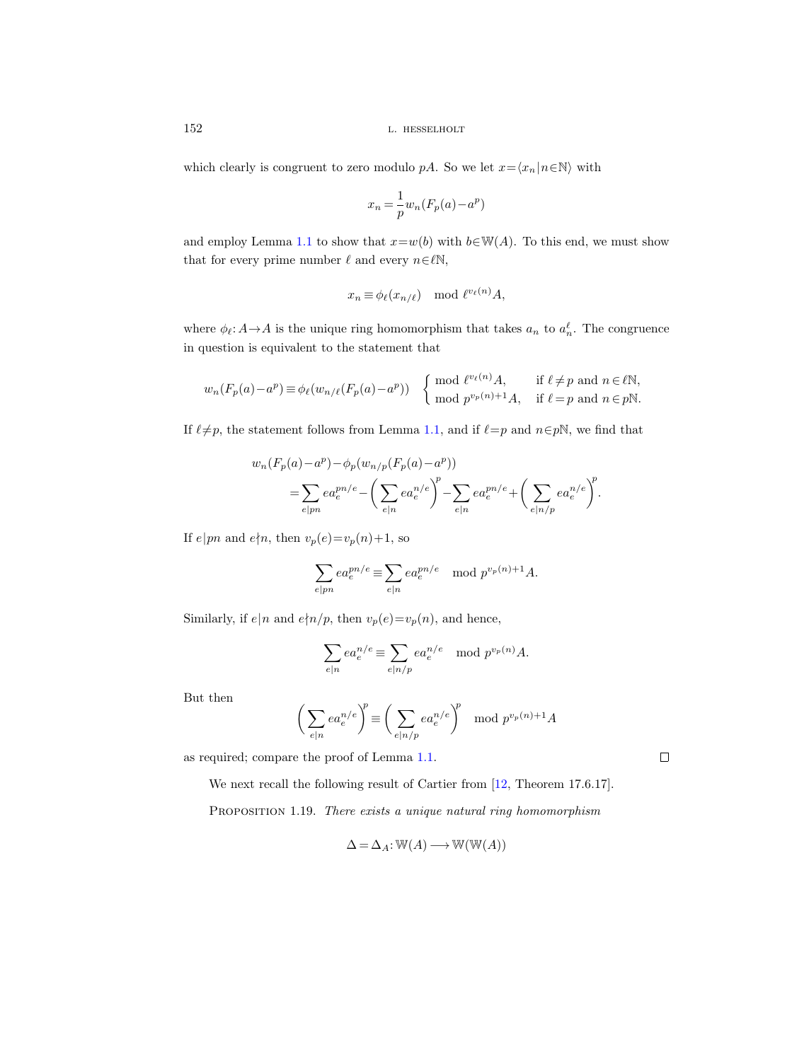which clearly is congruent to zero modulo $pA$. So we let $x = \langle x_n | n \in \mathbb{N} \rangle$ with

$$x_n = \frac{1}{p} w_n(F_p(a) - a^p)$$

and employ Lemma 1.1 to show that $x = w(b)$ with $b \in \mathbb{W}(A)$. To this end, we must show that for every prime number $\ell$ and every $n \in \ell\mathbb{N}$,

$$x_n \equiv \phi_\ell(x_{n/\ell}) \mod \ell^{v_\ell(n)} A,$$

where $\phi_\ell : A \to A$ is the unique ring homomorphism that takes $a_n$ to $a_n^\ell$. The congruence in question is equivalent to the statement that

$$w_n(F_p(a) - a^p) \equiv \phi_\ell(w_{n/\ell}(F_p(a) - a^p)) \quad \begin{cases} \bmod\ \ell^{v_\ell(n)} A, & \text{if } \ell \neq p \text{ and } n \in \ell\mathbb{N}, \\ \bmod\ p^{v_p(n)+1} A, & \text{if } \ell = p \text{ and } n \in p\mathbb{N}. \end{cases}$$

If $\ell \neq p$, the statement follows from Lemma 1.1, and if $\ell = p$ and $n \in p\mathbb{N}$, we find that

$$\begin{aligned} w_n(F_p(a) - a^p) &- \phi_p(w_{n/p}(F_p(a) - a^p)) \\ &= \sum_{e | pn} e a_e^{pn/e} - \Big( \sum_{e | n} e a_e^{n/e} \Big)^p - \sum_{e | n} e a_e^{pn/e} + \Big( \sum_{e | n/p} e a_e^{n/e} \Big)^p. \end{aligned}$$

If $e | pn$ and $e \nmid n$, then $v_p(e) = v_p(n) + 1$, so

$$\sum_{e | pn} e a_e^{pn/e} \equiv \sum_{e | n} e a_e^{pn/e} \mod p^{v_p(n)+1} A.$$

Similarly, if $e | n$ and $e \nmid n/p$, then $v_p(e) = v_p(n)$, and hence,

$$\sum_{e | n} e a_e^{n/e} \equiv \sum_{e | n/p} e a_e^{n/e} \mod p^{v_p(n)} A.$$

But then

$$\Big( \sum_{e | n} e a_e^{n/e} \Big)^p \equiv \Big( \sum_{e | n/p} e a_e^{n/e} \Big)^p \mod p^{v_p(n)+1} A$$

as required; compare the proof of Lemma 1.1. $\square$

We next recall the following result of Cartier from [12, Theorem 17.6.17].

Proposition 1.19. *There exists a unique natural ring homomorphism*

$$\Delta = \Delta_A : \mathbb{W}(A) \longrightarrow \mathbb{W}(\mathbb{W}(A))$$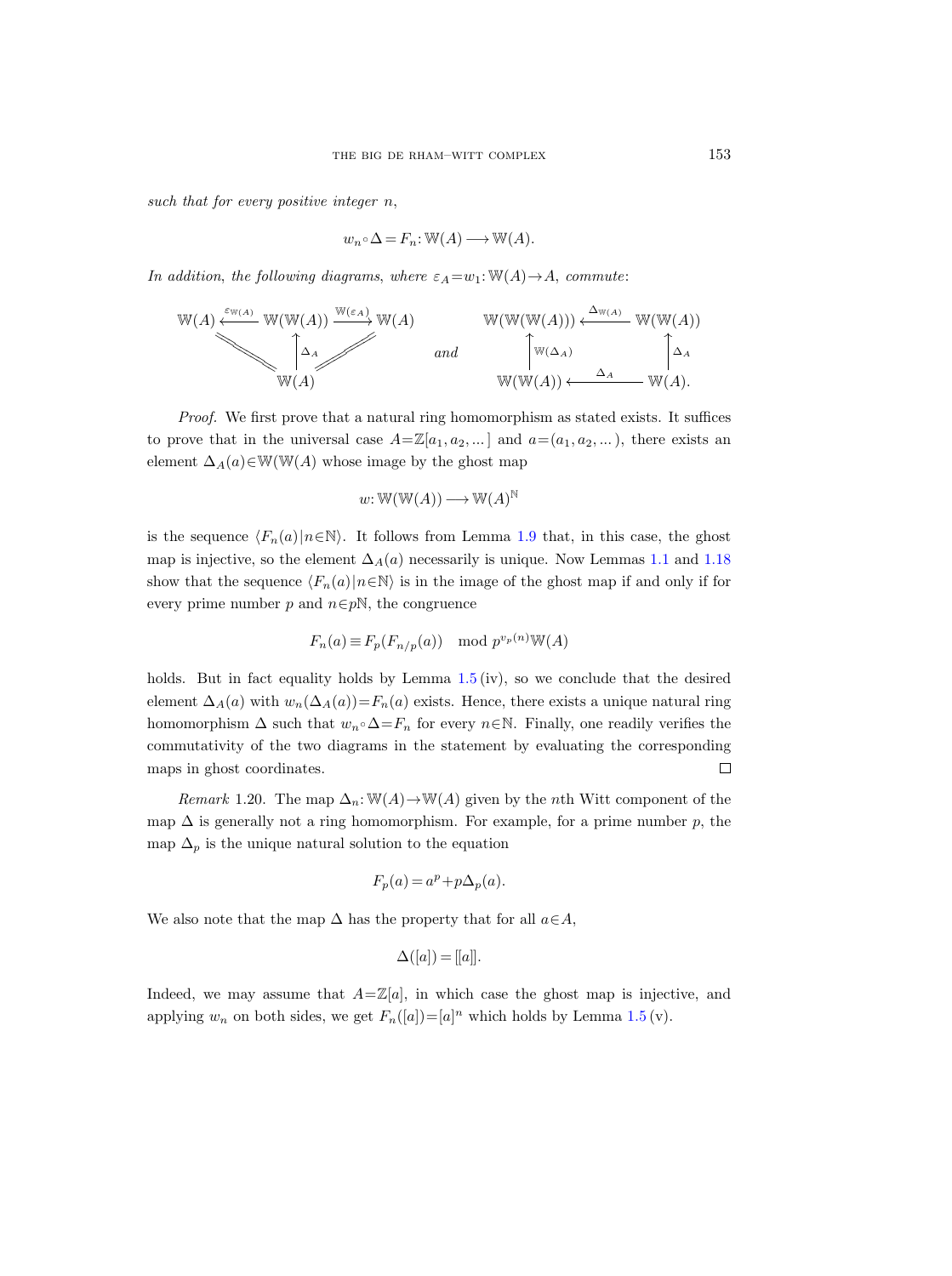*such that for every positive integer* $n$,

$$w_n \circ \Delta = F_n \colon \mathbb{W}(A) \longrightarrow \mathbb{W}(A).$$

*In addition, the following diagrams, where* $\varepsilon_A = w_1 \colon \mathbb{W}(A) \to A$, *commute*:

$$\begin{array}{ccccc} \mathbb{W}(A) & \xleftarrow{\varepsilon_{\mathbb{W}(A)}} & \mathbb{W}(\mathbb{W}(A)) & \xrightarrow{\mathbb{W}(\varepsilon_A)} & \mathbb{W}(A) \\ & \diagdown\!\!\diagdown & \uparrow{\scriptstyle \Delta_A} & \diagup\!\!\diagup & \\ & & \mathbb{W}(A) & & \end{array} \qquad \text{and} \qquad \begin{array}{ccc} \mathbb{W}(\mathbb{W}(\mathbb{W}(A))) & \xleftarrow{\Delta_{\mathbb{W}(A)}} & \mathbb{W}(\mathbb{W}(A)) \\ \uparrow{\scriptstyle \mathbb{W}(\Delta_A)} & & \uparrow{\scriptstyle \Delta_A} \\ \mathbb{W}(\mathbb{W}(A)) & \xleftarrow{\Delta_A} & \mathbb{W}(A). \end{array}$$

*Proof.* We first prove that a natural ring homomorphism as stated exists. It suffices to prove that in the universal case $A = \mathbb{Z}[a_1, a_2, \dots]$ and $a = (a_1, a_2, \dots)$, there exists an element $\Delta_A(a) \in \mathbb{W}(\mathbb{W}(A)$ whose image by the ghost map

$$w \colon \mathbb{W}(\mathbb{W}(A)) \longrightarrow \mathbb{W}(A)^{\mathbb{N}}$$

is the sequence $\langle F_n(a) \mid n \in \mathbb{N} \rangle$. It follows from Lemma 1.9 that, in this case, the ghost map is injective, so the element $\Delta_A(a)$ necessarily is unique. Now Lemmas 1.1 and 1.18 show that the sequence $\langle F_n(a) \mid n \in \mathbb{N} \rangle$ is in the image of the ghost map if and only if for every prime number $p$ and $n \in p\mathbb{N}$, the congruence

$$F_n(a) \equiv F_p(F_{n/p}(a)) \mod p^{v_p(n)} \mathbb{W}(A)$$

holds. But in fact equality holds by Lemma 1.5 (iv), so we conclude that the desired element $\Delta_A(a)$ with $w_n(\Delta_A(a)) = F_n(a)$ exists. Hence, there exists a unique natural ring homomorphism $\Delta$ such that $w_n \circ \Delta = F_n$ for every $n \in \mathbb{N}$. Finally, one readily verifies the commutativity of the two diagrams in the statement by evaluating the corresponding maps in ghost coordinates. □

*Remark* 1.20. The map $\Delta_n \colon \mathbb{W}(A) \to \mathbb{W}(A)$ given by the $n$th Witt component of the map $\Delta$ is generally not a ring homomorphism. For example, for a prime number $p$, the map $\Delta_p$ is the unique natural solution to the equation

$$F_p(a) = a^p + p\Delta_p(a).$$

We also note that the map $\Delta$ has the property that for all $a \in A$,

$$\Delta([a]) = [[a]].$$

Indeed, we may assume that $A = \mathbb{Z}[a]$, in which case the ghost map is injective, and applying $w_n$ on both sides, we get $F_n([a]) = [a]^n$ which holds by Lemma 1.5 (v).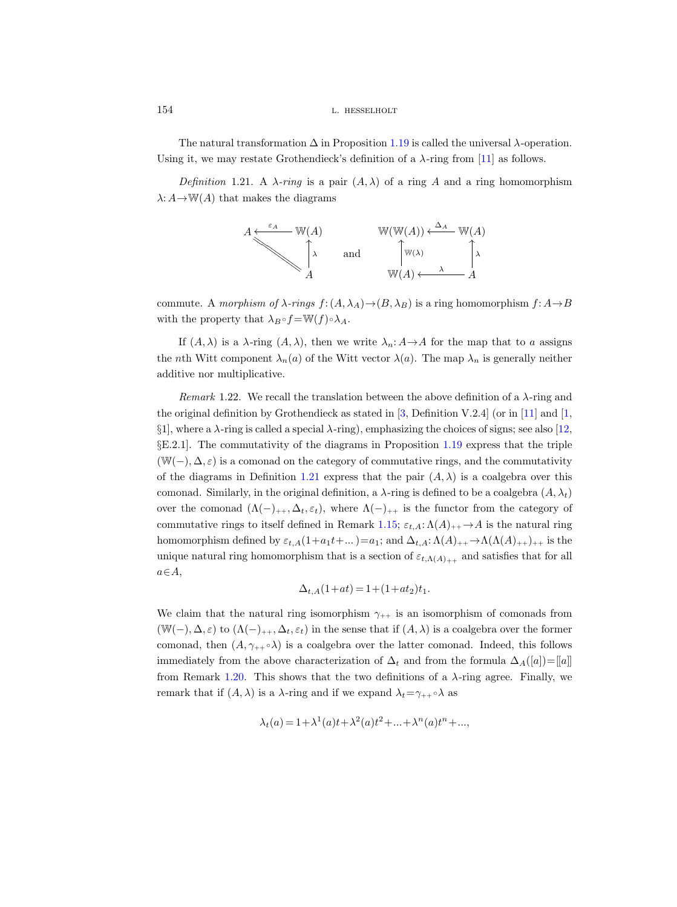The natural transformation $\Delta$ in Proposition 1.19 is called the universal $\lambda$-operation. Using it, we may restate Grothendieck's definition of a $\lambda$-ring from [11] as follows.

*Definition* 1.21. A *$\lambda$-ring* is a pair $(A,\lambda)$ of a ring $A$ and a ring homomorphism $\lambda\colon A\to\mathbb{W}(A)$ that makes the diagrams

$$\begin{array}{ccc} A & \xleftarrow{\varepsilon_A} & \mathbb{W}(A) \\ & \diagdown\!\!\diagdown & \uparrow{\scriptstyle\lambda} \\ & & A \end{array} \qquad \text{and} \qquad \begin{array}{ccc} \mathbb{W}(\mathbb{W}(A)) & \xleftarrow{\Delta_A} & \mathbb{W}(A) \\ \uparrow{\scriptstyle\mathbb{W}(\lambda)} & & \uparrow{\scriptstyle\lambda} \\ \mathbb{W}(A) & \xleftarrow{\lambda} & A \end{array}$$

commute. A *morphism of $\lambda$-rings* $f\colon(A,\lambda_A)\to(B,\lambda_B)$ is a ring homomorphism $f\colon A\to B$ with the property that $\lambda_B\circ f=\mathbb{W}(f)\circ\lambda_A$.

If $(A,\lambda)$ is a $\lambda$-ring $(A,\lambda)$, then we write $\lambda_n\colon A\to A$ for the map that to $a$ assigns the $n$th Witt component $\lambda_n(a)$ of the Witt vector $\lambda(a)$. The map $\lambda_n$ is generally neither additive nor multiplicative.

*Remark* 1.22. We recall the translation between the above definition of a $\lambda$-ring and the original definition by Grothendieck as stated in [3, Definition V.2.4] (or in [11] and [1, §1], where a $\lambda$-ring is called a special $\lambda$-ring), emphasizing the choices of signs; see also [12, §E.2.1]. The commutativity of the diagrams in Proposition 1.19 express that the triple $(\mathbb{W}(-),\Delta,\varepsilon)$ is a comonad on the category of commutative rings, and the commutativity of the diagrams in Definition 1.21 express that the pair $(A,\lambda)$ is a coalgebra over this comonad. Similarly, in the original definition, a $\lambda$-ring is defined to be a coalgebra $(A,\lambda_t)$ over the comonad $(\Lambda(-)_{++},\Delta_t,\varepsilon_t)$, where $\Lambda(-)_{++}$ is the functor from the category of commutative rings to itself defined in Remark 1.15; $\varepsilon_{t,A}\colon\Lambda(A)_{++}\to A$ is the natural ring homomorphism defined by $\varepsilon_{t,A}(1+a_1t+\dots)=a_1$; and $\Delta_{t,A}\colon\Lambda(A)_{++}\to\Lambda(\Lambda(A)_{++})_{++}$ is the unique natural ring homomorphism that is a section of $\varepsilon_{t,\Lambda(A)_{++}}$ and satisfies that for all $a\in A$,

$$\Delta_{t,A}(1+at)=1+(1+at_2)t_1.$$

We claim that the natural ring isomorphism $\gamma_{++}$ is an isomorphism of comonads from $(\mathbb{W}(-),\Delta,\varepsilon)$ to $(\Lambda(-)_{++},\Delta_t,\varepsilon_t)$ in the sense that if $(A,\lambda)$ is a coalgebra over the former comonad, then $(A,\gamma_{++}\circ\lambda)$ is a coalgebra over the latter comonad. Indeed, this follows immediately from the above characterization of $\Delta_t$ and from the formula $\Delta_A([a])=[\![a]\!]$ from Remark 1.20. This shows that the two definitions of a $\lambda$-ring agree. Finally, we remark that if $(A,\lambda)$ is a $\lambda$-ring and if we expand $\lambda_t=\gamma_{++}\circ\lambda$ as

$$\lambda_t(a)=1+\lambda^1(a)t+\lambda^2(a)t^2+\dots+\lambda^n(a)t^n+\dots,$$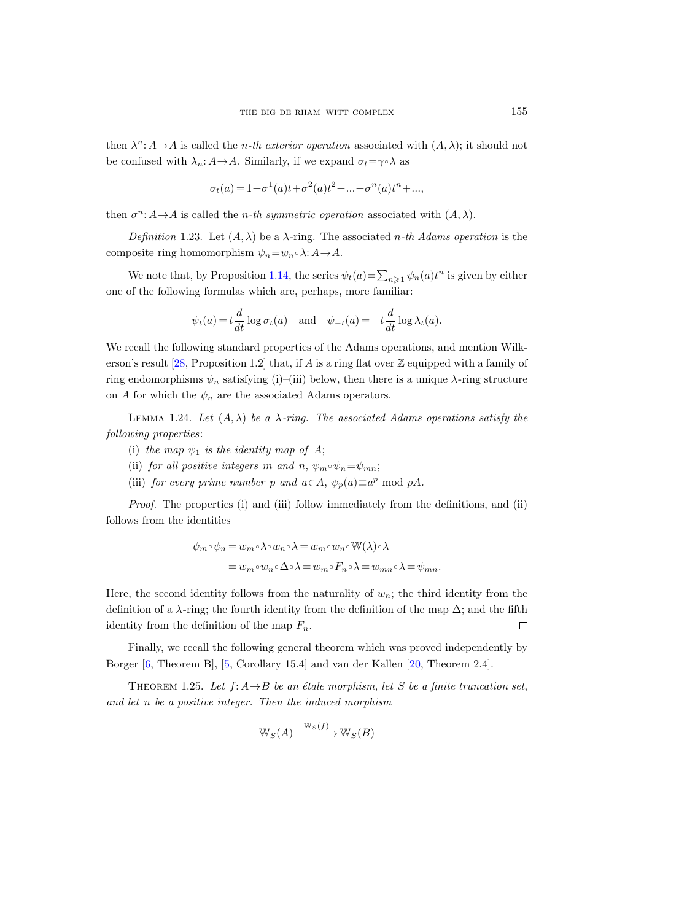then $\lambda^n\colon A\to A$ is called the *n-th exterior operation* associated with $(A,\lambda)$; it should not be confused with $\lambda_n\colon A\to A$. Similarly, if we expand $\sigma_t=\gamma\circ\lambda$ as

$$\sigma_t(a)=1+\sigma^1(a)t+\sigma^2(a)t^2+\ldots+\sigma^n(a)t^n+\ldots,$$

then $\sigma^n\colon A\to A$ is called the *n-th symmetric operation* associated with $(A,\lambda)$.

*Definition* 1.23. Let $(A,\lambda)$ be a $\lambda$-ring. The associated *n-th Adams operation* is the composite ring homomorphism $\psi_n=w_n\circ\lambda\colon A\to A$.

We note that, by Proposition 1.14, the series $\psi_t(a)=\sum_{n\geqslant 1}\psi_n(a)t^n$ is given by either one of the following formulas which are, perhaps, more familiar:

$$\psi_t(a)=t\frac{d}{dt}\log\sigma_t(a)\quad\text{and}\quad\psi_{-t}(a)=-t\frac{d}{dt}\log\lambda_t(a).$$

We recall the following standard properties of the Adams operations, and mention Wilkerson's result [28, Proposition 1.2] that, if $A$ is a ring flat over $\mathbb{Z}$ equipped with a family of ring endomorphisms $\psi_n$ satisfying (i)–(iii) below, then there is a unique $\lambda$-ring structure on $A$ for which the $\psi_n$ are the associated Adams operators.

LEMMA 1.24. *Let $(A,\lambda)$ be a $\lambda$-ring. The associated Adams operations satisfy the following properties*:

(i) *the map $\psi_1$ is the identity map of $A$*;

(ii) *for all positive integers $m$ and $n$, $\psi_m\circ\psi_n=\psi_{mn}$*;

(iii) *for every prime number $p$ and $a\in A$, $\psi_p(a)\equiv a^p \bmod pA$.*

*Proof.* The properties (i) and (iii) follow immediately from the definitions, and (ii) follows from the identities

$$\begin{aligned}\psi_m\circ\psi_n&=w_m\circ\lambda\circ w_n\circ\lambda=w_m\circ w_n\circ\mathbb{W}(\lambda)\circ\lambda\\&=w_m\circ w_n\circ\Delta\circ\lambda=w_m\circ F_n\circ\lambda=w_{mn}\circ\lambda=\psi_{mn}.\end{aligned}$$

Here, the second identity follows from the naturality of $w_n$; the third identity from the definition of a $\lambda$-ring; the fourth identity from the definition of the map $\Delta$; and the fifth identity from the definition of the map $F_n$. $\square$

Finally, we recall the following general theorem which was proved independently by Borger [6, Theorem B], [5, Corollary 15.4] and van der Kallen [20, Theorem 2.4].

THEOREM 1.25. *Let $f\colon A\to B$ be an étale morphism, let $S$ be a finite truncation set, and let $n$ be a positive integer. Then the induced morphism*

$$\mathbb{W}_S(A)\xrightarrow{\mathbb{W}_S(f)}\mathbb{W}_S(B)$$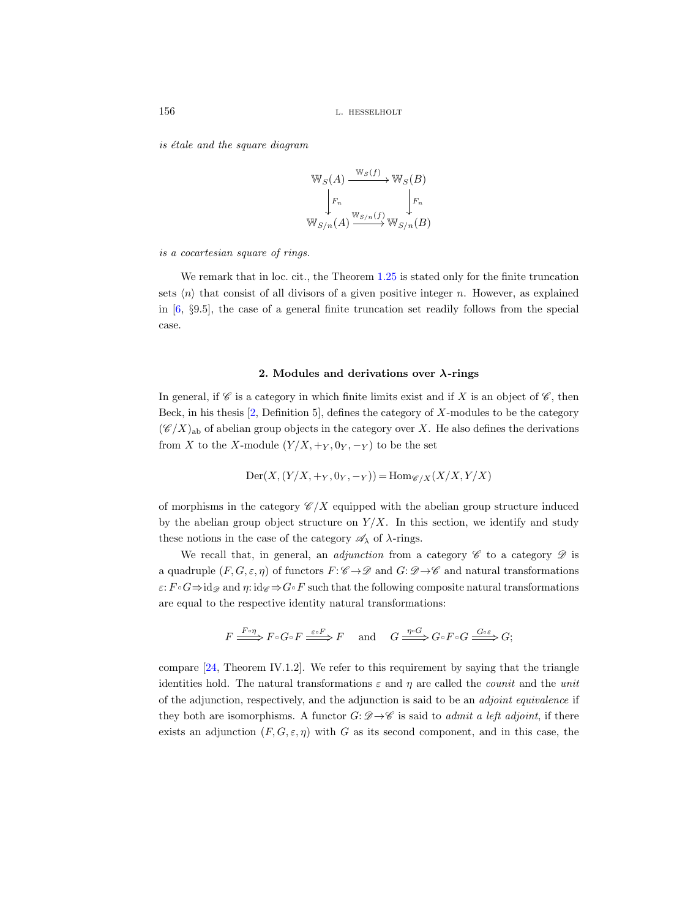*is étale and the square diagram*

$$\begin{array}{ccc} \mathbb{W}_S(A) & \xrightarrow{\mathbb{W}_S(f)} & \mathbb{W}_S(B) \\ \downarrow{\scriptstyle F_n} & & \downarrow{\scriptstyle F_n} \\ \mathbb{W}_{S/n}(A) & \xrightarrow{\mathbb{W}_{S/n}(f)} & \mathbb{W}_{S/n}(B) \end{array}$$

*is a cocartesian square of rings.*

We remark that in loc. cit., the Theorem 1.25 is stated only for the finite truncation sets $\langle n \rangle$ that consist of all divisors of a given positive integer $n$. However, as explained in [6, §9.5], the case of a general finite truncation set readily follows from the special case.

## 2. Modules and derivations over $\lambda$-rings

In general, if $\mathscr{C}$ is a category in which finite limits exist and if $X$ is an object of $\mathscr{C}$, then Beck, in his thesis [2, Definition 5], defines the category of $X$-modules to be the category $(\mathscr{C}/X)_{\mathrm{ab}}$ of abelian group objects in the category over $X$. He also defines the derivations from $X$ to the $X$-module $(Y/X, +_Y, 0_Y, -_Y)$ to be the set

$$\mathrm{Der}(X, (Y/X, +_Y, 0_Y, -_Y)) = \mathrm{Hom}_{\mathscr{C}/X}(X/X, Y/X)$$

of morphisms in the category $\mathscr{C}/X$ equipped with the abelian group structure induced by the abelian group object structure on $Y/X$. In this section, we identify and study these notions in the case of the category $\mathscr{A}_\lambda$ of $\lambda$-rings.

We recall that, in general, an *adjunction* from a category $\mathscr{C}$ to a category $\mathscr{D}$ is a quadruple $(F, G, \varepsilon, \eta)$ of functors $F\colon \mathscr{C} \to \mathscr{D}$ and $G\colon \mathscr{D} \to \mathscr{C}$ and natural transformations $\varepsilon\colon F \circ G \Rightarrow \mathrm{id}_{\mathscr{D}}$ and $\eta\colon \mathrm{id}_{\mathscr{C}} \Rightarrow G \circ F$ such that the following composite natural transformations are equal to the respective identity natural transformations:

$$F \xRightarrow{F \circ \eta} F \circ G \circ F \xRightarrow{\varepsilon \circ F} F \quad \text{and} \quad G \xRightarrow{\eta \circ G} G \circ F \circ G \xRightarrow{G \circ \varepsilon} G;$$

compare [24, Theorem IV.1.2]. We refer to this requirement by saying that the triangle identities hold. The natural transformations $\varepsilon$ and $\eta$ are called the *counit* and the *unit* of the adjunction, respectively, and the adjunction is said to be an *adjoint equivalence* if they both are isomorphisms. A functor $G\colon \mathscr{D} \to \mathscr{C}$ is said to *admit a left adjoint*, if there exists an adjunction $(F, G, \varepsilon, \eta)$ with $G$ as its second component, and in this case, the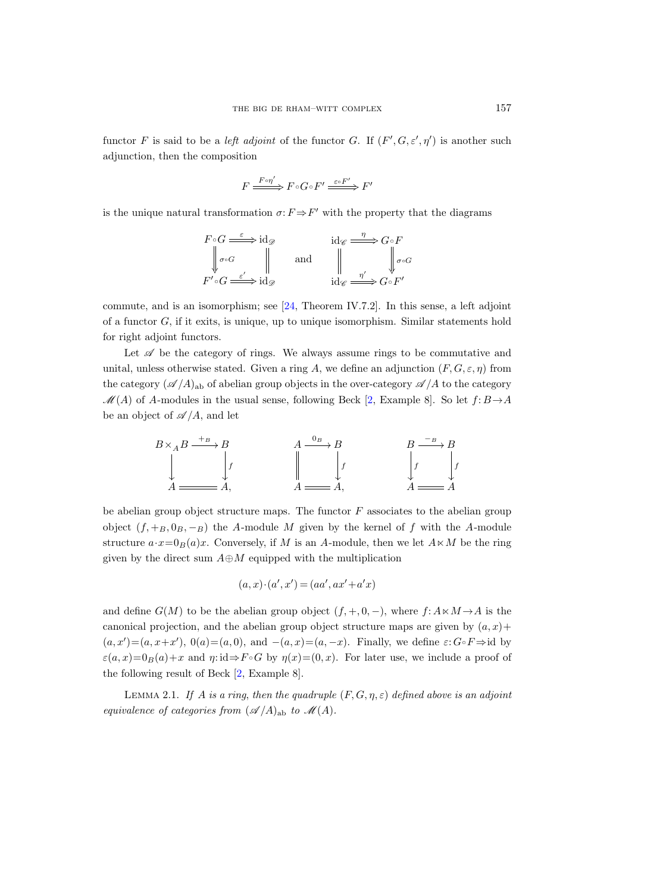functor $F$ is said to be a *left adjoint* of the functor $G$. If $(F', G, \varepsilon', \eta')$ is another such adjunction, then the composition

$$F \xrightarrow{F\circ\eta'} F\circ G\circ F' \xrightarrow{\varepsilon\circ F'} F'$$

is the unique natural transformation $\sigma\colon F \Rightarrow F'$ with the property that the diagrams

$$\begin{array}{ccc} F\circ G & \xrightarrow{\varepsilon} & \mathrm{id}_{\mathscr{D}} \\ \Big\Downarrow{\scriptstyle \sigma\circ G} & & \Big\| \\ F'\circ G & \xrightarrow{\varepsilon'} & \mathrm{id}_{\mathscr{D}} \end{array} \qquad \text{and} \qquad \begin{array}{ccc} \mathrm{id}_{\mathscr{C}} & \xrightarrow{\eta} & G\circ F \\ \Big\| & & \Big\Downarrow{\scriptstyle \sigma\circ G} \\ \mathrm{id}_{\mathscr{C}} & \xrightarrow{\eta'} & G\circ F' \end{array}$$

commute, and is an isomorphism; see [24, Theorem IV.7.2]. In this sense, a left adjoint of a functor $G$, if it exits, is unique, up to unique isomorphism. Similar statements hold for right adjoint functors.

Let $\mathscr{A}$ be the category of rings. We always assume rings to be commutative and unital, unless otherwise stated. Given a ring $A$, we define an adjunction $(F, G, \varepsilon, \eta)$ from the category $(\mathscr{A}/A)_{\mathrm{ab}}$ of abelian group objects in the over-category $\mathscr{A}/A$ to the category $\mathscr{M}(A)$ of $A$-modules in the usual sense, following Beck [2, Example 8]. So let $f\colon B \to A$ be an object of $\mathscr{A}/A$, and let

$$\begin{array}{ccc} B\times_A B & \xrightarrow{+_B} & B \\ \big\downarrow & & \big\downarrow{\scriptstyle f} \\ A & = & A, \end{array} \qquad \begin{array}{ccc} A & \xrightarrow{0_B} & B \\ \big\| & & \big\downarrow{\scriptstyle f} \\ A & = & A, \end{array} \qquad \begin{array}{ccc} B & \xrightarrow{-_B} & B \\ \big\downarrow{\scriptstyle f} & & \big\downarrow{\scriptstyle f} \\ A & = & A \end{array}$$

be abelian group object structure maps. The functor $F$ associates to the abelian group object $(f, +_B, 0_B, -_B)$ the $A$-module $M$ given by the kernel of $f$ with the $A$-module structure $a\cdot x = 0_B(a)x$. Conversely, if $M$ is an $A$-module, then we let $A \ltimes M$ be the ring given by the direct sum $A \oplus M$ equipped with the multiplication

$$(a, x)\cdot(a', x') = (aa', ax' + a'x)$$

and define $G(M)$ to be the abelian group object $(f, +, 0, -)$, where $f\colon A \ltimes M \to A$ is the canonical projection, and the abelian group object structure maps are given by $(a, x) + (a, x') = (a, x + x')$, $0(a) = (a, 0)$, and $-(a, x) = (a, -x)$. Finally, we define $\varepsilon\colon G\circ F \Rightarrow \mathrm{id}$ by $\varepsilon(a, x) = 0_B(a) + x$ and $\eta\colon \mathrm{id} \Rightarrow F\circ G$ by $\eta(x) = (0, x)$. For later use, we include a proof of the following result of Beck [2, Example 8].

LEMMA 2.1. *If $A$ is a ring, then the quadruple $(F, G, \eta, \varepsilon)$ defined above is an adjoint equivalence of categories from $(\mathscr{A}/A)_{\mathrm{ab}}$ to $\mathscr{M}(A)$.*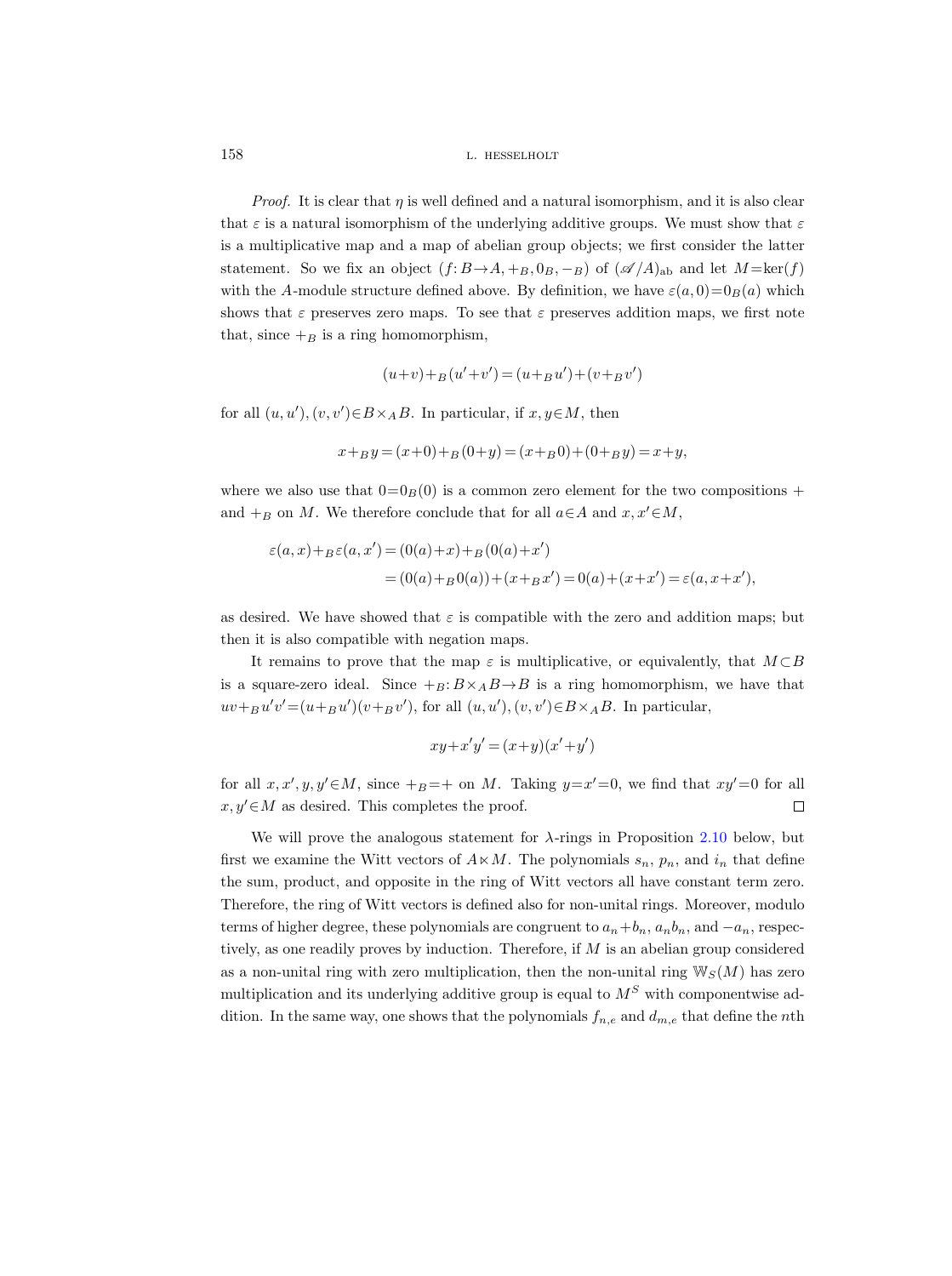*Proof.* It is clear that $\eta$ is well defined and a natural isomorphism, and it is also clear that $\varepsilon$ is a natural isomorphism of the underlying additive groups. We must show that $\varepsilon$ is a multiplicative map and a map of abelian group objects; we first consider the latter statement. So we fix an object $(f\colon B\to A, +_B, 0_B, -_B)$ of $(\mathscr{A}/A)_{\mathrm{ab}}$ and let $M=\ker(f)$ with the $A$-module structure defined above. By definition, we have $\varepsilon(a,0)=0_B(a)$ which shows that $\varepsilon$ preserves zero maps. To see that $\varepsilon$ preserves addition maps, we first note that, since $+_B$ is a ring homomorphism,

$$(u+v)+_B(u'+v') = (u+_Bu')+(v+_Bv')$$

for all $(u,u'),(v,v')\in B\times_A B$. In particular, if $x,y\in M$, then

$$x+_By = (x+0)+_B(0+y) = (x+_B0)+(0+_By) = x+y,$$

where we also use that $0=0_B(0)$ is a common zero element for the two compositions $+$ and $+_B$ on $M$. We therefore conclude that for all $a\in A$ and $x,x'\in M$,

$$\begin{aligned}\varepsilon(a,x)+_B\varepsilon(a,x') &= (0(a)+x)+_B(0(a)+x')\\ &= (0(a)+_B0(a))+(x+_Bx') = 0(a)+(x+x') = \varepsilon(a,x+x'),\end{aligned}$$

as desired. We have showed that $\varepsilon$ is compatible with the zero and addition maps; but then it is also compatible with negation maps.

It remains to prove that the map $\varepsilon$ is multiplicative, or equivalently, that $M\subset B$ is a square-zero ideal. Since $+_B\colon B\times_A B\to B$ is a ring homomorphism, we have that $uv+_Bu'v'=(u+_Bu')(v+_Bv')$, for all $(u,u'),(v,v')\in B\times_A B$. In particular,

$$xy+x'y' = (x+y)(x'+y')$$

for all $x,x',y,y'\in M$, since $+_B=+$ on $M$. Taking $y=x'=0$, we find that $xy'=0$ for all $x,y'\in M$ as desired. This completes the proof. $\square$

We will prove the analogous statement for $\lambda$-rings in Proposition 2.10 below, but first we examine the Witt vectors of $A\ltimes M$. The polynomials $s_n$, $p_n$, and $i_n$ that define the sum, product, and opposite in the ring of Witt vectors all have constant term zero. Therefore, the ring of Witt vectors is defined also for non-unital rings. Moreover, modulo terms of higher degree, these polynomials are congruent to $a_n+b_n$, $a_nb_n$, and $-a_n$, respectively, as one readily proves by induction. Therefore, if $M$ is an abelian group considered as a non-unital ring with zero multiplication, then the non-unital ring $\mathbb{W}_S(M)$ has zero multiplication and its underlying additive group is equal to $M^S$ with componentwise addition. In the same way, one shows that the polynomials $f_{n,e}$ and $d_{m,e}$ that define the $n$th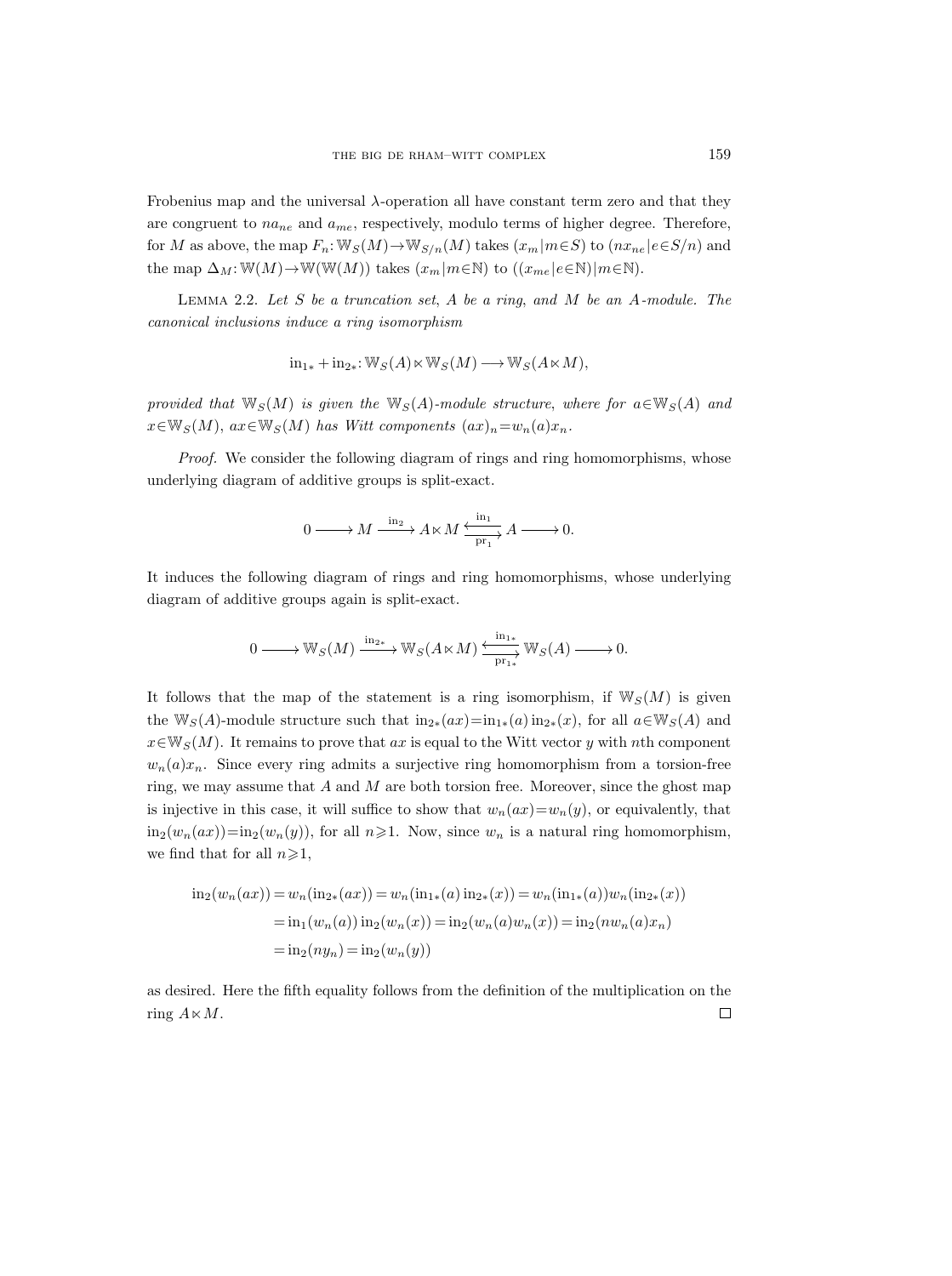Frobenius map and the universal $\lambda$-operation all have constant term zero and that they are congruent to $na_{ne}$ and $a_{me}$, respectively, modulo terms of higher degree. Therefore, for $M$ as above, the map $F_n\colon \mathbb{W}_S(M)\to\mathbb{W}_{S/n}(M)$ takes $(x_m|m\in S)$ to $(nx_{ne}|e\in S/n)$ and the map $\Delta_M\colon \mathbb{W}(M)\to\mathbb{W}(\mathbb{W}(M))$ takes $(x_m|m\in\mathbb{N})$ to $((x_{me}|e\in\mathbb{N})|m\in\mathbb{N})$.

LEMMA 2.2. *Let $S$ be a truncation set, $A$ be a ring, and $M$ be an $A$-module. The canonical inclusions induce a ring isomorphism*

$$\mathrm{in}_{1*}+\mathrm{in}_{2*}\colon \mathbb{W}_S(A)\ltimes\mathbb{W}_S(M)\longrightarrow\mathbb{W}_S(A\ltimes M),$$

*provided that $\mathbb{W}_S(M)$ is given the $\mathbb{W}_S(A)$-module structure, where for $a\in\mathbb{W}_S(A)$ and $x\in\mathbb{W}_S(M)$, $ax\in\mathbb{W}_S(M)$ has Witt components $(ax)_n=w_n(a)x_n$.*

*Proof.* We consider the following diagram of rings and ring homomorphisms, whose underlying diagram of additive groups is split-exact.

$$0\longrightarrow M\xrightarrow{\mathrm{in}_2}A\ltimes M\underset{\mathrm{pr}_1}{\overset{\mathrm{in}_1}{\leftrightarrows}}A\longrightarrow 0.$$

It induces the following diagram of rings and ring homomorphisms, whose underlying diagram of additive groups again is split-exact.

$$0\longrightarrow \mathbb{W}_S(M)\xrightarrow{\mathrm{in}_{2*}}\mathbb{W}_S(A\ltimes M)\underset{\mathrm{pr}_{1*}}{\overset{\mathrm{in}_{1*}}{\leftrightarrows}}\mathbb{W}_S(A)\longrightarrow 0.$$

It follows that the map of the statement is a ring isomorphism, if $\mathbb{W}_S(M)$ is given the $\mathbb{W}_S(A)$-module structure such that $\mathrm{in}_{2*}(ax)=\mathrm{in}_{1*}(a)\,\mathrm{in}_{2*}(x)$, for all $a\in\mathbb{W}_S(A)$ and $x\in\mathbb{W}_S(M)$. It remains to prove that $ax$ is equal to the Witt vector $y$ with $n$th component $w_n(a)x_n$. Since every ring admits a surjective ring homomorphism from a torsion-free ring, we may assume that $A$ and $M$ are both torsion free. Moreover, since the ghost map is injective in this case, it will suffice to show that $w_n(ax)=w_n(y)$, or equivalently, that $\mathrm{in}_2(w_n(ax))=\mathrm{in}_2(w_n(y))$, for all $n\geqslant 1$. Now, since $w_n$ is a natural ring homomorphism, we find that for all $n\geqslant 1$,

$$\begin{aligned}
\mathrm{in}_2(w_n(ax)) &= w_n(\mathrm{in}_{2*}(ax)) = w_n(\mathrm{in}_{1*}(a)\,\mathrm{in}_{2*}(x)) = w_n(\mathrm{in}_{1*}(a))w_n(\mathrm{in}_{2*}(x))\\
&= \mathrm{in}_1(w_n(a))\,\mathrm{in}_2(w_n(x)) = \mathrm{in}_2(w_n(a)w_n(x)) = \mathrm{in}_2(nw_n(a)x_n)\\
&= \mathrm{in}_2(ny_n) = \mathrm{in}_2(w_n(y))
\end{aligned}$$

as desired. Here the fifth equality follows from the definition of the multiplication on the ring $A\ltimes M$. $\square$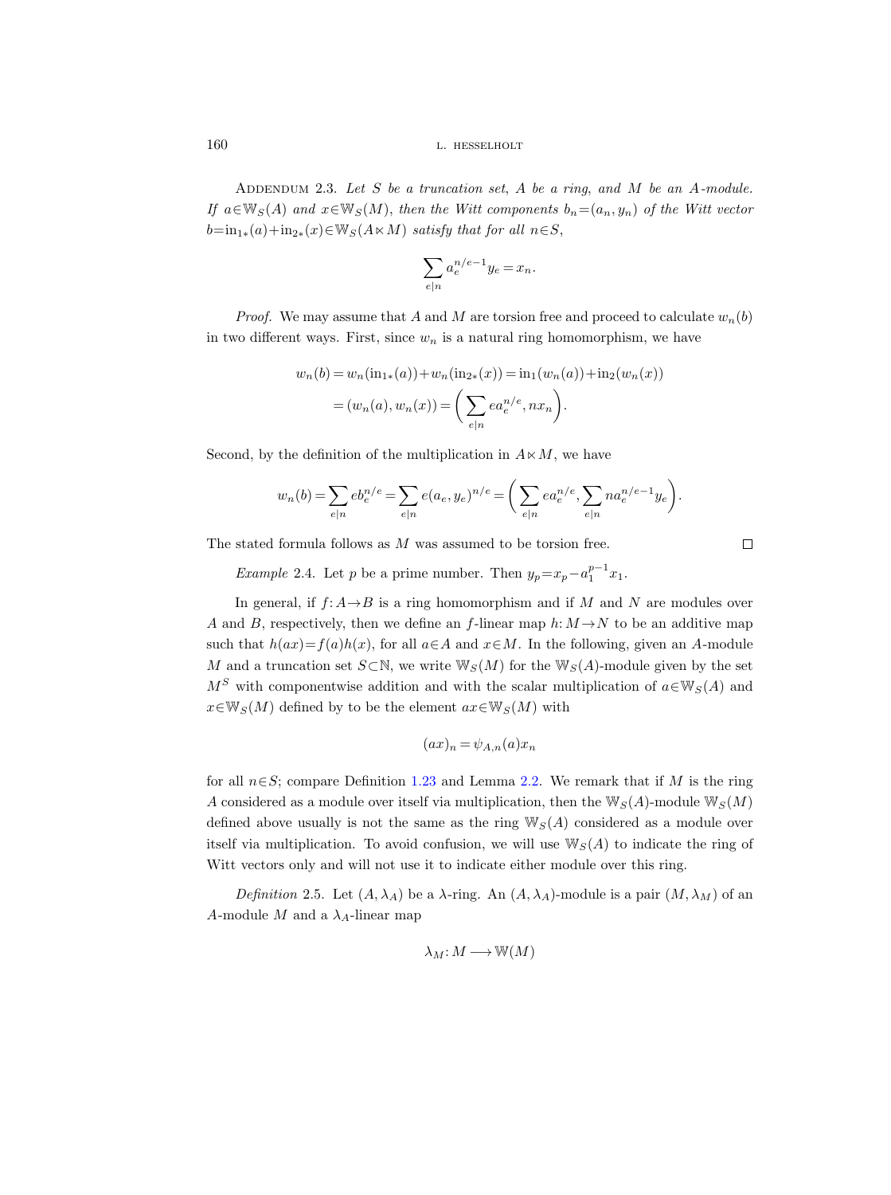Addendum 2.3. *Let $S$ be a truncation set, $A$ be a ring, and $M$ be an $A$-module. If $a \in \mathbb{W}_S(A)$ and $x \in \mathbb{W}_S(M)$, then the Witt components $b_n = (a_n, y_n)$ of the Witt vector $b = \mathrm{in}_{1*}(a) + \mathrm{in}_{2*}(x) \in \mathbb{W}_S(A \ltimes M)$ satisfy that for all $n \in S$,*

$$\sum_{e \mid n} a_e^{n/e-1} y_e = x_n.$$

*Proof.* We may assume that $A$ and $M$ are torsion free and proceed to calculate $w_n(b)$ in two different ways. First, since $w_n$ is a natural ring homomorphism, we have

$$\begin{aligned} w_n(b) &= w_n(\mathrm{in}_{1*}(a)) + w_n(\mathrm{in}_{2*}(x)) = \mathrm{in}_1(w_n(a)) + \mathrm{in}_2(w_n(x)) \\ &= (w_n(a), w_n(x)) = \bigg( \sum_{e \mid n} e a_e^{n/e}, n x_n \bigg). \end{aligned}$$

Second, by the definition of the multiplication in $A \ltimes M$, we have

$$w_n(b) = \sum_{e \mid n} e b_e^{n/e} = \sum_{e \mid n} e (a_e, y_e)^{n/e} = \bigg( \sum_{e \mid n} e a_e^{n/e}, \sum_{e \mid n} n a_e^{n/e-1} y_e \bigg).$$

The stated formula follows as $M$ was assumed to be torsion free. $\square$

*Example* 2.4. Let $p$ be a prime number. Then $y_p = x_p - a_1^{p-1} x_1$.

In general, if $f: A \to B$ is a ring homomorphism and if $M$ and $N$ are modules over $A$ and $B$, respectively, then we define an $f$-linear map $h: M \to N$ to be an additive map such that $h(ax) = f(a) h(x)$, for all $a \in A$ and $x \in M$. In the following, given an $A$-module $M$ and a truncation set $S \subset \mathbb{N}$, we write $\mathbb{W}_S(M)$ for the $\mathbb{W}_S(A)$-module given by the set $M^S$ with componentwise addition and with the scalar multiplication of $a \in \mathbb{W}_S(A)$ and $x \in \mathbb{W}_S(M)$ defined by to be the element $ax \in \mathbb{W}_S(M)$ with

$$(ax)_n = \psi_{A,n}(a) x_n$$

for all $n \in S$; compare Definition 1.23 and Lemma 2.2. We remark that if $M$ is the ring $A$ considered as a module over itself via multiplication, then the $\mathbb{W}_S(A)$-module $\mathbb{W}_S(M)$ defined above usually is not the same as the ring $\mathbb{W}_S(A)$ considered as a module over itself via multiplication. To avoid confusion, we will use $\mathbb{W}_S(A)$ to indicate the ring of Witt vectors only and will not use it to indicate either module over this ring.

*Definition* 2.5. Let $(A, \lambda_A)$ be a $\lambda$-ring. An $(A, \lambda_A)$-module is a pair $(M, \lambda_M)$ of an $A$-module $M$ and a $\lambda_A$-linear map

$$\lambda_M: M \longrightarrow \mathbb{W}(M)$$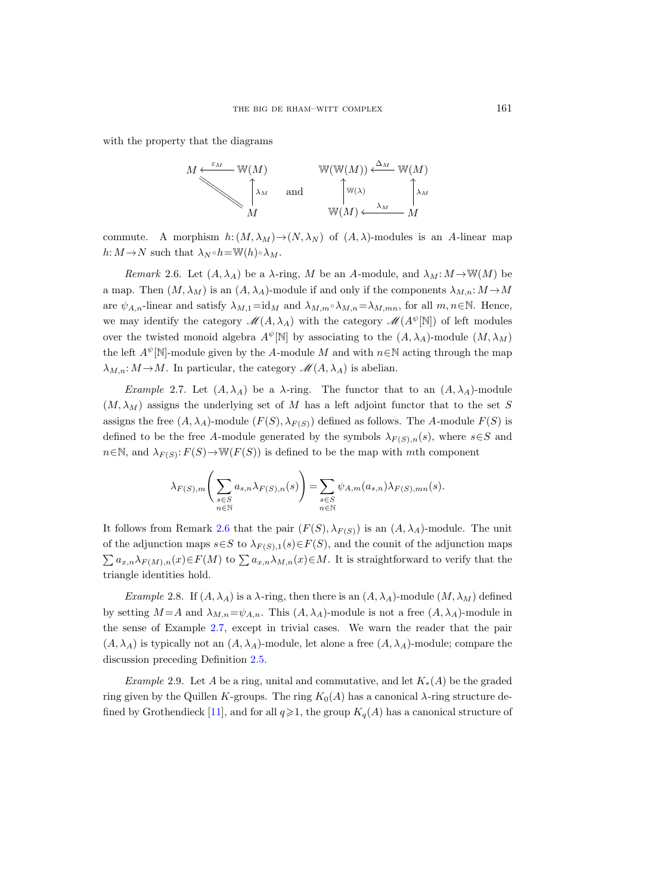with the property that the diagrams

$$
\begin{array}{ccc}
M & \xleftarrow{\varepsilon_M} & \mathbb{W}(M) \\
& \diagdown\!\!\diagdown & \Big\uparrow \lambda_M \\
& & M
\end{array}
\qquad \text{and} \qquad
\begin{array}{ccc}
\mathbb{W}(\mathbb{W}(M)) & \xleftarrow{\Delta_M} & \mathbb{W}(M) \\
\Big\uparrow \mathbb{W}(\lambda) & & \Big\uparrow \lambda_M \\
\mathbb{W}(M) & \xleftarrow{\lambda_M} & M
\end{array}
$$

commute. A morphism $h\colon (M, \lambda_M) \to (N, \lambda_N)$ of $(A, \lambda)$-modules is an $A$-linear map $h\colon M \to N$ such that $\lambda_N \circ h = \mathbb{W}(h) \circ \lambda_M$.

*Remark* 2.6. Let $(A, \lambda_A)$ be a $\lambda$-ring, $M$ be an $A$-module, and $\lambda_M\colon M \to \mathbb{W}(M)$ be a map. Then $(M, \lambda_M)$ is an $(A, \lambda_A)$-module if and only if the components $\lambda_{M,n}\colon M \to M$ are $\psi_{A,n}$-linear and satisfy $\lambda_{M,1} = \mathrm{id}_M$ and $\lambda_{M,m} \circ \lambda_{M,n} = \lambda_{M,mn}$, for all $m, n \in \mathbb{N}$. Hence, we may identify the category $\mathscr{M}(A, \lambda_A)$ with the category $\mathscr{M}(A^{\psi}[\mathbb{N}])$ of left modules over the twisted monoid algebra $A^{\psi}[\mathbb{N}]$ by associating to the $(A, \lambda_A)$-module $(M, \lambda_M)$ the left $A^{\psi}[\mathbb{N}]$-module given by the $A$-module $M$ and with $n \in \mathbb{N}$ acting through the map $\lambda_{M,n}\colon M \to M$. In particular, the category $\mathscr{M}(A, \lambda_A)$ is abelian.

*Example* 2.7. Let $(A, \lambda_A)$ be a $\lambda$-ring. The functor that to an $(A, \lambda_A)$-module $(M, \lambda_M)$ assigns the underlying set of $M$ has a left adjoint functor that to the set $S$ assigns the free $(A, \lambda_A)$-module $(F(S), \lambda_{F(S)})$ defined as follows. The $A$-module $F(S)$ is defined to be the free $A$-module generated by the symbols $\lambda_{F(S),n}(s)$, where $s \in S$ and $n \in \mathbb{N}$, and $\lambda_{F(S)}\colon F(S) \to \mathbb{W}(F(S))$ is defined to be the map with $m$th component

$$\lambda_{F(S),m}\Bigg(\sum_{\substack{s \in S \\ n \in \mathbb{N}}} a_{s,n} \lambda_{F(S),n}(s)\Bigg) = \sum_{\substack{s \in S \\ n \in \mathbb{N}}} \psi_{A,m}(a_{s,n}) \lambda_{F(S),mn}(s).$$

It follows from Remark 2.6 that the pair $(F(S), \lambda_{F(S)})$ is an $(A, \lambda_A)$-module. The unit of the adjunction maps $s \in S$ to $\lambda_{F(S),1}(s) \in F(S)$, and the counit of the adjunction maps $\sum a_{x,n} \lambda_{F(M),n}(x) \in F(M)$ to $\sum a_{x,n} \lambda_{M,n}(x) \in M$. It is straightforward to verify that the triangle identities hold.

*Example* 2.8. If $(A, \lambda_A)$ is a $\lambda$-ring, then there is an $(A, \lambda_A)$-module $(M, \lambda_M)$ defined by setting $M = A$ and $\lambda_{M,n} = \psi_{A,n}$. This $(A, \lambda_A)$-module is not a free $(A, \lambda_A)$-module in the sense of Example 2.7, except in trivial cases. We warn the reader that the pair $(A, \lambda_A)$ is typically not an $(A, \lambda_A)$-module, let alone a free $(A, \lambda_A)$-module; compare the discussion preceding Definition 2.5.

*Example* 2.9. Let $A$ be a ring, unital and commutative, and let $K_*(A)$ be the graded ring given by the Quillen $K$-groups. The ring $K_0(A)$ has a canonical $\lambda$-ring structure defined by Grothendieck [11], and for all $q \geqslant 1$, the group $K_q(A)$ has a canonical structure of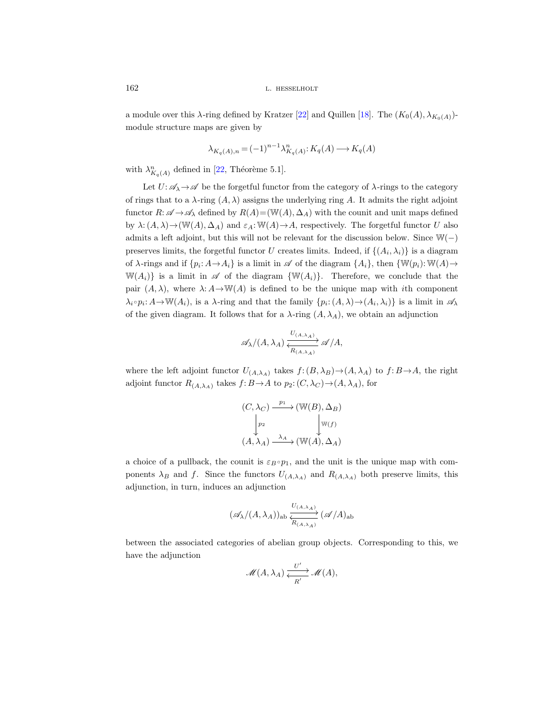a module over this $\lambda$-ring defined by Kratzer [22] and Quillen [18]. The $(K_0(A), \lambda_{K_0(A)})$-module structure maps are given by

$$\lambda_{K_q(A),n} = (-1)^{n-1} \lambda^n_{K_q(A)} \colon K_q(A) \longrightarrow K_q(A)$$

with $\lambda^n_{K_q(A)}$ defined in [22, Théorème 5.1].

Let $U \colon \mathscr{A}_\lambda \to \mathscr{A}$ be the forgetful functor from the category of $\lambda$-rings to the category of rings that to a $\lambda$-ring $(A, \lambda)$ assigns the underlying ring $A$. It admits the right adjoint functor $R \colon \mathscr{A} \to \mathscr{A}_\lambda$ defined by $R(A) = (\mathbb{W}(A), \Delta_A)$ with the counit and unit maps defined by $\lambda \colon (A, \lambda) \to (\mathbb{W}(A), \Delta_A)$ and $\varepsilon_A \colon \mathbb{W}(A) \to A$, respectively. The forgetful functor $U$ also admits a left adjoint, but this will not be relevant for the discussion below. Since $\mathbb{W}(-)$ preserves limits, the forgetful functor $U$ creates limits. Indeed, if $\{(A_i, \lambda_i)\}$ is a diagram of $\lambda$-rings and if $\{p_i \colon A \to A_i\}$ is a limit in $\mathscr{A}$ of the diagram $\{A_i\}$, then $\{\mathbb{W}(p_i) \colon \mathbb{W}(A) \to \mathbb{W}(A_i)\}$ is a limit in $\mathscr{A}$ of the diagram $\{\mathbb{W}(A_i)\}$. Therefore, we conclude that the pair $(A, \lambda)$, where $\lambda \colon A \to \mathbb{W}(A)$ is defined to be the unique map with $i$th component $\lambda_i \circ p_i \colon A \to \mathbb{W}(A_i)$, is a $\lambda$-ring and that the family $\{p_i \colon (A, \lambda) \to (A_i, \lambda_i)\}$ is a limit in $\mathscr{A}_\lambda$ of the given diagram. It follows that for a $\lambda$-ring $(A, \lambda_A)$, we obtain an adjunction

$$\mathscr{A}_\lambda/(A, \lambda_A) \underset{R_{(A,\lambda_A)}}{\overset{U_{(A,\lambda_A)}}{\rightleftarrows}} \mathscr{A}/A,$$

where the left adjoint functor $U_{(A,\lambda_A)}$ takes $f \colon (B, \lambda_B) \to (A, \lambda_A)$ to $f \colon B \to A$, the right adjoint functor $R_{(A,\lambda_A)}$ takes $f \colon B \to A$ to $p_2 \colon (C, \lambda_C) \to (A, \lambda_A)$, for

$$\begin{array}{ccc}
(C, \lambda_C) & \xrightarrow{p_1} & (\mathbb{W}(B), \Delta_B) \\
\Big\downarrow{\scriptstyle p_2} & & \Big\downarrow{\scriptstyle \mathbb{W}(f)} \\
(A, \lambda_A) & \xrightarrow{\lambda_A} & (\mathbb{W}(A), \Delta_A)
\end{array}$$

a choice of a pullback, the counit is $\varepsilon_B \circ p_1$, and the unit is the unique map with components $\lambda_B$ and $f$. Since the functors $U_{(A,\lambda_A)}$ and $R_{(A,\lambda_A)}$ both preserve limits, this adjunction, in turn, induces an adjunction

$$(\mathscr{A}_\lambda/(A, \lambda_A))_{\mathrm{ab}} \underset{R_{(A,\lambda_A)}}{\overset{U_{(A,\lambda_A)}}{\rightleftarrows}} (\mathscr{A}/A)_{\mathrm{ab}}$$

between the associated categories of abelian group objects. Corresponding to this, we have the adjunction

$$\mathscr{M}(A, \lambda_A) \underset{R'}{\overset{U'}{\rightleftarrows}} \mathscr{M}(A),$$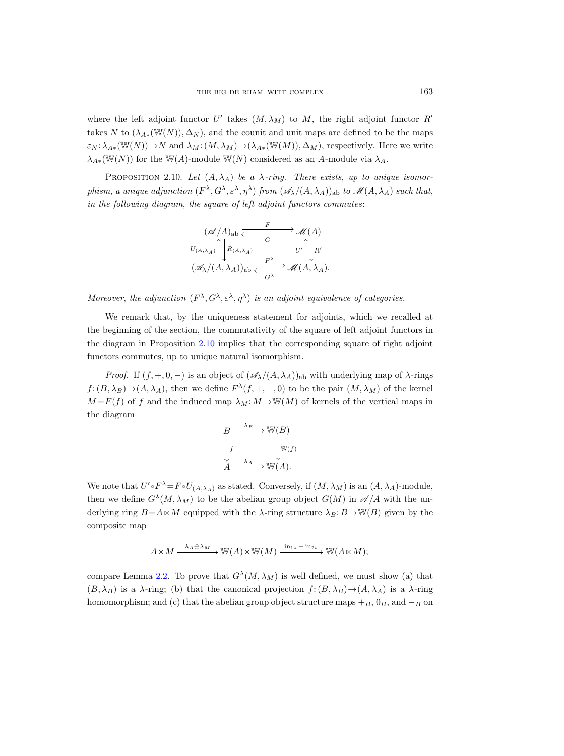where the left adjoint functor $U'$ takes $(M, \lambda_M)$ to $M$, the right adjoint functor $R'$ takes $N$ to $(\lambda_{A*}(\mathbb{W}(N)), \Delta_N)$, and the counit and unit maps are defined to be the maps $\varepsilon_N \colon \lambda_{A*}(\mathbb{W}(N)) \to N$ and $\lambda_M \colon (M, \lambda_M) \to (\lambda_{A*}(\mathbb{W}(M)), \Delta_M)$, respectively. Here we write $\lambda_{A*}(\mathbb{W}(N))$ for the $\mathbb{W}(A)$-module $\mathbb{W}(N)$ considered as an $A$-module via $\lambda_A$.

PROPOSITION 2.10. *Let $(A, \lambda_A)$ be a $\lambda$-ring. There exists, up to unique isomorphism, a unique adjunction $(F^\lambda, G^\lambda, \varepsilon^\lambda, \eta^\lambda)$ from $(\mathscr{A}_\lambda/(A, \lambda_A))_{\mathrm{ab}}$ to $\mathscr{M}(A, \lambda_A)$ such that, in the following diagram, the square of left adjoint functors commutes:*

$$
\begin{array}{ccc}
(\mathscr{A}/A)_{\mathrm{ab}} & \overset{F}{\underset{G}{\rightleftarrows}} & \mathscr{M}(A) \\
{\scriptstyle U_{(A,\lambda_A)}} \uparrow \downarrow {\scriptstyle R_{(A,\lambda_A)}} & & {\scriptstyle U'} \uparrow \downarrow {\scriptstyle R'} \\
(\mathscr{A}_\lambda/(A, \lambda_A))_{\mathrm{ab}} & \overset{F^\lambda}{\underset{G^\lambda}{\rightleftarrows}} & \mathscr{M}(A, \lambda_A).
\end{array}
$$

*Moreover, the adjunction $(F^\lambda, G^\lambda, \varepsilon^\lambda, \eta^\lambda)$ is an adjoint equivalence of categories.*

We remark that, by the uniqueness statement for adjoints, which we recalled at the beginning of the section, the commutativity of the square of left adjoint functors in the diagram in Proposition 2.10 implies that the corresponding square of right adjoint functors commutes, up to unique natural isomorphism.

*Proof.* If $(f, +, 0, -)$ is an object of $(\mathscr{A}_\lambda/(A, \lambda_A))_{\mathrm{ab}}$ with underlying map of $\lambda$-rings $f \colon (B, \lambda_B) \to (A, \lambda_A)$, then we define $F^\lambda(f, +, -, 0)$ to be the pair $(M, \lambda_M)$ of the kernel $M = F(f)$ of $f$ and the induced map $\lambda_M \colon M \to \mathbb{W}(M)$ of kernels of the vertical maps in the diagram

$$
\begin{array}{ccc}
B & \xrightarrow{\lambda_B} & \mathbb{W}(B) \\
\downarrow {\scriptstyle f} & & \downarrow {\scriptstyle \mathbb{W}(f)} \\
A & \xrightarrow{\lambda_A} & \mathbb{W}(A).
\end{array}
$$

We note that $U' \circ F^\lambda = F \circ U_{(A,\lambda_A)}$ as stated. Conversely, if $(M, \lambda_M)$ is an $(A, \lambda_A)$-module, then we define $G^\lambda(M, \lambda_M)$ to be the abelian group object $G(M)$ in $\mathscr{A}/A$ with the underlying ring $B = A \ltimes M$ equipped with the $\lambda$-ring structure $\lambda_B \colon B \to \mathbb{W}(B)$ given by the composite map

$$
A \ltimes M \xrightarrow{\lambda_A \oplus \lambda_M} \mathbb{W}(A) \ltimes \mathbb{W}(M) \xrightarrow{\mathrm{in}_{1*} + \mathrm{in}_{2*}} \mathbb{W}(A \ltimes M);
$$

compare Lemma 2.2. To prove that $G^\lambda(M, \lambda_M)$ is well defined, we must show (a) that $(B, \lambda_B)$ is a $\lambda$-ring; (b) that the canonical projection $f \colon (B, \lambda_B) \to (A, \lambda_A)$ is a $\lambda$-ring homomorphism; and (c) that the abelian group object structure maps $+_B$, $0_B$, and $-_B$ on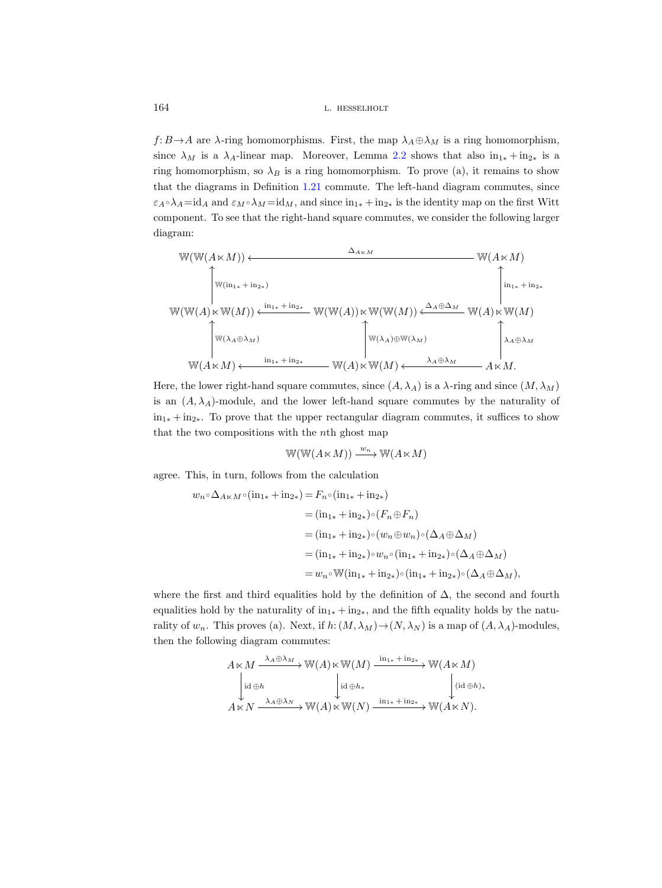$f\colon B \to A$ are $\lambda$-ring homomorphisms. First, the map $\lambda_A \oplus \lambda_M$ is a ring homomorphism, since $\lambda_M$ is a $\lambda_A$-linear map. Moreover, Lemma 2.2 shows that also $\mathrm{in}_{1*} + \mathrm{in}_{2*}$ is a ring homomorphism, so $\lambda_B$ is a ring homomorphism. To prove (a), it remains to show that the diagrams in Definition 1.21 commute. The left-hand diagram commutes, since $\varepsilon_A \circ \lambda_A = \mathrm{id}_A$ and $\varepsilon_M \circ \lambda_M = \mathrm{id}_M$, and since $\mathrm{in}_{1*} + \mathrm{in}_{2*}$ is the identity map on the first Witt component. To see that the right-hand square commutes, we consider the following larger diagram:

$$\begin{array}{ccccc}
\mathbb{W}(\mathbb{W}(A \ltimes M)) & & \xleftarrow{\quad\Delta_{A \ltimes M}\quad} & & \mathbb{W}(A \ltimes M) \\
\uparrow{\scriptstyle \mathbb{W}(\mathrm{in}_{1*} + \mathrm{in}_{2*})} & & & & \uparrow{\scriptstyle \mathrm{in}_{1*} + \mathrm{in}_{2*}} \\
\mathbb{W}(\mathbb{W}(A) \ltimes \mathbb{W}(M)) & \xleftarrow{\mathrm{in}_{1*} + \mathrm{in}_{2*}} & \mathbb{W}(\mathbb{W}(A)) \ltimes \mathbb{W}(\mathbb{W}(M)) & \xleftarrow{\Delta_A \oplus \Delta_M} & \mathbb{W}(A) \ltimes \mathbb{W}(M) \\
\uparrow{\scriptstyle \mathbb{W}(\lambda_A \oplus \lambda_M)} & & \uparrow{\scriptstyle \mathbb{W}(\lambda_A) \oplus \mathbb{W}(\lambda_M)} & & \uparrow{\scriptstyle \lambda_A \oplus \lambda_M} \\
\mathbb{W}(A \ltimes M) & \xleftarrow{\mathrm{in}_{1*} + \mathrm{in}_{2*}} & \mathbb{W}(A) \ltimes \mathbb{W}(M) & \xleftarrow{\lambda_A \oplus \lambda_M} & A \ltimes M.
\end{array}$$

Here, the lower right-hand square commutes, since $(A, \lambda_A)$ is a $\lambda$-ring and since $(M, \lambda_M)$ is an $(A, \lambda_A)$-module, and the lower left-hand square commutes by the naturality of $\mathrm{in}_{1*} + \mathrm{in}_{2*}$. To prove that the upper rectangular diagram commutes, it suffices to show that the two compositions with the $n$th ghost map

$$\mathbb{W}(\mathbb{W}(A \ltimes M)) \xrightarrow{w_n} \mathbb{W}(A \ltimes M)$$

agree. This, in turn, follows from the calculation

$$\begin{aligned}
w_n \circ \Delta_{A \ltimes M} \circ (\mathrm{in}_{1*} + \mathrm{in}_{2*}) &= F_n \circ (\mathrm{in}_{1*} + \mathrm{in}_{2*}) \\
&= (\mathrm{in}_{1*} + \mathrm{in}_{2*}) \circ (F_n \oplus F_n) \\
&= (\mathrm{in}_{1*} + \mathrm{in}_{2*}) \circ (w_n \oplus w_n) \circ (\Delta_A \oplus \Delta_M) \\
&= (\mathrm{in}_{1*} + \mathrm{in}_{2*}) \circ w_n \circ (\mathrm{in}_{1*} + \mathrm{in}_{2*}) \circ (\Delta_A \oplus \Delta_M) \\
&= w_n \circ \mathbb{W}(\mathrm{in}_{1*} + \mathrm{in}_{2*}) \circ (\mathrm{in}_{1*} + \mathrm{in}_{2*}) \circ (\Delta_A \oplus \Delta_M),
\end{aligned}$$

where the first and third equalities hold by the definition of $\Delta$, the second and fourth equalities hold by the naturality of $\mathrm{in}_{1*} + \mathrm{in}_{2*}$, and the fifth equality holds by the naturality of $w_n$. This proves (a). Next, if $h\colon (M, \lambda_M) \to (N, \lambda_N)$ is a map of $(A, \lambda_A)$-modules, then the following diagram commutes:

$$\begin{array}{ccccc}
A \ltimes M & \xrightarrow{\lambda_A \oplus \lambda_M} & \mathbb{W}(A) \ltimes \mathbb{W}(M) & \xrightarrow{\mathrm{in}_{1*} + \mathrm{in}_{2*}} & \mathbb{W}(A \ltimes M) \\
\downarrow{\scriptstyle \mathrm{id} \oplus h} & & \downarrow{\scriptstyle \mathrm{id} \oplus h_*} & & \downarrow{\scriptstyle (\mathrm{id} \oplus h)_*} \\
A \ltimes N & \xrightarrow{\lambda_A \oplus \lambda_N} & \mathbb{W}(A) \ltimes \mathbb{W}(N) & \xrightarrow{\mathrm{in}_{1*} + \mathrm{in}_{2*}} & \mathbb{W}(A \ltimes N).
\end{array}$$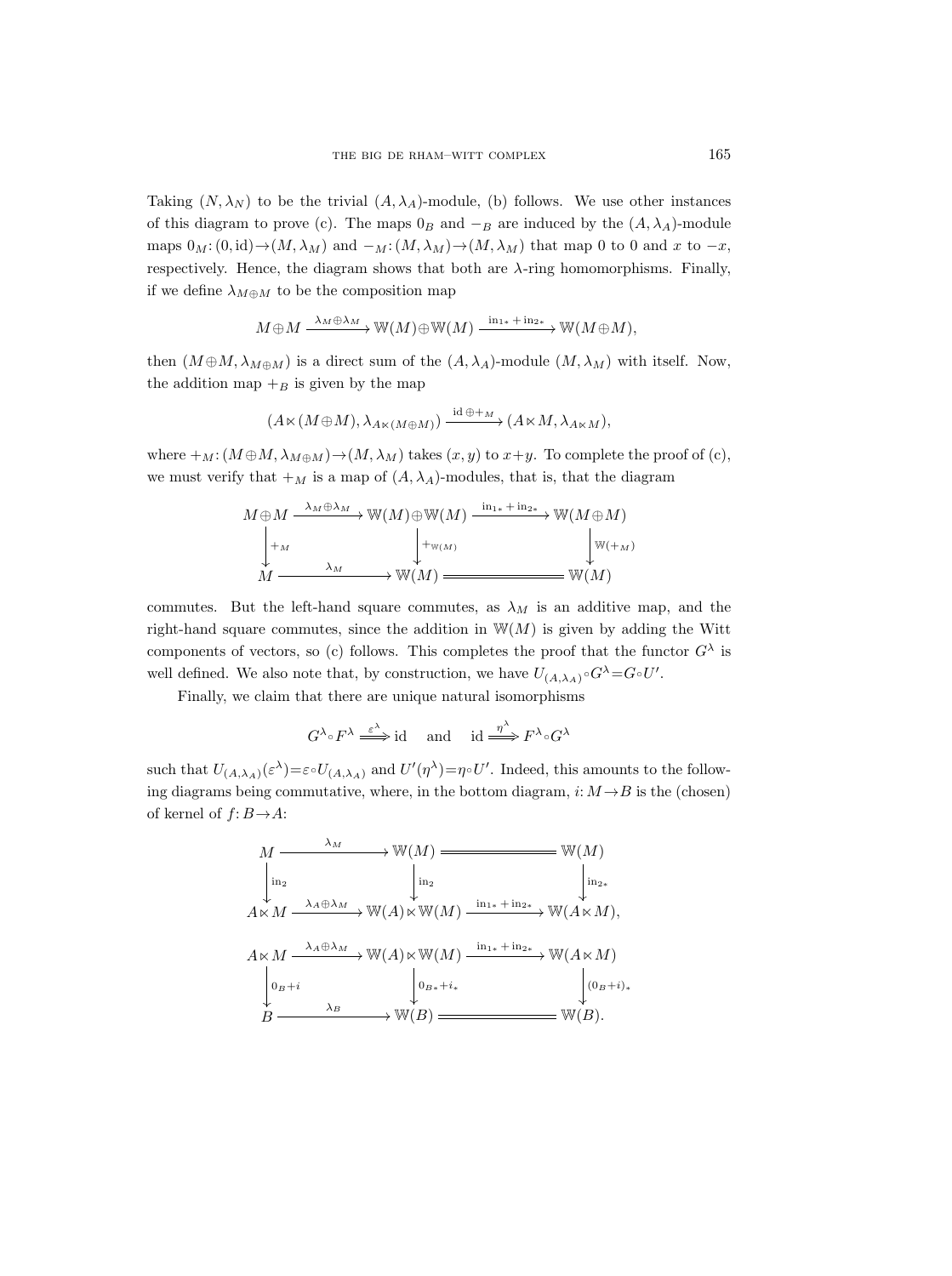Taking $(N,\lambda_N)$ to be the trivial $(A,\lambda_A)$-module, (b) follows. We use other instances of this diagram to prove (c). The maps $0_B$ and $-_B$ are induced by the $(A,\lambda_A)$-module maps $0_M\colon(0,\mathrm{id})\to(M,\lambda_M)$ and $-_M\colon(M,\lambda_M)\to(M,\lambda_M)$ that map 0 to 0 and $x$ to $-x$, respectively. Hence, the diagram shows that both are $\lambda$-ring homomorphisms. Finally, if we define $\lambda_{M\oplus M}$ to be the composition map

$$M\oplus M \xrightarrow{\lambda_M\oplus\lambda_M} \mathbb{W}(M)\oplus\mathbb{W}(M) \xrightarrow{\mathrm{in}_{1*}+\mathrm{in}_{2*}} \mathbb{W}(M\oplus M),$$

then $(M\oplus M,\lambda_{M\oplus M})$ is a direct sum of the $(A,\lambda_A)$-module $(M,\lambda_M)$ with itself. Now, the addition map $+_B$ is given by the map

$$(A\ltimes(M\oplus M),\lambda_{A\ltimes(M\oplus M)}) \xrightarrow{\mathrm{id}\oplus +_M} (A\ltimes M,\lambda_{A\ltimes M}),$$

where $+_M\colon(M\oplus M,\lambda_{M\oplus M})\to(M,\lambda_M)$ takes $(x,y)$ to $x+y$. To complete the proof of (c), we must verify that $+_M$ is a map of $(A,\lambda_A)$-modules, that is, that the diagram

$$\begin{array}{ccccc}
M\oplus M & \xrightarrow{\lambda_M\oplus\lambda_M} & \mathbb{W}(M)\oplus\mathbb{W}(M) & \xrightarrow{\mathrm{in}_{1*}+\mathrm{in}_{2*}} & \mathbb{W}(M\oplus M)\\
\downarrow{\scriptstyle +_M} & & \downarrow{\scriptstyle +_{\mathbb{W}(M)}} & & \downarrow{\scriptstyle \mathbb{W}(+_M)}\\
M & \xrightarrow{\lambda_M} & \mathbb{W}(M) & = & \mathbb{W}(M)
\end{array}$$

commutes. But the left-hand square commutes, as $\lambda_M$ is an additive map, and the right-hand square commutes, since the addition in $\mathbb{W}(M)$ is given by adding the Witt components of vectors, so (c) follows. This completes the proof that the functor $G^\lambda$ is well defined. We also note that, by construction, we have $U_{(A,\lambda_A)}\circ G^\lambda=G\circ U'$.

Finally, we claim that there are unique natural isomorphisms

$$G^\lambda\circ F^\lambda \overset{\varepsilon^\lambda}{\Longrightarrow} \mathrm{id} \quad\text{and}\quad \mathrm{id}\overset{\eta^\lambda}{\Longrightarrow} F^\lambda\circ G^\lambda$$

such that $U_{(A,\lambda_A)}(\varepsilon^\lambda)=\varepsilon\circ U_{(A,\lambda_A)}$ and $U'(\eta^\lambda)=\eta\circ U'$. Indeed, this amounts to the following diagrams being commutative, where, in the bottom diagram, $i\colon M\to B$ is the (chosen) of kernel of $f\colon B\to A$:

$$\begin{array}{ccccc}
M & \xrightarrow{\lambda_M} & \mathbb{W}(M) & = & \mathbb{W}(M)\\
\downarrow{\scriptstyle \mathrm{in}_2} & & \downarrow{\scriptstyle \mathrm{in}_2} & & \downarrow{\scriptstyle \mathrm{in}_{2*}}\\
A\ltimes M & \xrightarrow{\lambda_A\oplus\lambda_M} & \mathbb{W}(A)\ltimes\mathbb{W}(M) & \xrightarrow{\mathrm{in}_{1*}+\mathrm{in}_{2*}} & \mathbb{W}(A\ltimes M),
\end{array}$$

$$\begin{array}{ccccc}
A\ltimes M & \xrightarrow{\lambda_A\oplus\lambda_M} & \mathbb{W}(A)\ltimes\mathbb{W}(M) & \xrightarrow{\mathrm{in}_{1*}+\mathrm{in}_{2*}} & \mathbb{W}(A\ltimes M)\\
\downarrow{\scriptstyle 0_B+i} & & \downarrow{\scriptstyle 0_{B*}+i_*} & & \downarrow{\scriptstyle (0_B+i)_*}\\
B & \xrightarrow{\lambda_B} & \mathbb{W}(B) & = & \mathbb{W}(B).
\end{array}$$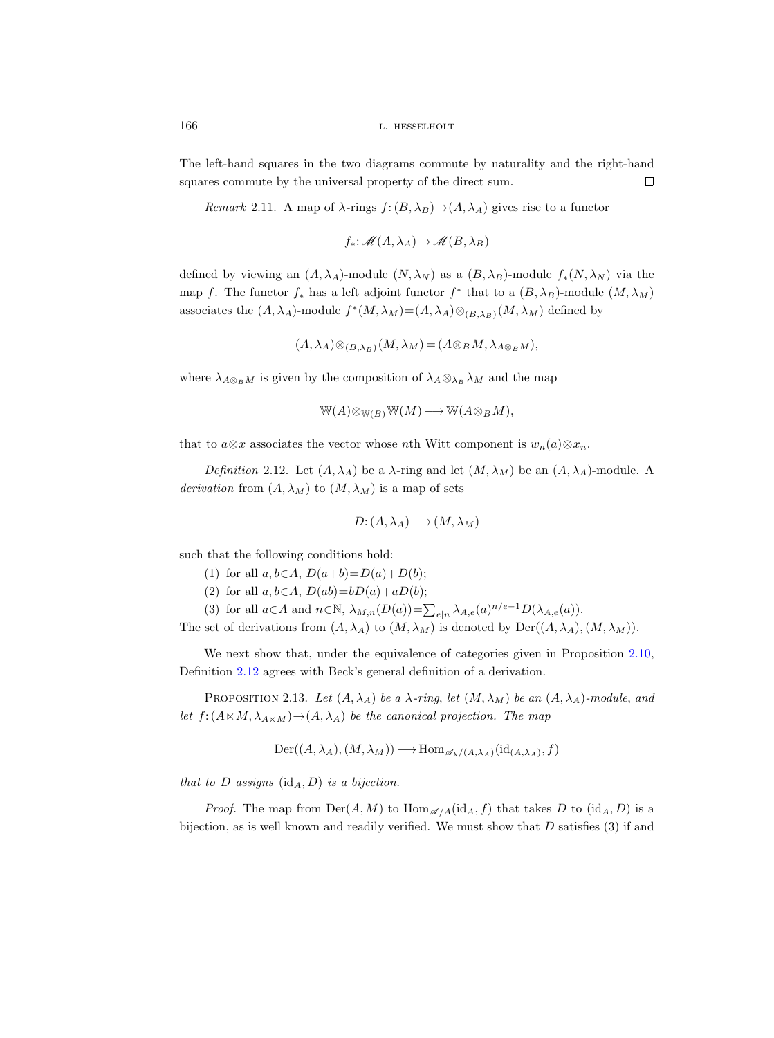The left-hand squares in the two diagrams commute by naturality and the right-hand squares commute by the universal property of the direct sum. $\square$

*Remark* 2.11. A map of $\lambda$-rings $f\colon(B,\lambda_B)\to(A,\lambda_A)$ gives rise to a functor

$$f_*\colon \mathscr{M}(A,\lambda_A)\to\mathscr{M}(B,\lambda_B)$$

defined by viewing an $(A,\lambda_A)$-module $(N,\lambda_N)$ as a $(B,\lambda_B)$-module $f_*(N,\lambda_N)$ via the map $f$. The functor $f_*$ has a left adjoint functor $f^*$ that to a $(B,\lambda_B)$-module $(M,\lambda_M)$ associates the $(A,\lambda_A)$-module $f^*(M,\lambda_M)=(A,\lambda_A)\otimes_{(B,\lambda_B)}(M,\lambda_M)$ defined by

$$(A,\lambda_A)\otimes_{(B,\lambda_B)}(M,\lambda_M)=(A\otimes_B M,\lambda_{A\otimes_B M}),$$

where $\lambda_{A\otimes_B M}$ is given by the composition of $\lambda_A\otimes_{\lambda_B}\lambda_M$ and the map

$$\mathbb{W}(A)\otimes_{\mathbb{W}(B)}\mathbb{W}(M)\longrightarrow\mathbb{W}(A\otimes_B M),$$

that to $a\otimes x$ associates the vector whose $n$th Witt component is $w_n(a)\otimes x_n$.

*Definition* 2.12. Let $(A,\lambda_A)$ be a $\lambda$-ring and let $(M,\lambda_M)$ be an $(A,\lambda_A)$-module. A *derivation* from $(A,\lambda_M)$ to $(M,\lambda_M)$ is a map of sets

$$D\colon(A,\lambda_A)\longrightarrow(M,\lambda_M)$$

such that the following conditions hold:

(1) for all $a,b\in A$, $D(a+b)=D(a)+D(b)$;

(2) for all $a,b\in A$, $D(ab)=bD(a)+aD(b)$;

(3) for all $a\in A$ and $n\in\mathbb{N}$, $\lambda_{M,n}(D(a))=\sum_{e\mid n}\lambda_{A,e}(a)^{n/e-1}D(\lambda_{A,e}(a))$.

The set of derivations from $(A,\lambda_A)$ to $(M,\lambda_M)$ is denoted by $\operatorname{Der}((A,\lambda_A),(M,\lambda_M))$.

We next show that, under the equivalence of categories given in Proposition 2.10, Definition 2.12 agrees with Beck's general definition of a derivation.

PROPOSITION 2.13. *Let $(A,\lambda_A)$ be a $\lambda$-ring, let $(M,\lambda_M)$ be an $(A,\lambda_A)$-module, and let $f\colon(A\ltimes M,\lambda_{A\ltimes M})\to(A,\lambda_A)$ be the canonical projection. The map*

$$\operatorname{Der}((A,\lambda_A),(M,\lambda_M))\longrightarrow\operatorname{Hom}_{\mathscr{A}_\lambda/(A,\lambda_A)}(\mathrm{id}_{(A,\lambda_A)},f)$$

*that to $D$ assigns $(\mathrm{id}_A,D)$ is a bijection.*

*Proof.* The map from $\operatorname{Der}(A,M)$ to $\operatorname{Hom}_{\mathscr{A}/A}(\mathrm{id}_A,f)$ that takes $D$ to $(\mathrm{id}_A,D)$ is a bijection, as is well known and readily verified. We must show that $D$ satisfies (3) if and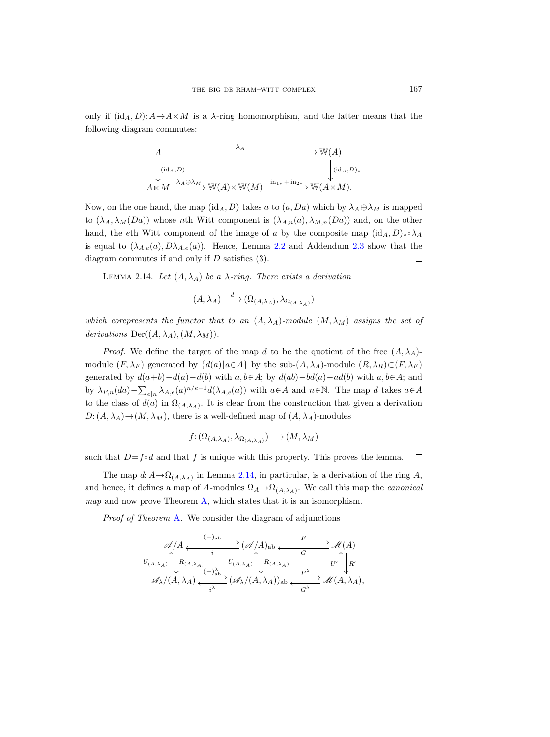only if $(\mathrm{id}_A, D)\colon A \to A \ltimes M$ is a $\lambda$-ring homomorphism, and the latter means that the following diagram commutes:

$$\begin{array}{ccccc}
A & \xrightarrow{\qquad\qquad\quad \lambda_A \quad\qquad\qquad} & & & \mathbb{W}(A) \\
\downarrow{\scriptstyle (\mathrm{id}_A, D)} & & & & \downarrow{\scriptstyle (\mathrm{id}_A, D)_*} \\
A \ltimes M & \xrightarrow{\lambda_A \oplus \lambda_M} & \mathbb{W}(A) \ltimes \mathbb{W}(M) & \xrightarrow{\mathrm{in}_{1*} + \mathrm{in}_{2*}} & \mathbb{W}(A \ltimes M).
\end{array}$$

Now, on the one hand, the map $(\mathrm{id}_A, D)$ takes $a$ to $(a, Da)$ which by $\lambda_A \oplus \lambda_M$ is mapped to $(\lambda_A, \lambda_M(Da))$ whose $n$th Witt component is $(\lambda_{A,n}(a), \lambda_{M,n}(Da))$ and, on the other hand, the $e$th Witt component of the image of $a$ by the composite map $(\mathrm{id}_A, D)_* \circ \lambda_A$ is equal to $(\lambda_{A,e}(a), D\lambda_{A,e}(a))$. Hence, Lemma 2.2 and Addendum 2.3 show that the diagram commutes if and only if $D$ satisfies (3). $\square$

LEMMA 2.14. *Let $(A, \lambda_A)$ be a $\lambda$-ring. There exists a derivation*

$$(A, \lambda_A) \xrightarrow{\ d\ } (\Omega_{(A,\lambda_A)}, \lambda_{\Omega_{(A,\lambda_A)}})$$

*which corepresents the functor that to an $(A, \lambda_A)$-module $(M, \lambda_M)$ assigns the set of derivations $\mathrm{Der}((A, \lambda_A), (M, \lambda_M))$.*

*Proof.* We define the target of the map $d$ to be the quotient of the free $(A, \lambda_A)$-module $(F, \lambda_F)$ generated by $\{d(a) \mid a \in A\}$ by the sub-$(A, \lambda_A)$-module $(R, \lambda_R) \subset (F, \lambda_F)$ generated by $d(a+b) - d(a) - d(b)$ with $a, b \in A$; by $d(ab) - bd(a) - ad(b)$ with $a, b \in A$; and by $\lambda_{F,n}(da) - \sum_{e \mid n} \lambda_{A,e}(a)^{n/e-1} d(\lambda_{A,e}(a))$ with $a \in A$ and $n \in \mathbb{N}$. The map $d$ takes $a \in A$ to the class of $d(a)$ in $\Omega_{(A,\lambda_A)}$. It is clear from the construction that given a derivation $D\colon (A, \lambda_A) \to (M, \lambda_M)$, there is a well-defined map of $(A, \lambda_A)$-modules

$$f\colon (\Omega_{(A,\lambda_A)}, \lambda_{\Omega_{(A,\lambda_A)}}) \longrightarrow (M, \lambda_M)$$

such that $D = f \circ d$ and that $f$ is unique with this property. This proves the lemma. $\square$

The map $d\colon A \to \Omega_{(A,\lambda_A)}$ in Lemma 2.14, in particular, is a derivation of the ring $A$, and hence, it defines a map of $A$-modules $\Omega_A \to \Omega_{(A,\lambda_A)}$. We call this map the *canonical map* and now prove Theorem A, which states that it is an isomorphism.

*Proof of Theorem* A. We consider the diagram of adjunctions

$$\begin{array}{ccccc}
\mathscr{A}/A & \underset{i}{\overset{(-)_{\mathrm{ab}}}{\rightleftarrows}} & (\mathscr{A}/A)_{\mathrm{ab}} & \underset{G}{\overset{F}{\rightleftarrows}} & \mathscr{M}(A) \\
{\scriptstyle U_{(A,\lambda_A)}}\uparrow\downarrow{\scriptstyle R_{(A,\lambda_A)}} & & {\scriptstyle U_{(A,\lambda_A)}}\uparrow\downarrow{\scriptstyle R_{(A,\lambda_A)}} & & {\scriptstyle U'}\uparrow\downarrow{\scriptstyle R'} \\
\mathscr{A}_\lambda/(A, \lambda_A) & \underset{i^\lambda}{\overset{(-)^\lambda_{\mathrm{ab}}}{\rightleftarrows}} & (\mathscr{A}_\lambda/(A, \lambda_A))_{\mathrm{ab}} & \underset{G^\lambda}{\overset{F^\lambda}{\rightleftarrows}} & \mathscr{M}(A, \lambda_A),
\end{array}$$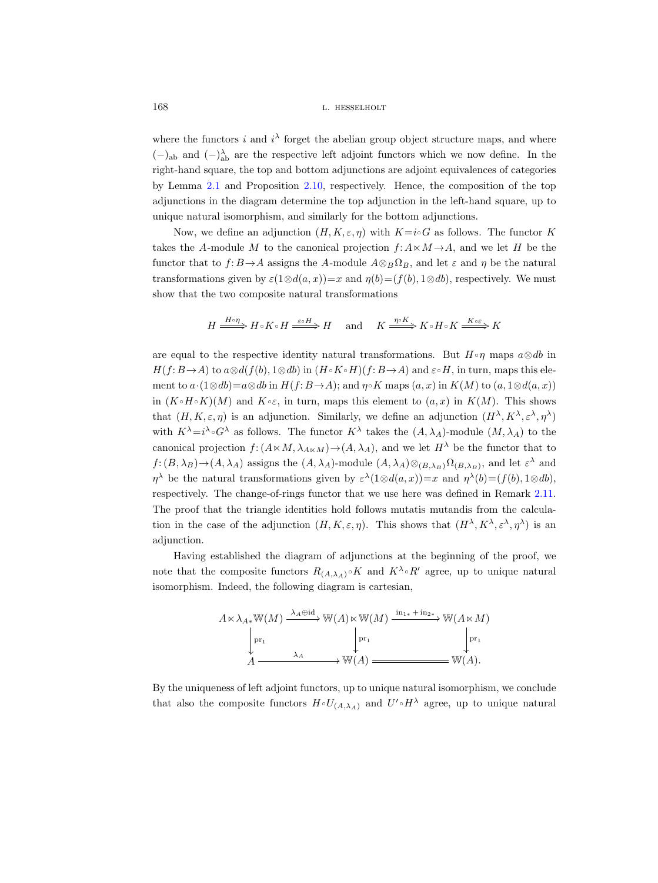where the functors $i$ and $i^{\lambda}$ forget the abelian group object structure maps, and where $(-)_{\mathrm{ab}}$ and $(-)^{\lambda}_{\mathrm{ab}}$ are the respective left adjoint functors which we now define. In the right-hand square, the top and bottom adjunctions are adjoint equivalences of categories by Lemma 2.1 and Proposition 2.10, respectively. Hence, the composition of the top adjunctions in the diagram determine the top adjunction in the left-hand square, up to unique natural isomorphism, and similarly for the bottom adjunctions.

Now, we define an adjunction $(H, K, \varepsilon, \eta)$ with $K = i \circ G$ as follows. The functor $K$ takes the $A$-module $M$ to the canonical projection $f \colon A \ltimes M \to A$, and we let $H$ be the functor that to $f \colon B \to A$ assigns the $A$-module $A \otimes_B \Omega_B$, and let $\varepsilon$ and $\eta$ be the natural transformations given by $\varepsilon(1 \otimes d(a,x)) = x$ and $\eta(b) = (f(b), 1 \otimes db)$, respectively. We must show that the two composite natural transformations

$$H \xRightarrow{H \circ \eta} H \circ K \circ H \xRightarrow{\varepsilon \circ H} H \quad \text{and} \quad K \xRightarrow{\eta \circ K} K \circ H \circ K \xRightarrow{K \circ \varepsilon} K$$

are equal to the respective identity natural transformations. But $H \circ \eta$ maps $a \otimes db$ in $H(f \colon B \to A)$ to $a \otimes d(f(b), 1 \otimes db)$ in $(H \circ K \circ H)(f \colon B \to A)$ and $\varepsilon \circ H$, in turn, maps this element to $a \cdot (1 \otimes db) = a \otimes db$ in $H(f \colon B \to A)$; and $\eta \circ K$ maps $(a,x)$ in $K(M)$ to $(a, 1 \otimes d(a,x))$ in $(K \circ H \circ K)(M)$ and $K \circ \varepsilon$, in turn, maps this element to $(a,x)$ in $K(M)$. This shows that $(H, K, \varepsilon, \eta)$ is an adjunction. Similarly, we define an adjunction $(H^{\lambda}, K^{\lambda}, \varepsilon^{\lambda}, \eta^{\lambda})$ with $K^{\lambda} = i^{\lambda} \circ G^{\lambda}$ as follows. The functor $K^{\lambda}$ takes the $(A, \lambda_A)$-module $(M, \lambda_A)$ to the canonical projection $f \colon (A \ltimes M, \lambda_{A \ltimes M}) \to (A, \lambda_A)$, and we let $H^{\lambda}$ be the functor that to $f \colon (B, \lambda_B) \to (A, \lambda_A)$ assigns the $(A, \lambda_A)$-module $(A, \lambda_A) \otimes_{(B, \lambda_B)} \Omega_{(B, \lambda_B)}$, and let $\varepsilon^{\lambda}$ and $\eta^{\lambda}$ be the natural transformations given by $\varepsilon^{\lambda}(1 \otimes d(a,x)) = x$ and $\eta^{\lambda}(b) = (f(b), 1 \otimes db)$, respectively. The change-of-rings functor that we use here was defined in Remark 2.11. The proof that the triangle identities hold follows mutatis mutandis from the calculation in the case of the adjunction $(H, K, \varepsilon, \eta)$. This shows that $(H^{\lambda}, K^{\lambda}, \varepsilon^{\lambda}, \eta^{\lambda})$ is an adjunction.

Having established the diagram of adjunctions at the beginning of the proof, we note that the composite functors $R_{(A, \lambda_A)} \circ K$ and $K^{\lambda} \circ R'$ agree, up to unique natural isomorphism. Indeed, the following diagram is cartesian,

$$\begin{array}{ccccc}
A \ltimes \lambda_{A*} \mathbb{W}(M) & \xrightarrow{\lambda_A \oplus \mathrm{id}} & \mathbb{W}(A) \ltimes \mathbb{W}(M) & \xrightarrow{\mathrm{in}_{1*} + \mathrm{in}_{2*}} & \mathbb{W}(A \ltimes M) \\
\Big\downarrow{\scriptstyle \mathrm{pr}_1} & & \Big\downarrow{\scriptstyle \mathrm{pr}_1} & & \Big\downarrow{\scriptstyle \mathrm{pr}_1} \\
A & \xrightarrow{\lambda_A} & \mathbb{W}(A) & = & \mathbb{W}(A).
\end{array}$$

By the uniqueness of left adjoint functors, up to unique natural isomorphism, we conclude that also the composite functors $H \circ U_{(A, \lambda_A)}$ and $U' \circ H^{\lambda}$ agree, up to unique natural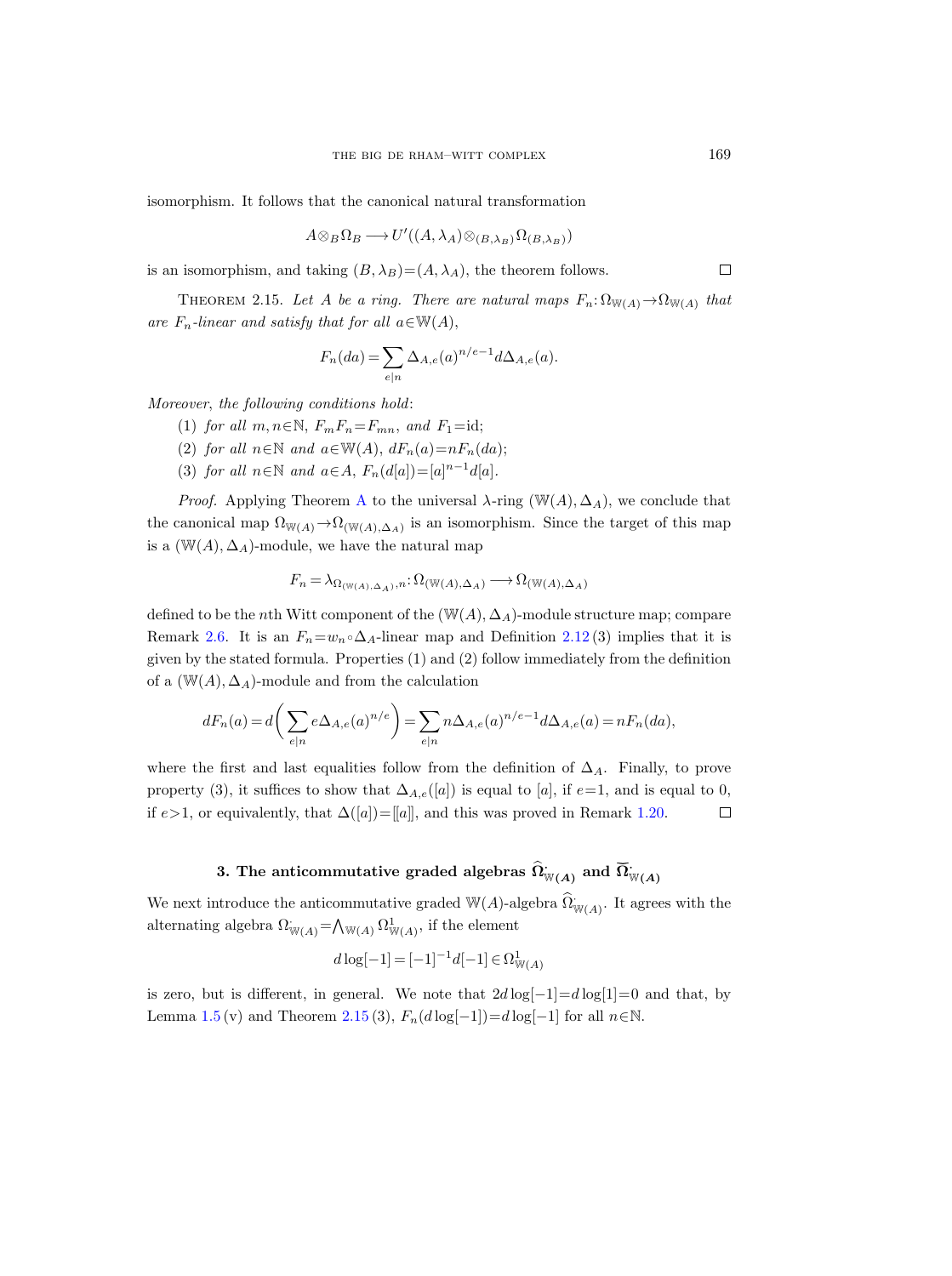isomorphism. It follows that the canonical natural transformation

$$A \otimes_B \Omega_B \longrightarrow U'((A, \lambda_A) \otimes_{(B,\lambda_B)} \Omega_{(B,\lambda_B)})$$

is an isomorphism, and taking $(B, \lambda_B) = (A, \lambda_A)$, the theorem follows. □

THEOREM 2.15. *Let $A$ be a ring. There are natural maps $F_n\colon \Omega_{\mathbb{W}(A)} \to \Omega_{\mathbb{W}(A)}$ that are $F_n$-linear and satisfy that for all $a \in \mathbb{W}(A)$,*

$$F_n(da) = \sum_{e \mid n} \Delta_{A,e}(a)^{n/e-1} d\Delta_{A,e}(a).$$

*Moreover, the following conditions hold*:

(1) *for all $m, n \in \mathbb{N}$, $F_m F_n = F_{mn}$, and $F_1 = \mathrm{id}$;*

(2) *for all $n \in \mathbb{N}$ and $a \in \mathbb{W}(A)$, $dF_n(a) = nF_n(da)$;*

(3) *for all $n \in \mathbb{N}$ and $a \in A$, $F_n(d[a]) = [a]^{n-1} d[a]$.*

*Proof.* Applying Theorem A to the universal $\lambda$-ring $(\mathbb{W}(A), \Delta_A)$, we conclude that the canonical map $\Omega_{\mathbb{W}(A)} \to \Omega_{(\mathbb{W}(A),\Delta_A)}$ is an isomorphism. Since the target of this map is a $(\mathbb{W}(A), \Delta_A)$-module, we have the natural map

$$F_n = \lambda_{\Omega_{(\mathbb{W}(A),\Delta_A)},n}\colon \Omega_{(\mathbb{W}(A),\Delta_A)} \longrightarrow \Omega_{(\mathbb{W}(A),\Delta_A)}$$

defined to be the $n$th Witt component of the $(\mathbb{W}(A), \Delta_A)$-module structure map; compare Remark 2.6. It is an $F_n = w_n \circ \Delta_A$-linear map and Definition 2.12 (3) implies that it is given by the stated formula. Properties (1) and (2) follow immediately from the definition of a $(\mathbb{W}(A), \Delta_A)$-module and from the calculation

$$dF_n(a) = d\bigg(\sum_{e \mid n} e\Delta_{A,e}(a)^{n/e}\bigg) = \sum_{e \mid n} n\Delta_{A,e}(a)^{n/e-1} d\Delta_{A,e}(a) = nF_n(da),$$

where the first and last equalities follow from the definition of $\Delta_A$. Finally, to prove property (3), it suffices to show that $\Delta_{A,e}([a])$ is equal to $[a]$, if $e=1$, and is equal to 0, if $e>1$, or equivalently, that $\Delta([a]) = [[a]]$, and this was proved in Remark 1.20. □

## 3. The anticommutative graded algebras $\widehat{\Omega}^{\cdot}_{\mathbb{W}(A)}$ and $\widetilde{\Omega}^{\cdot}_{\mathbb{W}(A)}$

We next introduce the anticommutative graded $\mathbb{W}(A)$-algebra $\widehat{\Omega}^{\cdot}_{\mathbb{W}(A)}$. It agrees with the alternating algebra $\Omega^{\cdot}_{\mathbb{W}(A)} = \bigwedge_{\mathbb{W}(A)} \Omega^1_{\mathbb{W}(A)}$, if the element

$$d\log[-1] = [-1]^{-1} d[-1] \in \Omega^1_{\mathbb{W}(A)}$$

is zero, but is different, in general. We note that $2d\log[-1] = d\log[1] = 0$ and that, by Lemma 1.5 (v) and Theorem 2.15 (3), $F_n(d\log[-1]) = d\log[-1]$ for all $n \in \mathbb{N}$.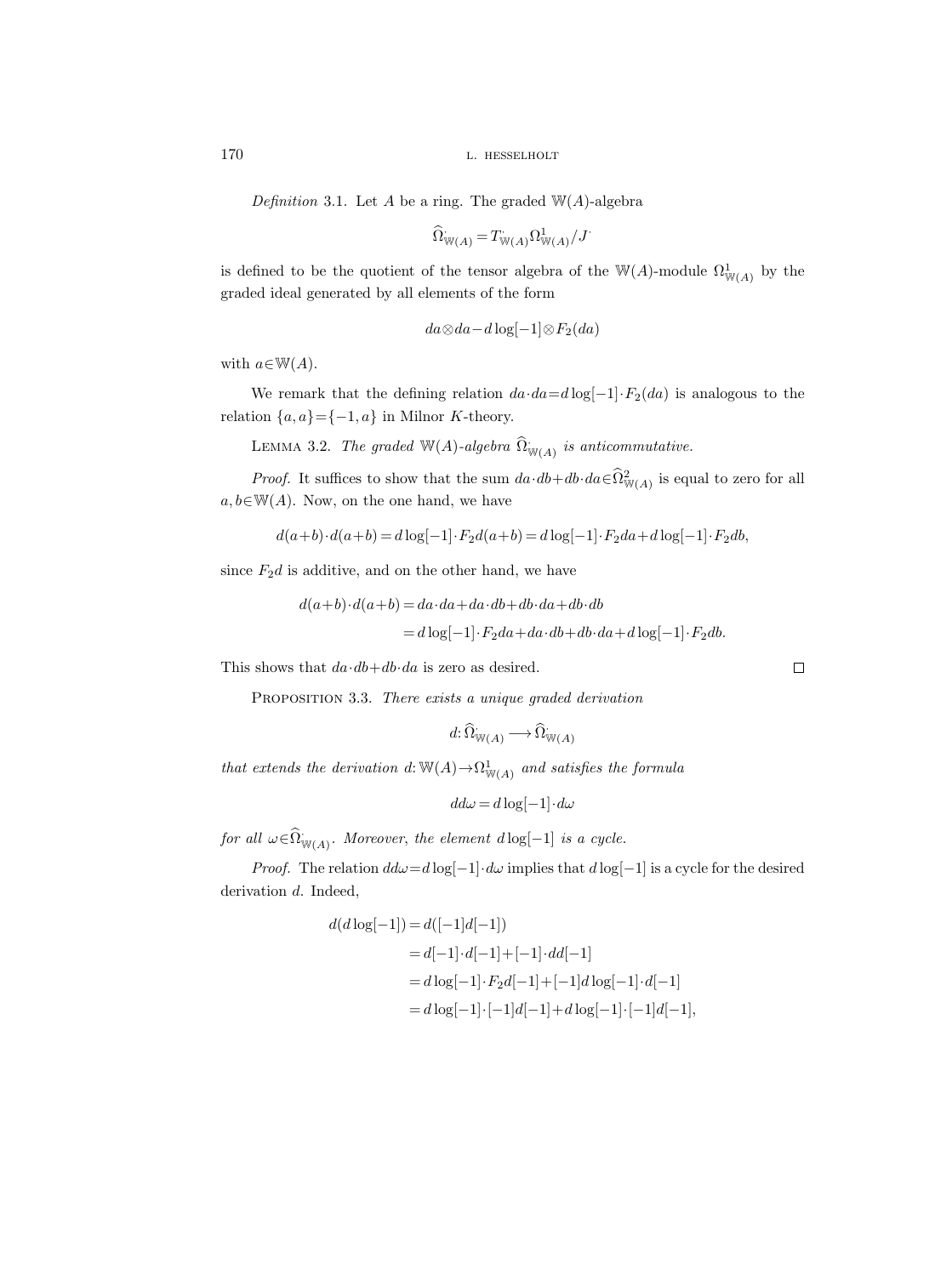*Definition* 3.1. Let $A$ be a ring. The graded $\mathbb{W}(A)$-algebra

$$\widehat{\Omega}^{\cdot}_{\mathbb{W}(A)} = T^{\cdot}_{\mathbb{W}(A)} \Omega^1_{\mathbb{W}(A)} / J^{\cdot}$$

is defined to be the quotient of the tensor algebra of the $\mathbb{W}(A)$-module $\Omega^1_{\mathbb{W}(A)}$ by the graded ideal generated by all elements of the form

$$da \otimes da - d\log[-1] \otimes F_2(da)$$

with $a \in \mathbb{W}(A)$.

We remark that the defining relation $da \cdot da = d\log[-1] \cdot F_2(da)$ is analogous to the relation $\{a, a\} = \{-1, a\}$ in Milnor $K$-theory.

LEMMA 3.2. *The graded* $\mathbb{W}(A)$*-algebra* $\widehat{\Omega}^{\cdot}_{\mathbb{W}(A)}$ *is anticommutative.*

*Proof.* It suffices to show that the sum $da \cdot db + db \cdot da \in \widehat{\Omega}^2_{\mathbb{W}(A)}$ is equal to zero for all $a, b \in \mathbb{W}(A)$. Now, on the one hand, we have

$$d(a+b) \cdot d(a+b) = d\log[-1] \cdot F_2 d(a+b) = d\log[-1] \cdot F_2 da + d\log[-1] \cdot F_2 db,$$

since $F_2 d$ is additive, and on the other hand, we have

$$\begin{aligned} d(a+b) \cdot d(a+b) &= da \cdot da + da \cdot db + db \cdot da + db \cdot db \\ &= d\log[-1] \cdot F_2 da + da \cdot db + db \cdot da + d\log[-1] \cdot F_2 db. \end{aligned}$$

This shows that $da \cdot db + db \cdot da$ is zero as desired. $\square$

PROPOSITION 3.3. *There exists a unique graded derivation*

$$d \colon \widehat{\Omega}^{\cdot}_{\mathbb{W}(A)} \longrightarrow \widehat{\Omega}^{\cdot}_{\mathbb{W}(A)}$$

*that extends the derivation* $d \colon \mathbb{W}(A) \to \Omega^1_{\mathbb{W}(A)}$ *and satisfies the formula*

$$dd\omega = d\log[-1] \cdot d\omega$$

*for all* $\omega \in \widehat{\Omega}^{\cdot}_{\mathbb{W}(A)}$*. Moreover, the element* $d\log[-1]$ *is a cycle.*

*Proof.* The relation $dd\omega = d\log[-1] \cdot d\omega$ implies that $d\log[-1]$ is a cycle for the desired derivation $d$. Indeed,

$$\begin{aligned} d(d\log[-1]) &= d([-1]d[-1]) \\ &= d[-1] \cdot d[-1] + [-1] \cdot dd[-1] \\ &= d\log[-1] \cdot F_2 d[-1] + [-1] d\log[-1] \cdot d[-1] \\ &= d\log[-1] \cdot [-1] d[-1] + d\log[-1] \cdot [-1] d[-1], \end{aligned}$$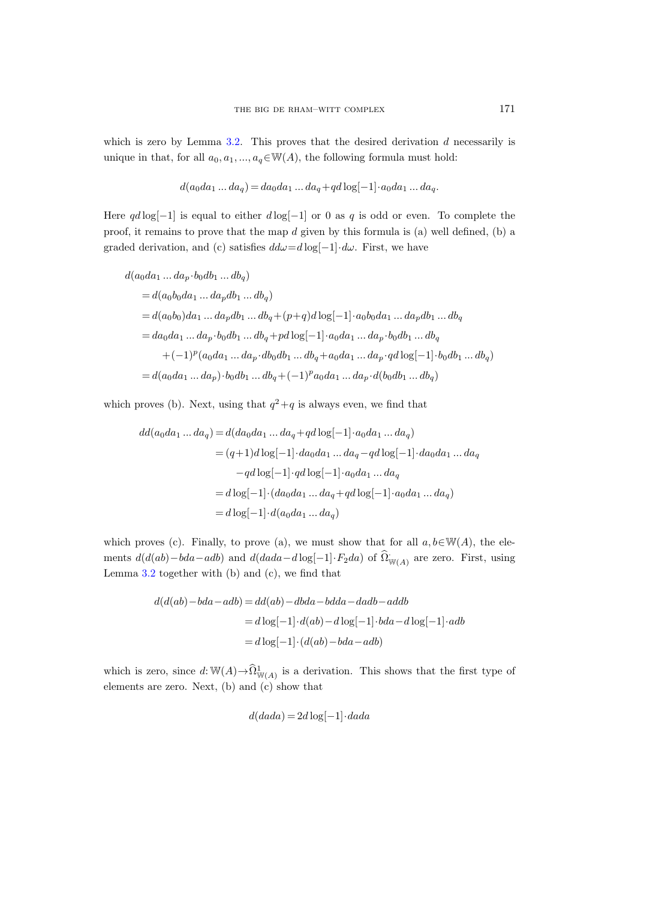which is zero by Lemma 3.2. This proves that the desired derivation $d$ necessarily is unique in that, for all $a_0, a_1, ..., a_q \in \mathbb{W}(A)$, the following formula must hold:

$$d(a_0 da_1 ... da_q) = da_0 da_1 ... da_q + q d\log[-1] \cdot a_0 da_1 ... da_q.$$

Here $qd\log[-1]$ is equal to either $d\log[-1]$ or $0$ as $q$ is odd or even. To complete the proof, it remains to prove that the map $d$ given by this formula is (a) well defined, (b) a graded derivation, and (c) satisfies $dd\omega = d\log[-1] \cdot d\omega$. First, we have

$$\begin{aligned}
&d(a_0 da_1 ... da_p \cdot b_0 db_1 ... db_q) \\
&\quad = d(a_0 b_0 da_1 ... da_p db_1 ... db_q) \\
&\quad = d(a_0 b_0) da_1 ... da_p db_1 ... db_q + (p+q) d\log[-1] \cdot a_0 b_0 da_1 ... da_p db_1 ... db_q \\
&\quad = da_0 da_1 ... da_p \cdot b_0 db_1 ... db_q + p d\log[-1] \cdot a_0 da_1 ... da_p \cdot b_0 db_1 ... db_q \\
&\qquad + (-1)^p (a_0 da_1 ... da_p \cdot db_0 db_1 ... db_q + a_0 da_1 ... da_p \cdot q d\log[-1] \cdot b_0 db_1 ... db_q) \\
&\quad = d(a_0 da_1 ... da_p) \cdot b_0 db_1 ... db_q + (-1)^p a_0 da_1 ... da_p \cdot d(b_0 db_1 ... db_q)
\end{aligned}$$

which proves (b). Next, using that $q^2+q$ is always even, we find that

$$\begin{aligned}
dd(a_0 da_1 ... da_q) &= d(da_0 da_1 ... da_q + q d\log[-1] \cdot a_0 da_1 ... da_q) \\
&= (q+1) d\log[-1] \cdot da_0 da_1 ... da_q - q d\log[-1] \cdot da_0 da_1 ... da_q \\
&\qquad - q d\log[-1] \cdot q d\log[-1] \cdot a_0 da_1 ... da_q \\
&= d\log[-1] \cdot (da_0 da_1 ... da_q + q d\log[-1] \cdot a_0 da_1 ... da_q) \\
&= d\log[-1] \cdot d(a_0 da_1 ... da_q)
\end{aligned}$$

which proves (c). Finally, to prove (a), we must show that for all $a, b \in \mathbb{W}(A)$, the elements $d(d(ab) - bda - adb)$ and $d(dada - d\log[-1] \cdot F_2 da)$ of $\widehat{\Omega}^{\cdot}_{\mathbb{W}(A)}$ are zero. First, using Lemma 3.2 together with (b) and (c), we find that

$$\begin{aligned}
d(d(ab) - bda - adb) &= dd(ab) - dbda - bdda - dadb - addb \\
&= d\log[-1] \cdot d(ab) - d\log[-1] \cdot bda - d\log[-1] \cdot adb \\
&= d\log[-1] \cdot (d(ab) - bda - adb)
\end{aligned}$$

which is zero, since $d: \mathbb{W}(A) \to \widehat{\Omega}^1_{\mathbb{W}(A)}$ is a derivation. This shows that the first type of elements are zero. Next, (b) and (c) show that

$$d(dada) = 2d\log[-1] \cdot dada$$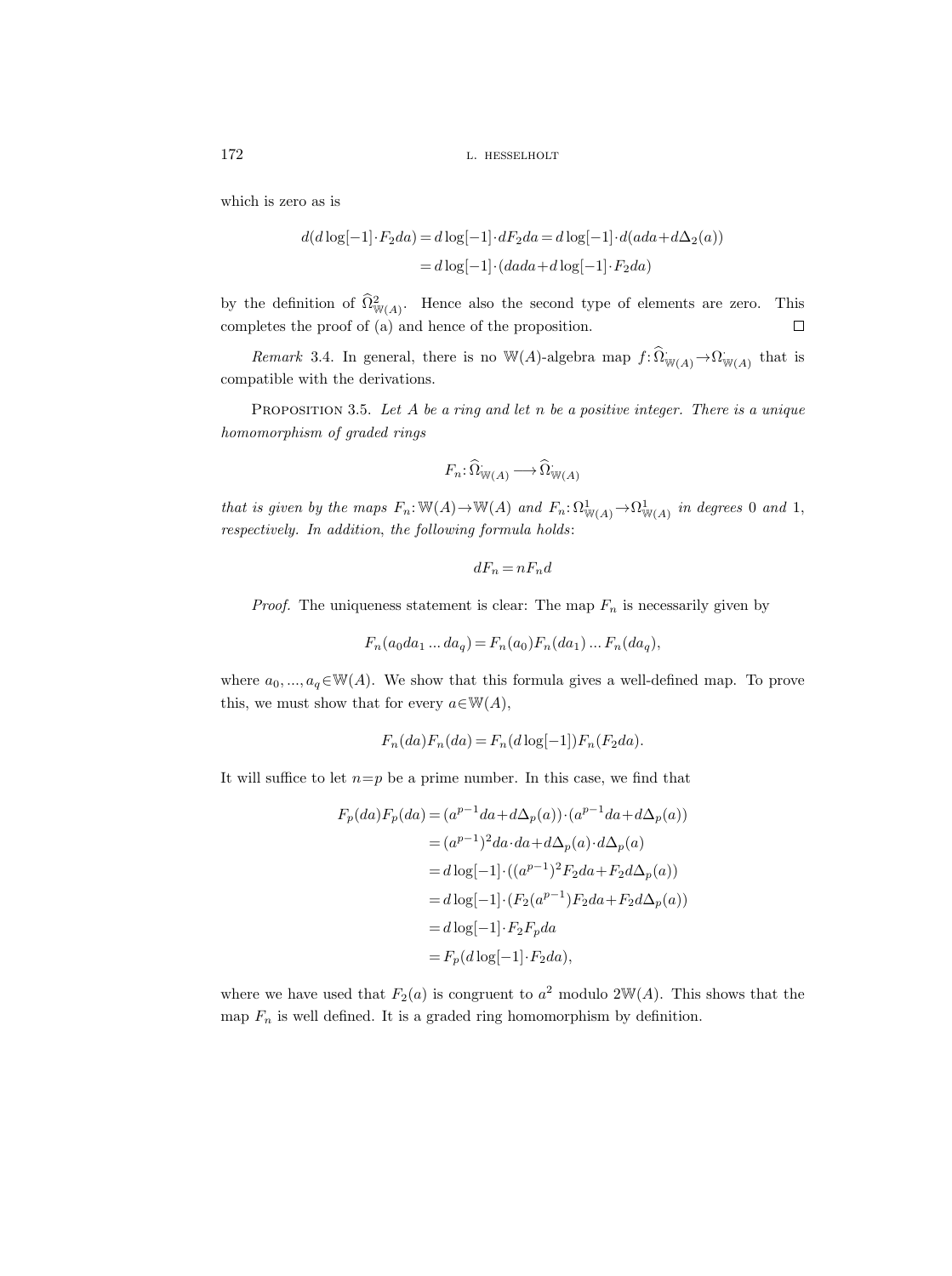which is zero as is

$$
\begin{aligned}
d(d\log[-1]\cdot F_2da) &= d\log[-1]\cdot dF_2da = d\log[-1]\cdot d(ada+d\Delta_2(a)) \\
&= d\log[-1]\cdot(dada+d\log[-1]\cdot F_2da)
\end{aligned}
$$

by the definition of $\widehat{\Omega}^2_{\mathbb{W}(A)}$. Hence also the second type of elements are zero. This completes the proof of (a) and hence of the proposition. □

*Remark* 3.4. In general, there is no $\mathbb{W}(A)$-algebra map $f\colon \widehat{\Omega}^{\cdot}_{\mathbb{W}(A)} \to \Omega^{\cdot}_{\mathbb{W}(A)}$ that is compatible with the derivations.

PROPOSITION 3.5. *Let $A$ be a ring and let $n$ be a positive integer. There is a unique homomorphism of graded rings*

$$
F_n\colon \widehat{\Omega}^{\cdot}_{\mathbb{W}(A)} \longrightarrow \widehat{\Omega}^{\cdot}_{\mathbb{W}(A)}
$$

*that is given by the maps $F_n\colon \mathbb{W}(A)\to\mathbb{W}(A)$ and $F_n\colon \Omega^1_{\mathbb{W}(A)}\to\Omega^1_{\mathbb{W}(A)}$ in degrees 0 and 1, respectively. In addition, the following formula holds*:

$$
dF_n = nF_nd
$$

*Proof.* The uniqueness statement is clear: The map $F_n$ is necessarily given by

$$
F_n(a_0da_1\dots da_q) = F_n(a_0)F_n(da_1)\dots F_n(da_q),
$$

where $a_0,\dots,a_q\in\mathbb{W}(A)$. We show that this formula gives a well-defined map. To prove this, we must show that for every $a\in\mathbb{W}(A)$,

$$
F_n(da)F_n(da) = F_n(d\log[-1])F_n(F_2da).
$$

It will suffice to let $n=p$ be a prime number. In this case, we find that

$$
\begin{aligned}
F_p(da)F_p(da) &= (a^{p-1}da+d\Delta_p(a))\cdot(a^{p-1}da+d\Delta_p(a)) \\
&= (a^{p-1})^2da\cdot da + d\Delta_p(a)\cdot d\Delta_p(a) \\
&= d\log[-1]\cdot((a^{p-1})^2F_2da + F_2d\Delta_p(a)) \\
&= d\log[-1]\cdot(F_2(a^{p-1})F_2da + F_2d\Delta_p(a)) \\
&= d\log[-1]\cdot F_2F_pda \\
&= F_p(d\log[-1]\cdot F_2da),
\end{aligned}
$$

where we have used that $F_2(a)$ is congruent to $a^2$ modulo $2\mathbb{W}(A)$. This shows that the map $F_n$ is well defined. It is a graded ring homomorphism by definition.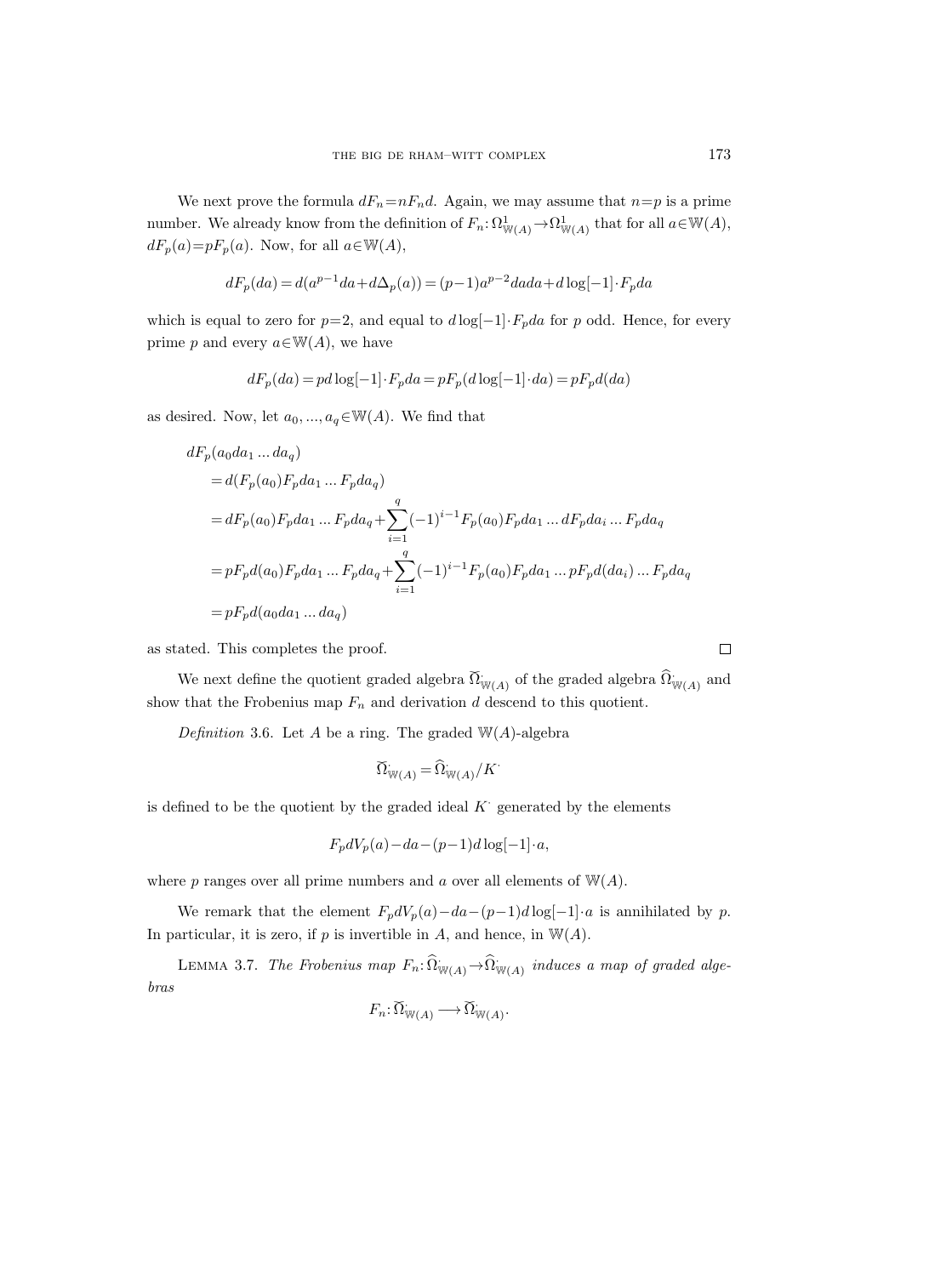We next prove the formula $dF_n = nF_n d$. Again, we may assume that $n=p$ is a prime number. We already know from the definition of $F_n\colon \Omega^1_{\mathbb{W}(A)} \to \Omega^1_{\mathbb{W}(A)}$ that for all $a \in \mathbb{W}(A)$, $dF_p(a) = pF_p(a)$. Now, for all $a \in \mathbb{W}(A)$,

$$dF_p(da) = d(a^{p-1}da + d\Delta_p(a)) = (p-1)a^{p-2}dada + d\log[-1] \cdot F_p da$$

which is equal to zero for $p=2$, and equal to $d\log[-1] \cdot F_p da$ for $p$ odd. Hence, for every prime $p$ and every $a \in \mathbb{W}(A)$, we have

$$dF_p(da) = pd\log[-1] \cdot F_p da = pF_p(d\log[-1] \cdot da) = pF_p d(da)$$

as desired. Now, let $a_0, ..., a_q \in \mathbb{W}(A)$. We find that

$$\begin{aligned}
&dF_p(a_0 da_1 \dots da_q) \\
&= d(F_p(a_0) F_p da_1 \dots F_p da_q) \\
&= dF_p(a_0) F_p da_1 \dots F_p da_q + \sum_{i=1}^{q} (-1)^{i-1} F_p(a_0) F_p da_1 \dots dF_p da_i \dots F_p da_q \\
&= pF_p d(a_0) F_p da_1 \dots F_p da_q + \sum_{i=1}^{q} (-1)^{i-1} F_p(a_0) F_p da_1 \dots pF_p d(da_i) \dots F_p da_q \\
&= pF_p d(a_0 da_1 \dots da_q)
\end{aligned}$$

as stated. This completes the proof. □

We next define the quotient graded algebra $\check{\Omega}^{\cdot}_{\mathbb{W}(A)}$ of the graded algebra $\widehat{\Omega}^{\cdot}_{\mathbb{W}(A)}$ and show that the Frobenius map $F_n$ and derivation $d$ descend to this quotient.

*Definition* 3.6. Let $A$ be a ring. The graded $\mathbb{W}(A)$-algebra

$$\check{\Omega}^{\cdot}_{\mathbb{W}(A)} = \widehat{\Omega}^{\cdot}_{\mathbb{W}(A)} / K^{\cdot}$$

is defined to be the quotient by the graded ideal $K^{\cdot}$ generated by the elements

$$F_p dV_p(a) - da - (p-1) d\log[-1] \cdot a,$$

where $p$ ranges over all prime numbers and $a$ over all elements of $\mathbb{W}(A)$.

We remark that the element $F_p dV_p(a) - da - (p-1) d\log[-1] \cdot a$ is annihilated by $p$. In particular, it is zero, if $p$ is invertible in $A$, and hence, in $\mathbb{W}(A)$.

LEMMA 3.7. *The Frobenius map $F_n\colon \widehat{\Omega}^{\cdot}_{\mathbb{W}(A)} \to \widehat{\Omega}^{\cdot}_{\mathbb{W}(A)}$ induces a map of graded algebras*

$$F_n\colon \check{\Omega}^{\cdot}_{\mathbb{W}(A)} \longrightarrow \check{\Omega}^{\cdot}_{\mathbb{W}(A)}.$$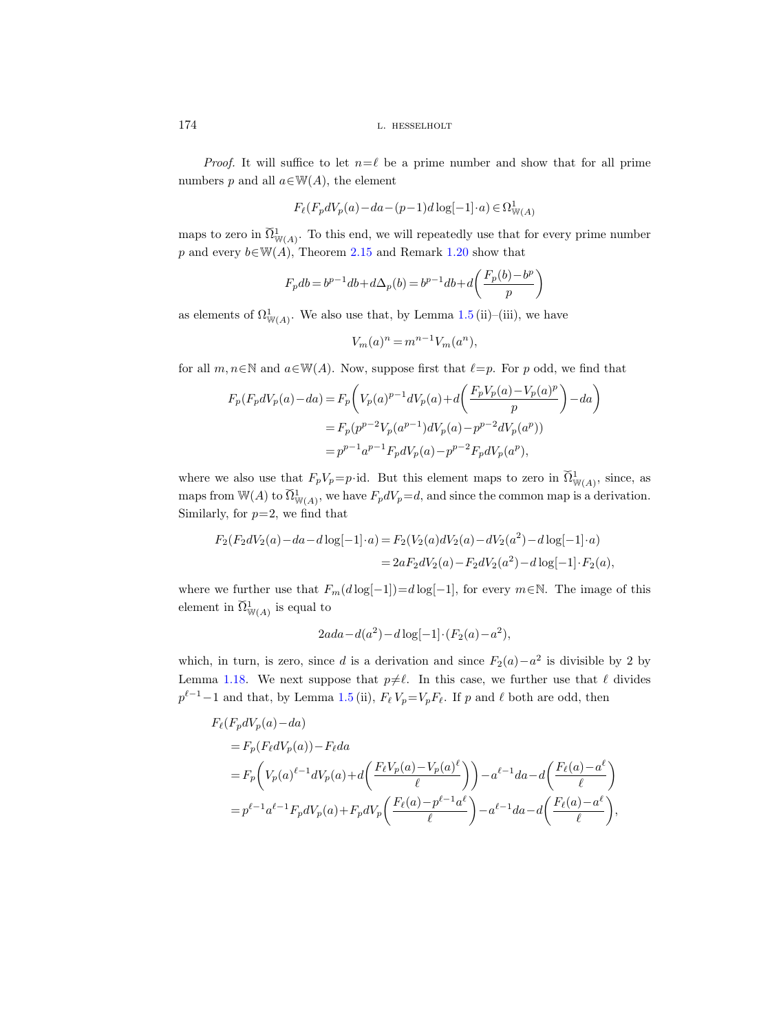*Proof.* It will suffice to let $n=\ell$ be a prime number and show that for all prime numbers $p$ and all $a\in\mathbb{W}(A)$, the element

$$F_\ell(F_p dV_p(a) - da - (p-1)d\log[-1]\cdot a) \in \Omega^1_{\mathbb{W}(A)}$$

maps to zero in $\breve{\Omega}^1_{\mathbb{W}(A)}$. To this end, we will repeatedly use that for every prime number $p$ and every $b\in\mathbb{W}(A)$, Theorem 2.15 and Remark 1.20 show that

$$F_p db = b^{p-1}db + d\Delta_p(b) = b^{p-1}db + d\left(\frac{F_p(b)-b^p}{p}\right)$$

as elements of $\Omega^1_{\mathbb{W}(A)}$. We also use that, by Lemma 1.5 (ii)–(iii), we have

$$V_m(a)^n = m^{n-1}V_m(a^n),$$

for all $m,n\in\mathbb{N}$ and $a\in\mathbb{W}(A)$. Now, suppose first that $\ell=p$. For $p$ odd, we find that

$$\begin{aligned}
F_p(F_p dV_p(a) - da) &= F_p\left(V_p(a)^{p-1}dV_p(a) + d\left(\frac{F_pV_p(a)-V_p(a)^p}{p}\right) - da\right)\\
&= F_p(p^{p-2}V_p(a^{p-1})dV_p(a) - p^{p-2}dV_p(a^p))\\
&= p^{p-1}a^{p-1}F_p dV_p(a) - p^{p-2}F_p dV_p(a^p),
\end{aligned}$$

where we also use that $F_pV_p = p\cdot\mathrm{id}$. But this element maps to zero in $\breve{\Omega}^1_{\mathbb{W}(A)}$, since, as maps from $\mathbb{W}(A)$ to $\breve{\Omega}^1_{\mathbb{W}(A)}$, we have $F_p dV_p = d$, and since the common map is a derivation. Similarly, for $p=2$, we find that

$$\begin{aligned}
F_2(F_2 dV_2(a) - da - d\log[-1]\cdot a) &= F_2(V_2(a)dV_2(a) - dV_2(a^2) - d\log[-1]\cdot a)\\
&= 2aF_2 dV_2(a) - F_2 dV_2(a^2) - d\log[-1]\cdot F_2(a),
\end{aligned}$$

where we further use that $F_m(d\log[-1]) = d\log[-1]$, for every $m\in\mathbb{N}$. The image of this element in $\breve{\Omega}^1_{\mathbb{W}(A)}$ is equal to

$$2a\,da - d(a^2) - d\log[-1]\cdot(F_2(a)-a^2),$$

which, in turn, is zero, since $d$ is a derivation and since $F_2(a)-a^2$ is divisible by 2 by Lemma 1.18. We next suppose that $p\neq\ell$. In this case, we further use that $\ell$ divides $p^{\ell-1}-1$ and that, by Lemma 1.5 (ii), $F_\ell V_p = V_pF_\ell$. If $p$ and $\ell$ both are odd, then

$$\begin{aligned}
&F_\ell(F_p dV_p(a) - da)\\
&= F_p(F_\ell dV_p(a)) - F_\ell da\\
&= F_p\left(V_p(a)^{\ell-1}dV_p(a) + d\left(\frac{F_\ell V_p(a) - V_p(a)^\ell}{\ell}\right)\right) - a^{\ell-1}da - d\left(\frac{F_\ell(a)-a^\ell}{\ell}\right)\\
&= p^{\ell-1}a^{\ell-1}F_p dV_p(a) + F_p dV_p\left(\frac{F_\ell(a)-p^{\ell-1}a^\ell}{\ell}\right) - a^{\ell-1}da - d\left(\frac{F_\ell(a)-a^\ell}{\ell}\right),
\end{aligned}$$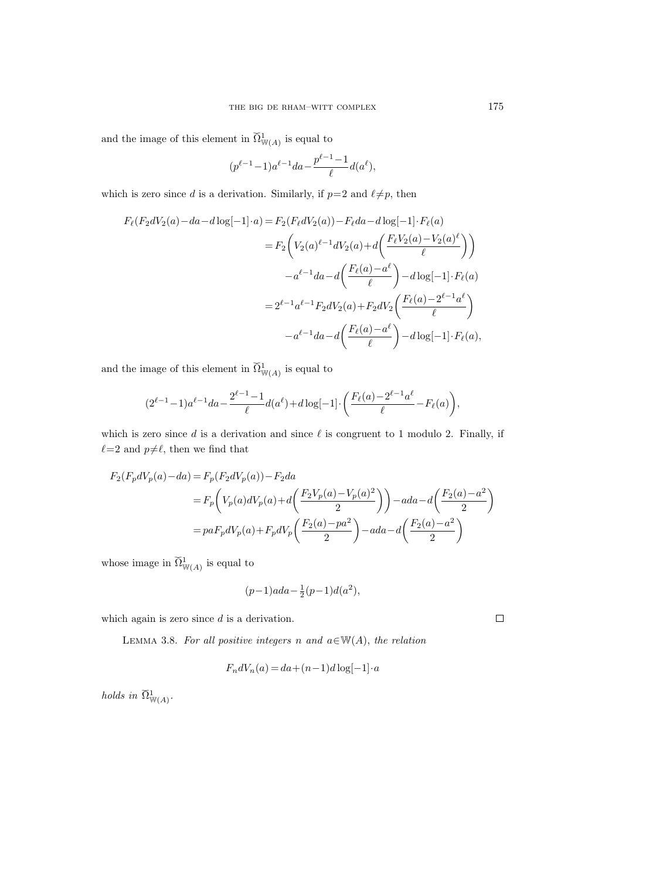and the image of this element in $\widetilde{\Omega}^1_{\mathbb{W}(A)}$ is equal to

$$(p^{\ell-1}-1)a^{\ell-1}da - \frac{p^{\ell-1}-1}{\ell}d(a^\ell),$$

which is zero since $d$ is a derivation. Similarly, if $p=2$ and $\ell \neq p$, then

$$\begin{aligned}
F_\ell(F_2 dV_2(a) - da - d\log[-1]\cdot a) &= F_2(F_\ell dV_2(a)) - F_\ell da - d\log[-1]\cdot F_\ell(a) \\
&= F_2\bigg(V_2(a)^{\ell-1}dV_2(a) + d\bigg(\frac{F_\ell V_2(a) - V_2(a)^\ell}{\ell}\bigg)\bigg) \\
&\quad - a^{\ell-1}da - d\bigg(\frac{F_\ell(a) - a^\ell}{\ell}\bigg) - d\log[-1]\cdot F_\ell(a) \\
&= 2^{\ell-1}a^{\ell-1}F_2 dV_2(a) + F_2 dV_2\bigg(\frac{F_\ell(a) - 2^{\ell-1}a^\ell}{\ell}\bigg) \\
&\quad - a^{\ell-1}da - d\bigg(\frac{F_\ell(a) - a^\ell}{\ell}\bigg) - d\log[-1]\cdot F_\ell(a),
\end{aligned}$$

and the image of this element in $\widetilde{\Omega}^1_{\mathbb{W}(A)}$ is equal to

$$(2^{\ell-1}-1)a^{\ell-1}da - \frac{2^{\ell-1}-1}{\ell}d(a^\ell) + d\log[-1]\cdot\bigg(\frac{F_\ell(a) - 2^{\ell-1}a^\ell}{\ell} - F_\ell(a)\bigg),$$

which is zero since $d$ is a derivation and since $\ell$ is congruent to 1 modulo 2. Finally, if $\ell=2$ and $p \neq \ell$, then we find that

$$\begin{aligned}
F_2(F_p dV_p(a) - da) &= F_p(F_2 dV_p(a)) - F_2 da \\
&= F_p\bigg(V_p(a)dV_p(a) + d\bigg(\frac{F_2 V_p(a) - V_p(a)^2}{2}\bigg)\bigg) - a da - d\bigg(\frac{F_2(a) - a^2}{2}\bigg) \\
&= paF_p dV_p(a) + F_p dV_p\bigg(\frac{F_2(a) - pa^2}{2}\bigg) - a da - d\bigg(\frac{F_2(a) - a^2}{2}\bigg)
\end{aligned}$$

whose image in $\widetilde{\Omega}^1_{\mathbb{W}(A)}$ is equal to

$$(p-1)a da - \tfrac{1}{2}(p-1)d(a^2),$$

which again is zero since $d$ is a derivation. $\square$

Lemma 3.8. *For all positive integers $n$ and $a \in \mathbb{W}(A)$, the relation*

$$F_n dV_n(a) = da + (n-1)d\log[-1]\cdot a$$

*holds in $\widetilde{\Omega}^1_{\mathbb{W}(A)}$.*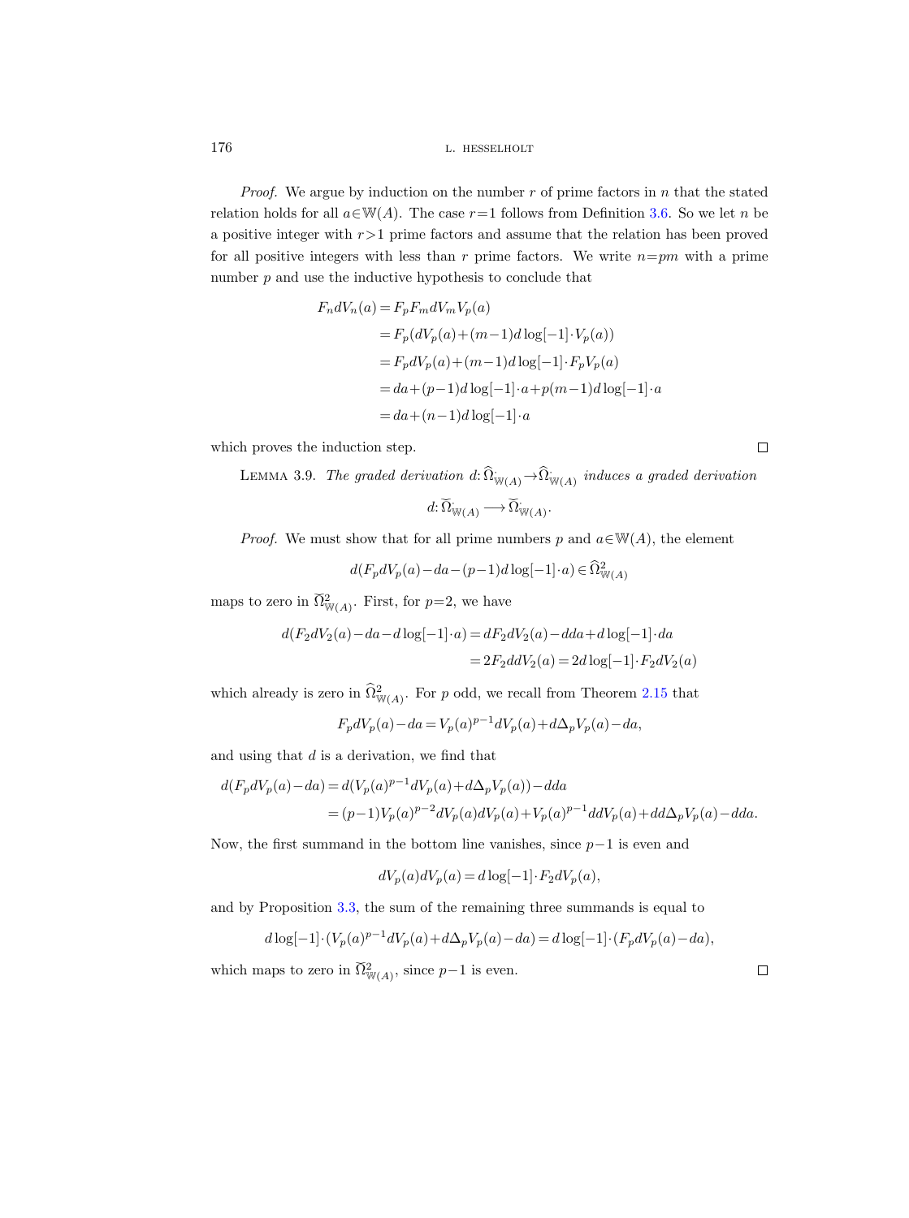*Proof.* We argue by induction on the number $r$ of prime factors in $n$ that the stated relation holds for all $a \in \mathbb{W}(A)$. The case $r=1$ follows from Definition 3.6. So we let $n$ be a positive integer with $r>1$ prime factors and assume that the relation has been proved for all positive integers with less than $r$ prime factors. We write $n=pm$ with a prime number $p$ and use the inductive hypothesis to conclude that

$$\begin{aligned}
F_n dV_n(a) &= F_p F_m dV_m V_p(a) \\
&= F_p(dV_p(a) + (m-1)d\log[-1] \cdot V_p(a)) \\
&= F_p dV_p(a) + (m-1)d\log[-1] \cdot F_p V_p(a) \\
&= da + (p-1)d\log[-1] \cdot a + p(m-1)d\log[-1] \cdot a \\
&= da + (n-1)d\log[-1] \cdot a
\end{aligned}$$

which proves the induction step. $\square$

LEMMA 3.9. *The graded derivation* $d\colon \widehat{\Omega}^{\cdot}_{\mathbb{W}(A)} \to \widehat{\Omega}^{\cdot}_{\mathbb{W}(A)}$ *induces a graded derivation*

$$d\colon \widetilde{\Omega}^{\cdot}_{\mathbb{W}(A)} \longrightarrow \widetilde{\Omega}^{\cdot}_{\mathbb{W}(A)}.$$

*Proof.* We must show that for all prime numbers $p$ and $a \in \mathbb{W}(A)$, the element

$$d(F_p dV_p(a) - da - (p-1)d\log[-1] \cdot a) \in \widehat{\Omega}^2_{\mathbb{W}(A)}$$

maps to zero in $\widetilde{\Omega}^2_{\mathbb{W}(A)}$. First, for $p=2$, we have

$$\begin{aligned}
d(F_2 dV_2(a) - da - d\log[-1] \cdot a) &= dF_2 dV_2(a) - dda + d\log[-1] \cdot da \\
&= 2F_2 ddV_2(a) = 2d\log[-1] \cdot F_2 dV_2(a)
\end{aligned}$$

which already is zero in $\widehat{\Omega}^2_{\mathbb{W}(A)}$. For $p$ odd, we recall from Theorem 2.15 that

$$F_p dV_p(a) - da = V_p(a)^{p-1} dV_p(a) + d\Delta_p V_p(a) - da,$$

and using that $d$ is a derivation, we find that

$$\begin{aligned}
d(F_p dV_p(a) - da) &= d(V_p(a)^{p-1} dV_p(a) + d\Delta_p V_p(a)) - dda \\
&= (p-1)V_p(a)^{p-2} dV_p(a) dV_p(a) + V_p(a)^{p-1} ddV_p(a) + dd\Delta_p V_p(a) - dda.
\end{aligned}$$

Now, the first summand in the bottom line vanishes, since $p-1$ is even and

$$dV_p(a) dV_p(a) = d\log[-1] \cdot F_2 dV_p(a),$$

and by Proposition 3.3, the sum of the remaining three summands is equal to

$$d\log[-1] \cdot (V_p(a)^{p-1} dV_p(a) + d\Delta_p V_p(a) - da) = d\log[-1] \cdot (F_p dV_p(a) - da),$$

which maps to zero in $\widetilde{\Omega}^2_{\mathbb{W}(A)}$, since $p-1$ is even. $\square$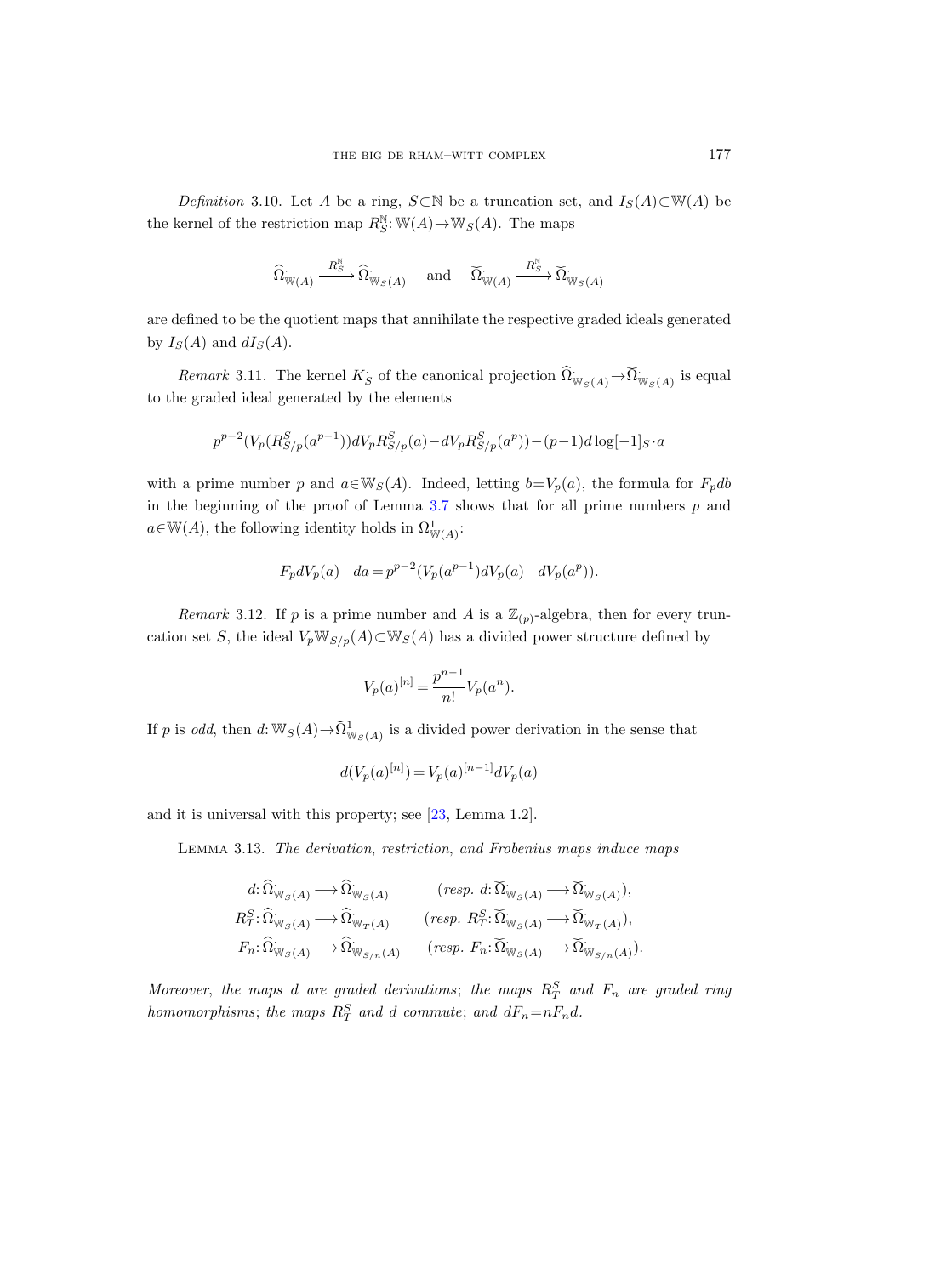*Definition* 3.10. Let $A$ be a ring, $S \subset \mathbb{N}$ be a truncation set, and $I_S(A) \subset \mathbb{W}(A)$ be the kernel of the restriction map $R_S^{\mathbb{N}}: \mathbb{W}(A) \to \mathbb{W}_S(A)$. The maps

$$\widehat{\Omega}^{\cdot}_{\mathbb{W}(A)} \xrightarrow{R_S^{\mathbb{N}}} \widehat{\Omega}^{\cdot}_{\mathbb{W}_S(A)} \quad \text{and} \quad \check{\Omega}^{\cdot}_{\mathbb{W}(A)} \xrightarrow{R_S^{\mathbb{N}}} \check{\Omega}^{\cdot}_{\mathbb{W}_S(A)}$$

are defined to be the quotient maps that annihilate the respective graded ideals generated by $I_S(A)$ and $dI_S(A)$.

*Remark* 3.11. The kernel $K_S^{\cdot}$ of the canonical projection $\widehat{\Omega}^{\cdot}_{\mathbb{W}_S(A)} \to \check{\Omega}^{\cdot}_{\mathbb{W}_S(A)}$ is equal to the graded ideal generated by the elements

$$p^{p-2}(V_p(R^S_{S/p}(a^{p-1}))dV_pR^S_{S/p}(a) - dV_pR^S_{S/p}(a^p)) - (p-1)d\log[-1]_S \cdot a$$

with a prime number $p$ and $a \in \mathbb{W}_S(A)$. Indeed, letting $b = V_p(a)$, the formula for $F_p db$ in the beginning of the proof of Lemma 3.7 shows that for all prime numbers $p$ and $a \in \mathbb{W}(A)$, the following identity holds in $\Omega^1_{\mathbb{W}(A)}$:

$$F_p dV_p(a) - da = p^{p-2}(V_p(a^{p-1})dV_p(a) - dV_p(a^p)).$$

*Remark* 3.12. If $p$ is a prime number and $A$ is a $\mathbb{Z}_{(p)}$-algebra, then for every truncation set $S$, the ideal $V_p\mathbb{W}_{S/p}(A) \subset \mathbb{W}_S(A)$ has a divided power structure defined by

$$V_p(a)^{[n]} = \frac{p^{n-1}}{n!} V_p(a^n).$$

If $p$ is *odd*, then $d: \mathbb{W}_S(A) \to \check{\Omega}^1_{\mathbb{W}_S(A)}$ is a divided power derivation in the sense that

$$d(V_p(a)^{[n]}) = V_p(a)^{[n-1]} dV_p(a)$$

and it is universal with this property; see [23, Lemma 1.2].

LEMMA 3.13. *The derivation, restriction, and Frobenius maps induce maps*

$$\begin{aligned}
d&: \widehat{\Omega}^{\cdot}_{\mathbb{W}_S(A)} \longrightarrow \widehat{\Omega}^{\cdot}_{\mathbb{W}_S(A)} && (\textit{resp. } d: \check{\Omega}^{\cdot}_{\mathbb{W}_S(A)} \longrightarrow \check{\Omega}^{\cdot}_{\mathbb{W}_S(A)}),\\
R^S_T&: \widehat{\Omega}^{\cdot}_{\mathbb{W}_S(A)} \longrightarrow \widehat{\Omega}^{\cdot}_{\mathbb{W}_T(A)} && (\textit{resp. } R^S_T: \check{\Omega}^{\cdot}_{\mathbb{W}_S(A)} \longrightarrow \check{\Omega}^{\cdot}_{\mathbb{W}_T(A)}),\\
F_n&: \widehat{\Omega}^{\cdot}_{\mathbb{W}_S(A)} \longrightarrow \widehat{\Omega}^{\cdot}_{\mathbb{W}_{S/n}(A)} && (\textit{resp. } F_n: \check{\Omega}^{\cdot}_{\mathbb{W}_S(A)} \longrightarrow \check{\Omega}^{\cdot}_{\mathbb{W}_{S/n}(A)}).
\end{aligned}$$

*Moreover, the maps $d$ are graded derivations; the maps $R^S_T$ and $F_n$ are graded ring homomorphisms; the maps $R^S_T$ and $d$ commute; and $dF_n = nF_n d$.*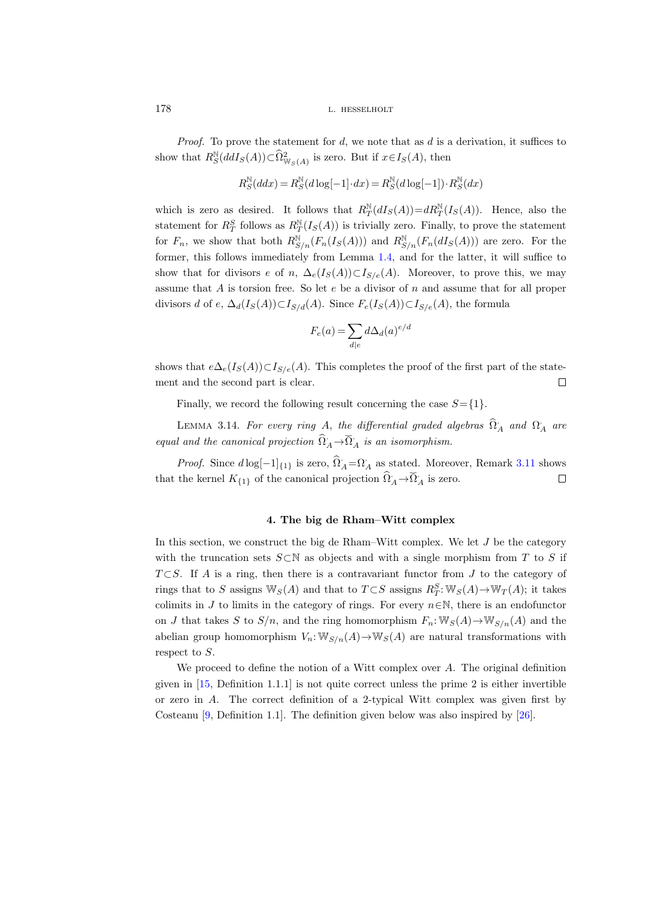*Proof.* To prove the statement for $d$, we note that as $d$ is a derivation, it suffices to show that $R^{\mathbb{N}}_S(ddI_S(A)) \subset \widehat{\Omega}^2_{\mathbb{W}_S(A)}$ is zero. But if $x \in I_S(A)$, then

$$R^{\mathbb{N}}_S(ddx) = R^{\mathbb{N}}_S(d\log[-1] \cdot dx) = R^{\mathbb{N}}_S(d\log[-1]) \cdot R^{\mathbb{N}}_S(dx)$$

which is zero as desired. It follows that $R^{\mathbb{N}}_T(dI_S(A)) = dR^{\mathbb{N}}_T(I_S(A))$. Hence, also the statement for $R^S_T$ follows as $R^{\mathbb{N}}_T(I_S(A))$ is trivially zero. Finally, to prove the statement for $F_n$, we show that both $R^{\mathbb{N}}_{S/n}(F_n(I_S(A)))$ and $R^{\mathbb{N}}_{S/n}(F_n(dI_S(A)))$ are zero. For the former, this follows immediately from Lemma 1.4, and for the latter, it will suffice to show that for divisors $e$ of $n$, $\Delta_e(I_S(A)) \subset I_{S/e}(A)$. Moreover, to prove this, we may assume that $A$ is torsion free. So let $e$ be a divisor of $n$ and assume that for all proper divisors $d$ of $e$, $\Delta_d(I_S(A)) \subset I_{S/d}(A)$. Since $F_e(I_S(A)) \subset I_{S/e}(A)$, the formula

$$F_e(a) = \sum_{d \mid e} d\Delta_d(a)^{e/d}$$

shows that $e\Delta_e(I_S(A)) \subset I_{S/e}(A)$. This completes the proof of the first part of the statement and the second part is clear. □

Finally, we record the following result concerning the case $S = \{1\}$.

Lemma 3.14. *For every ring $A$, the differential graded algebras $\widehat{\Omega}^{\cdot}_A$ and $\Omega^{\cdot}_A$ are equal and the canonical projection $\widehat{\Omega}^{\cdot}_A \to \breve{\Omega}^{\cdot}_A$ is an isomorphism.*

*Proof.* Since $d\log[-1]_{\{1\}}$ is zero, $\widehat{\Omega}^{\cdot}_A = \Omega^{\cdot}_A$ as stated. Moreover, Remark 3.11 shows that the kernel $K_{\{1\}}$ of the canonical projection $\widehat{\Omega}^{\cdot}_A \to \breve{\Omega}^{\cdot}_A$ is zero. □

## 4. The big de Rham–Witt complex

In this section, we construct the big de Rham–Witt complex. We let $J$ be the category with the truncation sets $S \subset \mathbb{N}$ as objects and with a single morphism from $T$ to $S$ if $T \subset S$. If $A$ is a ring, then there is a contravariant functor from $J$ to the category of rings that to $S$ assigns $\mathbb{W}_S(A)$ and that to $T \subset S$ assigns $R^S_T \colon \mathbb{W}_S(A) \to \mathbb{W}_T(A)$; it takes colimits in $J$ to limits in the category of rings. For every $n \in \mathbb{N}$, there is an endofunctor on $J$ that takes $S$ to $S/n$, and the ring homomorphism $F_n \colon \mathbb{W}_S(A) \to \mathbb{W}_{S/n}(A)$ and the abelian group homomorphism $V_n \colon \mathbb{W}_{S/n}(A) \to \mathbb{W}_S(A)$ are natural transformations with respect to $S$.

We proceed to define the notion of a Witt complex over $A$. The original definition given in [15, Definition 1.1.1] is not quite correct unless the prime 2 is either invertible or zero in $A$. The correct definition of a 2-typical Witt complex was given first by Costeanu [9, Definition 1.1]. The definition given below was also inspired by [26].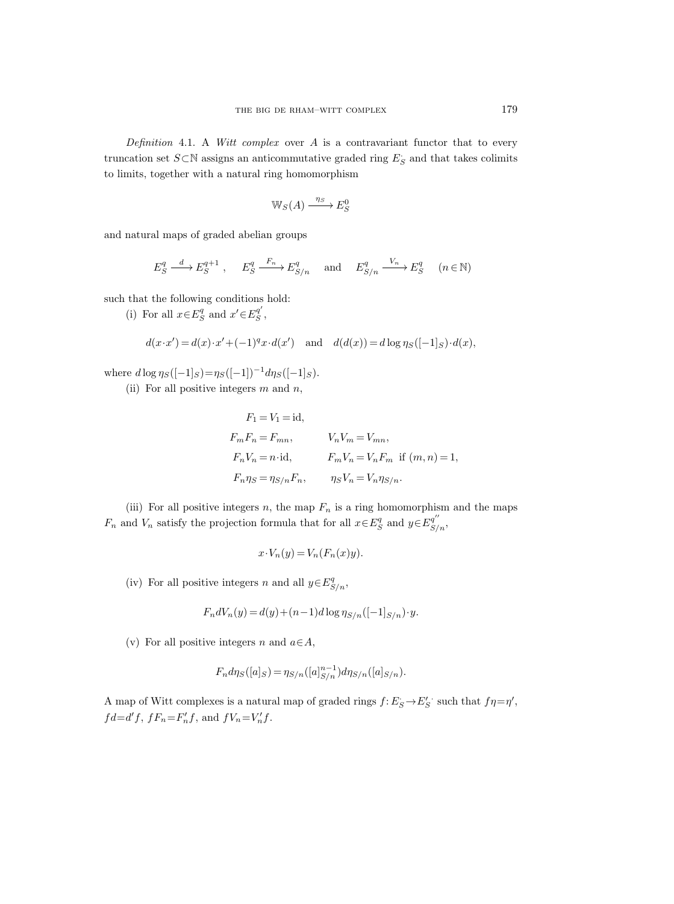*Definition* 4.1. A *Witt complex* over $A$ is a contravariant functor that to every truncation set $S \subset \mathbb{N}$ assigns an anticommutative graded ring $E_S^{\cdot}$ and that takes colimits to limits, together with a natural ring homomorphism

$$\mathbb{W}_S(A) \xrightarrow{\eta_S} E_S^0$$

and natural maps of graded abelian groups

$$E_S^q \xrightarrow{d} E_S^{q+1}, \quad E_S^q \xrightarrow{F_n} E_{S/n}^q \quad \text{and} \quad E_{S/n}^q \xrightarrow{V_n} E_S^q \quad (n \in \mathbb{N})$$

such that the following conditions hold:

(i) For all $x \in E_S^q$ and $x' \in E_S^{q'}$,

$$d(x \cdot x') = d(x) \cdot x' + (-1)^q x \cdot d(x') \quad \text{and} \quad d(d(x)) = d\log \eta_S([-1]_S) \cdot d(x),$$

where $d\log \eta_S([-1]_S) = \eta_S([-1])^{-1} d\eta_S([-1]_S)$.

(ii) For all positive integers $m$ and $n$,

$$\begin{aligned}
F_1 &= V_1 = \mathrm{id}, \\
F_m F_n &= F_{mn}, & V_n V_m &= V_{mn}, \\
F_n V_n &= n \cdot \mathrm{id}, & F_m V_n &= V_n F_m \ \text{ if } (m,n) = 1, \\
F_n \eta_S &= \eta_{S/n} F_n, & \eta_S V_n &= V_n \eta_{S/n}.
\end{aligned}$$

(iii) For all positive integers $n$, the map $F_n$ is a ring homomorphism and the maps $F_n$ and $V_n$ satisfy the projection formula that for all $x \in E_S^q$ and $y \in E_{S/n}^{q''}$,

$$x \cdot V_n(y) = V_n(F_n(x) y).$$

(iv) For all positive integers $n$ and all $y \in E_{S/n}^q$,

$$F_n d V_n(y) = d(y) + (n-1) d\log \eta_{S/n}([-1]_{S/n}) \cdot y.$$

(v) For all positive integers $n$ and $a \in A$,

$$F_n d\eta_S([a]_S) = \eta_{S/n}([a]_{S/n}^{n-1}) d\eta_{S/n}([a]_{S/n}).$$

A map of Witt complexes is a natural map of graded rings $f: E_S^{\cdot} \to E_S'^{\cdot}$ such that $f\eta = \eta'$, $fd = d'f$, $fF_n = F_n' f$, and $fV_n = V_n' f$.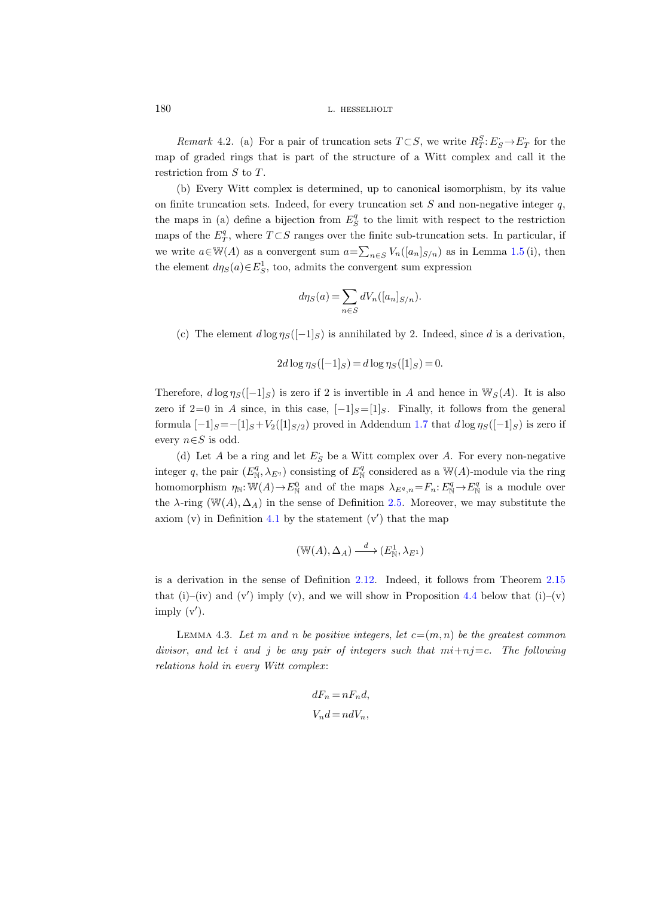*Remark* 4.2. (a) For a pair of truncation sets $T \subset S$, we write $R^S_T \colon E^{\cdot}_S \to E^{\cdot}_T$ for the map of graded rings that is part of the structure of a Witt complex and call it the restriction from $S$ to $T$.

(b) Every Witt complex is determined, up to canonical isomorphism, by its value on finite truncation sets. Indeed, for every truncation set $S$ and non-negative integer $q$, the maps in (a) define a bijection from $E^q_S$ to the limit with respect to the restriction maps of the $E^q_T$, where $T \subset S$ ranges over the finite sub-truncation sets. In particular, if we write $a \in \mathbb{W}(A)$ as a convergent sum $a = \sum_{n \in S} V_n([a_n]_{S/n})$ as in Lemma 1.5 (i), then the element $d\eta_S(a) \in E^1_S$, too, admits the convergent sum expression

$$d\eta_S(a) = \sum_{n \in S} dV_n([a_n]_{S/n}).$$

(c) The element $d \log \eta_S([-1]_S)$ is annihilated by 2. Indeed, since $d$ is a derivation,

$$2d \log \eta_S([-1]_S) = d \log \eta_S([1]_S) = 0.$$

Therefore, $d \log \eta_S([-1]_S)$ is zero if 2 is invertible in $A$ and hence in $\mathbb{W}_S(A)$. It is also zero if $2=0$ in $A$ since, in this case, $[-1]_S = [1]_S$. Finally, it follows from the general formula $[-1]_S = -[1]_S + V_2([1]_{S/2})$ proved in Addendum 1.7 that $d \log \eta_S([-1]_S)$ is zero if every $n \in S$ is odd.

(d) Let $A$ be a ring and let $E^{\cdot}_S$ be a Witt complex over $A$. For every non-negative integer $q$, the pair $(E^q_{\mathbb{N}}, \lambda_{E^q})$ consisting of $E^q_{\mathbb{N}}$ considered as a $\mathbb{W}(A)$-module via the ring homomorphism $\eta_{\mathbb{N}} \colon \mathbb{W}(A) \to E^0_{\mathbb{N}}$ and of the maps $\lambda_{E^q, n} = F_n \colon E^q_{\mathbb{N}} \to E^q_{\mathbb{N}}$ is a module over the $\lambda$-ring $(\mathbb{W}(A), \Delta_A)$ in the sense of Definition 2.5. Moreover, we may substitute the axiom (v) in Definition 4.1 by the statement (v$'$) that the map

$$(\mathbb{W}(A), \Delta_A) \xrightarrow{\ d\ } (E^1_{\mathbb{N}}, \lambda_{E^1})$$

is a derivation in the sense of Definition 2.12. Indeed, it follows from Theorem 2.15 that (i)–(iv) and (v$'$) imply (v), and we will show in Proposition 4.4 below that (i)–(v) imply (v$'$).

Lemma 4.3. *Let $m$ and $n$ be positive integers, let $c = (m, n)$ be the greatest common divisor, and let $i$ and $j$ be any pair of integers such that $mi + nj = c$. The following relations hold in every Witt complex*:

$$dF_n = nF_n d,$$

$$V_n d = ndV_n,$$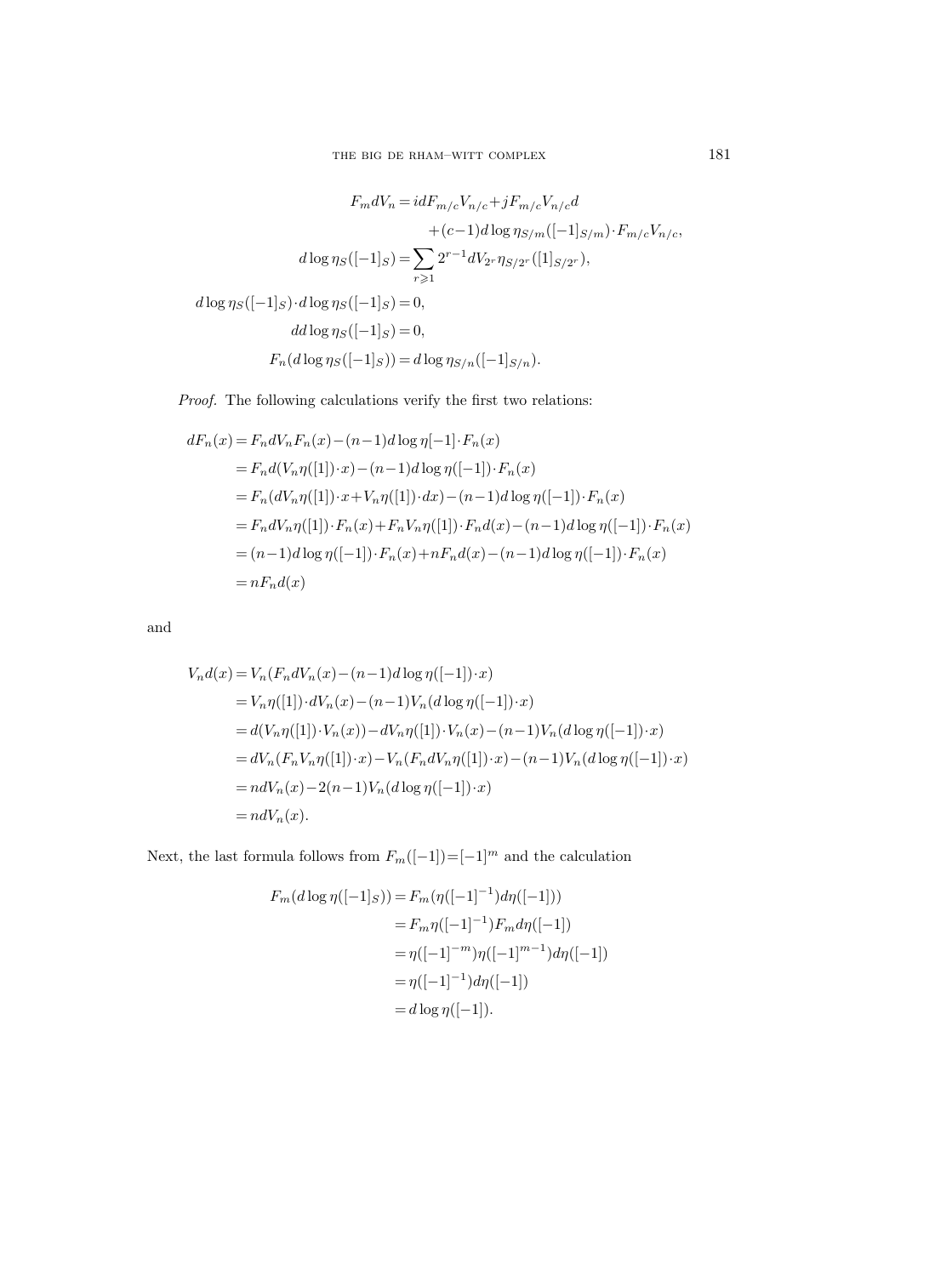$$
\begin{aligned}
F_m dV_n &= i d F_{m/c} V_{n/c} + j F_{m/c} V_{n/c} d \\
&\quad + (c-1) d\log \eta_{S/m}([-1]_{S/m}) \cdot F_{m/c} V_{n/c}, \\
d\log \eta_S([-1]_S) &= \sum_{r \geqslant 1} 2^{r-1} dV_{2^r} \eta_{S/2^r}([1]_{S/2^r}), \\
d\log \eta_S([-1]_S) \cdot d\log \eta_S([-1]_S) &= 0, \\
dd\log \eta_S([-1]_S) &= 0, \\
F_n(d\log \eta_S([-1]_S)) &= d\log \eta_{S/n}([-1]_{S/n}).
\end{aligned}
$$

*Proof.* The following calculations verify the first two relations:

$$
\begin{aligned}
dF_n(x) &= F_n dV_n F_n(x) - (n-1) d\log \eta[-1] \cdot F_n(x) \\
&= F_n d(V_n \eta([1]) \cdot x) - (n-1) d\log \eta([-1]) \cdot F_n(x) \\
&= F_n (dV_n \eta([1]) \cdot x + V_n \eta([1]) \cdot dx) - (n-1) d\log \eta([-1]) \cdot F_n(x) \\
&= F_n dV_n \eta([1]) \cdot F_n(x) + F_n V_n \eta([1]) \cdot F_n d(x) - (n-1) d\log \eta([-1]) \cdot F_n(x) \\
&= (n-1) d\log \eta([-1]) \cdot F_n(x) + n F_n d(x) - (n-1) d\log \eta([-1]) \cdot F_n(x) \\
&= n F_n d(x)
\end{aligned}
$$

and

$$
\begin{aligned}
V_n d(x) &= V_n (F_n dV_n(x) - (n-1) d\log \eta([-1]) \cdot x) \\
&= V_n \eta([1]) \cdot dV_n(x) - (n-1) V_n (d\log \eta([-1]) \cdot x) \\
&= d(V_n \eta([1]) \cdot V_n(x)) - dV_n \eta([1]) \cdot V_n(x) - (n-1) V_n (d\log \eta([-1]) \cdot x) \\
&= dV_n (F_n V_n \eta([1]) \cdot x) - V_n (F_n dV_n \eta([1]) \cdot x) - (n-1) V_n (d\log \eta([-1]) \cdot x) \\
&= n dV_n(x) - 2(n-1) V_n (d\log \eta([-1]) \cdot x) \\
&= n dV_n(x).
\end{aligned}
$$

Next, the last formula follows from $F_m([-1]) = [-1]^m$ and the calculation

$$
\begin{aligned}
F_m(d\log \eta([-1]_S)) &= F_m(\eta([-1]^{-1}) d\eta([-1])) \\
&= F_m \eta([-1]^{-1}) F_m d\eta([-1]) \\
&= \eta([-1]^{-m}) \eta([-1]^{m-1}) d\eta([-1]) \\
&= \eta([-1]^{-1}) d\eta([-1]) \\
&= d\log \eta([-1]).
\end{aligned}
$$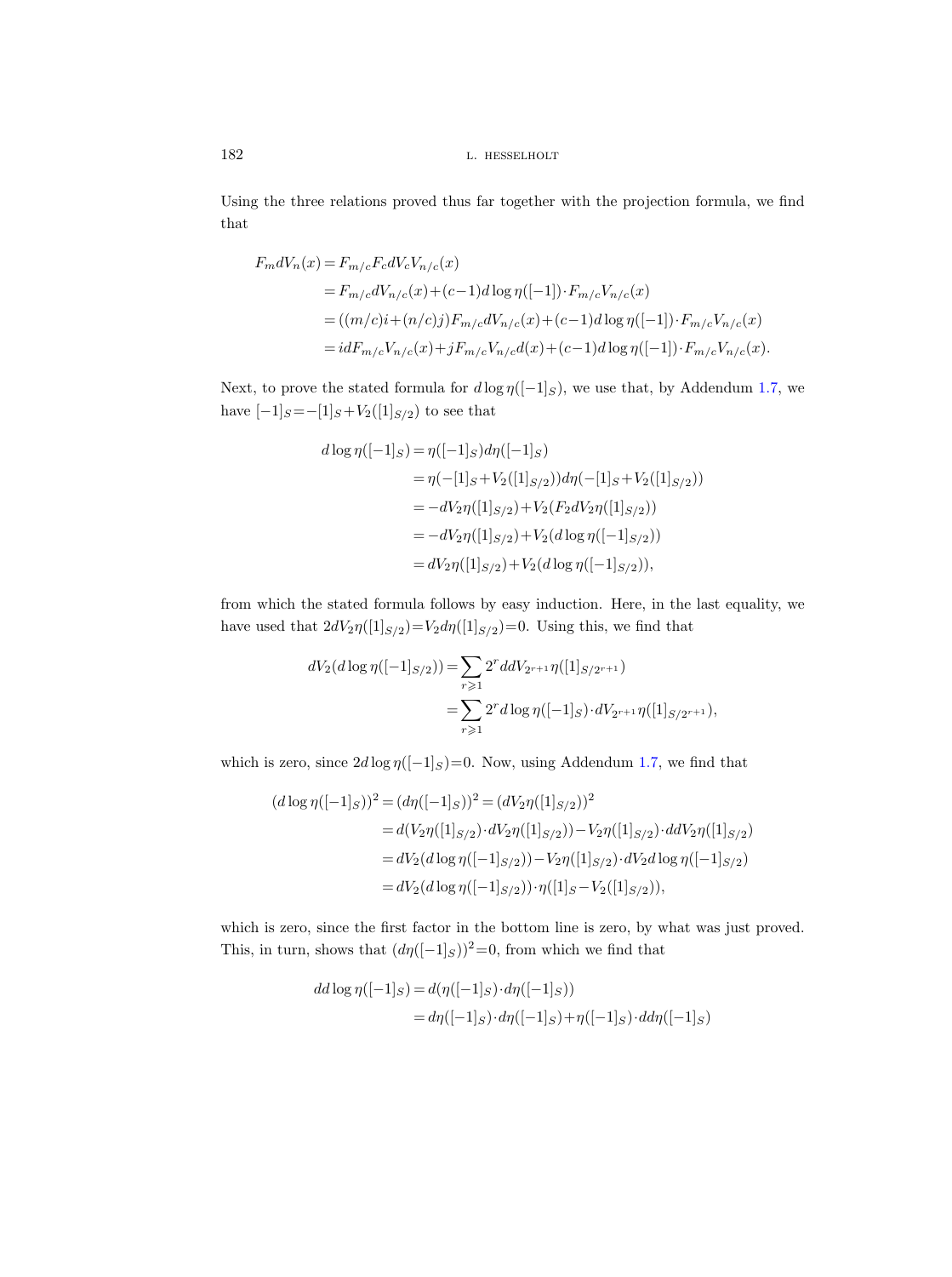Using the three relations proved thus far together with the projection formula, we find that

$$
\begin{aligned}
F_m dV_n(x) &= F_{m/c}F_c dV_c V_{n/c}(x) \\
&= F_{m/c}dV_{n/c}(x) + (c-1)d\log\eta([-1])\cdot F_{m/c}V_{n/c}(x) \\
&= ((m/c)i + (n/c)j)F_{m/c}dV_{n/c}(x) + (c-1)d\log\eta([-1])\cdot F_{m/c}V_{n/c}(x) \\
&= idF_{m/c}V_{n/c}(x) + jF_{m/c}V_{n/c}d(x) + (c-1)d\log\eta([-1])\cdot F_{m/c}V_{n/c}(x).
\end{aligned}
$$

Next, to prove the stated formula for $d\log\eta([-1]_S)$, we use that, by Addendum 1.7, we have $[-1]_S = -[1]_S + V_2([1]_{S/2})$ to see that

$$
\begin{aligned}
d\log\eta([-1]_S) &= \eta([-1]_S)d\eta([-1]_S) \\
&= \eta(-[1]_S + V_2([1]_{S/2}))d\eta(-[1]_S + V_2([1]_{S/2})) \\
&= -dV_2\eta([1]_{S/2}) + V_2(F_2 dV_2\eta([1]_{S/2})) \\
&= -dV_2\eta([1]_{S/2}) + V_2(d\log\eta([-1]_{S/2})) \\
&= dV_2\eta([1]_{S/2}) + V_2(d\log\eta([-1]_{S/2})),
\end{aligned}
$$

from which the stated formula follows by easy induction. Here, in the last equality, we have used that $2dV_2\eta([1]_{S/2}) = V_2 d\eta([1]_{S/2}) = 0$. Using this, we find that

$$
\begin{aligned}
dV_2(d\log\eta([-1]_{S/2})) &= \sum_{r\geqslant 1} 2^r ddV_{2^{r+1}}\eta([1]_{S/2^{r+1}}) \\
&= \sum_{r\geqslant 1} 2^r d\log\eta([-1]_S)\cdot dV_{2^{r+1}}\eta([1]_{S/2^{r+1}}),
\end{aligned}
$$

which is zero, since $2d\log\eta([-1]_S) = 0$. Now, using Addendum 1.7, we find that

$$
\begin{aligned}
(d\log\eta([-1]_S))^2 &= (d\eta([-1]_S))^2 = (dV_2\eta([1]_{S/2}))^2 \\
&= d(V_2\eta([1]_{S/2})\cdot dV_2\eta([1]_{S/2})) - V_2\eta([1]_{S/2})\cdot ddV_2\eta([1]_{S/2}) \\
&= dV_2(d\log\eta([-1]_{S/2})) - V_2\eta([1]_{S/2})\cdot dV_2 d\log\eta([-1]_{S/2}) \\
&= dV_2(d\log\eta([-1]_{S/2}))\cdot\eta([1]_S - V_2([1]_{S/2})),
\end{aligned}
$$

which is zero, since the first factor in the bottom line is zero, by what was just proved. This, in turn, shows that $(d\eta([-1]_S))^2 = 0$, from which we find that

$$
\begin{aligned}
dd\log\eta([-1]_S) &= d(\eta([-1]_S)\cdot d\eta([-1]_S)) \\
&= d\eta([-1]_S)\cdot d\eta([-1]_S) + \eta([-1]_S)\cdot dd\eta([-1]_S)
\end{aligned}
$$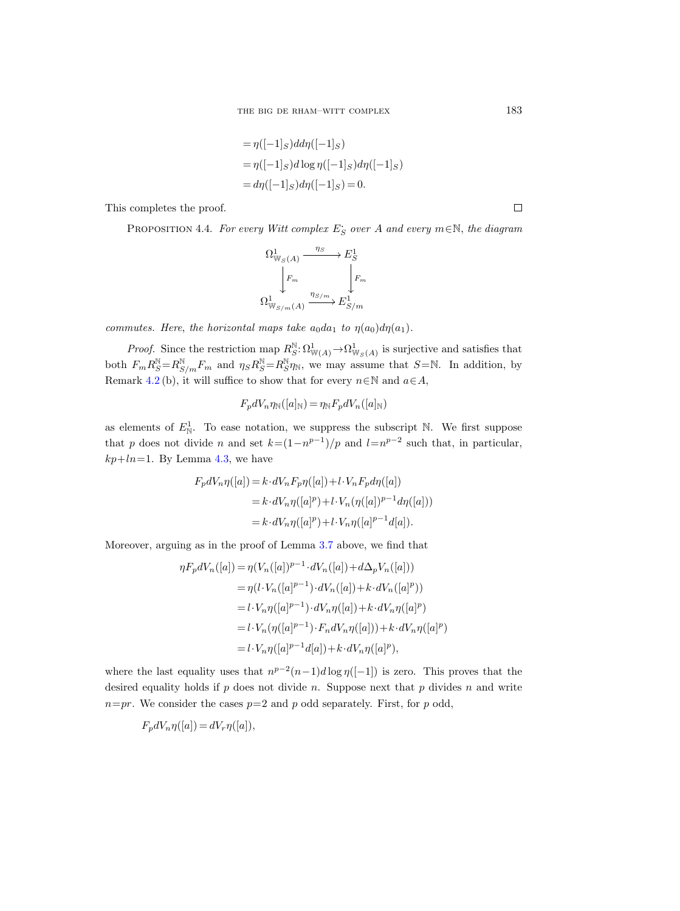$$
\begin{aligned}
&= \eta([-1]_S) dd\eta([-1]_S) \\
&= \eta([-1]_S) d\log \eta([-1]_S) d\eta([-1]_S) \\
&= d\eta([-1]_S) d\eta([-1]_S) = 0.
\end{aligned}
$$

This completes the proof. □

PROPOSITION 4.4. *For every Witt complex $E_S^{\cdot}$ over $A$ and every $m \in \mathbb{N}$, the diagram*

$$
\begin{array}{ccc}
\Omega^1_{\mathbb{W}_S(A)} & \xrightarrow{\eta_S} & E^1_S \\
\downarrow F_m & & \downarrow F_m \\
\Omega^1_{\mathbb{W}_{S/m}(A)} & \xrightarrow{\eta_{S/m}} & E^1_{S/m}
\end{array}
$$

*commutes. Here, the horizontal maps take $a_0 da_1$ to $\eta(a_0) d\eta(a_1)$.*

*Proof.* Since the restriction map $R^{\mathbb{N}}_S : \Omega^1_{\mathbb{W}(A)} \to \Omega^1_{\mathbb{W}_S(A)}$ is surjective and satisfies that both $F_m R^{\mathbb{N}}_S = R^{\mathbb{N}}_{S/m} F_m$ and $\eta_S R^{\mathbb{N}}_S = R^{\mathbb{N}}_S \eta_{\mathbb{N}}$, we may assume that $S = \mathbb{N}$. In addition, by Remark 4.2 (b), it will suffice to show that for every $n \in \mathbb{N}$ and $a \in A$,

$$
F_p dV_n \eta_{\mathbb{N}}([a]_{\mathbb{N}}) = \eta_{\mathbb{N}} F_p dV_n([a]_{\mathbb{N}})
$$

as elements of $E^1_{\mathbb{N}}$. To ease notation, we suppress the subscript $\mathbb{N}$. We first suppose that $p$ does not divide $n$ and set $k = (1 - n^{p-1})/p$ and $l = n^{p-2}$ such that, in particular, $kp + ln = 1$. By Lemma 4.3, we have

$$
\begin{aligned}
F_p dV_n \eta([a]) &= k \cdot dV_n F_p \eta([a]) + l \cdot V_n F_p d\eta([a]) \\
&= k \cdot dV_n \eta([a]^p) + l \cdot V_n(\eta([a])^{p-1} d\eta([a])) \\
&= k \cdot dV_n \eta([a]^p) + l \cdot V_n \eta([a]^{p-1} d[a]).
\end{aligned}
$$

Moreover, arguing as in the proof of Lemma 3.7 above, we find that

$$
\begin{aligned}
\eta F_p dV_n([a]) &= \eta(V_n([a])^{p-1} \cdot dV_n([a]) + d\Delta_p V_n([a])) \\
&= \eta(l \cdot V_n([a]^{p-1}) \cdot dV_n([a]) + k \cdot dV_n([a]^p)) \\
&= l \cdot V_n \eta([a]^{p-1}) \cdot dV_n \eta([a]) + k \cdot dV_n \eta([a]^p) \\
&= l \cdot V_n(\eta([a]^{p-1}) \cdot F_n dV_n \eta([a])) + k \cdot dV_n \eta([a]^p) \\
&= l \cdot V_n \eta([a]^{p-1} d[a]) + k \cdot dV_n \eta([a]^p),
\end{aligned}
$$

where the last equality uses that $n^{p-2}(n-1) d\log \eta([-1])$ is zero. This proves that the desired equality holds if $p$ does not divide $n$. Suppose next that $p$ divides $n$ and write $n = pr$. We consider the cases $p = 2$ and $p$ odd separately. First, for $p$ odd,

$$
F_p dV_n \eta([a]) = dV_r \eta([a]),
$$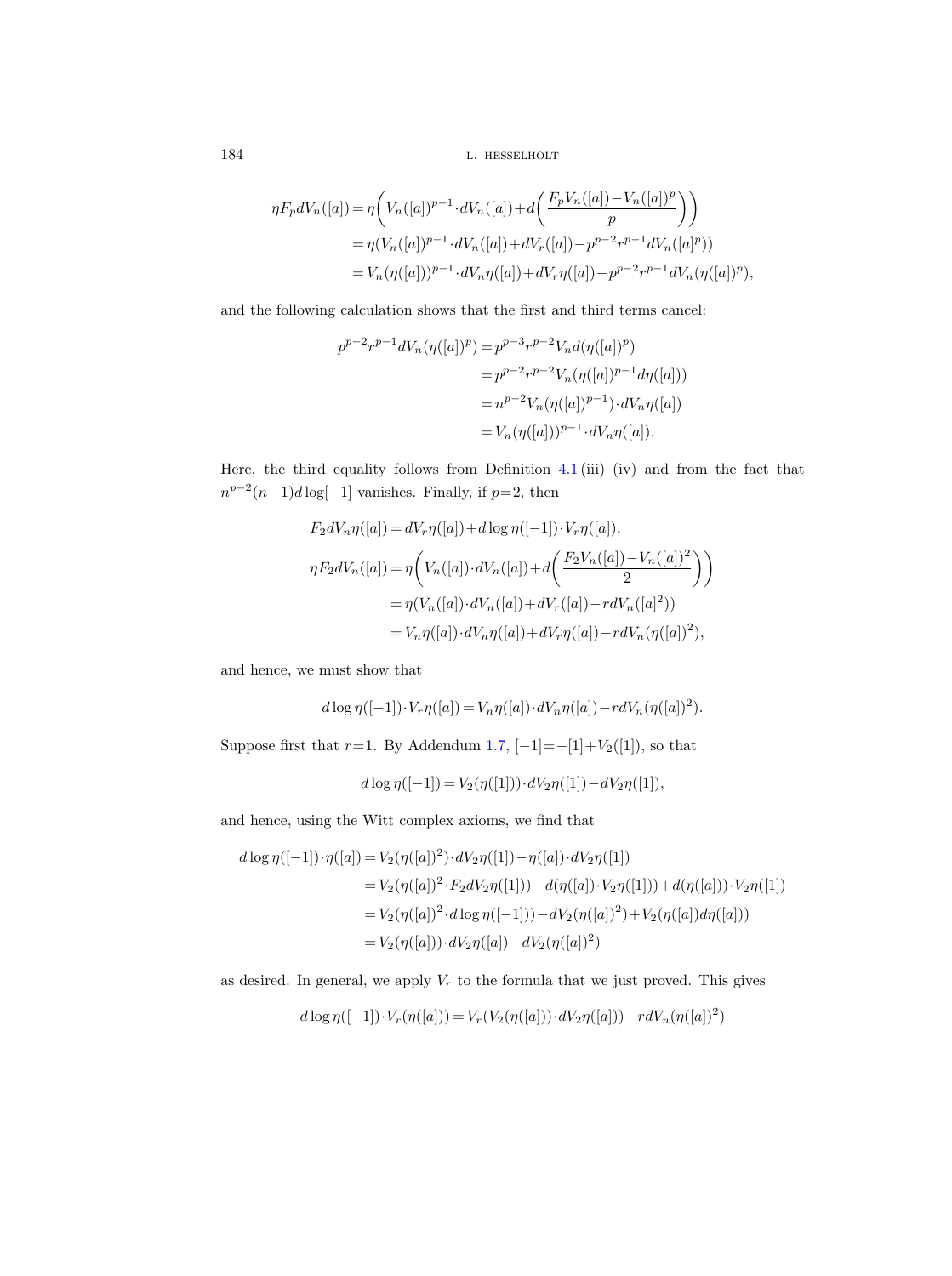$$\begin{aligned}
\eta F_p dV_n([a]) &= \eta\biggl(V_n([a])^{p-1}\cdot dV_n([a]) + d\biggl(\frac{F_pV_n([a]) - V_n([a])^p}{p}\biggr)\biggr) \\
&= \eta(V_n([a])^{p-1}\cdot dV_n([a]) + dV_r([a]) - p^{p-2}r^{p-1}dV_n([a]^p)) \\
&= V_n(\eta([a]))^{p-1}\cdot dV_n\eta([a]) + dV_r\eta([a]) - p^{p-2}r^{p-1}dV_n(\eta([a])^p),
\end{aligned}$$

and the following calculation shows that the first and third terms cancel:

$$\begin{aligned}
p^{p-2}r^{p-1}dV_n(\eta([a])^p) &= p^{p-3}r^{p-2}V_n d(\eta([a])^p) \\
&= p^{p-2}r^{p-2}V_n(\eta([a])^{p-1}d\eta([a])) \\
&= n^{p-2}V_n(\eta([a])^{p-1})\cdot dV_n\eta([a]) \\
&= V_n(\eta([a]))^{p-1}\cdot dV_n\eta([a]).
\end{aligned}$$

Here, the third equality follows from Definition 4.1 (iii)–(iv) and from the fact that $n^{p-2}(n-1)d\log[-1]$ vanishes. Finally, if $p=2$, then

$$\begin{aligned}
F_2 dV_n\eta([a]) &= dV_r\eta([a]) + d\log\eta([-1])\cdot V_r\eta([a]), \\
\eta F_2 dV_n([a]) &= \eta\biggl(V_n([a])\cdot dV_n([a]) + d\biggl(\frac{F_2V_n([a]) - V_n([a])^2}{2}\biggr)\biggr) \\
&= \eta(V_n([a])\cdot dV_n([a]) + dV_r([a]) - r dV_n([a]^2)) \\
&= V_n\eta([a])\cdot dV_n\eta([a]) + dV_r\eta([a]) - r dV_n(\eta([a])^2),
\end{aligned}$$

and hence, we must show that

$$d\log\eta([-1])\cdot V_r\eta([a]) = V_n\eta([a])\cdot dV_n\eta([a]) - r dV_n(\eta([a])^2).$$

Suppose first that $r=1$. By Addendum 1.7, $[-1] = -[1] + V_2([1])$, so that

$$d\log\eta([-1]) = V_2(\eta([1]))\cdot dV_2\eta([1]) - dV_2\eta([1]),$$

and hence, using the Witt complex axioms, we find that

$$\begin{aligned}
d\log\eta([-1])\cdot\eta([a]) &= V_2(\eta([a])^2)\cdot dV_2\eta([1]) - \eta([a])\cdot dV_2\eta([1]) \\
&= V_2(\eta([a])^2\cdot F_2 dV_2\eta([1])) - d(\eta([a])\cdot V_2\eta([1])) + d(\eta([a]))\cdot V_2\eta([1]) \\
&= V_2(\eta([a])^2\cdot d\log\eta([-1])) - dV_2(\eta([a])^2) + V_2(\eta([a])d\eta([a])) \\
&= V_2(\eta([a]))\cdot dV_2\eta([a]) - dV_2(\eta([a])^2)
\end{aligned}$$

as desired. In general, we apply $V_r$ to the formula that we just proved. This gives

$$d\log\eta([-1])\cdot V_r(\eta([a])) = V_r(V_2(\eta([a]))\cdot dV_2\eta([a])) - r dV_n(\eta([a])^2)$$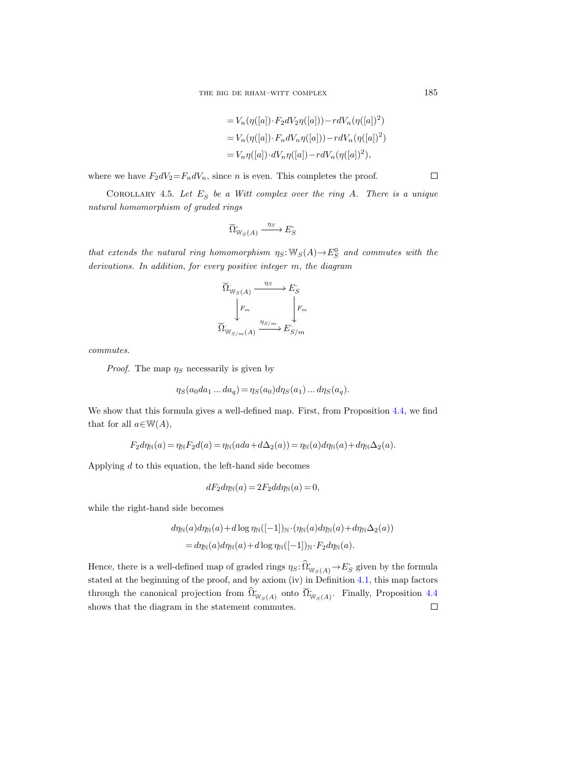$$= V_n(\eta([a]) \cdot F_2 dV_2 \eta([a])) - r dV_n(\eta([a])^2)$$
$$= V_n(\eta([a]) \cdot F_n dV_n \eta([a])) - r dV_n(\eta([a])^2)$$
$$= V_n \eta([a]) \cdot dV_n \eta([a]) - r dV_n(\eta([a])^2),$$

where we have $F_2 dV_2 = F_n dV_n$, since $n$ is even. This completes the proof. □

COROLLARY 4.5. *Let $E_S^{\cdot}$ be a Witt complex over the ring $A$. There is a unique natural homomorphism of graded rings*

$$\breve{\Omega}^{\cdot}_{\mathbb{W}_S(A)} \xrightarrow{\eta_S} E_S^{\cdot}$$

*that extends the natural ring homomorphism $\eta_S: \mathbb{W}_S(A) \to E_S^0$ and commutes with the derivations. In addition, for every positive integer $m$, the diagram*

$$\begin{array}{ccc} \breve{\Omega}^{\cdot}_{\mathbb{W}_S(A)} & \xrightarrow{\eta_S} & E_S^{\cdot} \\ \downarrow{\scriptstyle F_m} & & \downarrow{\scriptstyle F_m} \\ \breve{\Omega}^{\cdot}_{\mathbb{W}_{S/m}(A)} & \xrightarrow{\eta_{S/m}} & E_{S/m}^{\cdot} \end{array}$$

*commutes.*

*Proof.* The map $\eta_S$ necessarily is given by

$$\eta_S(a_0 da_1 \dots da_q) = \eta_S(a_0) d\eta_S(a_1) \dots d\eta_S(a_q).$$

We show that this formula gives a well-defined map. First, from Proposition 4.4, we find that for all $a \in \mathbb{W}(A)$,

$$F_2 d\eta_{\mathbb{N}}(a) = \eta_{\mathbb{N}} F_2 d(a) = \eta_{\mathbb{N}}(a da + d\Delta_2(a)) = \eta_{\mathbb{N}}(a) d\eta_{\mathbb{N}}(a) + d\eta_{\mathbb{N}} \Delta_2(a).$$

Applying $d$ to this equation, the left-hand side becomes

$$dF_2 d\eta_{\mathbb{N}}(a) = 2F_2 dd\eta_{\mathbb{N}}(a) = 0,$$

while the right-hand side becomes

$$d\eta_{\mathbb{N}}(a) d\eta_{\mathbb{N}}(a) + d\log \eta_{\mathbb{N}}([-1])_{\mathbb{N}} \cdot (\eta_{\mathbb{N}}(a) d\eta_{\mathbb{N}}(a) + d\eta_{\mathbb{N}} \Delta_2(a))$$
$$= d\eta_{\mathbb{N}}(a) d\eta_{\mathbb{N}}(a) + d\log \eta_{\mathbb{N}}([-1])_{\mathbb{N}} \cdot F_2 d\eta_{\mathbb{N}}(a).$$

Hence, there is a well-defined map of graded rings $\eta_S: \widehat{\Omega}^{\cdot}_{\mathbb{W}_S(A)} \to E_S^{\cdot}$ given by the formula stated at the beginning of the proof, and by axiom (iv) in Definition 4.1, this map factors through the canonical projection from $\widehat{\Omega}^{\cdot}_{\mathbb{W}_S(A)}$ onto $\breve{\Omega}^{\cdot}_{\mathbb{W}_S(A)}$. Finally, Proposition 4.4 shows that the diagram in the statement commutes. □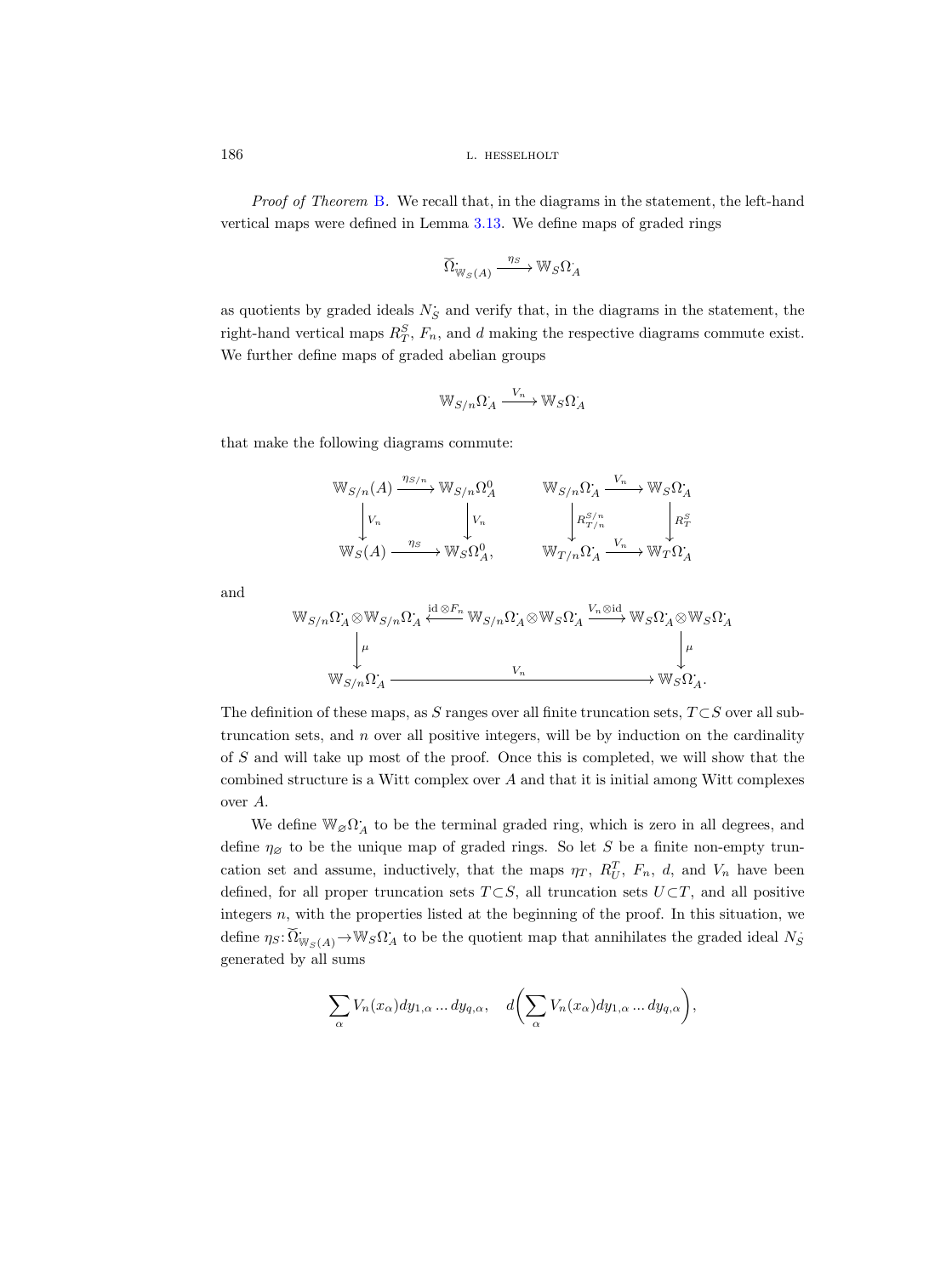*Proof of Theorem* B. We recall that, in the diagrams in the statement, the left-hand vertical maps were defined in Lemma 3.13. We define maps of graded rings

$$\breve{\Omega}^{\cdot}_{\mathbb{W}_S(A)} \xrightarrow{\eta_S} \mathbb{W}_S\Omega^{\cdot}_A$$

as quotients by graded ideals $N^{\cdot}_S$ and verify that, in the diagrams in the statement, the right-hand vertical maps $R^S_T$, $F_n$, and $d$ making the respective diagrams commute exist. We further define maps of graded abelian groups

$$\mathbb{W}_{S/n}\Omega^{\cdot}_A \xrightarrow{V_n} \mathbb{W}_S\Omega^{\cdot}_A$$

that make the following diagrams commute:

$$\begin{array}{ccc} \mathbb{W}_{S/n}(A) & \xrightarrow{\eta_{S/n}} & \mathbb{W}_{S/n}\Omega^0_A \\ \downarrow{\scriptstyle V_n} & & \downarrow{\scriptstyle V_n} \\ \mathbb{W}_S(A) & \xrightarrow{\eta_S} & \mathbb{W}_S\Omega^0_A, \end{array} \qquad \begin{array}{ccc} \mathbb{W}_{S/n}\Omega^{\cdot}_A & \xrightarrow{V_n} & \mathbb{W}_S\Omega^{\cdot}_A \\ \downarrow{\scriptstyle R^{S/n}_{T/n}} & & \downarrow{\scriptstyle R^S_T} \\ \mathbb{W}_{T/n}\Omega^{\cdot}_A & \xrightarrow{V_n} & \mathbb{W}_T\Omega^{\cdot}_A \end{array}$$

and

$$\begin{array}{ccccc} \mathbb{W}_{S/n}\Omega^{\cdot}_A\otimes\mathbb{W}_{S/n}\Omega^{\cdot}_A & \xleftarrow{\mathrm{id}\otimes F_n} & \mathbb{W}_{S/n}\Omega^{\cdot}_A\otimes\mathbb{W}_S\Omega^{\cdot}_A & \xrightarrow{V_n\otimes\mathrm{id}} & \mathbb{W}_S\Omega^{\cdot}_A\otimes\mathbb{W}_S\Omega^{\cdot}_A \\ \downarrow{\scriptstyle \mu} & & & & \downarrow{\scriptstyle \mu} \\ \mathbb{W}_{S/n}\Omega^{\cdot}_A & & \xrightarrow{\quad V_n \quad} & & \mathbb{W}_S\Omega^{\cdot}_A. \end{array}$$

The definition of these maps, as $S$ ranges over all finite truncation sets, $T\subset S$ over all subtruncation sets, and $n$ over all positive integers, will be by induction on the cardinality of $S$ and will take up most of the proof. Once this is completed, we will show that the combined structure is a Witt complex over $A$ and that it is initial among Witt complexes over $A$.

We define $\mathbb{W}_{\varnothing}\Omega^{\cdot}_A$ to be the terminal graded ring, which is zero in all degrees, and define $\eta_{\varnothing}$ to be the unique map of graded rings. So let $S$ be a finite non-empty truncation set and assume, inductively, that the maps $\eta_T$, $R^T_U$, $F_n$, $d$, and $V_n$ have been defined, for all proper truncation sets $T\subset S$, all truncation sets $U\subset T$, and all positive integers $n$, with the properties listed at the beginning of the proof. In this situation, we define $\eta_S\colon\breve{\Omega}^{\cdot}_{\mathbb{W}_S(A)}\to\mathbb{W}_S\Omega^{\cdot}_A$ to be the quotient map that annihilates the graded ideal $N^{\cdot}_S$ generated by all sums

$$\sum_{\alpha} V_n(x_\alpha)dy_{1,\alpha}\dots dy_{q,\alpha}, \quad d\bigg(\sum_{\alpha} V_n(x_\alpha)dy_{1,\alpha}\dots dy_{q,\alpha}\bigg),$$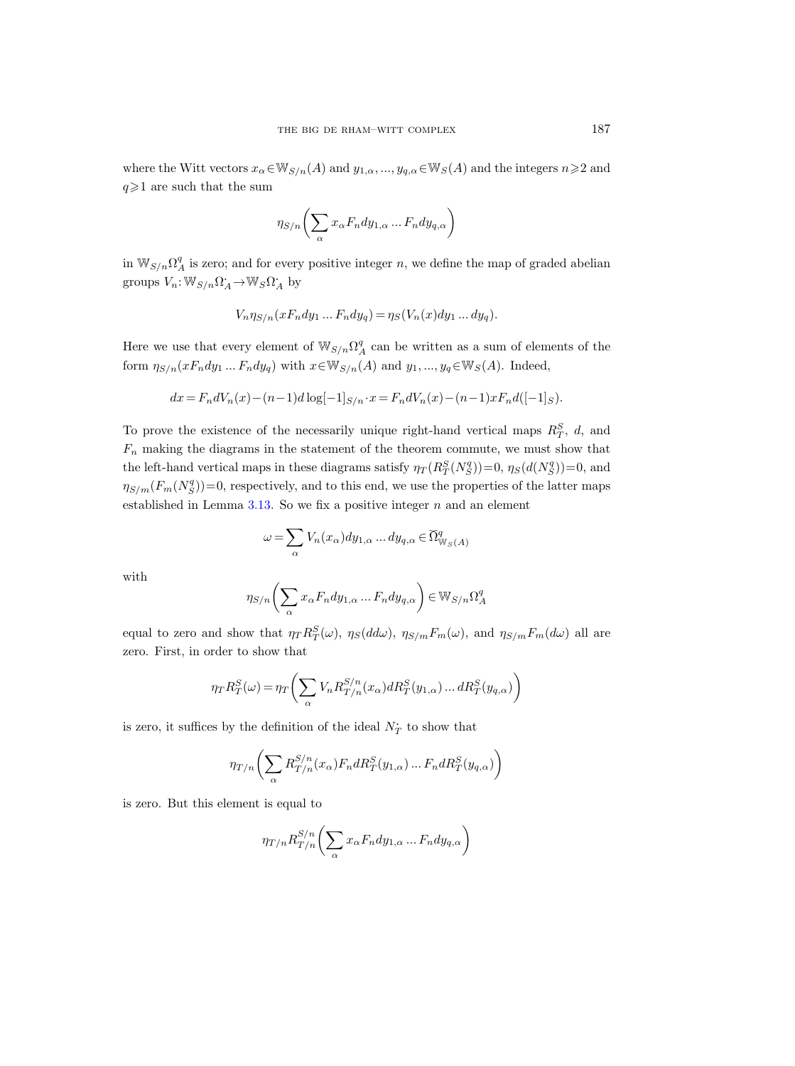where the Witt vectors $x_\alpha \in \mathbb{W}_{S/n}(A)$ and $y_{1,\alpha}, ..., y_{q,\alpha} \in \mathbb{W}_S(A)$ and the integers $n \geqslant 2$ and $q \geqslant 1$ are such that the sum

$$\eta_{S/n}\bigg(\sum_\alpha x_\alpha F_n dy_{1,\alpha} \ldots F_n dy_{q,\alpha}\bigg)$$

in $\mathbb{W}_{S/n}\Omega^q_A$ is zero; and for every positive integer $n$, we define the map of graded abelian groups $V_n\colon \mathbb{W}_{S/n}\Omega^{\cdot}_A \to \mathbb{W}_S\Omega^{\cdot}_A$ by

$$V_n \eta_{S/n}(xF_n dy_1 \ldots F_n dy_q) = \eta_S(V_n(x) dy_1 \ldots dy_q).$$

Here we use that every element of $\mathbb{W}_{S/n}\Omega^q_A$ can be written as a sum of elements of the form $\eta_{S/n}(xF_n dy_1 \ldots F_n dy_q)$ with $x \in \mathbb{W}_{S/n}(A)$ and $y_1, ..., y_q \in \mathbb{W}_S(A)$. Indeed,

$$dx = F_n dV_n(x) - (n-1) d\log[-1]_{S/n} \cdot x = F_n dV_n(x) - (n-1)xF_n d([-1]_S).$$

To prove the existence of the necessarily unique right-hand vertical maps $R^S_T$, $d$, and $F_n$ making the diagrams in the statement of the theorem commute, we must show that the left-hand vertical maps in these diagrams satisfy $\eta_T(R^S_T(N^q_S)) = 0$, $\eta_S(d(N^q_S)) = 0$, and $\eta_{S/m}(F_m(N^q_S)) = 0$, respectively, and to this end, we use the properties of the latter maps established in Lemma 3.13. So we fix a positive integer $n$ and an element

$$\omega = \sum_\alpha V_n(x_\alpha) dy_{1,\alpha} \ldots dy_{q,\alpha} \in \widetilde{\Omega}^q_{\mathbb{W}_S(A)}$$

with

$$\eta_{S/n}\bigg(\sum_\alpha x_\alpha F_n dy_{1,\alpha} \ldots F_n dy_{q,\alpha}\bigg) \in \mathbb{W}_{S/n}\Omega^q_A$$

equal to zero and show that $\eta_T R^S_T(\omega)$, $\eta_S(dd\omega)$, $\eta_{S/m} F_m(\omega)$, and $\eta_{S/m} F_m(d\omega)$ all are zero. First, in order to show that

$$\eta_T R^S_T(\omega) = \eta_T\bigg(\sum_\alpha V_n R^{S/n}_{T/n}(x_\alpha) dR^S_T(y_{1,\alpha}) \ldots dR^S_T(y_{q,\alpha})\bigg)$$

is zero, it suffices by the definition of the ideal $N^{\cdot}_T$ to show that

$$\eta_{T/n}\bigg(\sum_\alpha R^{S/n}_{T/n}(x_\alpha) F_n dR^S_T(y_{1,\alpha}) \ldots F_n dR^S_T(y_{q,\alpha})\bigg)$$

is zero. But this element is equal to

$$\eta_{T/n} R^{S/n}_{T/n}\bigg(\sum_\alpha x_\alpha F_n dy_{1,\alpha} \ldots F_n dy_{q,\alpha}\bigg)$$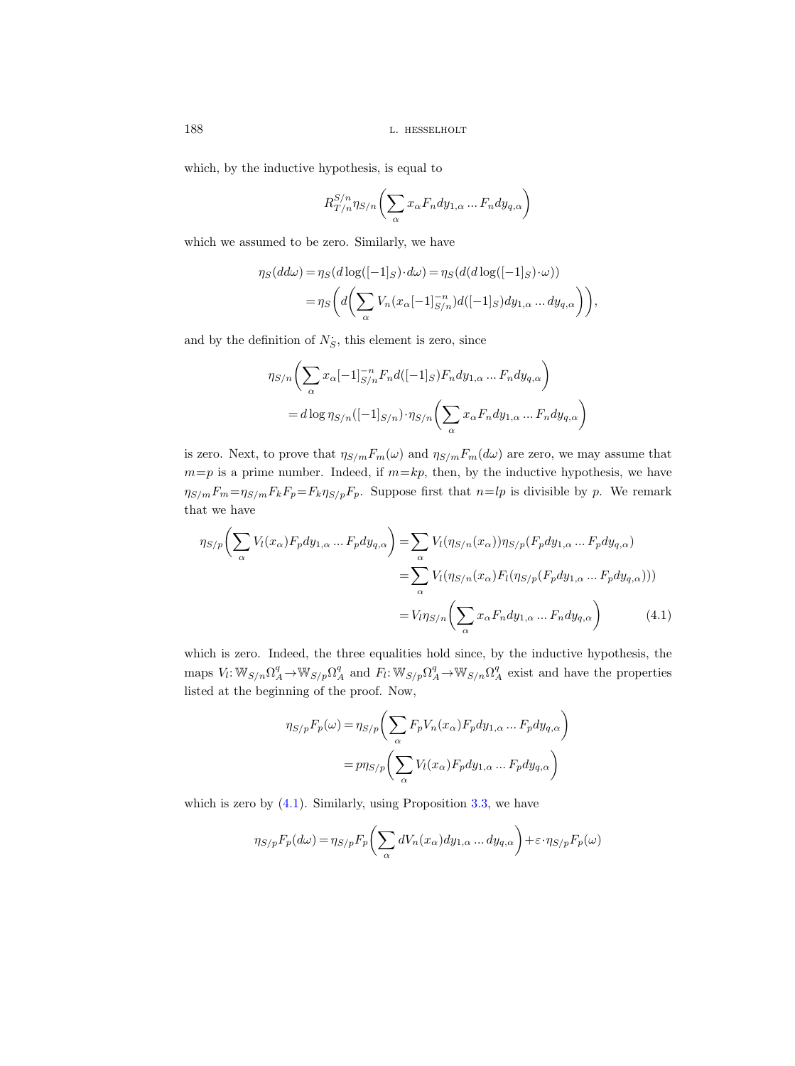which, by the inductive hypothesis, is equal to

$$R^{S/n}_{T/n}\eta_{S/n}\bigg(\sum_\alpha x_\alpha F_n dy_{1,\alpha}\ldots F_n dy_{q,\alpha}\bigg)$$

which we assumed to be zero. Similarly, we have

$$\begin{aligned}\eta_S(dd\omega) &= \eta_S(d\log([-1]_S)\cdot d\omega) = \eta_S(d(d\log([-1]_S)\cdot\omega))\\ &= \eta_S\bigg(d\bigg(\sum_\alpha V_n(x_\alpha[-1]^{-n}_{S/n})d([-1]_S)dy_{1,\alpha}\ldots dy_{q,\alpha}\bigg)\bigg),\end{aligned}$$

and by the definition of $N^{\cdot}_S$, this element is zero, since

$$\begin{aligned}&\eta_{S/n}\bigg(\sum_\alpha x_\alpha[-1]^{-n}_{S/n}F_n d([-1]_S)F_n dy_{1,\alpha}\ldots F_n dy_{q,\alpha}\bigg)\\ &\qquad= d\log\eta_{S/n}([-1]_{S/n})\cdot\eta_{S/n}\bigg(\sum_\alpha x_\alpha F_n dy_{1,\alpha}\ldots F_n dy_{q,\alpha}\bigg)\end{aligned}$$

is zero. Next, to prove that $\eta_{S/m}F_m(\omega)$ and $\eta_{S/m}F_m(d\omega)$ are zero, we may assume that $m=p$ is a prime number. Indeed, if $m=kp$, then, by the inductive hypothesis, we have $\eta_{S/m}F_m = \eta_{S/m}F_kF_p = F_k\eta_{S/p}F_p$. Suppose first that $n=lp$ is divisible by $p$. We remark that we have

$$\begin{aligned}\eta_{S/p}\bigg(\sum_\alpha V_l(x_\alpha)F_p dy_{1,\alpha}\ldots F_p dy_{q,\alpha}\bigg) &= \sum_\alpha V_l(\eta_{S/n}(x_\alpha))\eta_{S/p}(F_p dy_{1,\alpha}\ldots F_p dy_{q,\alpha})\\ &= \sum_\alpha V_l(\eta_{S/n}(x_\alpha)F_l(\eta_{S/p}(F_p dy_{1,\alpha}\ldots F_p dy_{q,\alpha})))\\ &= V_l\eta_{S/n}\bigg(\sum_\alpha x_\alpha F_n dy_{1,\alpha}\ldots F_n dy_{q,\alpha}\bigg) \qquad (4.1)\end{aligned}$$

which is zero. Indeed, the three equalities hold since, by the inductive hypothesis, the maps $V_l\colon \mathbb{W}_{S/n}\Omega^q_A\to\mathbb{W}_{S/p}\Omega^q_A$ and $F_l\colon \mathbb{W}_{S/p}\Omega^q_A\to\mathbb{W}_{S/n}\Omega^q_A$ exist and have the properties listed at the beginning of the proof. Now,

$$\begin{aligned}\eta_{S/p}F_p(\omega) &= \eta_{S/p}\bigg(\sum_\alpha F_pV_n(x_\alpha)F_p dy_{1,\alpha}\ldots F_p dy_{q,\alpha}\bigg)\\ &= p\eta_{S/p}\bigg(\sum_\alpha V_l(x_\alpha)F_p dy_{1,\alpha}\ldots F_p dy_{q,\alpha}\bigg)\end{aligned}$$

which is zero by (4.1). Similarly, using Proposition 3.3, we have

$$\eta_{S/p}F_p(d\omega) = \eta_{S/p}F_p\bigg(\sum_\alpha dV_n(x_\alpha)dy_{1,\alpha}\ldots dy_{q,\alpha}\bigg) + \varepsilon\cdot\eta_{S/p}F_p(\omega)$$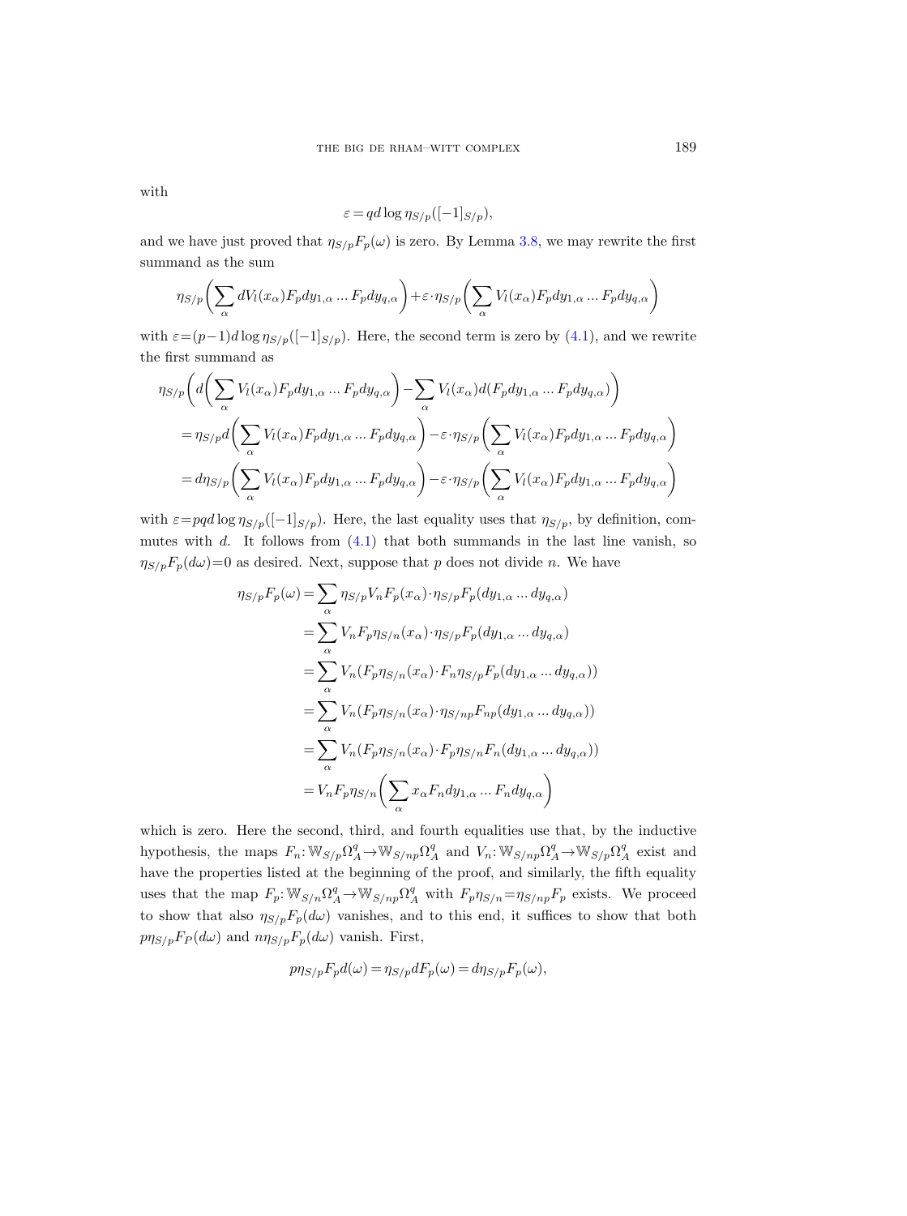with

$$\varepsilon = qd\log\eta_{S/p}([-1]_{S/p}),$$

and we have just proved that $\eta_{S/p}F_p(\omega)$ is zero. By Lemma 3.8, we may rewrite the first summand as the sum

$$\eta_{S/p}\biggl(\sum_\alpha dV_l(x_\alpha)F_pdy_{1,\alpha}\dots F_pdy_{q,\alpha}\biggr)+\varepsilon\cdot\eta_{S/p}\biggl(\sum_\alpha V_l(x_\alpha)F_pdy_{1,\alpha}\dots F_pdy_{q,\alpha}\biggr)$$

with $\varepsilon=(p-1)d\log\eta_{S/p}([-1]_{S/p})$. Here, the second term is zero by (4.1), and we rewrite the first summand as

$$\begin{aligned}
&\eta_{S/p}\biggl(d\biggl(\sum_\alpha V_l(x_\alpha)F_pdy_{1,\alpha}\dots F_pdy_{q,\alpha}\biggr)-\sum_\alpha V_l(x_\alpha)d(F_pdy_{1,\alpha}\dots F_pdy_{q,\alpha})\biggr)\\
&\quad=\eta_{S/p}d\biggl(\sum_\alpha V_l(x_\alpha)F_pdy_{1,\alpha}\dots F_pdy_{q,\alpha}\biggr)-\varepsilon\cdot\eta_{S/p}\biggl(\sum_\alpha V_l(x_\alpha)F_pdy_{1,\alpha}\dots F_pdy_{q,\alpha}\biggr)\\
&\quad=d\eta_{S/p}\biggl(\sum_\alpha V_l(x_\alpha)F_pdy_{1,\alpha}\dots F_pdy_{q,\alpha}\biggr)-\varepsilon\cdot\eta_{S/p}\biggl(\sum_\alpha V_l(x_\alpha)F_pdy_{1,\alpha}\dots F_pdy_{q,\alpha}\biggr)
\end{aligned}$$

with $\varepsilon=pqd\log\eta_{S/p}([-1]_{S/p})$. Here, the last equality uses that $\eta_{S/p}$, by definition, commutes with $d$. It follows from (4.1) that both summands in the last line vanish, so $\eta_{S/p}F_p(d\omega)=0$ as desired. Next, suppose that $p$ does not divide $n$. We have

$$\begin{aligned}
\eta_{S/p}F_p(\omega)&=\sum_\alpha\eta_{S/p}V_nF_p(x_\alpha)\cdot\eta_{S/p}F_p(dy_{1,\alpha}\dots dy_{q,\alpha})\\
&=\sum_\alpha V_nF_p\eta_{S/n}(x_\alpha)\cdot\eta_{S/p}F_p(dy_{1,\alpha}\dots dy_{q,\alpha})\\
&=\sum_\alpha V_n(F_p\eta_{S/n}(x_\alpha)\cdot F_n\eta_{S/p}F_p(dy_{1,\alpha}\dots dy_{q,\alpha}))\\
&=\sum_\alpha V_n(F_p\eta_{S/n}(x_\alpha)\cdot\eta_{S/np}F_{np}(dy_{1,\alpha}\dots dy_{q,\alpha}))\\
&=\sum_\alpha V_n(F_p\eta_{S/n}(x_\alpha)\cdot F_p\eta_{S/n}F_n(dy_{1,\alpha}\dots dy_{q,\alpha}))\\
&=V_nF_p\eta_{S/n}\biggl(\sum_\alpha x_\alpha F_ndy_{1,\alpha}\dots F_ndy_{q,\alpha}\biggr)
\end{aligned}$$

which is zero. Here the second, third, and fourth equalities use that, by the inductive hypothesis, the maps $F_n\colon\mathbb{W}_{S/p}\Omega^q_A\to\mathbb{W}_{S/np}\Omega^q_A$ and $V_n\colon\mathbb{W}_{S/np}\Omega^q_A\to\mathbb{W}_{S/p}\Omega^q_A$ exist and have the properties listed at the beginning of the proof, and similarly, the fifth equality uses that the map $F_p\colon\mathbb{W}_{S/n}\Omega^q_A\to\mathbb{W}_{S/np}\Omega^q_A$ with $F_p\eta_{S/n}=\eta_{S/np}F_p$ exists. We proceed to show that also $\eta_{S/p}F_p(d\omega)$ vanishes, and to this end, it suffices to show that both $p\eta_{S/p}F_P(d\omega)$ and $n\eta_{S/p}F_p(d\omega)$ vanish. First,

$$p\eta_{S/p}F_pd(\omega)=\eta_{S/p}dF_p(\omega)=d\eta_{S/p}F_p(\omega),$$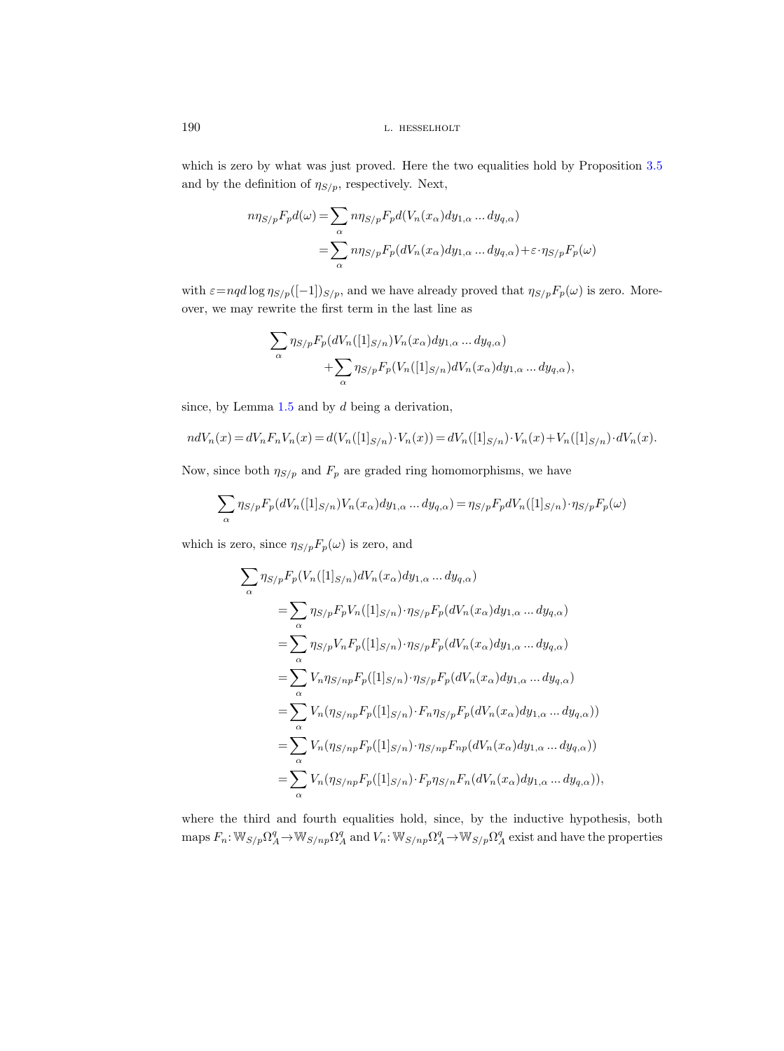which is zero by what was just proved. Here the two equalities hold by Proposition 3.5 and by the definition of $\eta_{S/p}$, respectively. Next,

$$
\begin{aligned}
n\eta_{S/p}F_pd(\omega) &= \sum_\alpha n\eta_{S/p}F_pd(V_n(x_\alpha)dy_{1,\alpha}\ldots dy_{q,\alpha}) \\
&= \sum_\alpha n\eta_{S/p}F_p(dV_n(x_\alpha)dy_{1,\alpha}\ldots dy_{q,\alpha}) + \varepsilon\cdot\eta_{S/p}F_p(\omega)
\end{aligned}
$$

with $\varepsilon = nqd\log\eta_{S/p}([-1])_{S/p}$, and we have already proved that $\eta_{S/p}F_p(\omega)$ is zero. Moreover, we may rewrite the first term in the last line as

$$
\begin{aligned}
&\sum_\alpha \eta_{S/p}F_p(dV_n([1]_{S/n})V_n(x_\alpha)dy_{1,\alpha}\ldots dy_{q,\alpha}) \\
&\qquad + \sum_\alpha \eta_{S/p}F_p(V_n([1]_{S/n})dV_n(x_\alpha)dy_{1,\alpha}\ldots dy_{q,\alpha}),
\end{aligned}
$$

since, by Lemma 1.5 and by $d$ being a derivation,

$$
ndV_n(x) = dV_nF_nV_n(x) = d(V_n([1]_{S/n})\cdot V_n(x)) = dV_n([1]_{S/n})\cdot V_n(x) + V_n([1]_{S/n})\cdot dV_n(x).
$$

Now, since both $\eta_{S/p}$ and $F_p$ are graded ring homomorphisms, we have

$$
\sum_\alpha \eta_{S/p}F_p(dV_n([1]_{S/n})V_n(x_\alpha)dy_{1,\alpha}\ldots dy_{q,\alpha}) = \eta_{S/p}F_pdV_n([1]_{S/n})\cdot\eta_{S/p}F_p(\omega)
$$

which is zero, since $\eta_{S/p}F_p(\omega)$ is zero, and

$$
\begin{aligned}
&\sum_\alpha \eta_{S/p}F_p(V_n([1]_{S/n})dV_n(x_\alpha)dy_{1,\alpha}\ldots dy_{q,\alpha}) \\
&\quad = \sum_\alpha \eta_{S/p}F_pV_n([1]_{S/n})\cdot\eta_{S/p}F_p(dV_n(x_\alpha)dy_{1,\alpha}\ldots dy_{q,\alpha}) \\
&\quad = \sum_\alpha \eta_{S/p}V_nF_p([1]_{S/n})\cdot\eta_{S/p}F_p(dV_n(x_\alpha)dy_{1,\alpha}\ldots dy_{q,\alpha}) \\
&\quad = \sum_\alpha V_n\eta_{S/np}F_p([1]_{S/n})\cdot\eta_{S/p}F_p(dV_n(x_\alpha)dy_{1,\alpha}\ldots dy_{q,\alpha}) \\
&\quad = \sum_\alpha V_n(\eta_{S/np}F_p([1]_{S/n})\cdot F_n\eta_{S/p}F_p(dV_n(x_\alpha)dy_{1,\alpha}\ldots dy_{q,\alpha})) \\
&\quad = \sum_\alpha V_n(\eta_{S/np}F_p([1]_{S/n})\cdot\eta_{S/np}F_{np}(dV_n(x_\alpha)dy_{1,\alpha}\ldots dy_{q,\alpha})) \\
&\quad = \sum_\alpha V_n(\eta_{S/np}F_p([1]_{S/n})\cdot F_p\eta_{S/n}F_n(dV_n(x_\alpha)dy_{1,\alpha}\ldots dy_{q,\alpha})),
\end{aligned}
$$

where the third and fourth equalities hold, since, by the inductive hypothesis, both maps $F_n\colon \mathbb{W}_{S/p}\Omega^q_A \to \mathbb{W}_{S/np}\Omega^q_A$ and $V_n\colon \mathbb{W}_{S/np}\Omega^q_A \to \mathbb{W}_{S/p}\Omega^q_A$ exist and have the properties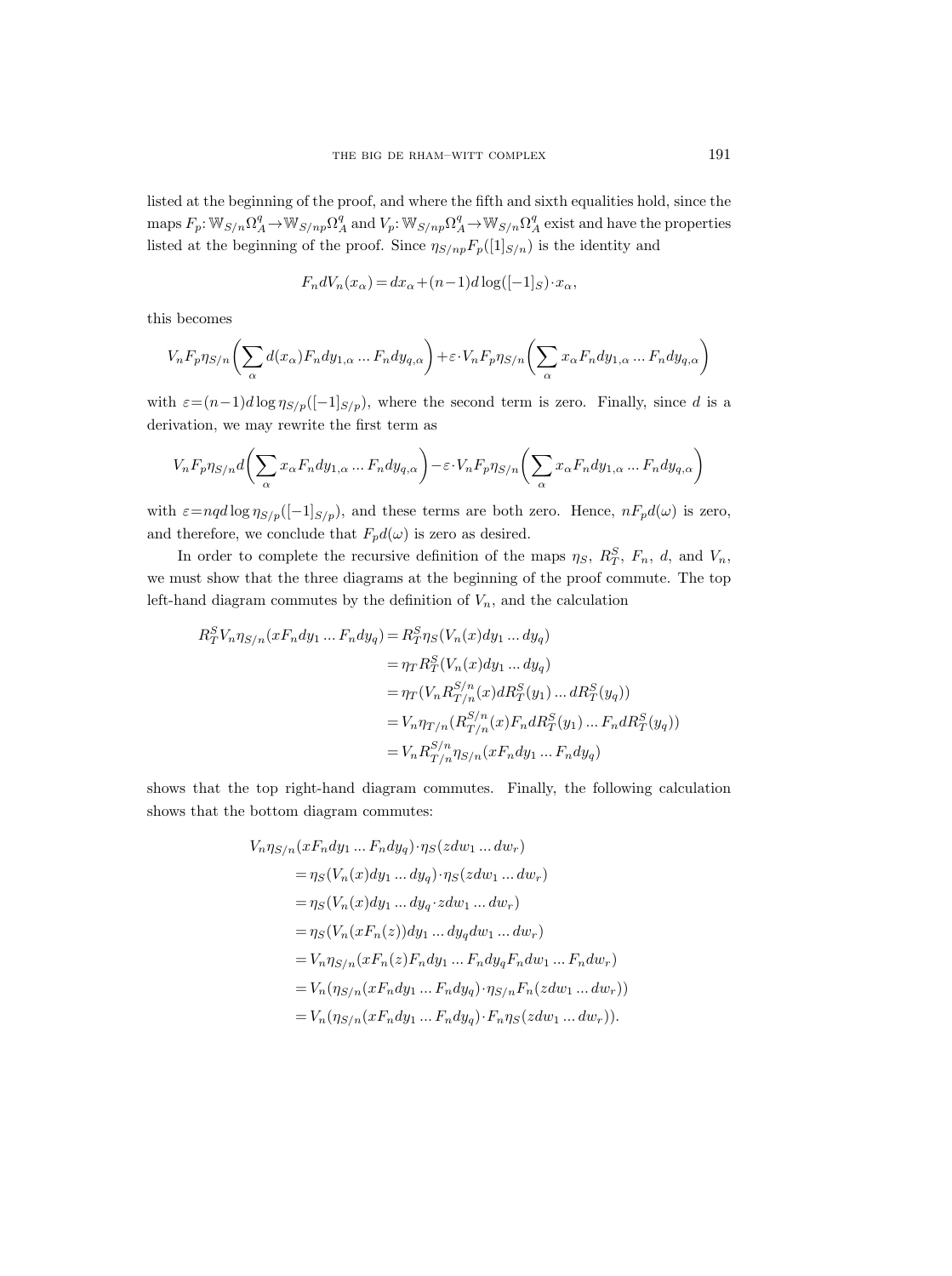listed at the beginning of the proof, and where the fifth and sixth equalities hold, since the maps $F_p\colon \mathbb{W}_{S/n}\Omega^q_A \to \mathbb{W}_{S/np}\Omega^q_A$ and $V_p\colon \mathbb{W}_{S/np}\Omega^q_A \to \mathbb{W}_{S/n}\Omega^q_A$ exist and have the properties listed at the beginning of the proof. Since $\eta_{S/np}F_p([1]_{S/n})$ is the identity and

$$F_n dV_n(x_\alpha) = dx_\alpha + (n-1)d\log([-1]_S)\cdot x_\alpha,$$

this becomes

$$V_n F_p \eta_{S/n}\biggl(\sum_\alpha d(x_\alpha) F_n dy_{1,\alpha} \ldots F_n dy_{q,\alpha}\biggr) + \varepsilon \cdot V_n F_p \eta_{S/n}\biggl(\sum_\alpha x_\alpha F_n dy_{1,\alpha} \ldots F_n dy_{q,\alpha}\biggr)$$

with $\varepsilon = (n-1)d\log \eta_{S/p}([-1]_{S/p})$, where the second term is zero. Finally, since $d$ is a derivation, we may rewrite the first term as

$$V_n F_p \eta_{S/n} d\biggl(\sum_\alpha x_\alpha F_n dy_{1,\alpha} \ldots F_n dy_{q,\alpha}\biggr) - \varepsilon \cdot V_n F_p \eta_{S/n}\biggl(\sum_\alpha x_\alpha F_n dy_{1,\alpha} \ldots F_n dy_{q,\alpha}\biggr)$$

with $\varepsilon = nqd\log \eta_{S/p}([-1]_{S/p})$, and these terms are both zero. Hence, $nF_p d(\omega)$ is zero, and therefore, we conclude that $F_p d(\omega)$ is zero as desired.

In order to complete the recursive definition of the maps $\eta_S$, $R^S_T$, $F_n$, $d$, and $V_n$, we must show that the three diagrams at the beginning of the proof commute. The top left-hand diagram commutes by the definition of $V_n$, and the calculation

$$\begin{aligned}
R^S_T V_n \eta_{S/n}(xF_n dy_1 \ldots F_n dy_q) &= R^S_T \eta_S(V_n(x) dy_1 \ldots dy_q) \\
&= \eta_T R^S_T(V_n(x) dy_1 \ldots dy_q) \\
&= \eta_T(V_n R^{S/n}_{T/n}(x) dR^S_T(y_1) \ldots dR^S_T(y_q)) \\
&= V_n \eta_{T/n}(R^{S/n}_{T/n}(x) F_n dR^S_T(y_1) \ldots F_n dR^S_T(y_q)) \\
&= V_n R^{S/n}_{T/n} \eta_{S/n}(xF_n dy_1 \ldots F_n dy_q)
\end{aligned}$$

shows that the top right-hand diagram commutes. Finally, the following calculation shows that the bottom diagram commutes:

$$\begin{aligned}
&V_n \eta_{S/n}(xF_n dy_1 \ldots F_n dy_q) \cdot \eta_S(z dw_1 \ldots dw_r) \\
&\quad = \eta_S(V_n(x) dy_1 \ldots dy_q) \cdot \eta_S(z dw_1 \ldots dw_r) \\
&\quad = \eta_S(V_n(x) dy_1 \ldots dy_q \cdot z dw_1 \ldots dw_r) \\
&\quad = \eta_S(V_n(xF_n(z)) dy_1 \ldots dy_q dw_1 \ldots dw_r) \\
&\quad = V_n \eta_{S/n}(xF_n(z) F_n dy_1 \ldots F_n dy_q F_n dw_1 \ldots F_n dw_r) \\
&\quad = V_n(\eta_{S/n}(xF_n dy_1 \ldots F_n dy_q) \cdot \eta_{S/n} F_n(z dw_1 \ldots dw_r)) \\
&\quad = V_n(\eta_{S/n}(xF_n dy_1 \ldots F_n dy_q) \cdot F_n \eta_S(z dw_1 \ldots dw_r)).
\end{aligned}$$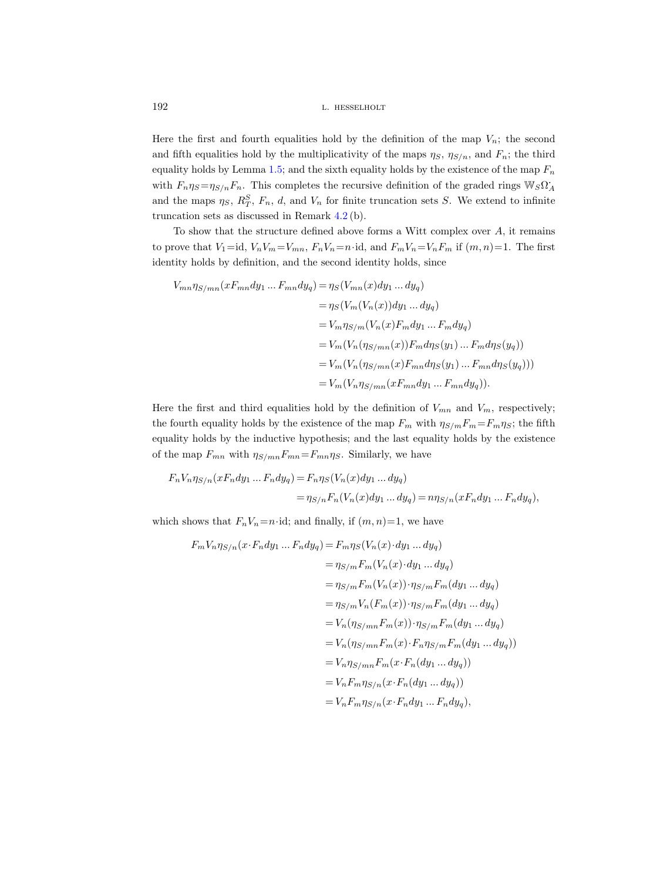Here the first and fourth equalities hold by the definition of the map $V_n$; the second and fifth equalities hold by the multiplicativity of the maps $\eta_S$, $\eta_{S/n}$, and $F_n$; the third equality holds by Lemma 1.5; and the sixth equality holds by the existence of the map $F_n$ with $F_n\eta_S = \eta_{S/n}F_n$. This completes the recursive definition of the graded rings $\mathbb{W}_S\Omega^{\cdot}_A$ and the maps $\eta_S$, $R^S_T$, $F_n$, $d$, and $V_n$ for finite truncation sets $S$. We extend to infinite truncation sets as discussed in Remark 4.2 (b).

To show that the structure defined above forms a Witt complex over $A$, it remains to prove that $V_1 = \mathrm{id}$, $V_nV_m = V_{mn}$, $F_nV_n = n\cdot\mathrm{id}$, and $F_mV_n = V_nF_m$ if $(m,n)=1$. The first identity holds by definition, and the second identity holds, since

$$
\begin{aligned}
V_{mn}\eta_{S/mn}(xF_{mn}dy_1 \ldots F_{mn}dy_q) &= \eta_S(V_{mn}(x)dy_1 \ldots dy_q)\\
&= \eta_S(V_m(V_n(x))dy_1 \ldots dy_q)\\
&= V_m\eta_{S/m}(V_n(x)F_mdy_1 \ldots F_mdy_q)\\
&= V_m(V_n(\eta_{S/mn}(x))F_md\eta_S(y_1) \ldots F_md\eta_S(y_q))\\
&= V_m(V_n(\eta_{S/mn}(x)F_{mn}d\eta_S(y_1) \ldots F_{mn}d\eta_S(y_q)))\\
&= V_m(V_n\eta_{S/mn}(xF_{mn}dy_1 \ldots F_{mn}dy_q)).
\end{aligned}
$$

Here the first and third equalities hold by the definition of $V_{mn}$ and $V_m$, respectively; the fourth equality holds by the existence of the map $F_m$ with $\eta_{S/m}F_m = F_m\eta_S$; the fifth equality holds by the inductive hypothesis; and the last equality holds by the existence of the map $F_{mn}$ with $\eta_{S/mn}F_{mn} = F_{mn}\eta_S$. Similarly, we have

$$
\begin{aligned}
F_nV_n\eta_{S/n}(xF_ndy_1 \ldots F_ndy_q) &= F_n\eta_S(V_n(x)dy_1 \ldots dy_q)\\
&= \eta_{S/n}F_n(V_n(x)dy_1 \ldots dy_q) = n\eta_{S/n}(xF_ndy_1 \ldots F_ndy_q),
\end{aligned}
$$

which shows that $F_nV_n = n\cdot\mathrm{id}$; and finally, if $(m,n)=1$, we have

$$
\begin{aligned}
F_mV_n\eta_{S/n}(x\cdot F_ndy_1 \ldots F_ndy_q) &= F_m\eta_S(V_n(x)\cdot dy_1 \ldots dy_q)\\
&= \eta_{S/m}F_m(V_n(x)\cdot dy_1 \ldots dy_q)\\
&= \eta_{S/m}F_m(V_n(x))\cdot\eta_{S/m}F_m(dy_1 \ldots dy_q)\\
&= \eta_{S/m}V_n(F_m(x))\cdot\eta_{S/m}F_m(dy_1 \ldots dy_q)\\
&= V_n(\eta_{S/mn}F_m(x))\cdot\eta_{S/m}F_m(dy_1 \ldots dy_q)\\
&= V_n(\eta_{S/mn}F_m(x)\cdot F_n\eta_{S/m}F_m(dy_1 \ldots dy_q))\\
&= V_n\eta_{S/mn}F_m(x\cdot F_n(dy_1 \ldots dy_q))\\
&= V_nF_m\eta_{S/n}(x\cdot F_n(dy_1 \ldots dy_q))\\
&= V_nF_m\eta_{S/n}(x\cdot F_ndy_1 \ldots F_ndy_q),
\end{aligned}
$$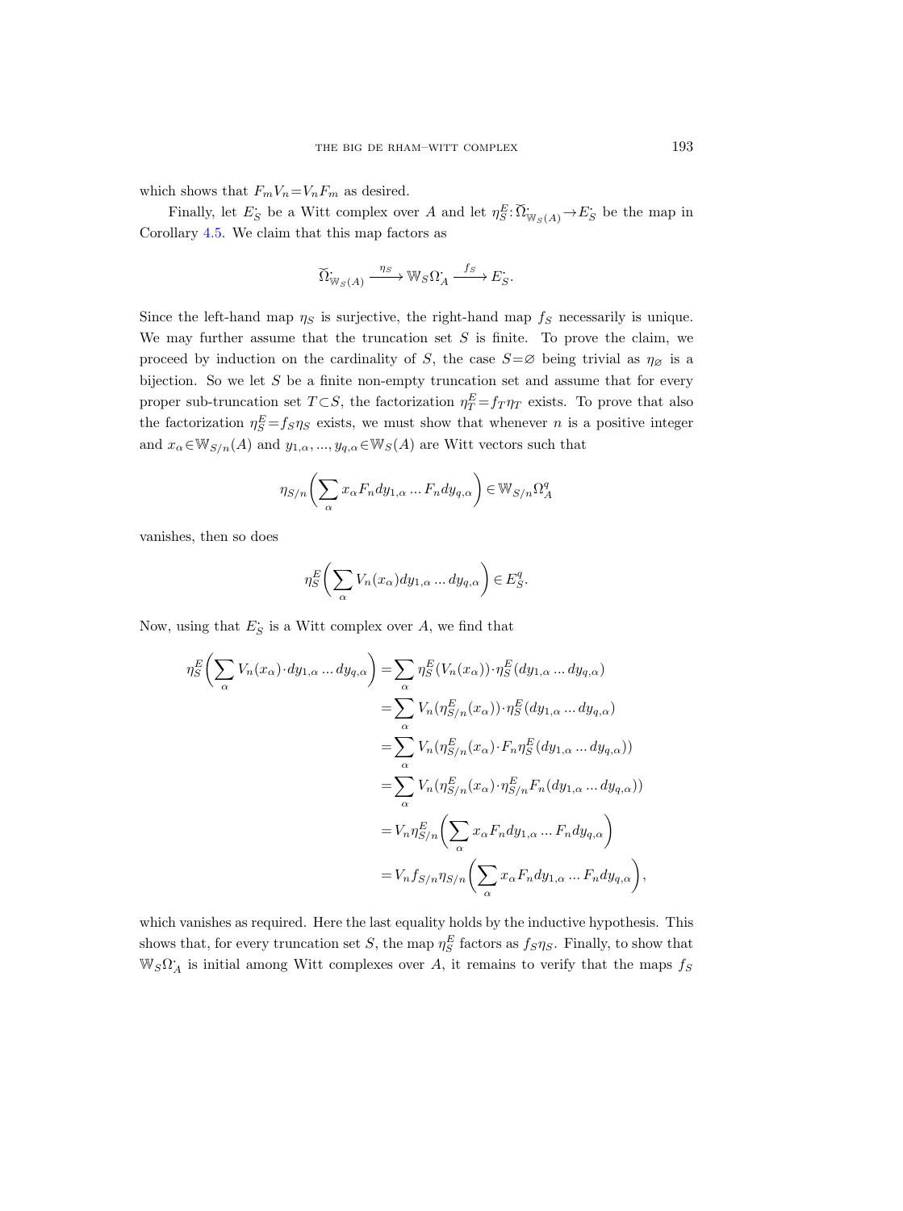which shows that $F_m V_n = V_n F_m$ as desired.

Finally, let $E_S^{\cdot}$ be a Witt complex over $A$ and let $\eta_S^E \colon \breve{\Omega}^{\cdot}_{\mathbb{W}_S(A)} \to E_S^{\cdot}$ be the map in Corollary 4.5. We claim that this map factors as

$$\breve{\Omega}^{\cdot}_{\mathbb{W}_S(A)} \xrightarrow{\eta_S} \mathbb{W}_S\Omega^{\cdot}_A \xrightarrow{f_S} E_S^{\cdot}.$$

Since the left-hand map $\eta_S$ is surjective, the right-hand map $f_S$ necessarily is unique. We may further assume that the truncation set $S$ is finite. To prove the claim, we proceed by induction on the cardinality of $S$, the case $S=\varnothing$ being trivial as $\eta_\varnothing$ is a bijection. So we let $S$ be a finite non-empty truncation set and assume that for every proper sub-truncation set $T \subset S$, the factorization $\eta_T^E = f_T \eta_T$ exists. To prove that also the factorization $\eta_S^E = f_S \eta_S$ exists, we must show that whenever $n$ is a positive integer and $x_\alpha \in \mathbb{W}_{S/n}(A)$ and $y_{1,\alpha}, ..., y_{q,\alpha} \in \mathbb{W}_S(A)$ are Witt vectors such that

$$\eta_{S/n}\biggl(\sum_\alpha x_\alpha F_n dy_{1,\alpha} \ldots F_n dy_{q,\alpha}\biggr) \in \mathbb{W}_{S/n}\Omega^q_A$$

vanishes, then so does

$$\eta_S^E\biggl(\sum_\alpha V_n(x_\alpha) dy_{1,\alpha} \ldots dy_{q,\alpha}\biggr) \in E_S^q.$$

Now, using that $E_S^{\cdot}$ is a Witt complex over $A$, we find that

$$\begin{aligned}
\eta_S^E\biggl(\sum_\alpha V_n(x_\alpha)\cdot dy_{1,\alpha} \ldots dy_{q,\alpha}\biggr) &= \sum_\alpha \eta_S^E(V_n(x_\alpha))\cdot \eta_S^E(dy_{1,\alpha} \ldots dy_{q,\alpha}) \\
&= \sum_\alpha V_n(\eta_{S/n}^E(x_\alpha))\cdot \eta_S^E(dy_{1,\alpha} \ldots dy_{q,\alpha}) \\
&= \sum_\alpha V_n(\eta_{S/n}^E(x_\alpha)\cdot F_n \eta_S^E(dy_{1,\alpha} \ldots dy_{q,\alpha})) \\
&= \sum_\alpha V_n(\eta_{S/n}^E(x_\alpha)\cdot \eta_{S/n}^E F_n(dy_{1,\alpha} \ldots dy_{q,\alpha})) \\
&= V_n \eta_{S/n}^E\biggl(\sum_\alpha x_\alpha F_n dy_{1,\alpha} \ldots F_n dy_{q,\alpha}\biggr) \\
&= V_n f_{S/n} \eta_{S/n}\biggl(\sum_\alpha x_\alpha F_n dy_{1,\alpha} \ldots F_n dy_{q,\alpha}\biggr),
\end{aligned}$$

which vanishes as required. Here the last equality holds by the inductive hypothesis. This shows that, for every truncation set $S$, the map $\eta_S^E$ factors as $f_S \eta_S$. Finally, to show that $\mathbb{W}_S\Omega^{\cdot}_A$ is initial among Witt complexes over $A$, it remains to verify that the maps $f_S$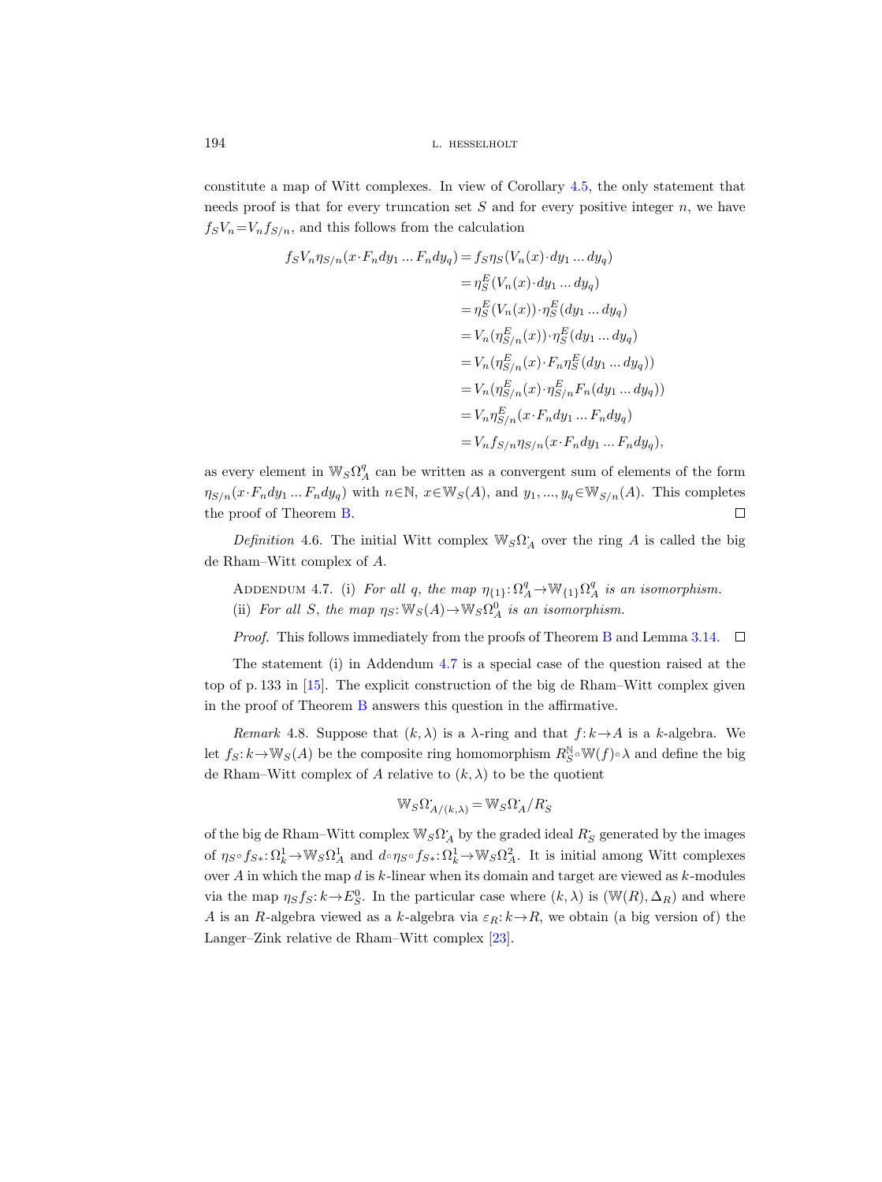constitute a map of Witt complexes. In view of Corollary 4.5, the only statement that needs proof is that for every truncation set $S$ and for every positive integer $n$, we have $f_S V_n = V_n f_{S/n}$, and this follows from the calculation

$$
\begin{aligned}
f_S V_n \eta_{S/n}(x \cdot F_n dy_1 \ldots F_n dy_q) &= f_S \eta_S(V_n(x) \cdot dy_1 \ldots dy_q) \\
&= \eta_S^E(V_n(x) \cdot dy_1 \ldots dy_q) \\
&= \eta_S^E(V_n(x)) \cdot \eta_S^E(dy_1 \ldots dy_q) \\
&= V_n(\eta_{S/n}^E(x)) \cdot \eta_S^E(dy_1 \ldots dy_q) \\
&= V_n(\eta_{S/n}^E(x) \cdot F_n \eta_S^E(dy_1 \ldots dy_q)) \\
&= V_n(\eta_{S/n}^E(x) \cdot \eta_{S/n}^E F_n(dy_1 \ldots dy_q)) \\
&= V_n \eta_{S/n}^E(x \cdot F_n dy_1 \ldots F_n dy_q) \\
&= V_n f_{S/n} \eta_{S/n}(x \cdot F_n dy_1 \ldots F_n dy_q),
\end{aligned}
$$

as every element in $\mathbb{W}_S \Omega_A^q$ can be written as a convergent sum of elements of the form $\eta_{S/n}(x \cdot F_n dy_1 \ldots F_n dy_q)$ with $n \in \mathbb{N}$, $x \in \mathbb{W}_S(A)$, and $y_1, \ldots, y_q \in \mathbb{W}_{S/n}(A)$. This completes the proof of Theorem B. □

*Definition* 4.6. The initial Witt complex $\mathbb{W}_S \Omega_A^\cdot$ over the ring $A$ is called the big de Rham–Witt complex of $A$.

ADDENDUM 4.7. (i) *For all $q$, the map $\eta_{\{1\}}: \Omega_A^q \to \mathbb{W}_{\{1\}} \Omega_A^q$ is an isomorphism.*
(ii) *For all $S$, the map $\eta_S: \mathbb{W}_S(A) \to \mathbb{W}_S \Omega_A^0$ is an isomorphism.*

*Proof.* This follows immediately from the proofs of Theorem B and Lemma 3.14. □

The statement (i) in Addendum 4.7 is a special case of the question raised at the top of p. 133 in [15]. The explicit construction of the big de Rham–Witt complex given in the proof of Theorem B answers this question in the affirmative.

*Remark* 4.8. Suppose that $(k, \lambda)$ is a $\lambda$-ring and that $f: k \to A$ is a $k$-algebra. We let $f_S: k \to \mathbb{W}_S(A)$ be the composite ring homomorphism $R_S^{\mathbb{N}} \circ \mathbb{W}(f) \circ \lambda$ and define the big de Rham–Witt complex of $A$ relative to $(k, \lambda)$ to be the quotient

$$\mathbb{W}_S \Omega_{A/(k,\lambda)}^\cdot = \mathbb{W}_S \Omega_A^\cdot / R_S^\cdot$$

of the big de Rham–Witt complex $\mathbb{W}_S \Omega_A^\cdot$ by the graded ideal $R_S^\cdot$ generated by the images of $\eta_S \circ f_{S*}: \Omega_k^1 \to \mathbb{W}_S \Omega_A^1$ and $d \circ \eta_S \circ f_{S*}: \Omega_k^1 \to \mathbb{W}_S \Omega_A^2$. It is initial among Witt complexes over $A$ in which the map $d$ is $k$-linear when its domain and target are viewed as $k$-modules via the map $\eta_S f_S: k \to E_S^0$. In the particular case where $(k, \lambda)$ is $(\mathbb{W}(R), \Delta_R)$ and where $A$ is an $R$-algebra viewed as a $k$-algebra via $\varepsilon_R: k \to R$, we obtain (a big version of) the Langer–Zink relative de Rham–Witt complex [23].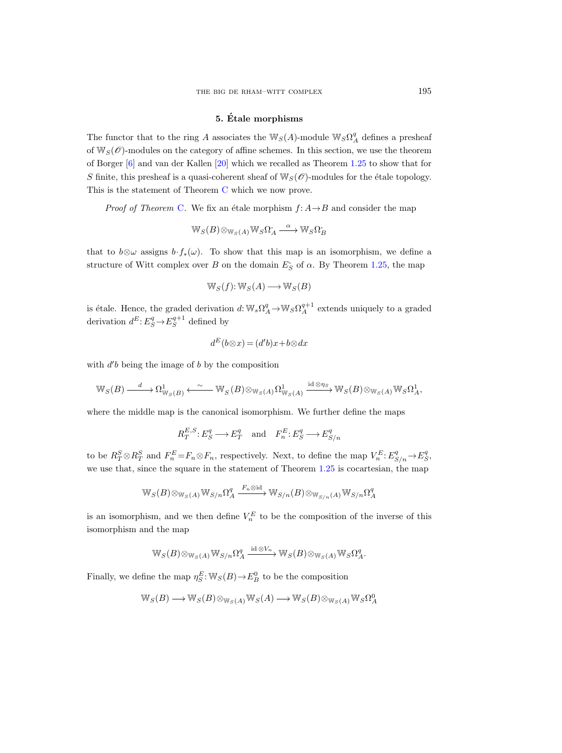## 5. Étale morphisms

The functor that to the ring $A$ associates the $\mathbb{W}_S(A)$-module $\mathbb{W}_S\Omega^q_A$ defines a presheaf of $\mathbb{W}_S(\mathscr{O})$-modules on the category of affine schemes. In this section, we use the theorem of Borger [6] and van der Kallen [20] which we recalled as Theorem 1.25 to show that for $S$ finite, this presheaf is a quasi-coherent sheaf of $\mathbb{W}_S(\mathscr{O})$-modules for the étale topology. This is the statement of Theorem C which we now prove.

*Proof of Theorem* C. We fix an étale morphism $f\colon A \to B$ and consider the map

$$\mathbb{W}_S(B) \otimes_{\mathbb{W}_S(A)} \mathbb{W}_S\Omega^{\cdot}_A \xrightarrow{\alpha} \mathbb{W}_S\Omega^{\cdot}_B$$

that to $b \otimes \omega$ assigns $b \cdot f_*(\omega)$. To show that this map is an isomorphism, we define a structure of Witt complex over $B$ on the domain $E^{\cdot}_S$ of $\alpha$. By Theorem 1.25, the map

$$\mathbb{W}_S(f)\colon \mathbb{W}_S(A) \longrightarrow \mathbb{W}_S(B)$$

is étale. Hence, the graded derivation $d\colon \mathbb{W}_s\Omega^q_A \to \mathbb{W}_S\Omega^{q+1}_A$ extends uniquely to a graded derivation $d^E\colon E^q_S \to E^{q+1}_S$ defined by

$$d^E(b \otimes x) = (d'b)x + b \otimes dx$$

with $d'b$ being the image of $b$ by the composition

$$\mathbb{W}_S(B) \xrightarrow{\ d\ } \Omega^1_{\mathbb{W}_S(B)} \xleftarrow{\ \sim\ } \mathbb{W}_S(B) \otimes_{\mathbb{W}_S(A)} \Omega^1_{\mathbb{W}_S(A)} \xrightarrow{\mathrm{id} \otimes \eta_S} \mathbb{W}_S(B) \otimes_{\mathbb{W}_S(A)} \mathbb{W}_S\Omega^1_A,$$

where the middle map is the canonical isomorphism. We further define the maps

$$R^{E,S}_T\colon E^q_S \longrightarrow E^q_T \quad \text{and} \quad F^E_n\colon E^q_S \longrightarrow E^q_{S/n}$$

to be $R^S_T \otimes R^S_T$ and $F^E_n = F_n \otimes F_n$, respectively. Next, to define the map $V^E_n\colon E^q_{S/n} \to E^q_S$, we use that, since the square in the statement of Theorem 1.25 is cocartesian, the map

$$\mathbb{W}_S(B) \otimes_{\mathbb{W}_S(A)} \mathbb{W}_{S/n}\Omega^q_A \xrightarrow{F_n \otimes \mathrm{id}} \mathbb{W}_{S/n}(B) \otimes_{\mathbb{W}_{S/n}(A)} \mathbb{W}_{S/n}\Omega^q_A$$

is an isomorphism, and we then define $V^E_n$ to be the composition of the inverse of this isomorphism and the map

$$\mathbb{W}_S(B) \otimes_{\mathbb{W}_S(A)} \mathbb{W}_{S/n}\Omega^q_A \xrightarrow{\mathrm{id} \otimes V_n} \mathbb{W}_S(B) \otimes_{\mathbb{W}_S(A)} \mathbb{W}_S\Omega^q_A.$$

Finally, we define the map $\eta^E_S\colon \mathbb{W}_S(B) \to E^0_B$ to be the composition

$$\mathbb{W}_S(B) \longrightarrow \mathbb{W}_S(B) \otimes_{\mathbb{W}_S(A)} \mathbb{W}_S(A) \longrightarrow \mathbb{W}_S(B) \otimes_{\mathbb{W}_S(A)} \mathbb{W}_S\Omega^0_A$$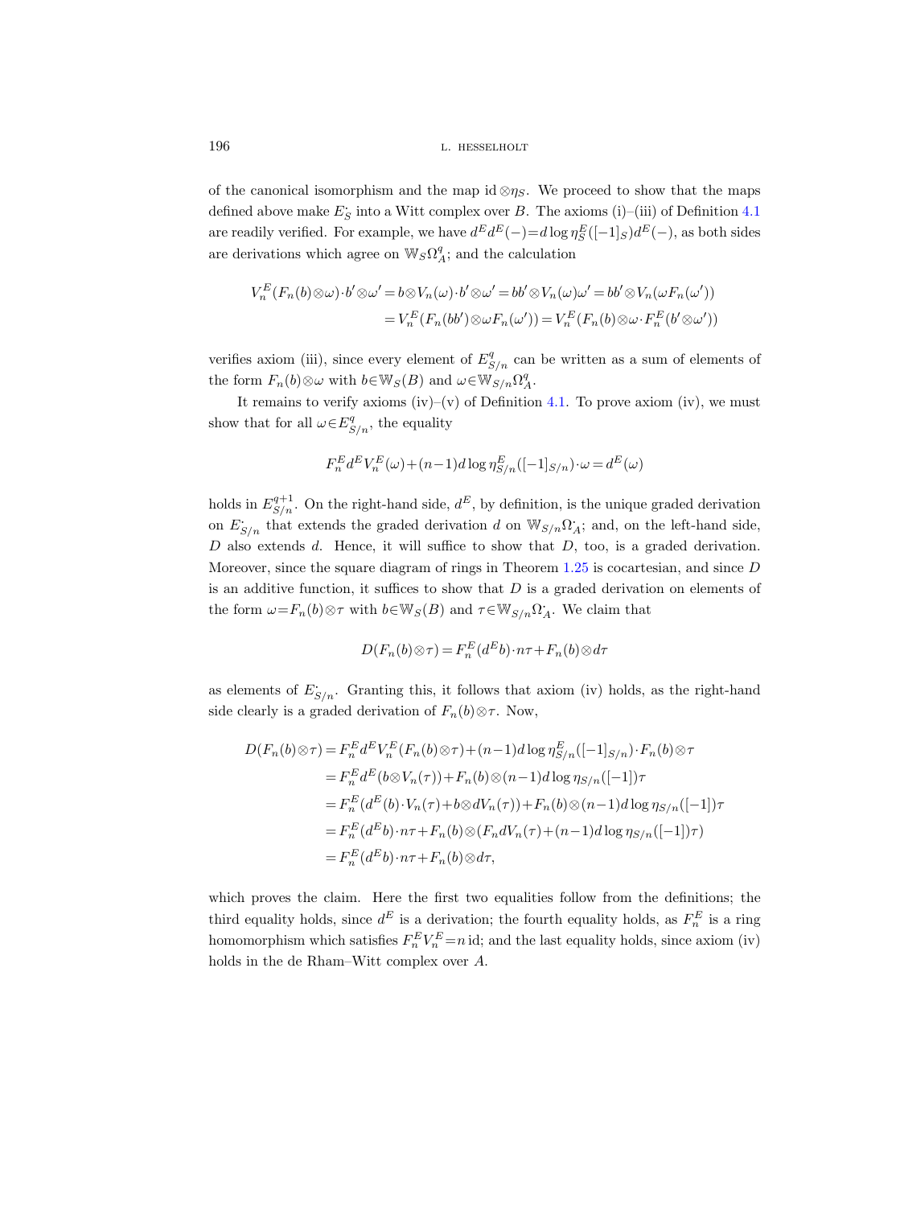of the canonical isomorphism and the map $\mathrm{id}\otimes\eta_S$. We proceed to show that the maps defined above make $E_S^{\cdot}$ into a Witt complex over $B$. The axioms (i)–(iii) of Definition 4.1 are readily verified. For example, we have $d^E d^E(-)=d\log\eta_S^E([-1]_S)d^E(-)$, as both sides are derivations which agree on $\mathbb{W}_S\Omega_A^q$; and the calculation

$$
\begin{aligned}
V_n^E(F_n(b)\otimes\omega)\cdot b'\otimes\omega' &= b\otimes V_n(\omega)\cdot b'\otimes\omega' = bb'\otimes V_n(\omega)\omega' = bb'\otimes V_n(\omega F_n(\omega')) \\
&= V_n^E(F_n(bb')\otimes\omega F_n(\omega')) = V_n^E(F_n(b)\otimes\omega\cdot F_n^E(b'\otimes\omega'))
\end{aligned}
$$

verifies axiom (iii), since every element of $E_{S/n}^q$ can be written as a sum of elements of the form $F_n(b)\otimes\omega$ with $b\in\mathbb{W}_S(B)$ and $\omega\in\mathbb{W}_{S/n}\Omega_A^q$.

It remains to verify axioms (iv)–(v) of Definition 4.1. To prove axiom (iv), we must show that for all $\omega\in E_{S/n}^q$, the equality

$$
F_n^E d^E V_n^E(\omega)+(n-1)d\log\eta_{S/n}^E([-1]_{S/n})\cdot\omega = d^E(\omega)
$$

holds in $E_{S/n}^{q+1}$. On the right-hand side, $d^E$, by definition, is the unique graded derivation on $E_{S/n}^{\cdot}$ that extends the graded derivation $d$ on $\mathbb{W}_{S/n}\Omega_A^{\cdot}$; and, on the left-hand side, $D$ also extends $d$. Hence, it will suffice to show that $D$, too, is a graded derivation. Moreover, since the square diagram of rings in Theorem 1.25 is cocartesian, and since $D$ is an additive function, it suffices to show that $D$ is a graded derivation on elements of the form $\omega=F_n(b)\otimes\tau$ with $b\in\mathbb{W}_S(B)$ and $\tau\in\mathbb{W}_{S/n}\Omega_A^{\cdot}$. We claim that

$$
D(F_n(b)\otimes\tau)=F_n^E(d^E b)\cdot n\tau+F_n(b)\otimes d\tau
$$

as elements of $E_{S/n}^{\cdot}$. Granting this, it follows that axiom (iv) holds, as the right-hand side clearly is a graded derivation of $F_n(b)\otimes\tau$. Now,

$$
\begin{aligned}
D(F_n(b)\otimes\tau) &= F_n^E d^E V_n^E(F_n(b)\otimes\tau)+(n-1)d\log\eta_{S/n}^E([-1]_{S/n})\cdot F_n(b)\otimes\tau \\
&= F_n^E d^E(b\otimes V_n(\tau))+F_n(b)\otimes(n-1)d\log\eta_{S/n}([-1])\tau \\
&= F_n^E(d^E(b)\cdot V_n(\tau)+b\otimes dV_n(\tau))+F_n(b)\otimes(n-1)d\log\eta_{S/n}([-1])\tau \\
&= F_n^E(d^E b)\cdot n\tau+F_n(b)\otimes(F_n dV_n(\tau)+(n-1)d\log\eta_{S/n}([-1])\tau) \\
&= F_n^E(d^E b)\cdot n\tau+F_n(b)\otimes d\tau,
\end{aligned}
$$

which proves the claim. Here the first two equalities follow from the definitions; the third equality holds, since $d^E$ is a derivation; the fourth equality holds, as $F_n^E$ is a ring homomorphism which satisfies $F_n^E V_n^E = n\,\mathrm{id}$; and the last equality holds, since axiom (iv) holds in the de Rham–Witt complex over $A$.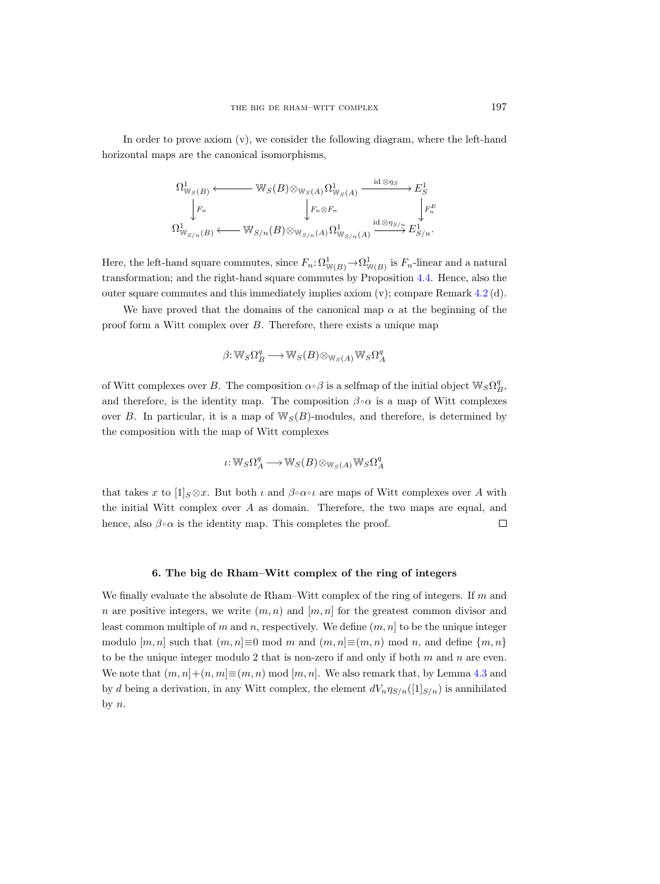In order to prove axiom (v), we consider the following diagram, where the left-hand horizontal maps are the canonical isomorphisms,

$$
\begin{array}{ccccc}
\Omega^1_{\mathbb{W}_S(B)} & \longleftarrow & \mathbb{W}_S(B) \otimes_{\mathbb{W}_S(A)} \Omega^1_{\mathbb{W}_S(A)} & \xrightarrow{\mathrm{id} \otimes \eta_S} & E^1_S \\
\downarrow F_n & & \downarrow F_n \otimes F_n & & \downarrow F_n^E \\
\Omega^1_{\mathbb{W}_{S/n}(B)} & \longleftarrow & \mathbb{W}_{S/n}(B) \otimes_{\mathbb{W}_{S/n}(A)} \Omega^1_{\mathbb{W}_{S/n}(A)} & \xrightarrow{\mathrm{id} \otimes \eta_{S/n}} & E^1_{S/n}.
\end{array}
$$

Here, the left-hand square commutes, since $F_n\colon \Omega^1_{\mathbb{W}(B)} \to \Omega^1_{\mathbb{W}(B)}$ is $F_n$-linear and a natural transformation; and the right-hand square commutes by Proposition 4.4. Hence, also the outer square commutes and this immediately implies axiom (v); compare Remark 4.2 (d).

We have proved that the domains of the canonical map $\alpha$ at the beginning of the proof form a Witt complex over $B$. Therefore, there exists a unique map

$$\beta\colon \mathbb{W}_S\Omega^q_B \longrightarrow \mathbb{W}_S(B) \otimes_{\mathbb{W}_S(A)} \mathbb{W}_S\Omega^q_A$$

of Witt complexes over $B$. The composition $\alpha \circ \beta$ is a selfmap of the initial object $\mathbb{W}_S\Omega^q_B$, and therefore, is the identity map. The composition $\beta \circ \alpha$ is a map of Witt complexes over $B$. In particular, it is a map of $\mathbb{W}_S(B)$-modules, and therefore, is determined by the composition with the map of Witt complexes

$$\iota\colon \mathbb{W}_S\Omega^q_A \longrightarrow \mathbb{W}_S(B) \otimes_{\mathbb{W}_S(A)} \mathbb{W}_S\Omega^q_A$$

that takes $x$ to $[1]_S \otimes x$. But both $\iota$ and $\beta \circ \alpha \circ \iota$ are maps of Witt complexes over $A$ with the initial Witt complex over $A$ as domain. Therefore, the two maps are equal, and hence, also $\beta \circ \alpha$ is the identity map. This completes the proof. □

## 6. The big de Rham–Witt complex of the ring of integers

We finally evaluate the absolute de Rham–Witt complex of the ring of integers. If $m$ and $n$ are positive integers, we write $(m,n)$ and $[m,n]$ for the greatest common divisor and least common multiple of $m$ and $n$, respectively. We define $(m,n]$ to be the unique integer modulo $[m,n]$ such that $(m,n] \equiv 0 \bmod m$ and $(m,n] \equiv (m,n) \bmod n$, and define $\{m,n\}$ to be the unique integer modulo 2 that is non-zero if and only if both $m$ and $n$ are even. We note that $(m,n] + (n,m] \equiv (m,n) \bmod [m,n]$. We also remark that, by Lemma 4.3 and by $d$ being a derivation, in any Witt complex, the element $dV_n\eta_{S/n}([1]_{S/n})$ is annihilated by $n$.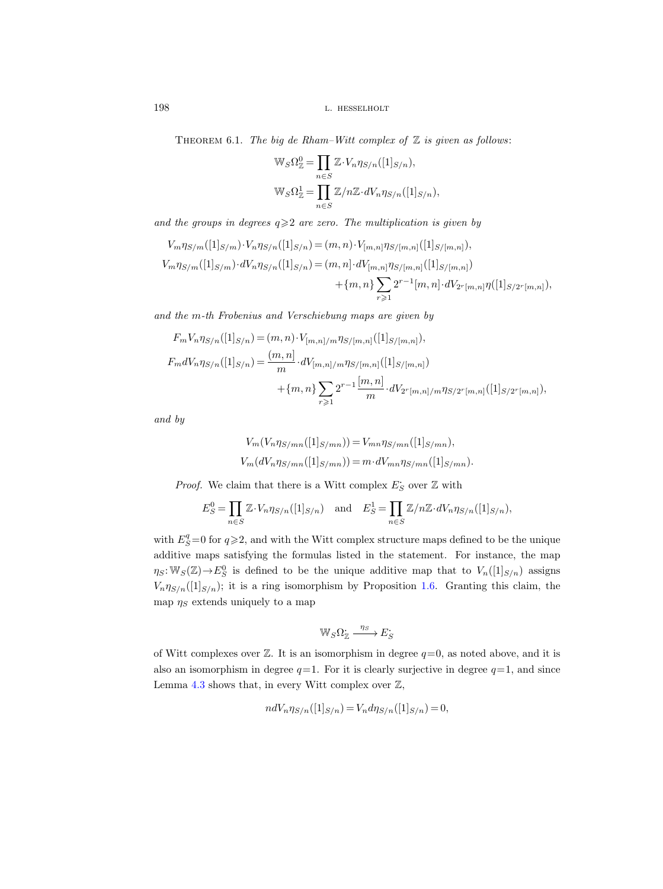**Theorem 6.1.** *The big de Rham–Witt complex of* $\mathbb{Z}$ *is given as follows*:

$$\mathbb{W}_S\Omega^0_{\mathbb{Z}} = \prod_{n\in S} \mathbb{Z}\cdot V_n\eta_{S/n}([1]_{S/n}),$$
$$\mathbb{W}_S\Omega^1_{\mathbb{Z}} = \prod_{n\in S} \mathbb{Z}/n\mathbb{Z}\cdot dV_n\eta_{S/n}([1]_{S/n}),$$

*and the groups in degrees* $q\geqslant 2$ *are zero. The multiplication is given by*

$$V_m\eta_{S/m}([1]_{S/m})\cdot V_n\eta_{S/n}([1]_{S/n}) = (m,n)\cdot V_{[m,n]}\eta_{S/[m,n]}([1]_{S/[m,n]}),$$
$$V_m\eta_{S/m}([1]_{S/m})\cdot dV_n\eta_{S/n}([1]_{S/n}) = (m,n)\cdot dV_{[m,n]}\eta_{S/[m,n]}([1]_{S/[m,n]}) + \{m,n\}\sum_{r\geqslant 1} 2^{r-1}[m,n]\cdot dV_{2^r[m,n]}\eta([1]_{S/2^r[m,n]}),$$

*and the* $m$*-th Frobenius and Verschiebung maps are given by*

$$F_mV_n\eta_{S/n}([1]_{S/n}) = (m,n)\cdot V_{[m,n]/m}\eta_{S/[m,n]}([1]_{S/[m,n]}),$$
$$F_m dV_n\eta_{S/n}([1]_{S/n}) = \frac{(m,n)}{m}\cdot dV_{[m,n]/m}\eta_{S/[m,n]}([1]_{S/[m,n]}) + \{m,n\}\sum_{r\geqslant 1} 2^{r-1}\frac{[m,n]}{m}\cdot dV_{2^r[m,n]/m}\eta_{S/2^r[m,n]}([1]_{S/2^r[m,n]}),$$

*and by*

$$V_m(V_n\eta_{S/mn}([1]_{S/mn})) = V_{mn}\eta_{S/mn}([1]_{S/mn}),$$
$$V_m(dV_n\eta_{S/mn}([1]_{S/mn})) = m\cdot dV_{mn}\eta_{S/mn}([1]_{S/mn}).$$

*Proof.* We claim that there is a Witt complex $E^{\cdot}_S$ over $\mathbb{Z}$ with

$$E^0_S = \prod_{n\in S}\mathbb{Z}\cdot V_n\eta_{S/n}([1]_{S/n}) \quad\text{and}\quad E^1_S = \prod_{n\in S}\mathbb{Z}/n\mathbb{Z}\cdot dV_n\eta_{S/n}([1]_{S/n}),$$

with $E^q_S = 0$ for $q\geqslant 2$, and with the Witt complex structure maps defined to be the unique additive maps satisfying the formulas listed in the statement. For instance, the map $\eta_S\colon \mathbb{W}_S(\mathbb{Z})\to E^0_S$ is defined to be the unique additive map that to $V_n([1]_{S/n})$ assigns $V_n\eta_{S/n}([1]_{S/n})$; it is a ring isomorphism by Proposition 1.6. Granting this claim, the map $\eta_S$ extends uniquely to a map

$$\mathbb{W}_S\Omega^{\cdot}_{\mathbb{Z}} \xrightarrow{\eta_S} E^{\cdot}_S$$

of Witt complexes over $\mathbb{Z}$. It is an isomorphism in degree $q=0$, as noted above, and it is also an isomorphism in degree $q=1$. For it is clearly surjective in degree $q=1$, and since Lemma 4.3 shows that, in every Witt complex over $\mathbb{Z}$,

$$ndV_n\eta_{S/n}([1]_{S/n}) = V_n d\eta_{S/n}([1]_{S/n}) = 0,$$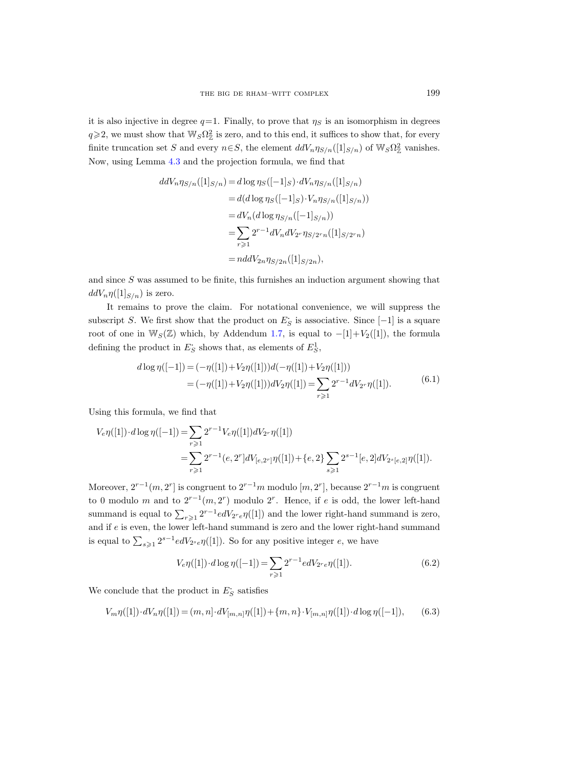it is also injective in degree $q=1$. Finally, to prove that $\eta_S$ is an isomorphism in degrees $q \geqslant 2$, we must show that $\mathbb{W}_S \Omega^2_{\mathbb{Z}}$ is zero, and to this end, it suffices to show that, for every finite truncation set $S$ and every $n \in S$, the element $dd V_n \eta_{S/n}([1]_{S/n})$ of $\mathbb{W}_S \Omega^2_{\mathbb{Z}}$ vanishes. Now, using Lemma 4.3 and the projection formula, we find that

$$
\begin{aligned}
dd V_n \eta_{S/n}([1]_{S/n}) &= d \log \eta_S([-1]_S) \cdot dV_n \eta_{S/n}([1]_{S/n}) \\
&= d(d \log \eta_S([-1]_S) \cdot V_n \eta_{S/n}([1]_{S/n})) \\
&= dV_n(d \log \eta_{S/n}([-1]_{S/n})) \\
&= \sum_{r \geqslant 1} 2^{r-1} dV_n dV_{2^r} \eta_{S/2^r n}([1]_{S/2^r n}) \\
&= n dd V_{2n} \eta_{S/2n}([1]_{S/2n}),
\end{aligned}
$$

and since $S$ was assumed to be finite, this furnishes an induction argument showing that $dd V_n \eta([1]_{S/n})$ is zero.

It remains to prove the claim. For notational convenience, we will suppress the subscript $S$. We first show that the product on $E^{\cdot}_S$ is associative. Since $[-1]$ is a square root of one in $\mathbb{W}_S(\mathbb{Z})$ which, by Addendum 1.7, is equal to $-[1]+V_2([1])$, the formula defining the product in $E^{\cdot}_S$ shows that, as elements of $E^1_S$,

$$
\begin{aligned}
d \log \eta([-1]) &= (-\eta([1]) + V_2 \eta([1])) d(-\eta([1]) + V_2 \eta([1])) \\
&= (-\eta([1]) + V_2 \eta([1])) dV_2 \eta([1]) = \sum_{r \geqslant 1} 2^{r-1} dV_{2^r} \eta([1]).
\end{aligned}
\tag{6.1}
$$

Using this formula, we find that

$$
\begin{aligned}
V_e \eta([1]) \cdot d \log \eta([-1]) &= \sum_{r \geqslant 1} 2^{r-1} V_e \eta([1]) dV_{2^r} \eta([1]) \\
&= \sum_{r \geqslant 1} 2^{r-1} (e, 2^r] dV_{[e,2^r]} \eta([1]) + \{e, 2\} \sum_{s \geqslant 1} 2^{s-1} [e, 2] dV_{2^s [e,2]} \eta([1]).
\end{aligned}
$$

Moreover, $2^{r-1}(m, 2^r]$ is congruent to $2^{r-1}m$ modulo $[m, 2^r]$, because $2^{r-1}m$ is congruent to 0 modulo $m$ and to $2^{r-1}(m, 2^r)$ modulo $2^r$. Hence, if $e$ is odd, the lower left-hand summand is equal to $\sum_{r \geqslant 1} 2^{r-1} e dV_{2^r e} \eta([1])$ and the lower right-hand summand is zero, and if $e$ is even, the lower left-hand summand is zero and the lower right-hand summand is equal to $\sum_{s \geqslant 1} 2^{s-1} e dV_{2^s e} \eta([1])$. So for any positive integer $e$, we have

$$
V_e \eta([1]) \cdot d \log \eta([-1]) = \sum_{r \geqslant 1} 2^{r-1} e dV_{2^r e} \eta([1]).
\tag{6.2}
$$

We conclude that the product in $E^{\cdot}_S$ satisfies

$$
V_m \eta([1]) \cdot dV_n \eta([1]) = (m, n] \cdot dV_{[m,n]} \eta([1]) + \{m, n\} \cdot V_{[m,n]} \eta([1]) \cdot d \log \eta([-1]),
\tag{6.3}
$$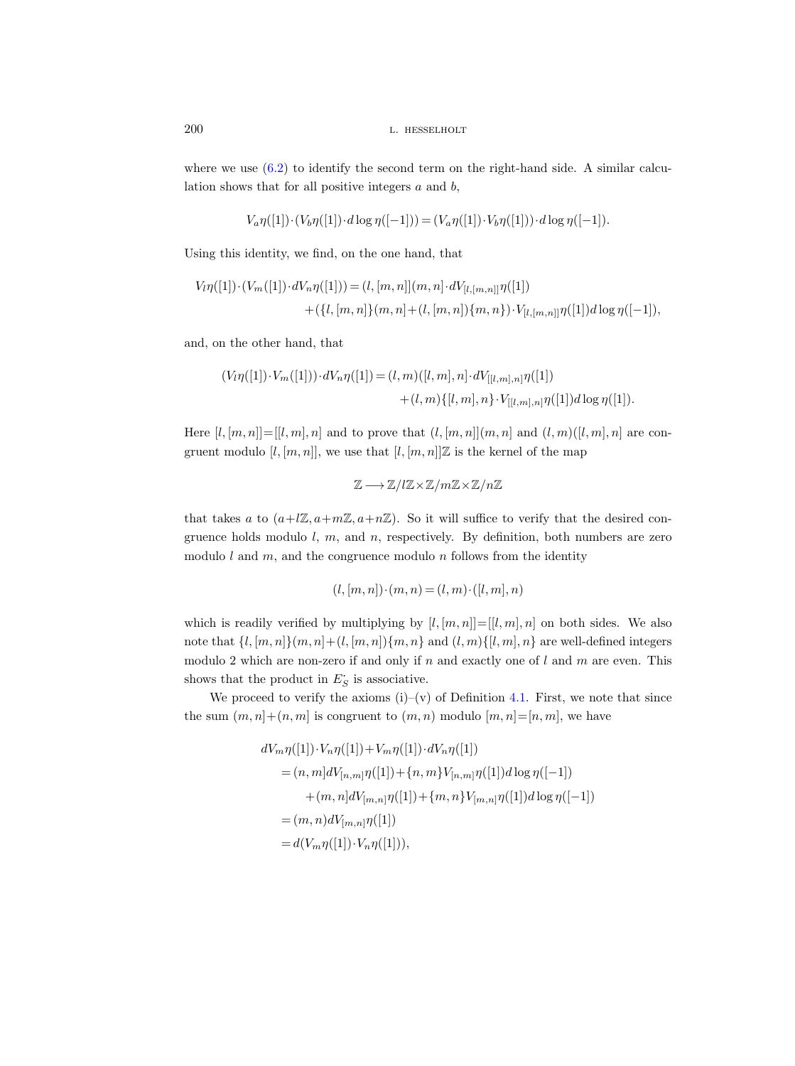where we use (6.2) to identify the second term on the right-hand side. A similar calculation shows that for all positive integers $a$ and $b$,

$$V_a\eta([1])\cdot(V_b\eta([1])\cdot d\log\eta([-1])) = (V_a\eta([1])\cdot V_b\eta([1]))\cdot d\log\eta([-1]).$$

Using this identity, we find, on the one hand, that

$$\begin{aligned} V_l\eta([1])\cdot(V_m([1])\cdot dV_n\eta([1])) &= (l,[m,n]](m,n]\cdot dV_{[l,[m,n]]}\eta([1]) \\ &\quad + (\{l,[m,n]\}(m,n] + (l,[m,n])\{m,n\})\cdot V_{[l,[m,n]]}\eta([1])d\log\eta([-1]), \end{aligned}$$

and, on the other hand, that

$$\begin{aligned} (V_l\eta([1])\cdot V_m([1]))\cdot dV_n\eta([1]) &= (l,m)([l,m],n]\cdot dV_{[[l,m],n]}\eta([1]) \\ &\quad + (l,m)\{[l,m],n\}\cdot V_{[[l,m],n]}\eta([1])d\log\eta([1]). \end{aligned}$$

Here $[l,[m,n]]=[[l,m],n]$ and to prove that $(l,[m,n]](m,n]$ and $(l,m)([l,m],n]$ are congruent modulo $[l,[m,n]]$, we use that $[l,[m,n]]\mathbb{Z}$ is the kernel of the map

$$\mathbb{Z} \longrightarrow \mathbb{Z}/l\mathbb{Z}\times\mathbb{Z}/m\mathbb{Z}\times\mathbb{Z}/n\mathbb{Z}$$

that takes $a$ to $(a+l\mathbb{Z}, a+m\mathbb{Z}, a+n\mathbb{Z})$. So it will suffice to verify that the desired congruence holds modulo $l$, $m$, and $n$, respectively. By definition, both numbers are zero modulo $l$ and $m$, and the congruence modulo $n$ follows from the identity

$$(l,[m,n])\cdot(m,n) = (l,m)\cdot([l,m],n)$$

which is readily verified by multiplying by $[l,[m,n]]=[[l,m],n]$ on both sides. We also note that $\{l,[m,n]\}(m,n]+(l,[m,n])\{m,n\}$ and $(l,m)\{[l,m],n\}$ are well-defined integers modulo 2 which are non-zero if and only if $n$ and exactly one of $l$ and $m$ are even. This shows that the product in $E_S^{\cdot}$ is associative.

We proceed to verify the axioms (i)–(v) of Definition 4.1. First, we note that since the sum $(m,n]+(n,m]$ is congruent to $(m,n)$ modulo $[m,n]=[n,m]$, we have

$$\begin{aligned} &dV_m\eta([1])\cdot V_n\eta([1]) + V_m\eta([1])\cdot dV_n\eta([1]) \\ &\quad = (n,m]dV_{[n,m]}\eta([1]) + \{n,m\}V_{[n,m]}\eta([1])d\log\eta([-1]) \\ &\qquad + (m,n]dV_{[m,n]}\eta([1]) + \{m,n\}V_{[m,n]}\eta([1])d\log\eta([-1]) \\ &\quad = (m,n)dV_{[m,n]}\eta([1]) \\ &\quad = d(V_m\eta([1])\cdot V_n\eta([1])), \end{aligned}$$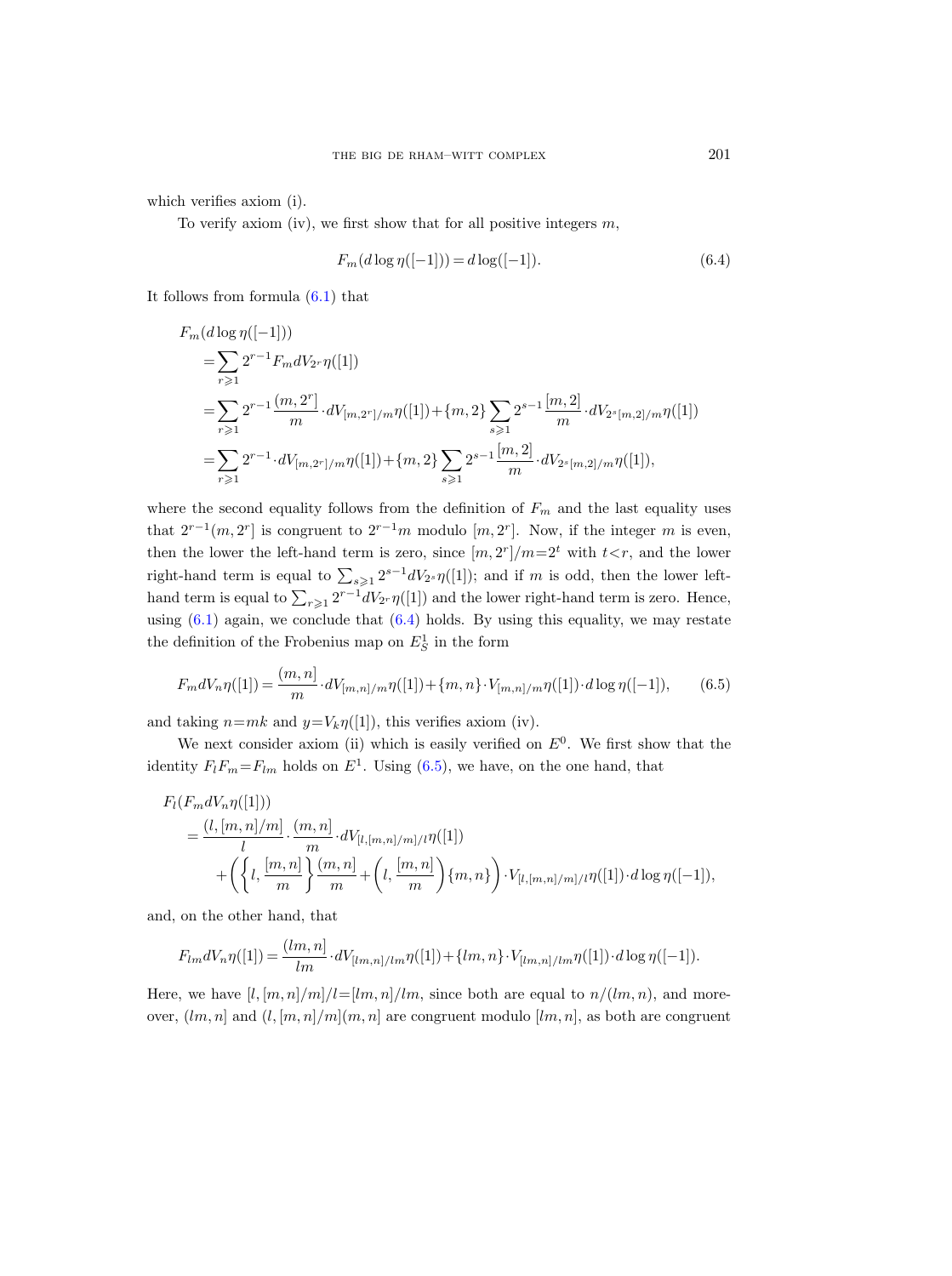which verifies axiom (i).

To verify axiom (iv), we first show that for all positive integers $m$,

$$F_m(d\log \eta([-1])) = d\log([-1]). \tag{6.4}$$

It follows from formula (6.1) that

$$\begin{aligned}
&F_m(d\log \eta([-1])) \\
&\quad= \sum_{r\geqslant 1} 2^{r-1} F_m dV_{2^r}\eta([1]) \\
&\quad= \sum_{r\geqslant 1} 2^{r-1}\frac{(m,2^r)}{m}\cdot dV_{[m,2^r]/m}\eta([1]) + \{m,2\}\sum_{s\geqslant 1} 2^{s-1}\frac{[m,2]}{m}\cdot dV_{2^s[m,2]/m}\eta([1]) \\
&\quad= \sum_{r\geqslant 1} 2^{r-1}\cdot dV_{[m,2^r]/m}\eta([1]) + \{m,2\}\sum_{s\geqslant 1} 2^{s-1}\frac{[m,2]}{m}\cdot dV_{2^s[m,2]/m}\eta([1]),
\end{aligned}$$

where the second equality follows from the definition of $F_m$ and the last equality uses that $2^{r-1}(m,2^r]$ is congruent to $2^{r-1}m$ modulo $[m,2^r]$. Now, if the integer $m$ is even, then the lower the left-hand term is zero, since $[m,2^r]/m=2^t$ with $t<r$, and the lower right-hand term is equal to $\sum_{s\geqslant 1} 2^{s-1} dV_{2^s}\eta([1])$; and if $m$ is odd, then the lower left-hand term is equal to $\sum_{r\geqslant 1} 2^{r-1} dV_{2^r}\eta([1])$ and the lower right-hand term is zero. Hence, using (6.1) again, we conclude that (6.4) holds. By using this equality, we may restate the definition of the Frobenius map on $E^1_S$ in the form

$$F_m dV_n\eta([1]) = \frac{(m,n)}{m}\cdot dV_{[m,n]/m}\eta([1]) + \{m,n\}\cdot V_{[m,n]/m}\eta([1])\cdot d\log\eta([-1]), \tag{6.5}$$

and taking $n=mk$ and $y=V_k\eta([1])$, this verifies axiom (iv).

We next consider axiom (ii) which is easily verified on $E^0$. We first show that the identity $F_lF_m=F_{lm}$ holds on $E^1$. Using (6.5), we have, on the one hand, that

$$\begin{aligned}
&F_l(F_m dV_n\eta([1])) \\
&\quad= \frac{(l,[m,n]/m]}{l}\cdot\frac{(m,n]}{m}\cdot dV_{[l,[m,n]/m]/l}\eta([1]) \\
&\qquad + \left(\left\{l,\frac{[m,n]}{m}\right\}\frac{(m,n]}{m} + \left(l,\frac{[m,n]}{m}\right)\{m,n\}\right)\cdot V_{[l,[m,n]/m]/l}\eta([1])\cdot d\log\eta([-1]),
\end{aligned}$$

and, on the other hand, that

$$F_{lm} dV_n\eta([1]) = \frac{(lm,n]}{lm}\cdot dV_{[lm,n]/lm}\eta([1]) + \{lm,n\}\cdot V_{[lm,n]/lm}\eta([1])\cdot d\log\eta([-1]).$$

Here, we have $[l,[m,n]/m]/l=[lm,n]/lm$, since both are equal to $n/(lm,n)$, and moreover, $(lm,n]$ and $(l,[m,n]/m](m,n]$ are congruent modulo $[lm,n]$, as both are congruent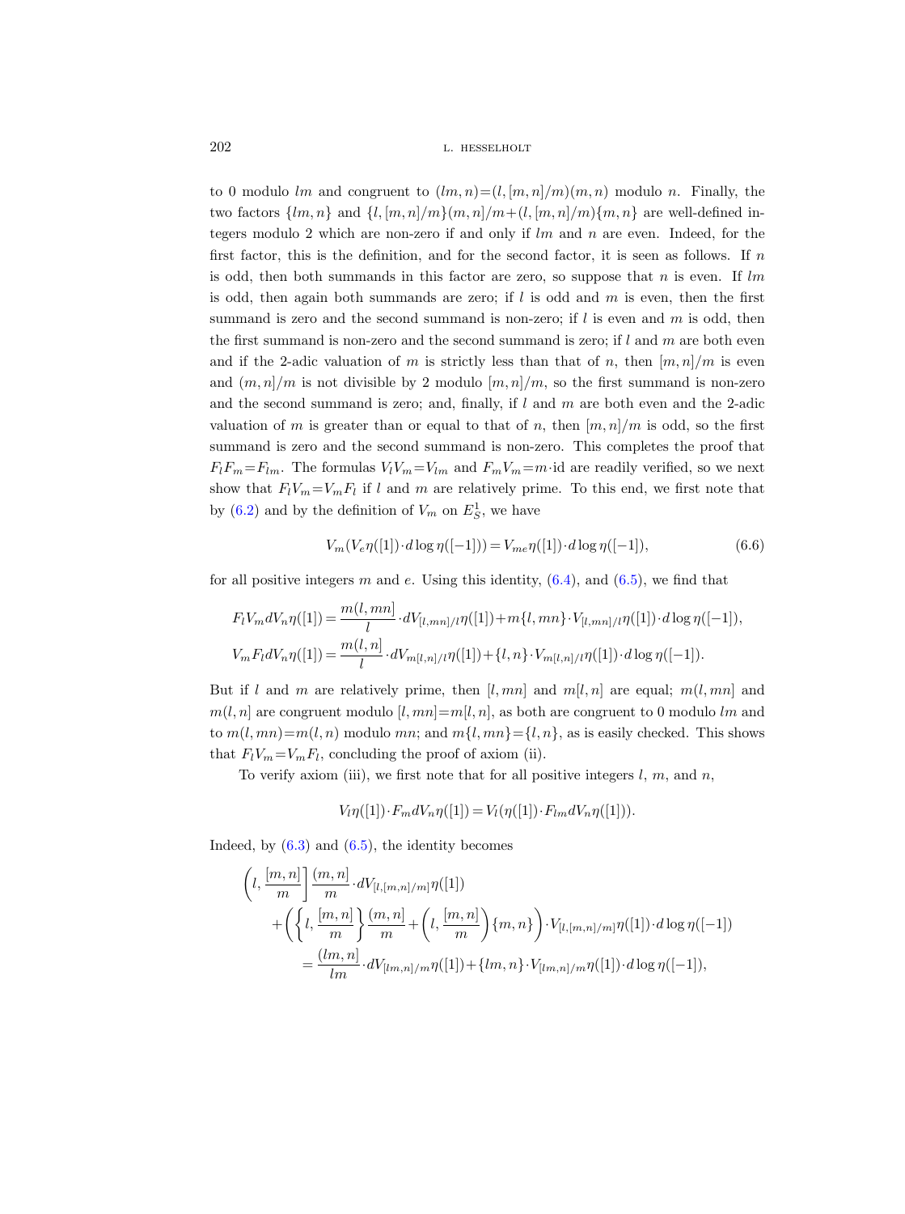to 0 modulo $lm$ and congruent to $(lm,n)=(l,[m,n]/m)(m,n)$ modulo $n$. Finally, the two factors $\{lm,n\}$ and $\{l,[m,n]/m\}(m,n]/m+(l,[m,n]/m)\{m,n\}$ are well-defined integers modulo 2 which are non-zero if and only if $lm$ and $n$ are even. Indeed, for the first factor, this is the definition, and for the second factor, it is seen as follows. If $n$ is odd, then both summands in this factor are zero, so suppose that $n$ is even. If $lm$ is odd, then again both summands are zero; if $l$ is odd and $m$ is even, then the first summand is zero and the second summand is non-zero; if $l$ is even and $m$ is odd, then the first summand is non-zero and the second summand is zero; if $l$ and $m$ are both even and if the 2-adic valuation of $m$ is strictly less than that of $n$, then $[m,n]/m$ is even and $(m,n]/m$ is not divisible by 2 modulo $[m,n]/m$, so the first summand is non-zero and the second summand is zero; and, finally, if $l$ and $m$ are both even and the 2-adic valuation of $m$ is greater than or equal to that of $n$, then $[m,n]/m$ is odd, so the first summand is zero and the second summand is non-zero. This completes the proof that $F_lF_m=F_{lm}$. The formulas $V_lV_m=V_{lm}$ and $F_mV_m=m\cdot\mathrm{id}$ are readily verified, so we next show that $F_lV_m=V_mF_l$ if $l$ and $m$ are relatively prime. To this end, we first note that by (6.2) and by the definition of $V_m$ on $E^1_S$, we have

$$V_m(V_e\eta([1])\cdot d\log\eta([-1]))=V_{me}\eta([1])\cdot d\log\eta([-1]), \tag{6.6}$$

for all positive integers $m$ and $e$. Using this identity, (6.4), and (6.5), we find that

$$\begin{aligned}
F_lV_mdV_n\eta([1]) &= \frac{m(l,mn]}{l}\cdot dV_{[l,mn]/l}\eta([1])+m\{l,mn\}\cdot V_{[l,mn]/l}\eta([1])\cdot d\log\eta([-1]),\\
V_mF_ldV_n\eta([1]) &= \frac{m(l,n]}{l}\cdot dV_{m[l,n]/l}\eta([1])+\{l,n\}\cdot V_{m[l,n]/l}\eta([1])\cdot d\log\eta([-1]).
\end{aligned}$$

But if $l$ and $m$ are relatively prime, then $[l,mn]$ and $m[l,n]$ are equal; $m(l,mn]$ and $m(l,n]$ are congruent modulo $[l,mn]=m[l,n]$, as both are congruent to 0 modulo $lm$ and to $m(l,mn)=m(l,n)$ modulo $mn$; and $m\{l,mn\}=\{l,n\}$, as is easily checked. This shows that $F_lV_m=V_mF_l$, concluding the proof of axiom (ii).

To verify axiom (iii), we first note that for all positive integers $l$, $m$, and $n$,

$$V_l\eta([1])\cdot F_mdV_n\eta([1])=V_l(\eta([1])\cdot F_{lm}dV_n\eta([1])).$$

Indeed, by (6.3) and (6.5), the identity becomes

$$\begin{aligned}
&\left(l,\frac{[m,n]}{m}\right]\frac{(m,n]}{m}\cdot dV_{[l,[m,n]/m]}\eta([1])\\
&\quad+\left(\left\{l,\frac{[m,n]}{m}\right\}\frac{(m,n]}{m}+\left(l,\frac{[m,n]}{m}\right)\{m,n\}\right)\cdot V_{[l,[m,n]/m]}\eta([1])\cdot d\log\eta([-1])\\
&\quad=\frac{(lm,n]}{lm}\cdot dV_{[lm,n]/m}\eta([1])+\{lm,n\}\cdot V_{[lm,n]/m}\eta([1])\cdot d\log\eta([-1]),
\end{aligned}$$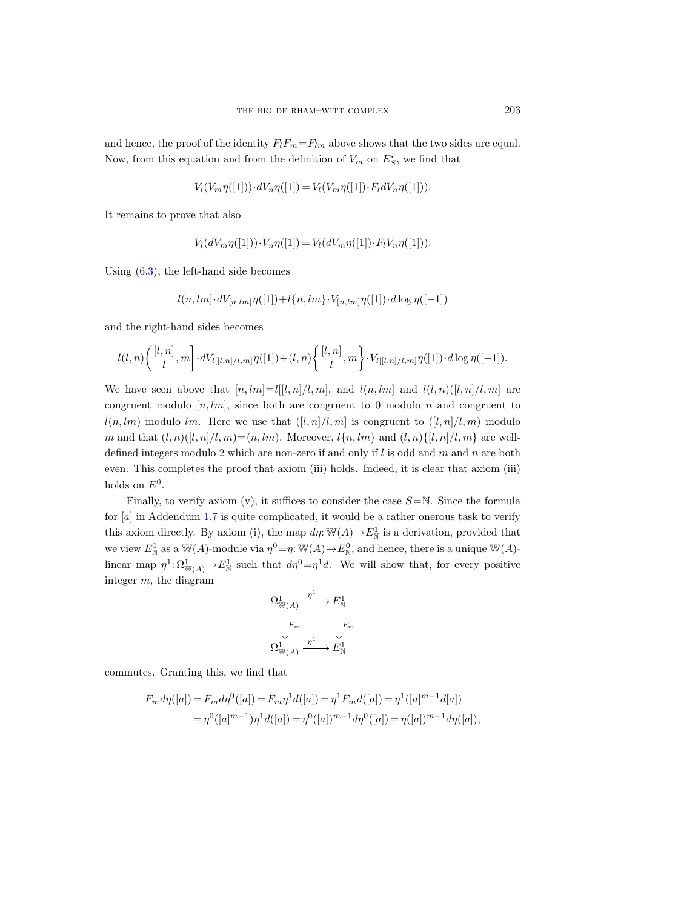and hence, the proof of the identity $F_lF_m = F_{lm}$ above shows that the two sides are equal. Now, from this equation and from the definition of $V_m$ on $E_S^{\cdot}$, we find that

$$V_l(V_m\eta([1]))\cdot dV_n\eta([1]) = V_l(V_m\eta([1])\cdot F_l dV_n\eta([1])).$$

It remains to prove that also

$$V_l(dV_m\eta([1]))\cdot V_n\eta([1]) = V_l(dV_m\eta([1])\cdot F_l V_n\eta([1])).$$

Using (6.3), the left-hand side becomes

$$l(n,lm]\cdot dV_{[n,lm]}\eta([1]) + l\{n,lm\}\cdot V_{[n,lm]}\eta([1])\cdot d\log\eta([-1])$$

and the right-hand sides becomes

$$l(l,n)\left(\frac{[l,n]}{l},m\right]\cdot dV_{l[[l,n]/l,m]}\eta([1]) + (l,n)\left\{\frac{[l,n]}{l},m\right\}\cdot V_{l[[l,n]/l,m]}\eta([1])\cdot d\log\eta([-1]).$$

We have seen above that $[n,lm] = l[[l,n]/l,m]$, and $l(n,lm]$ and $l(l,n)([l,n]/l,m]$ are congruent modulo $[n,lm]$, since both are congruent to 0 modulo $n$ and congruent to $l(n,lm)$ modulo $lm$. Here we use that $([l,n]/l,m]$ is congruent to $([l,n]/l,m)$ modulo $m$ and that $(l,n)([l,n]/l,m) = (n,lm)$. Moreover, $l\{n,lm\}$ and $(l,n)\{[l,n]/l,m\}$ are well-defined integers modulo 2 which are non-zero if and only if $l$ is odd and $m$ and $n$ are both even. This completes the proof that axiom (iii) holds. Indeed, it is clear that axiom (iii) holds on $E^0$.

Finally, to verify axiom (v), it suffices to consider the case $S=\mathbb{N}$. Since the formula for $[a]$ in Addendum 1.7 is quite complicated, it would be a rather onerous task to verify this axiom directly. By axiom (i), the map $d\eta\colon \mathbb{W}(A)\to E^1_{\mathbb{N}}$ is a derivation, provided that we view $E^1_{\mathbb{N}}$ as a $\mathbb{W}(A)$-module via $\eta^0=\eta\colon \mathbb{W}(A)\to E^0_{\mathbb{N}}$, and hence, there is a unique $\mathbb{W}(A)$-linear map $\eta^1\colon \Omega^1_{\mathbb{W}(A)}\to E^1_{\mathbb{N}}$ such that $d\eta^0=\eta^1 d$. We will show that, for every positive integer $m$, the diagram

$$\begin{array}{ccc}
\Omega^1_{\mathbb{W}(A)} & \xrightarrow{\eta^1} & E^1_{\mathbb{N}} \\
\downarrow{\scriptstyle F_m} & & \downarrow{\scriptstyle F_m} \\
\Omega^1_{\mathbb{W}(A)} & \xrightarrow{\eta^1} & E^1_{\mathbb{N}}
\end{array}$$

commutes. Granting this, we find that

$$\begin{aligned}
F_m d\eta([a]) &= F_m d\eta^0([a]) = F_m\eta^1 d([a]) = \eta^1 F_m d([a]) = \eta^1([a]^{m-1}d[a]) \\
&= \eta^0([a]^{m-1})\eta^1 d([a]) = \eta^0([a])^{m-1} d\eta^0([a]) = \eta([a])^{m-1} d\eta([a]),
\end{aligned}$$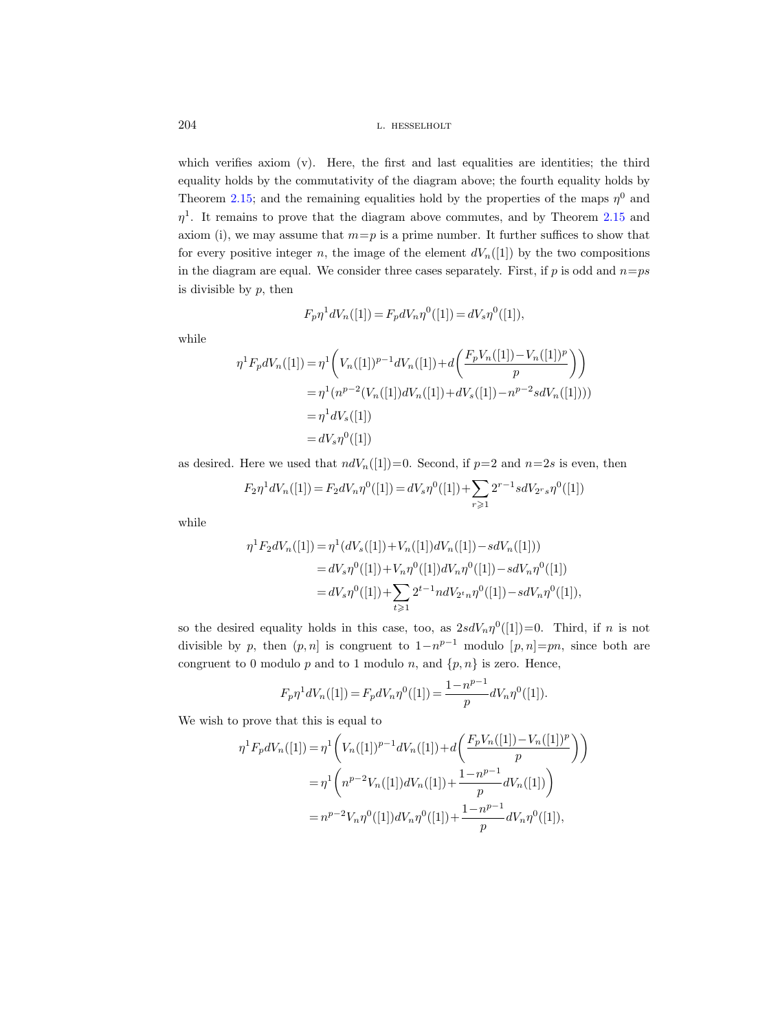which verifies axiom (v). Here, the first and last equalities are identities; the third equality holds by the commutativity of the diagram above; the fourth equality holds by Theorem 2.15; and the remaining equalities hold by the properties of the maps $\eta^0$ and $\eta^1$. It remains to prove that the diagram above commutes, and by Theorem 2.15 and axiom (i), we may assume that $m=p$ is a prime number. It further suffices to show that for every positive integer $n$, the image of the element $dV_n([1])$ by the two compositions in the diagram are equal. We consider three cases separately. First, if $p$ is odd and $n=ps$ is divisible by $p$, then

$$F_p\eta^1 dV_n([1]) = F_p dV_n \eta^0([1]) = dV_s\eta^0([1]),$$

while

$$\begin{aligned}
\eta^1 F_p dV_n([1]) &= \eta^1\left(V_n([1])^{p-1}dV_n([1]) + d\left(\frac{F_pV_n([1]) - V_n([1])^p}{p}\right)\right) \\
&= \eta^1(n^{p-2}(V_n([1])dV_n([1]) + dV_s([1]) - n^{p-2}s dV_n([1]))) \\
&= \eta^1 dV_s([1]) \\
&= dV_s\eta^0([1])
\end{aligned}$$

as desired. Here we used that $ndV_n([1])=0$. Second, if $p=2$ and $n=2s$ is even, then

$$F_2\eta^1 dV_n([1]) = F_2 dV_n\eta^0([1]) = dV_s\eta^0([1]) + \sum_{r\geqslant 1} 2^{r-1} s dV_{2^r s}\eta^0([1])$$

while

$$\begin{aligned}
\eta^1 F_2 dV_n([1]) &= \eta^1(dV_s([1]) + V_n([1])dV_n([1]) - s dV_n([1])) \\
&= dV_s\eta^0([1]) + V_n\eta^0([1])dV_n\eta^0([1]) - s dV_n\eta^0([1]) \\
&= dV_s\eta^0([1]) + \sum_{t\geqslant 1} 2^{t-1} n dV_{2^t n}\eta^0([1]) - s dV_n\eta^0([1]),
\end{aligned}$$

so the desired equality holds in this case, too, as $2sdV_n\eta^0([1])=0$. Third, if $n$ is not divisible by $p$, then $(p,n]$ is congruent to $1-n^{p-1}$ modulo $[p,n]=pn$, since both are congruent to $0$ modulo $p$ and to $1$ modulo $n$, and $\{p,n\}$ is zero. Hence,

$$F_p\eta^1 dV_n([1]) = F_p dV_n\eta^0([1]) = \frac{1-n^{p-1}}{p} dV_n\eta^0([1]).$$

We wish to prove that this is equal to

$$\begin{aligned}
\eta^1 F_p dV_n([1]) &= \eta^1\left(V_n([1])^{p-1}dV_n([1]) + d\left(\frac{F_pV_n([1]) - V_n([1])^p}{p}\right)\right) \\
&= \eta^1\left(n^{p-2}V_n([1])dV_n([1]) + \frac{1-n^{p-1}}{p} dV_n([1])\right) \\
&= n^{p-2}V_n\eta^0([1])dV_n\eta^0([1]) + \frac{1-n^{p-1}}{p} dV_n\eta^0([1]),
\end{aligned}$$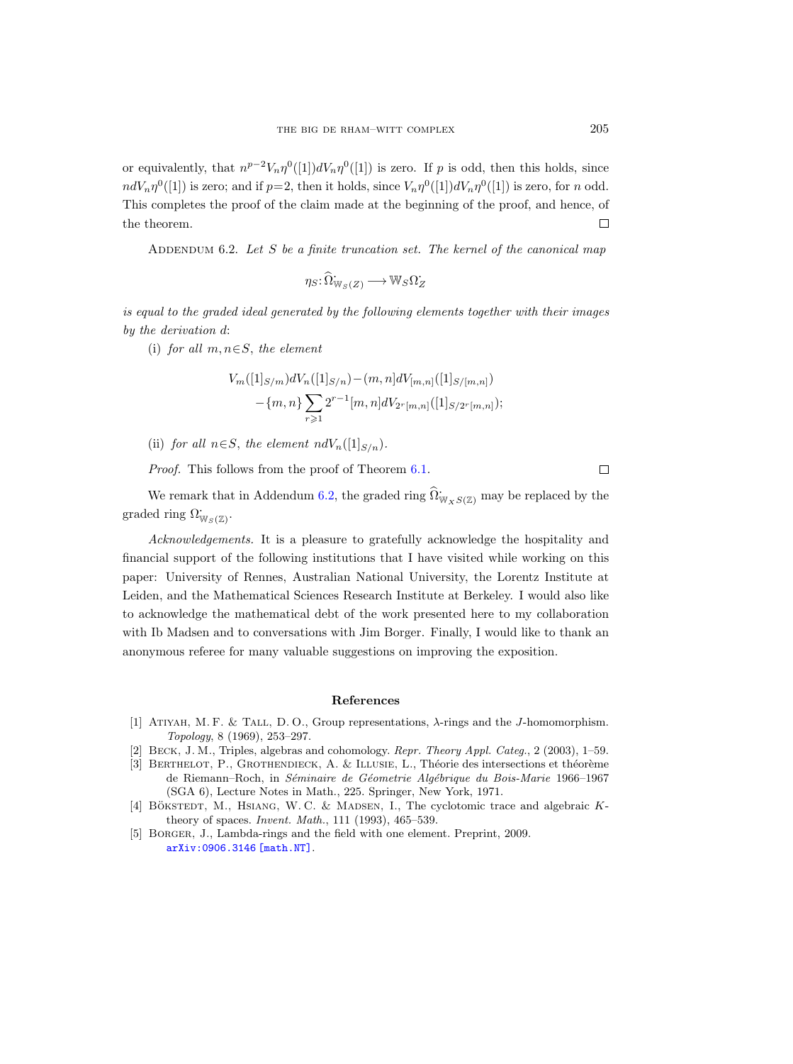or equivalently, that $n^{p-2}V_n\eta^0([1])dV_n\eta^0([1])$ is zero. If $p$ is odd, then this holds, since $ndV_n\eta^0([1])$ is zero; and if $p=2$, then it holds, since $V_n\eta^0([1])dV_n\eta^0([1])$ is zero, for $n$ odd. This completes the proof of the claim made at the beginning of the proof, and hence, of the theorem. ∎

Addendum 6.2. *Let $S$ be a finite truncation set. The kernel of the canonical map*

$$\eta_S \colon \widehat{\Omega}^{\cdot}_{\mathbb{W}_S(Z)} \longrightarrow \mathbb{W}_S\Omega^{\cdot}_Z$$

*is equal to the graded ideal generated by the following elements together with their images by the derivation $d$:*

(i) *for all $m,n\in S$, the element*

$$V_m([1]_{S/m})dV_n([1]_{S/n}) - (m,n)dV_{[m,n]}([1]_{S/[m,n]}) \\ - \{m,n\}\sum_{r\geqslant 1} 2^{r-1}[m,n]dV_{2^r[m,n]}([1]_{S/2^r[m,n]});$$

(ii) *for all $n\in S$, the element $ndV_n([1]_{S/n})$.*

*Proof.* This follows from the proof of Theorem 6.1. ∎

We remark that in Addendum 6.2, the graded ring $\widehat{\Omega}^{\cdot}_{\mathbb{W}_XS(\mathbb{Z})}$ may be replaced by the graded ring $\Omega^{\cdot}_{\mathbb{W}_S(\mathbb{Z})}$.

*Acknowledgements.* It is a pleasure to gratefully acknowledge the hospitality and financial support of the following institutions that I have visited while working on this paper: University of Rennes, Australian National University, the Lorentz Institute at Leiden, and the Mathematical Sciences Research Institute at Berkeley. I would also like to acknowledge the mathematical debt of the work presented here to my collaboration with Ib Madsen and to conversations with Jim Borger. Finally, I would like to thank an anonymous referee for many valuable suggestions on improving the exposition.

## References

[1] Atiyah, M. F. & Tall, D. O., Group representations, λ-rings and the $J$-homomorphism. *Topology*, 8 (1969), 253–297.

[2] Beck, J. M., Triples, algebras and cohomology. *Repr. Theory Appl. Categ.*, 2 (2003), 1–59.

[3] Berthelot, P., Grothendieck, A. & Illusie, L., Théorie des intersections et théorème de Riemann–Roch, in *Séminaire de Géometrie Algébrique du Bois-Marie* 1966–1967 (SGA 6), Lecture Notes in Math., 225. Springer, New York, 1971.

[4] Bökstedt, M., Hsiang, W. C. & Madsen, I., The cyclotomic trace and algebraic $K$-theory of spaces. *Invent. Math.*, 111 (1993), 465–539.

[5] Borger, J., Lambda-rings and the field with one element. Preprint, 2009. arXiv:0906.3146 [math.NT].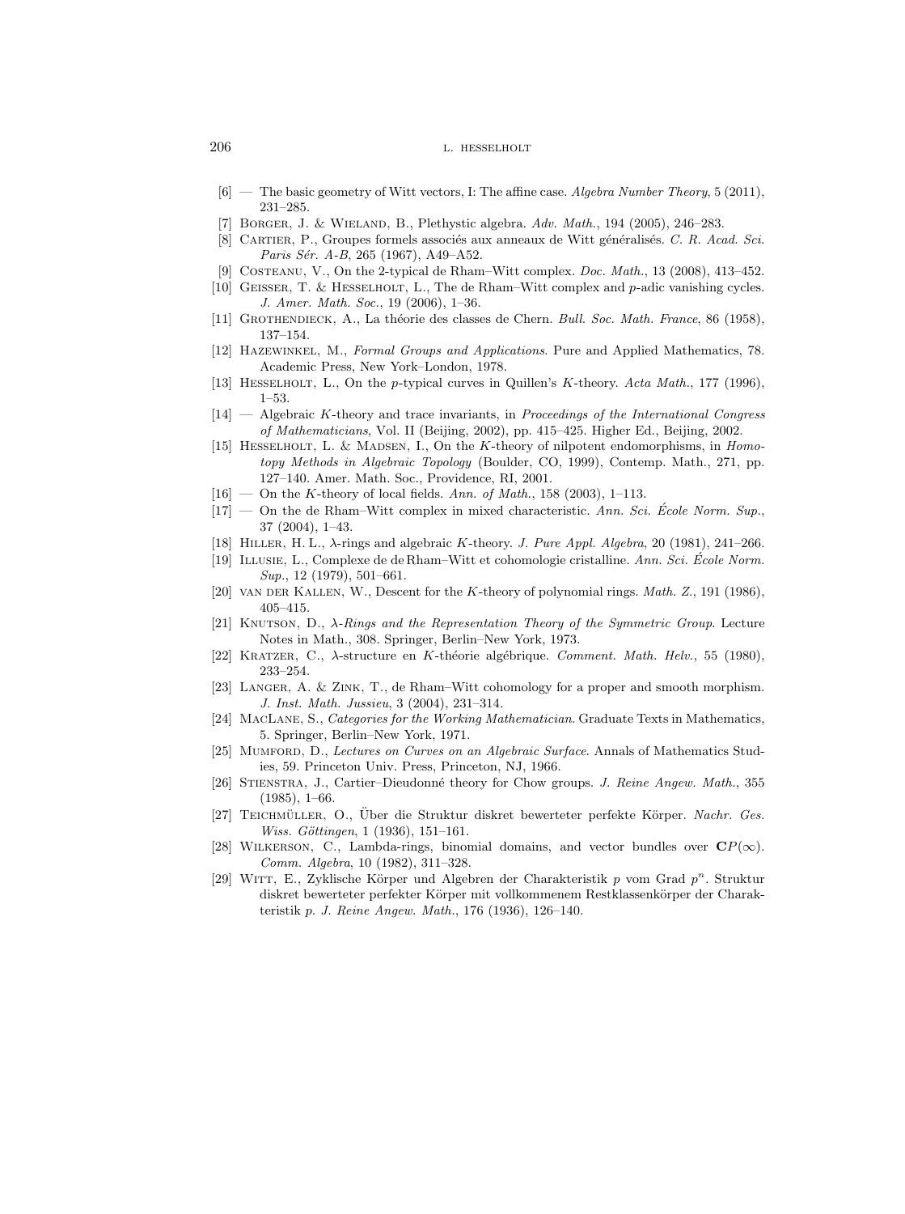[6] — The basic geometry of Witt vectors, I: The affine case. *Algebra Number Theory*, 5 (2011), 231–285.

[7] Borger, J. & Wieland, B., Plethystic algebra. *Adv. Math.*, 194 (2005), 246–283.

[8] Cartier, P., Groupes formels associés aux anneaux de Witt généralisés. *C. R. Acad. Sci. Paris Sér. A-B*, 265 (1967), A49–A52.

[9] Costeanu, V., On the 2-typical de Rham–Witt complex. *Doc. Math.*, 13 (2008), 413–452.

[10] Geisser, T. & Hesselholt, L., The de Rham–Witt complex and $p$-adic vanishing cycles. *J. Amer. Math. Soc.*, 19 (2006), 1–36.

[11] Grothendieck, A., La théorie des classes de Chern. *Bull. Soc. Math. France*, 86 (1958), 137–154.

[12] Hazewinkel, M., *Formal Groups and Applications*. Pure and Applied Mathematics, 78. Academic Press, New York–London, 1978.

[13] Hesselholt, L., On the $p$-typical curves in Quillen's $K$-theory. *Acta Math.*, 177 (1996), 1–53.

[14] — Algebraic $K$-theory and trace invariants, in *Proceedings of the International Congress of Mathematicians*, Vol. II (Beijing, 2002), pp. 415–425. Higher Ed., Beijing, 2002.

[15] Hesselholt, L. & Madsen, I., On the $K$-theory of nilpotent endomorphisms, in *Homotopy Methods in Algebraic Topology* (Boulder, CO, 1999), Contemp. Math., 271, pp. 127–140. Amer. Math. Soc., Providence, RI, 2001.

[16] — On the $K$-theory of local fields. *Ann. of Math.*, 158 (2003), 1–113.

[17] — On the de Rham–Witt complex in mixed characteristic. *Ann. Sci. École Norm. Sup.*, 37 (2004), 1–43.

[18] Hiller, H. L., $\lambda$-rings and algebraic $K$-theory. *J. Pure Appl. Algebra*, 20 (1981), 241–266.

[19] Illusie, L., Complexe de de Rham–Witt et cohomologie cristalline. *Ann. Sci. École Norm. Sup.*, 12 (1979), 501–661.

[20] van der Kallen, W., Descent for the $K$-theory of polynomial rings. *Math. Z.*, 191 (1986), 405–415.

[21] Knutson, D., *$\lambda$-Rings and the Representation Theory of the Symmetric Group*. Lecture Notes in Math., 308. Springer, Berlin–New York, 1973.

[22] Kratzer, C., $\lambda$-structure en $K$-théorie algébrique. *Comment. Math. Helv.*, 55 (1980), 233–254.

[23] Langer, A. & Zink, T., de Rham–Witt cohomology for a proper and smooth morphism. *J. Inst. Math. Jussieu*, 3 (2004), 231–314.

[24] MacLane, S., *Categories for the Working Mathematician*. Graduate Texts in Mathematics, 5. Springer, Berlin–New York, 1971.

[25] Mumford, D., *Lectures on Curves on an Algebraic Surface*. Annals of Mathematics Studies, 59. Princeton Univ. Press, Princeton, NJ, 1966.

[26] Stienstra, J., Cartier–Dieudonné theory for Chow groups. *J. Reine Angew. Math.*, 355 (1985), 1–66.

[27] Teichmüller, O., Über die Struktur diskret bewerteter perfekte Körper. *Nachr. Ges. Wiss. Göttingen*, 1 (1936), 151–161.

[28] Wilkerson, C., Lambda-rings, binomial domains, and vector bundles over $\mathbf{C}P(\infty)$. *Comm. Algebra*, 10 (1982), 311–328.

[29] Witt, E., Zyklische Körper und Algebren der Charakteristik $p$ vom Grad $p^n$. Struktur diskret bewerteter perfekter Körper mit vollkommenem Restklassenkörper der Charakteristik $p$. *J. Reine Angew. Math.*, 176 (1936), 126–140.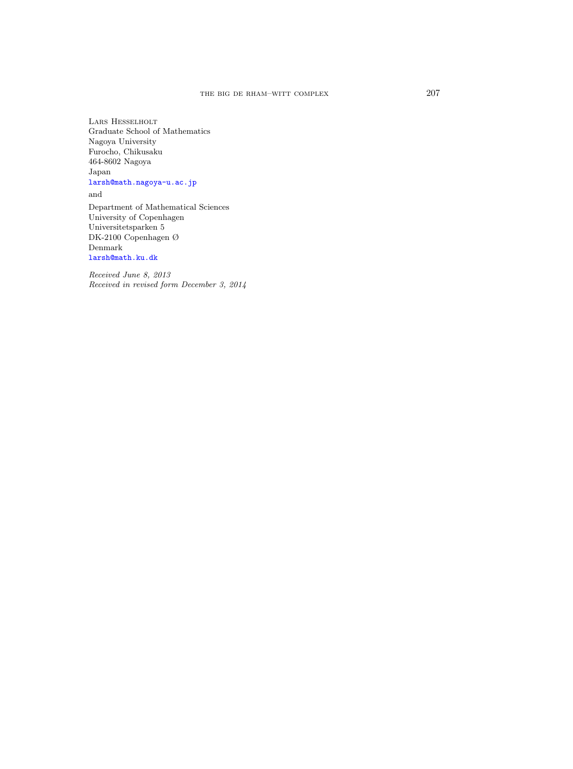Lars Hesselholt
Graduate School of Mathematics
Nagoya University
Furocho, Chikusaku
464-8602 Nagoya
Japan
larsh@math.nagoya-u.ac.jp

and

Department of Mathematical Sciences
University of Copenhagen
Universitetsparken 5
DK-2100 Copenhagen Ø
Denmark
larsh@math.ku.dk

*Received June 8, 2013*
*Received in revised form December 3, 2014*